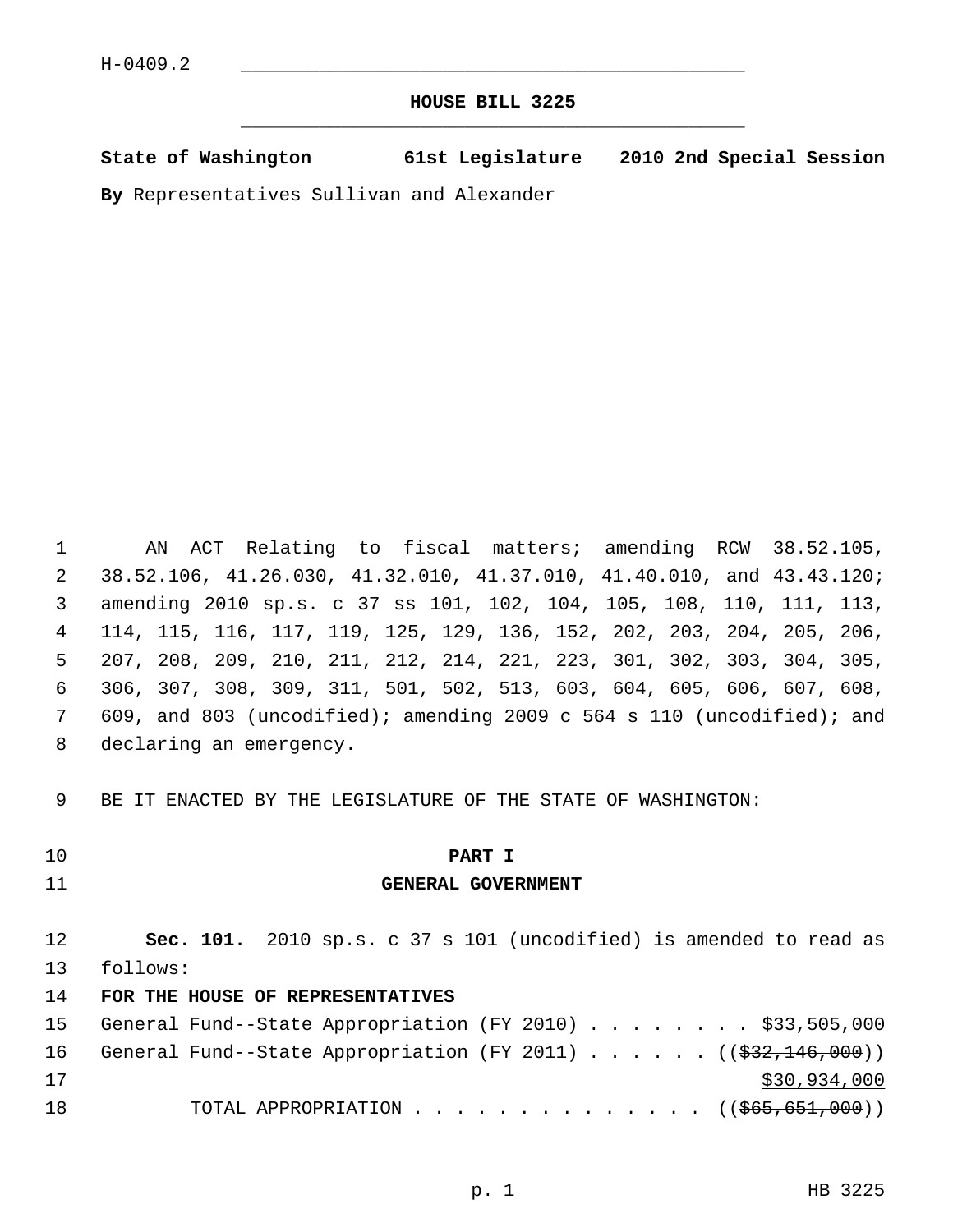H-0409.2

# HOUSE BILL 3225

**State of Washington 61st Legislature 2010 2nd Special Session**

**By** Representatives Sullivan and Alexander

AN ACT Relating to fiscal matters; amending RCW 38.52.105, 38.52.106, 41.26.030, 41.32.010, 41.37.010, 41.40.010, and 43.43.120; amending 2010 sp.s. c 37 ss 101, 102, 104, 105, 108, 110, 111, 113, 114, 115, 116, 117, 119, 125, 129, 136, 152, 202, 203, 204, 205, 206, 207, 208, 209, 210, 211, 212, 214, 221, 223, 301, 302, 303, 304, 305, 306, 307, 308, 309, 311, 501, 502, 513, 603, 604, 605, 606, 607, 608, 609, and 803 (uncodified); amending 2009 c 564 s 110 (uncodified); and declaring an emergency.

BE IT ENACTED BY THE LEGISLATURE OF THE STATE OF WASHINGTON:

## PART I
## GENERAL GOVERNMENT

**Sec. 101.** 2010 sp.s. c 37 s 101 (uncodified) is amended to read as follows:

**FOR THE HOUSE OF REPRESENTATIVES**

General Fund--State Appropriation (FY 2010) . . . . . . . . $33,505,000

General Fund--State Appropriation (FY 2011) . . . . . . (( ~~$32,146,000~~ ))
$30,934,000

TOTAL APPROPRIATION . . . . . . . . . . . . . . (( ~~$65,651,000~~ ))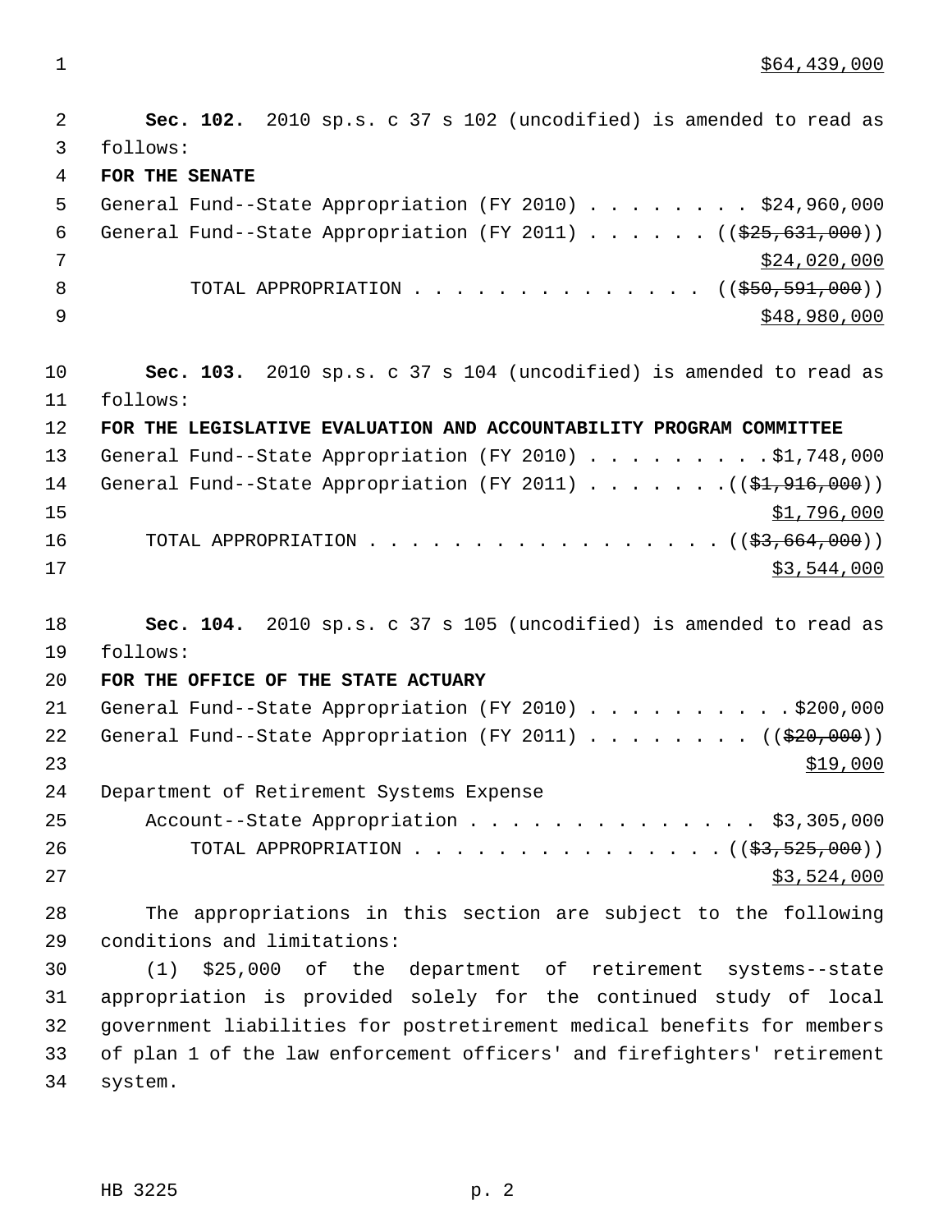$64,439,000

**Sec. 102.** 2010 sp.s. c 37 s 102 (uncodified) is amended to read as follows:

**FOR THE SENATE**

General Fund--State Appropriation (FY 2010) . . . . . . . . $24,960,000

General Fund--State Appropriation (FY 2011) . . . . . . ((~~$25,631,000~~))
$24,020,000

TOTAL APPROPRIATION . . . . . . . . . . . . . . ((~~$50,591,000~~))
$48,980,000

**Sec. 103.** 2010 sp.s. c 37 s 104 (uncodified) is amended to read as follows:

**FOR THE LEGISLATIVE EVALUATION AND ACCOUNTABILITY PROGRAM COMMITTEE**

General Fund--State Appropriation (FY 2010) . . . . . . . . . $1,748,000

General Fund--State Appropriation (FY 2011) . . . . . . . (( ~~$1,916,000~~))
$1,796,000

TOTAL APPROPRIATION . . . . . . . . . . . . . . . . . (( ~~$3,664,000~~))
$3,544,000

**Sec. 104.** 2010 sp.s. c 37 s 105 (uncodified) is amended to read as follows:

**FOR THE OFFICE OF THE STATE ACTUARY**

General Fund--State Appropriation (FY 2010) . . . . . . . . . . $200,000

General Fund--State Appropriation (FY 2011) . . . . . . . . (( ~~$20,000~~))
$19,000

Department of Retirement Systems Expense Account--State Appropriation . . . . . . . . . . . . . . $3,305,000

TOTAL APPROPRIATION . . . . . . . . . . . . . . . (( ~~$3,525,000~~))
$3,524,000

The appropriations in this section are subject to the following conditions and limitations:

(1) $25,000 of the department of retirement systems--state appropriation is provided solely for the continued study of local government liabilities for postretirement medical benefits for members of plan 1 of the law enforcement officers' and firefighters' retirement system.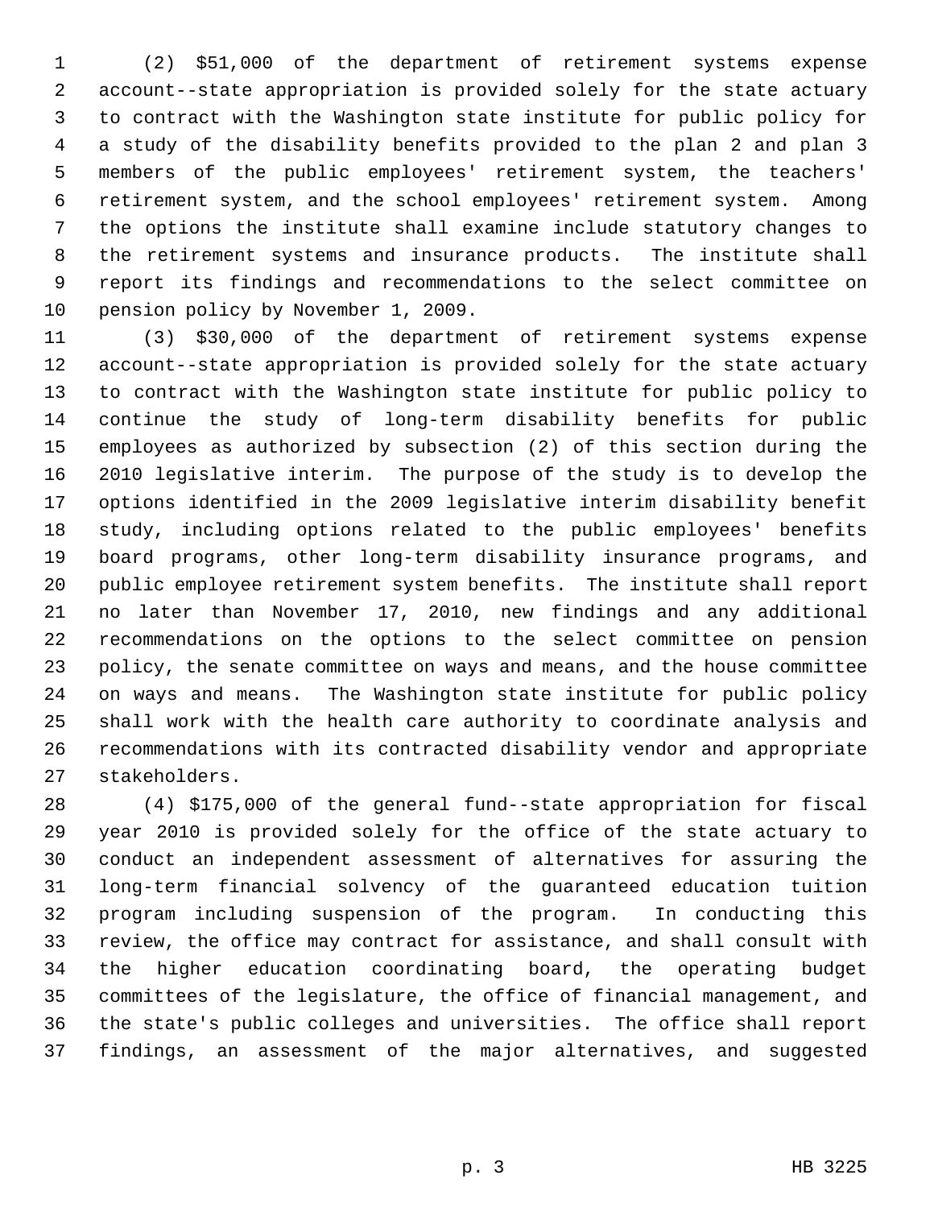(2) $51,000 of the department of retirement systems expense account--state appropriation is provided solely for the state actuary to contract with the Washington state institute for public policy for a study of the disability benefits provided to the plan 2 and plan 3 members of the public employees' retirement system, the teachers' retirement system, and the school employees' retirement system. Among the options the institute shall examine include statutory changes to the retirement systems and insurance products. The institute shall report its findings and recommendations to the select committee on pension policy by November 1, 2009.

(3) $30,000 of the department of retirement systems expense account--state appropriation is provided solely for the state actuary to contract with the Washington state institute for public policy to continue the study of long-term disability benefits for public employees as authorized by subsection (2) of this section during the 2010 legislative interim. The purpose of the study is to develop the options identified in the 2009 legislative interim disability benefit study, including options related to the public employees' benefits board programs, other long-term disability insurance programs, and public employee retirement system benefits. The institute shall report no later than November 17, 2010, new findings and any additional recommendations on the options to the select committee on pension policy, the senate committee on ways and means, and the house committee on ways and means. The Washington state institute for public policy shall work with the health care authority to coordinate analysis and recommendations with its contracted disability vendor and appropriate stakeholders.

(4) $175,000 of the general fund--state appropriation for fiscal year 2010 is provided solely for the office of the state actuary to conduct an independent assessment of alternatives for assuring the long-term financial solvency of the guaranteed education tuition program including suspension of the program. In conducting this review, the office may contract for assistance, and shall consult with the higher education coordinating board, the operating budget committees of the legislature, the office of financial management, and the state's public colleges and universities. The office shall report findings, an assessment of the major alternatives, and suggested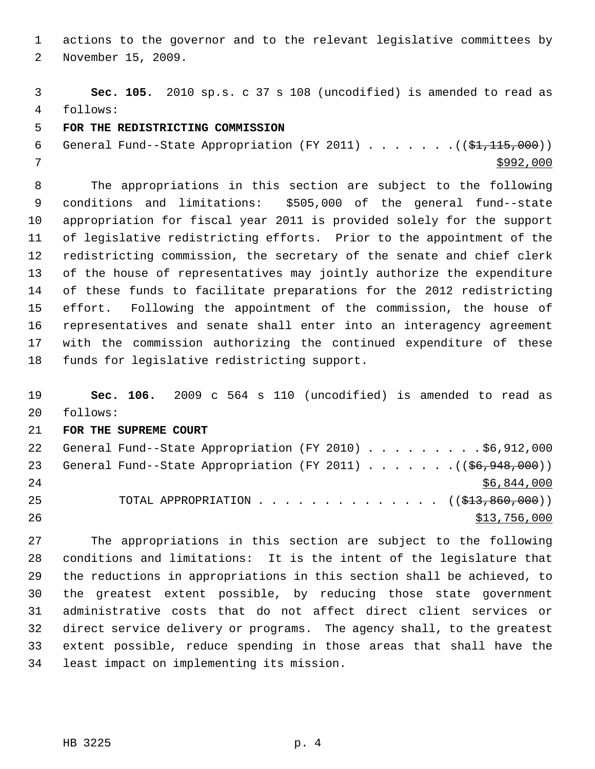actions to the governor and to the relevant legislative committees by November 15, 2009.

**Sec. 105.** 2010 sp.s. c 37 s 108 (uncodified) is amended to read as follows:

**FOR THE REDISTRICTING COMMISSION**

General Fund--State Appropriation (FY 2011) . . . . . . . (( ~~$1,115,000~~ ))
<u>$992,000</u>

The appropriations in this section are subject to the following conditions and limitations: $505,000 of the general fund--state appropriation for fiscal year 2011 is provided solely for the support of legislative redistricting efforts. Prior to the appointment of the redistricting commission, the secretary of the senate and chief clerk of the house of representatives may jointly authorize the expenditure of these funds to facilitate preparations for the 2012 redistricting effort. Following the appointment of the commission, the house of representatives and senate shall enter into an interagency agreement with the commission authorizing the continued expenditure of these funds for legislative redistricting support.

**Sec. 106.** 2009 c 564 s 110 (uncodified) is amended to read as follows:

**FOR THE SUPREME COURT**

General Fund--State Appropriation (FY 2010) . . . . . . . . . $6,912,000
General Fund--State Appropriation (FY 2011) . . . . . . . (( ~~$6,948,000~~ ))
<u>$6,844,000</u>
TOTAL APPROPRIATION . . . . . . . . . . . . . . (( ~~$13,860,000~~ ))
<u>$13,756,000</u>

The appropriations in this section are subject to the following conditions and limitations: It is the intent of the legislature that the reductions in appropriations in this section shall be achieved, to the greatest extent possible, by reducing those state government administrative costs that do not affect direct client services or direct service delivery or programs. The agency shall, to the greatest extent possible, reduce spending in those areas that shall have the least impact on implementing its mission.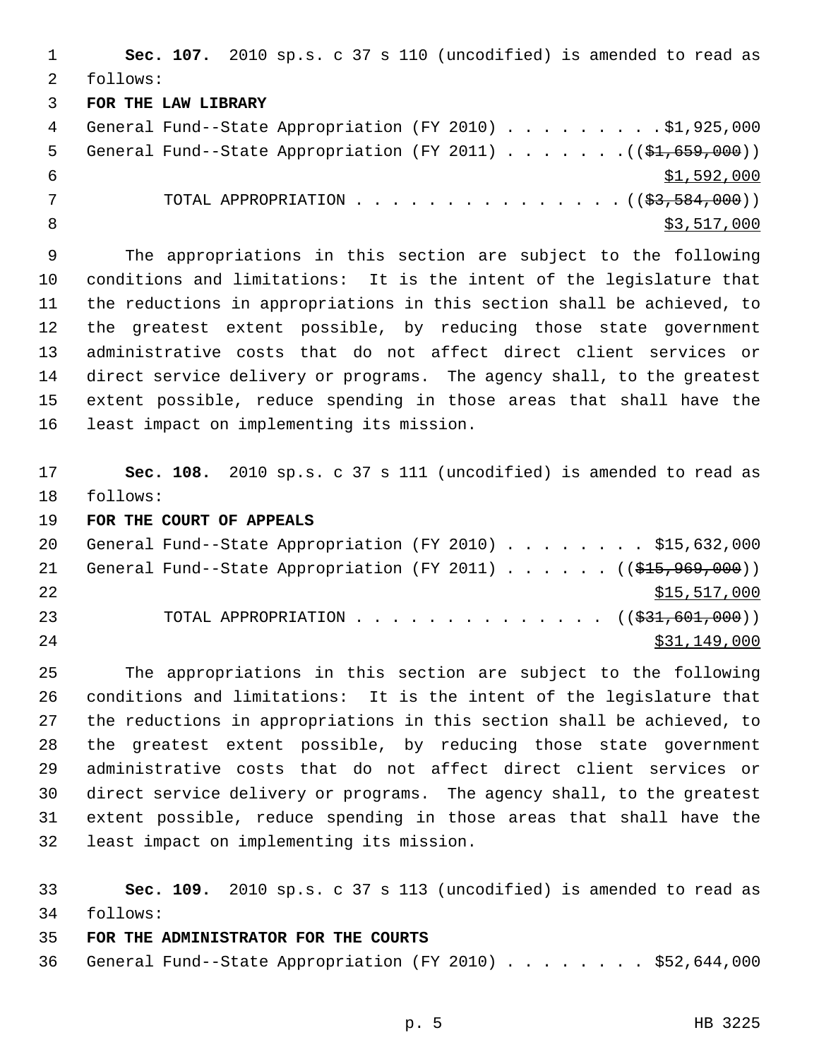**Sec. 107.** 2010 sp.s. c 37 s 110 (uncodified) is amended to read as follows:

**FOR THE LAW LIBRARY**

General Fund--State Appropriation (FY 2010) . . . . . . . . . $1,925,000
General Fund--State Appropriation (FY 2011) . . . . . . . (( ~~$1,659,000~~ ))
$1,592,000
TOTAL APPROPRIATION . . . . . . . . . . . . . . . (( ~~$3,584,000~~ ))
$3,517,000

The appropriations in this section are subject to the following conditions and limitations: It is the intent of the legislature that the reductions in appropriations in this section shall be achieved, to the greatest extent possible, by reducing those state government administrative costs that do not affect direct client services or direct service delivery or programs. The agency shall, to the greatest extent possible, reduce spending in those areas that shall have the least impact on implementing its mission.

**Sec. 108.** 2010 sp.s. c 37 s 111 (uncodified) is amended to read as follows:

**FOR THE COURT OF APPEALS**

General Fund--State Appropriation (FY 2010) . . . . . . . . $15,632,000
General Fund--State Appropriation (FY 2011) . . . . . . (( ~~$15,969,000~~ ))
$15,517,000
TOTAL APPROPRIATION . . . . . . . . . . . . . . (( ~~$31,601,000~~ ))
$31,149,000

The appropriations in this section are subject to the following conditions and limitations: It is the intent of the legislature that the reductions in appropriations in this section shall be achieved, to the greatest extent possible, by reducing those state government administrative costs that do not affect direct client services or direct service delivery or programs. The agency shall, to the greatest extent possible, reduce spending in those areas that shall have the least impact on implementing its mission.

**Sec. 109.** 2010 sp.s. c 37 s 113 (uncodified) is amended to read as follows:

**FOR THE ADMINISTRATOR FOR THE COURTS**

General Fund--State Appropriation (FY 2010) . . . . . . . . $52,644,000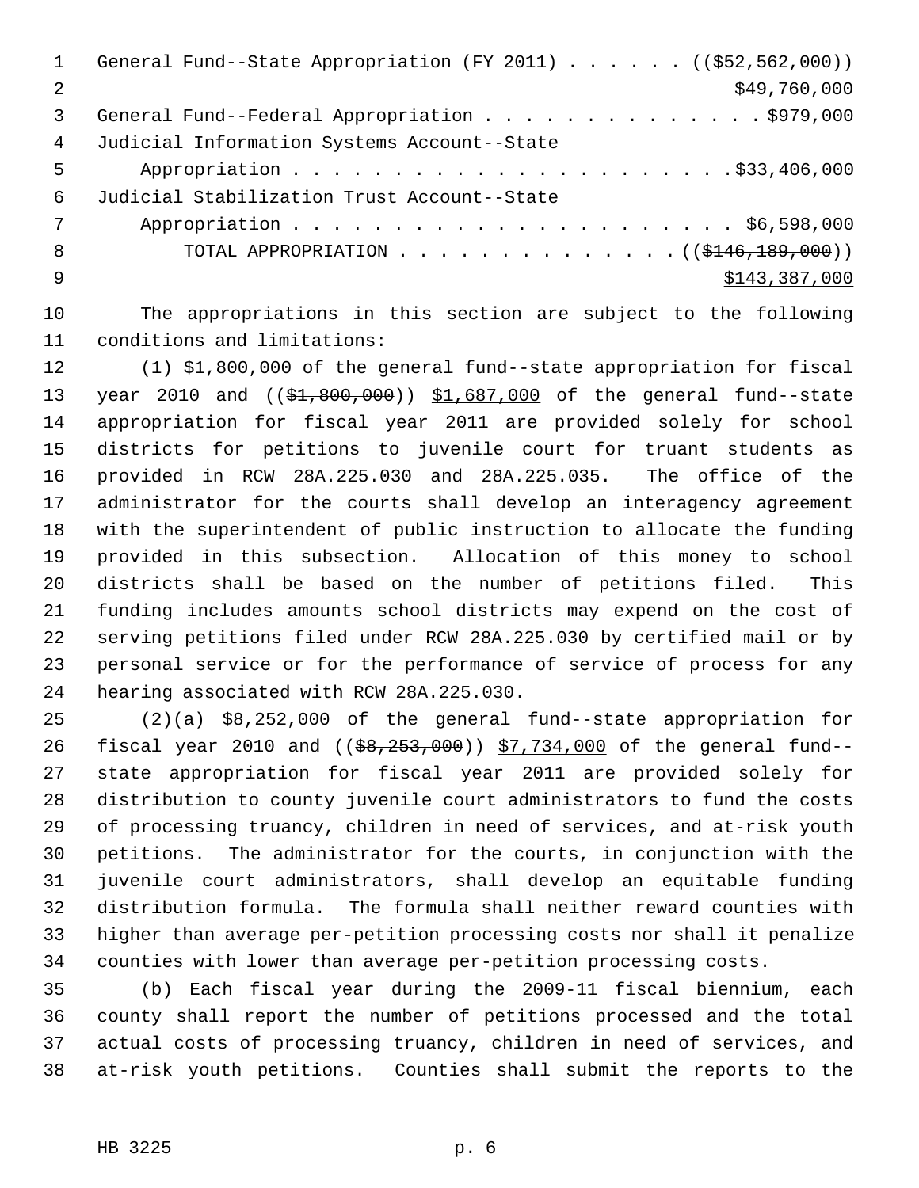General Fund--State Appropriation (FY 2011) . . . . . . (($52,562,000))
$49,760,000
General Fund--Federal Appropriation . . . . . . . . . . . . . . $979,000
Judicial Information Systems Account--State
Appropriation . . . . . . . . . . . . . . . . . . . . . . .$33,406,000
Judicial Stabilization Trust Account--State
Appropriation . . . . . . . . . . . . . . . . . . . . . . $6,598,000
TOTAL APPROPRIATION . . . . . . . . . . . . . . (($146,189,000))
$143,387,000

The appropriations in this section are subject to the following conditions and limitations:

(1) $1,800,000 of the general fund--state appropriation for fiscal year 2010 and (($1,800,000)) $1,687,000 of the general fund--state appropriation for fiscal year 2011 are provided solely for school districts for petitions to juvenile court for truant students as provided in RCW 28A.225.030 and 28A.225.035. The office of the administrator for the courts shall develop an interagency agreement with the superintendent of public instruction to allocate the funding provided in this subsection. Allocation of this money to school districts shall be based on the number of petitions filed. This funding includes amounts school districts may expend on the cost of serving petitions filed under RCW 28A.225.030 by certified mail or by personal service or for the performance of service of process for any hearing associated with RCW 28A.225.030.

(2)(a) $8,252,000 of the general fund--state appropriation for fiscal year 2010 and (($8,253,000)) $7,734,000 of the general fund--state appropriation for fiscal year 2011 are provided solely for distribution to county juvenile court administrators to fund the costs of processing truancy, children in need of services, and at-risk youth petitions. The administrator for the courts, in conjunction with the juvenile court administrators, shall develop an equitable funding distribution formula. The formula shall neither reward counties with higher than average per-petition processing costs nor shall it penalize counties with lower than average per-petition processing costs.

(b) Each fiscal year during the 2009-11 fiscal biennium, each county shall report the number of petitions processed and the total actual costs of processing truancy, children in need of services, and at-risk youth petitions. Counties shall submit the reports to the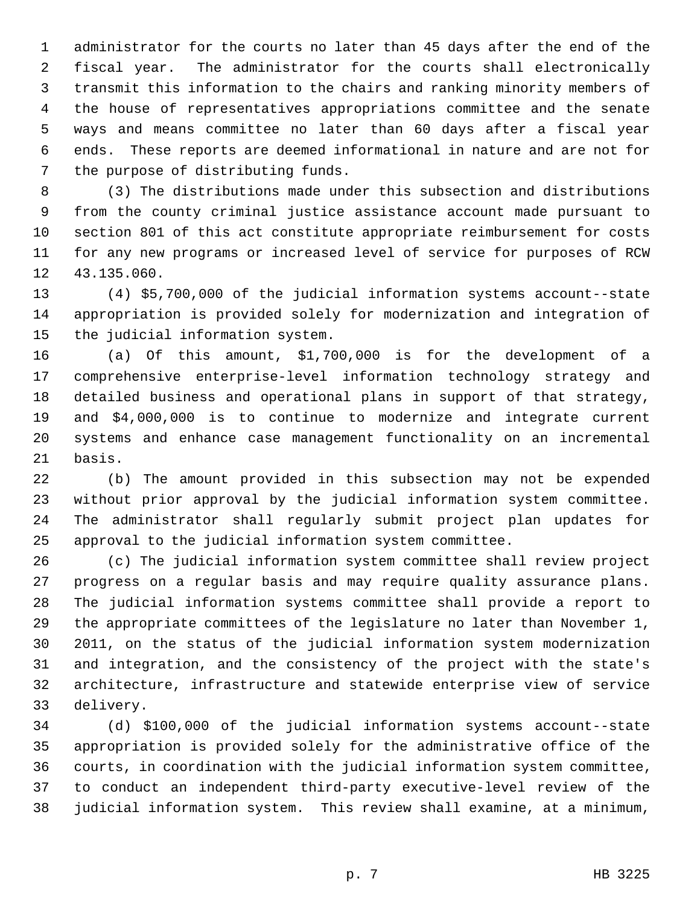administrator for the courts no later than 45 days after the end of the fiscal year. The administrator for the courts shall electronically transmit this information to the chairs and ranking minority members of the house of representatives appropriations committee and the senate ways and means committee no later than 60 days after a fiscal year ends. These reports are deemed informational in nature and are not for the purpose of distributing funds.

(3) The distributions made under this subsection and distributions from the county criminal justice assistance account made pursuant to section 801 of this act constitute appropriate reimbursement for costs for any new programs or increased level of service for purposes of RCW 43.135.060.

(4) $5,700,000 of the judicial information systems account--state appropriation is provided solely for modernization and integration of the judicial information system.

(a) Of this amount, $1,700,000 is for the development of a comprehensive enterprise-level information technology strategy and detailed business and operational plans in support of that strategy, and $4,000,000 is to continue to modernize and integrate current systems and enhance case management functionality on an incremental basis.

(b) The amount provided in this subsection may not be expended without prior approval by the judicial information system committee. The administrator shall regularly submit project plan updates for approval to the judicial information system committee.

(c) The judicial information system committee shall review project progress on a regular basis and may require quality assurance plans. The judicial information systems committee shall provide a report to the appropriate committees of the legislature no later than November 1, 2011, on the status of the judicial information system modernization and integration, and the consistency of the project with the state's architecture, infrastructure and statewide enterprise view of service delivery.

(d) $100,000 of the judicial information systems account--state appropriation is provided solely for the administrative office of the courts, in coordination with the judicial information system committee, to conduct an independent third-party executive-level review of the judicial information system. This review shall examine, at a minimum,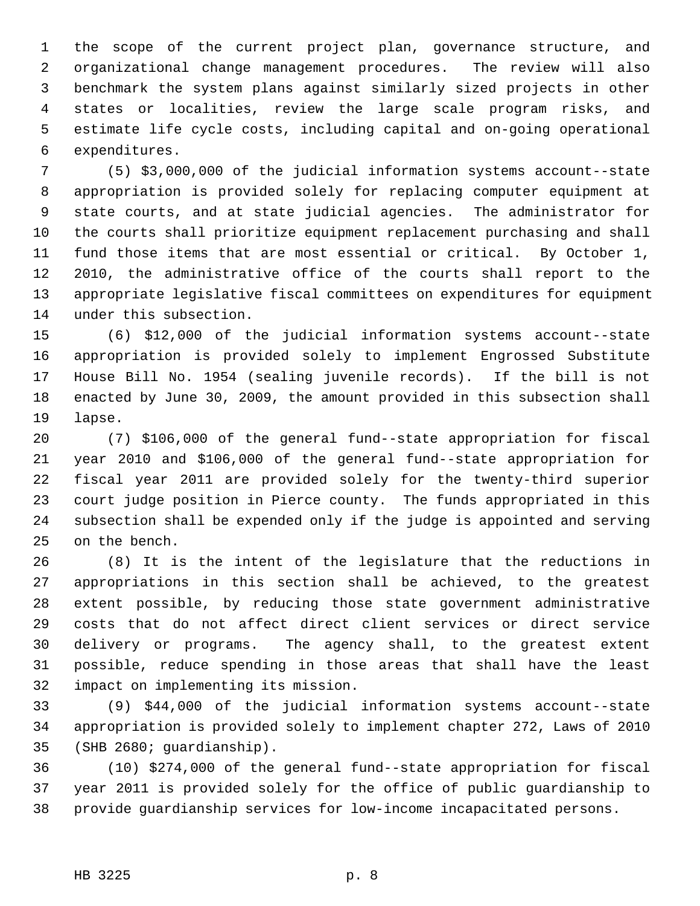the scope of the current project plan, governance structure, and organizational change management procedures. The review will also benchmark the system plans against similarly sized projects in other states or localities, review the large scale program risks, and estimate life cycle costs, including capital and on-going operational expenditures.

(5) $3,000,000 of the judicial information systems account--state appropriation is provided solely for replacing computer equipment at state courts, and at state judicial agencies. The administrator for the courts shall prioritize equipment replacement purchasing and shall fund those items that are most essential or critical. By October 1, 2010, the administrative office of the courts shall report to the appropriate legislative fiscal committees on expenditures for equipment under this subsection.

(6) $12,000 of the judicial information systems account--state appropriation is provided solely to implement Engrossed Substitute House Bill No. 1954 (sealing juvenile records). If the bill is not enacted by June 30, 2009, the amount provided in this subsection shall lapse.

(7) $106,000 of the general fund--state appropriation for fiscal year 2010 and $106,000 of the general fund--state appropriation for fiscal year 2011 are provided solely for the twenty-third superior court judge position in Pierce county. The funds appropriated in this subsection shall be expended only if the judge is appointed and serving on the bench.

(8) It is the intent of the legislature that the reductions in appropriations in this section shall be achieved, to the greatest extent possible, by reducing those state government administrative costs that do not affect direct client services or direct service delivery or programs. The agency shall, to the greatest extent possible, reduce spending in those areas that shall have the least impact on implementing its mission.

(9) $44,000 of the judicial information systems account--state appropriation is provided solely to implement chapter 272, Laws of 2010 (SHB 2680; guardianship).

(10) $274,000 of the general fund--state appropriation for fiscal year 2011 is provided solely for the office of public guardianship to provide guardianship services for low-income incapacitated persons.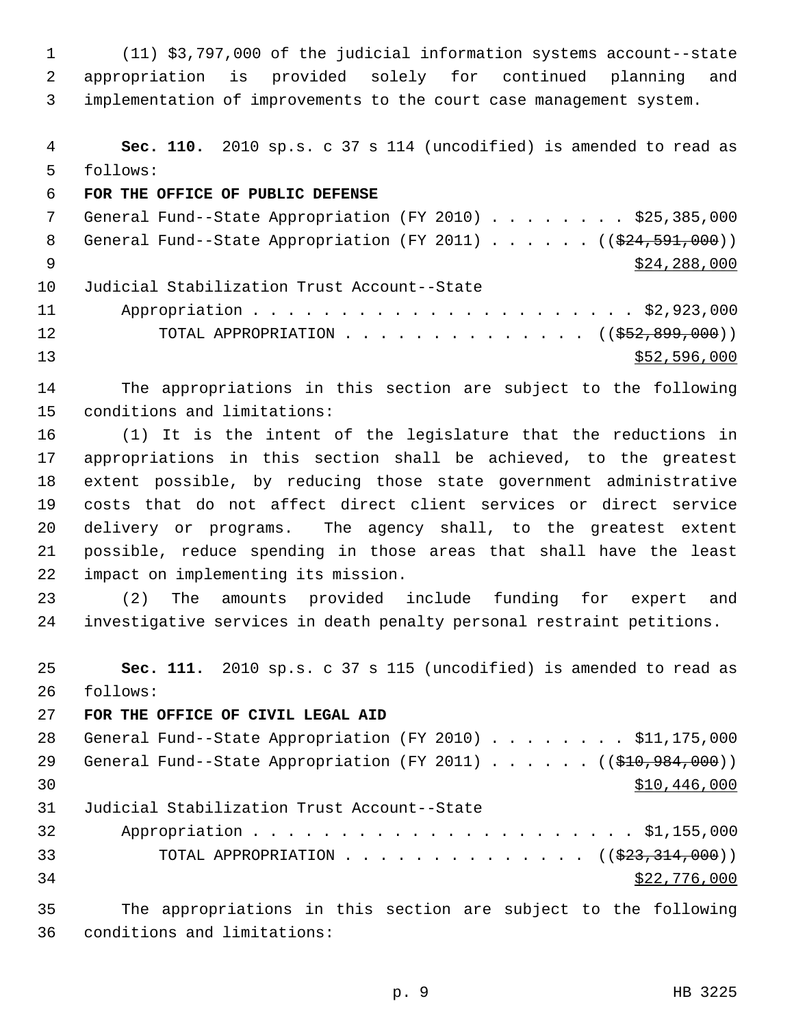(11) $3,797,000 of the judicial information systems account--state appropriation is provided solely for continued planning and implementation of improvements to the court case management system.

**Sec. 110.** 2010 sp.s. c 37 s 114 (uncodified) is amended to read as follows:

**FOR THE OFFICE OF PUBLIC DEFENSE**

General Fund--State Appropriation (FY 2010) . . . . . . . . $25,385,000
General Fund--State Appropriation (FY 2011) . . . . . . ((~~$24,591,000~~))
<u>$24,288,000</u>
Judicial Stabilization Trust Account--State
Appropriation . . . . . . . . . . . . . . . . . . . . . . $2,923,000
TOTAL APPROPRIATION . . . . . . . . . . . . . . ((~~$52,899,000~~))
<u>$52,596,000</u>

The appropriations in this section are subject to the following conditions and limitations:

(1) It is the intent of the legislature that the reductions in appropriations in this section shall be achieved, to the greatest extent possible, by reducing those state government administrative costs that do not affect direct client services or direct service delivery or programs. The agency shall, to the greatest extent possible, reduce spending in those areas that shall have the least impact on implementing its mission.

(2) The amounts provided include funding for expert and investigative services in death penalty personal restraint petitions.

**Sec. 111.** 2010 sp.s. c 37 s 115 (uncodified) is amended to read as follows:

**FOR THE OFFICE OF CIVIL LEGAL AID**

General Fund--State Appropriation (FY 2010) . . . . . . . . $11,175,000
General Fund--State Appropriation (FY 2011) . . . . . . ((~~$10,984,000~~))
<u>$10,446,000</u>
Judicial Stabilization Trust Account--State
Appropriation . . . . . . . . . . . . . . . . . . . . . . $1,155,000
TOTAL APPROPRIATION . . . . . . . . . . . . . . ((~~$23,314,000~~))
<u>$22,776,000</u>

The appropriations in this section are subject to the following conditions and limitations: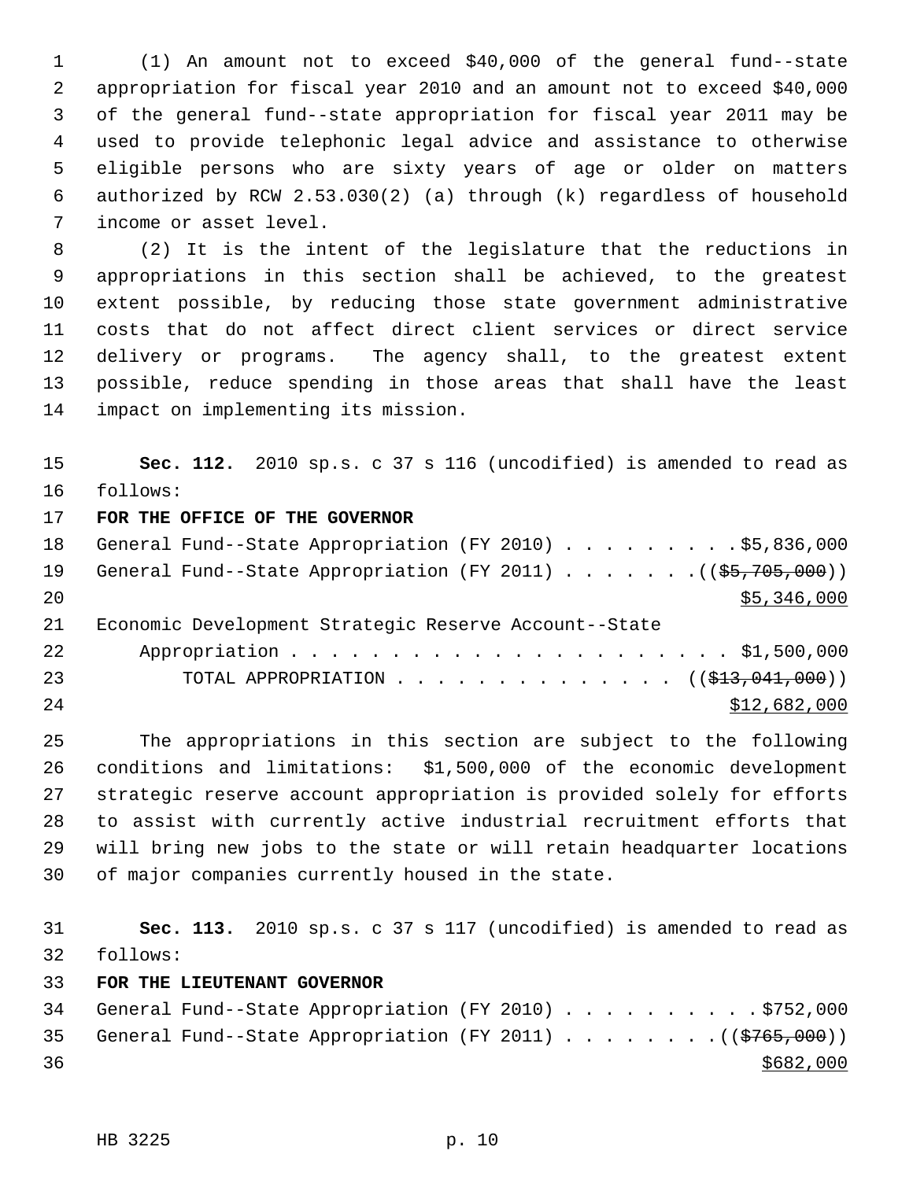(1) An amount not to exceed $40,000 of the general fund--state appropriation for fiscal year 2010 and an amount not to exceed $40,000 of the general fund--state appropriation for fiscal year 2011 may be used to provide telephonic legal advice and assistance to otherwise eligible persons who are sixty years of age or older on matters authorized by RCW 2.53.030(2) (a) through (k) regardless of household income or asset level.

(2) It is the intent of the legislature that the reductions in appropriations in this section shall be achieved, to the greatest extent possible, by reducing those state government administrative costs that do not affect direct client services or direct service delivery or programs. The agency shall, to the greatest extent possible, reduce spending in those areas that shall have the least impact on implementing its mission.

**Sec. 112.** 2010 sp.s. c 37 s 116 (uncodified) is amended to read as follows:

**FOR THE OFFICE OF THE GOVERNOR**

General Fund--State Appropriation (FY 2010) . . . . . . . . . $5,836,000
General Fund--State Appropriation (FY 2011) . . . . . . . (( ~~$5,705,000~~ ))
<u>$5,346,000</u>
Economic Development Strategic Reserve Account--State
Appropriation . . . . . . . . . . . . . . . . . . . . . . . $1,500,000
TOTAL APPROPRIATION . . . . . . . . . . . . . . (( ~~$13,041,000~~ ))
<u>$12,682,000</u>

The appropriations in this section are subject to the following conditions and limitations: $1,500,000 of the economic development strategic reserve account appropriation is provided solely for efforts to assist with currently active industrial recruitment efforts that will bring new jobs to the state or will retain headquarter locations of major companies currently housed in the state.

**Sec. 113.** 2010 sp.s. c 37 s 117 (uncodified) is amended to read as follows:

**FOR THE LIEUTENANT GOVERNOR**

General Fund--State Appropriation (FY 2010) . . . . . . . . . . $752,000
General Fund--State Appropriation (FY 2011) . . . . . . . . (( ~~$765,000~~ ))
<u>$682,000</u>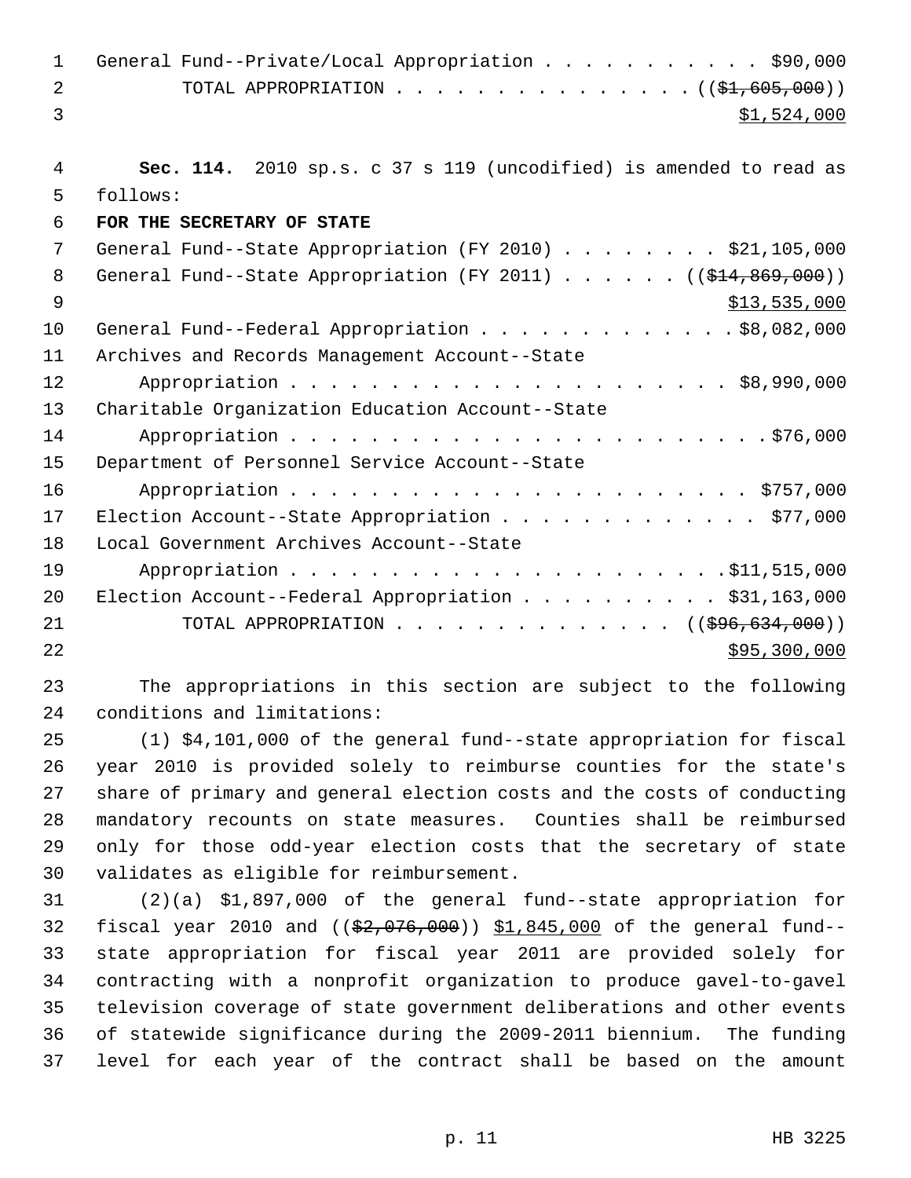General Fund--Private/Local Appropriation . . . . . . . . . . . $90,000
TOTAL APPROPRIATION . . . . . . . . . . . . . . . (( ~~$1,605,000~~ ))
$1,524,000

**Sec. 114.** 2010 sp.s. c 37 s 119 (uncodified) is amended to read as follows:

**FOR THE SECRETARY OF STATE**

General Fund--State Appropriation (FY 2010) . . . . . . . . $21,105,000
General Fund--State Appropriation (FY 2011) . . . . . . (( ~~$14,869,000~~ ))
$13,535,000
General Fund--Federal Appropriation . . . . . . . . . . . . . $8,082,000
Archives and Records Management Account--State
Appropriation . . . . . . . . . . . . . . . . . . . . . . $8,990,000
Charitable Organization Education Account--State
Appropriation . . . . . . . . . . . . . . . . . . . . . . . . $76,000
Department of Personnel Service Account--State
Appropriation . . . . . . . . . . . . . . . . . . . . . . . $757,000
Election Account--State Appropriation . . . . . . . . . . . . . $77,000
Local Government Archives Account--State
Appropriation . . . . . . . . . . . . . . . . . . . . . . $11,515,000
Election Account--Federal Appropriation . . . . . . . . . . $31,163,000
TOTAL APPROPRIATION . . . . . . . . . . . . . . (( ~~$96,634,000~~ ))
$95,300,000

The appropriations in this section are subject to the following conditions and limitations:

(1) $4,101,000 of the general fund--state appropriation for fiscal year 2010 is provided solely to reimburse counties for the state's share of primary and general election costs and the costs of conducting mandatory recounts on state measures. Counties shall be reimbursed only for those odd-year election costs that the secretary of state validates as eligible for reimbursement.

(2)(a) $1,897,000 of the general fund--state appropriation for fiscal year 2010 and (( ~~$2,076,000~~ )) $1,845,000 of the general fund--state appropriation for fiscal year 2011 are provided solely for contracting with a nonprofit organization to produce gavel-to-gavel television coverage of state government deliberations and other events of statewide significance during the 2009-2011 biennium. The funding level for each year of the contract shall be based on the amount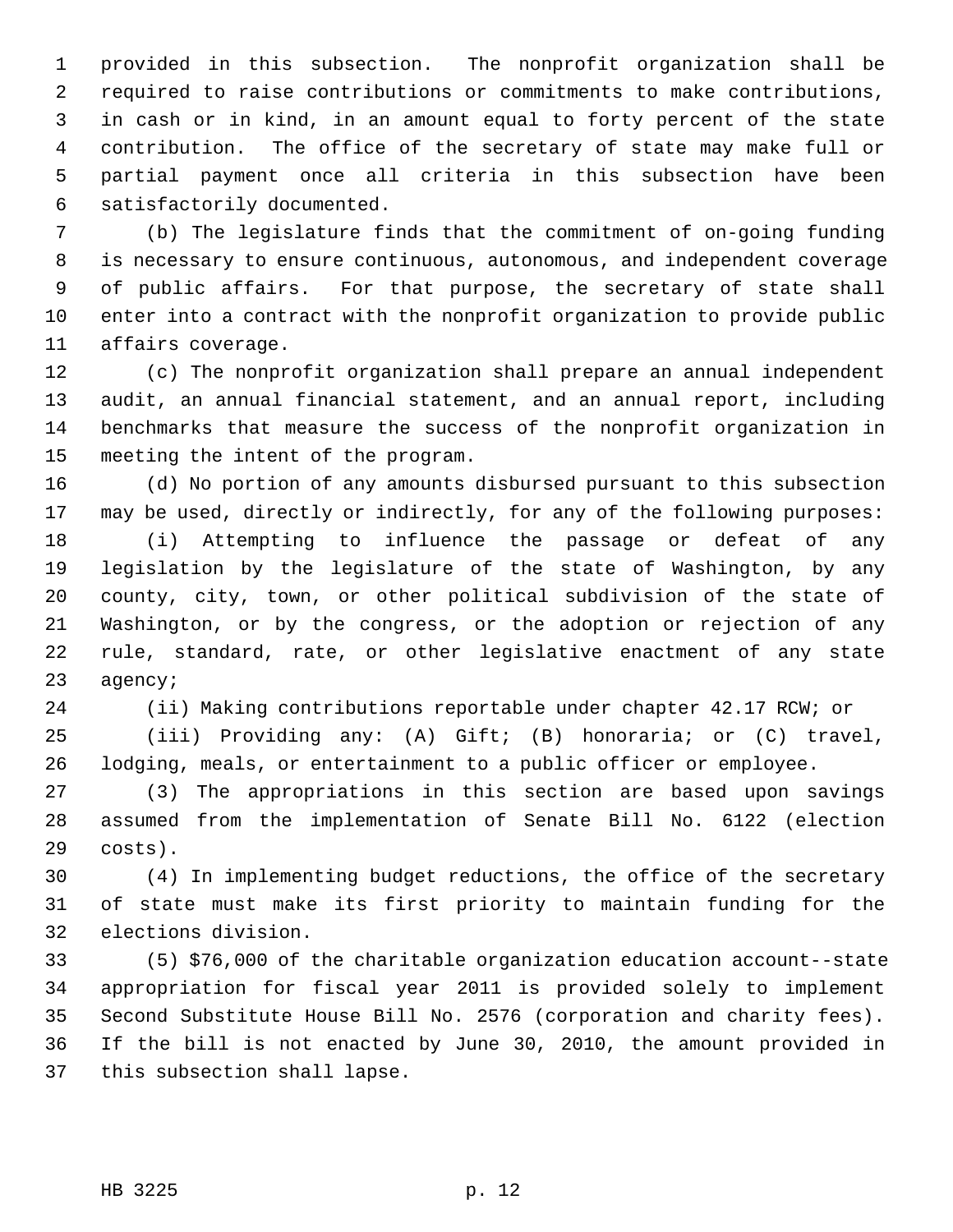provided in this subsection. The nonprofit organization shall be required to raise contributions or commitments to make contributions, in cash or in kind, in an amount equal to forty percent of the state contribution. The office of the secretary of state may make full or partial payment once all criteria in this subsection have been satisfactorily documented.

(b) The legislature finds that the commitment of on-going funding is necessary to ensure continuous, autonomous, and independent coverage of public affairs. For that purpose, the secretary of state shall enter into a contract with the nonprofit organization to provide public affairs coverage.

(c) The nonprofit organization shall prepare an annual independent audit, an annual financial statement, and an annual report, including benchmarks that measure the success of the nonprofit organization in meeting the intent of the program.

(d) No portion of any amounts disbursed pursuant to this subsection may be used, directly or indirectly, for any of the following purposes:

(i) Attempting to influence the passage or defeat of any legislation by the legislature of the state of Washington, by any county, city, town, or other political subdivision of the state of Washington, or by the congress, or the adoption or rejection of any rule, standard, rate, or other legislative enactment of any state agency;

(ii) Making contributions reportable under chapter 42.17 RCW; or

(iii) Providing any: (A) Gift; (B) honoraria; or (C) travel, lodging, meals, or entertainment to a public officer or employee.

(3) The appropriations in this section are based upon savings assumed from the implementation of Senate Bill No. 6122 (election costs).

(4) In implementing budget reductions, the office of the secretary of state must make its first priority to maintain funding for the elections division.

(5) $76,000 of the charitable organization education account--state appropriation for fiscal year 2011 is provided solely to implement Second Substitute House Bill No. 2576 (corporation and charity fees). If the bill is not enacted by June 30, 2010, the amount provided in this subsection shall lapse.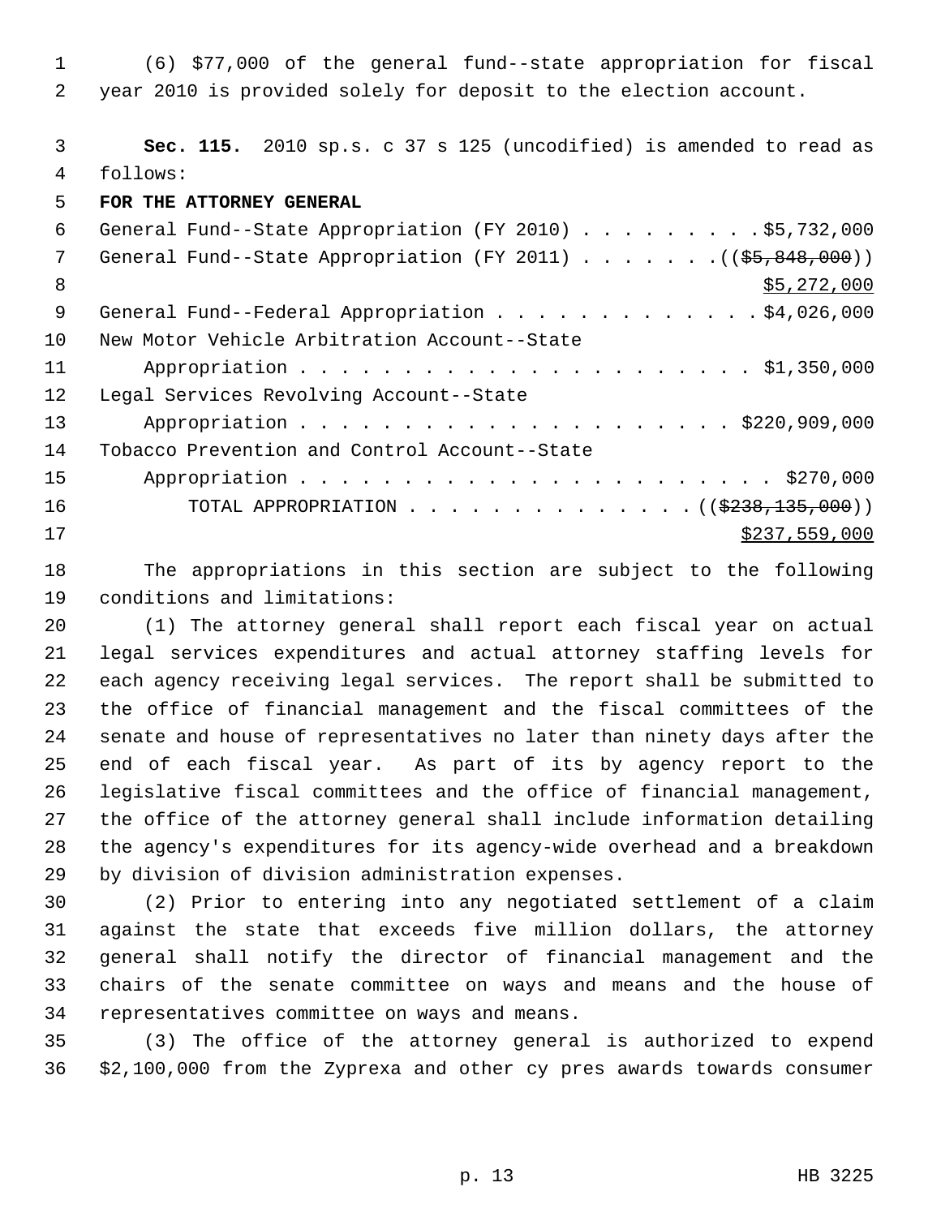(6) $77,000 of the general fund--state appropriation for fiscal year 2010 is provided solely for deposit to the election account.

**Sec. 115.** 2010 sp.s. c 37 s 125 (uncodified) is amended to read as follows:

**FOR THE ATTORNEY GENERAL**

General Fund--State Appropriation (FY 2010) . . . . . . . . . $5,732,000
General Fund--State Appropriation (FY 2011) . . . . . . . (($5,848,000))
$5,272,000
General Fund--Federal Appropriation . . . . . . . . . . . . . $4,026,000
New Motor Vehicle Arbitration Account--State
Appropriation . . . . . . . . . . . . . . . . . . . . . . $1,350,000
Legal Services Revolving Account--State
Appropriation . . . . . . . . . . . . . . . . . . . . . . $220,909,000
Tobacco Prevention and Control Account--State
Appropriation . . . . . . . . . . . . . . . . . . . . . . $270,000
TOTAL APPROPRIATION . . . . . . . . . . . . . . (($238,135,000))
$237,559,000

The appropriations in this section are subject to the following conditions and limitations:

(1) The attorney general shall report each fiscal year on actual legal services expenditures and actual attorney staffing levels for each agency receiving legal services. The report shall be submitted to the office of financial management and the fiscal committees of the senate and house of representatives no later than ninety days after the end of each fiscal year. As part of its by agency report to the legislative fiscal committees and the office of financial management, the office of the attorney general shall include information detailing the agency's expenditures for its agency-wide overhead and a breakdown by division of division administration expenses.

(2) Prior to entering into any negotiated settlement of a claim against the state that exceeds five million dollars, the attorney general shall notify the director of financial management and the chairs of the senate committee on ways and means and the house of representatives committee on ways and means.

(3) The office of the attorney general is authorized to expend $2,100,000 from the Zyprexa and other cy pres awards towards consumer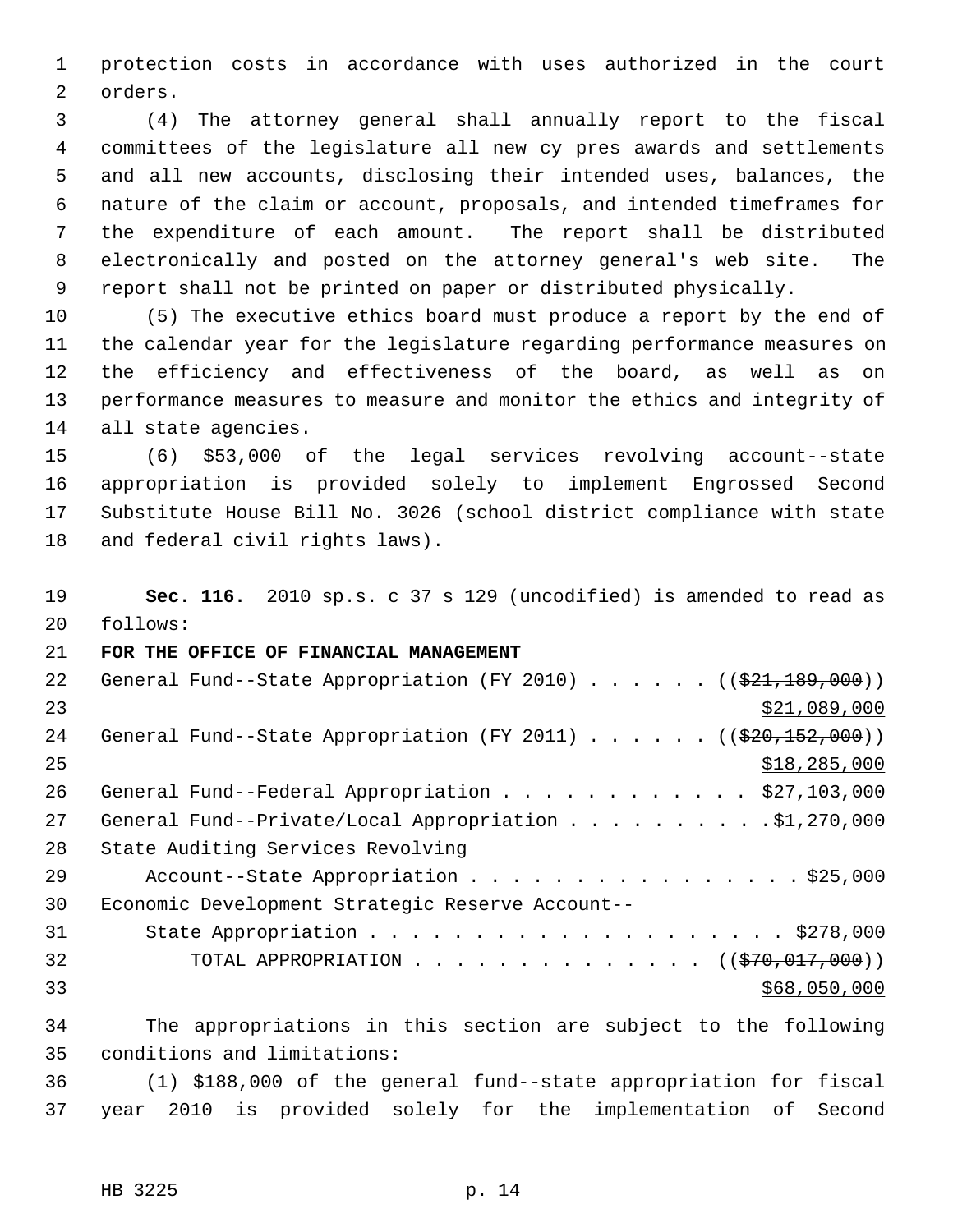protection costs in accordance with uses authorized in the court orders.

(4) The attorney general shall annually report to the fiscal committees of the legislature all new cy pres awards and settlements and all new accounts, disclosing their intended uses, balances, the nature of the claim or account, proposals, and intended timeframes for the expenditure of each amount. The report shall be distributed electronically and posted on the attorney general's web site. The report shall not be printed on paper or distributed physically.

(5) The executive ethics board must produce a report by the end of the calendar year for the legislature regarding performance measures on the efficiency and effectiveness of the board, as well as on performance measures to measure and monitor the ethics and integrity of all state agencies.

(6) $53,000 of the legal services revolving account--state appropriation is provided solely to implement Engrossed Second Substitute House Bill No. 3026 (school district compliance with state and federal civil rights laws).

**Sec. 116.** 2010 sp.s. c 37 s 129 (uncodified) is amended to read as follows:

**FOR THE OFFICE OF FINANCIAL MANAGEMENT**

General Fund--State Appropriation (FY 2010) . . . . . . ((~~$21,189,000~~))
<u>$21,089,000</u>

General Fund--State Appropriation (FY 2011) . . . . . . ((~~$20,152,000~~))
<u>$18,285,000</u>

General Fund--Federal Appropriation . . . . . . . . . . . . $27,103,000

General Fund--Private/Local Appropriation . . . . . . . . . .$1,270,000

State Auditing Services Revolving
Account--State Appropriation . . . . . . . . . . . . . . . . $25,000

Economic Development Strategic Reserve Account--
State Appropriation . . . . . . . . . . . . . . . . . . . . $278,000

TOTAL APPROPRIATION . . . . . . . . . . . . . . ((~~$70,017,000~~))
<u>$68,050,000</u>

The appropriations in this section are subject to the following conditions and limitations:

(1) $188,000 of the general fund--state appropriation for fiscal year 2010 is provided solely for the implementation of Second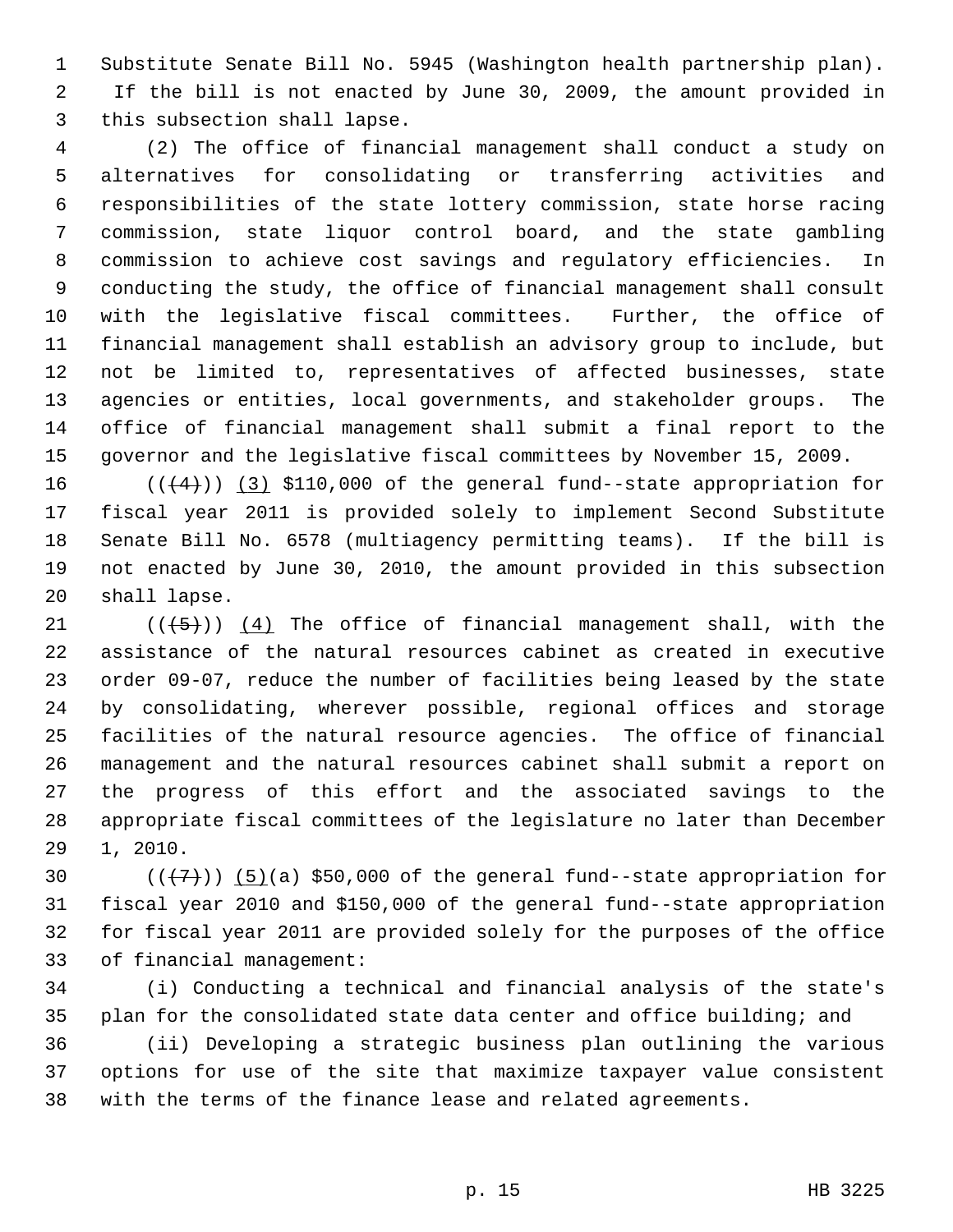Substitute Senate Bill No. 5945 (Washington health partnership plan). If the bill is not enacted by June 30, 2009, the amount provided in this subsection shall lapse.

(2) The office of financial management shall conduct a study on alternatives for consolidating or transferring activities and responsibilities of the state lottery commission, state horse racing commission, state liquor control board, and the state gambling commission to achieve cost savings and regulatory efficiencies. In conducting the study, the office of financial management shall consult with the legislative fiscal committees. Further, the office of financial management shall establish an advisory group to include, but not be limited to, representatives of affected businesses, state agencies or entities, local governments, and stakeholder groups. The office of financial management shall submit a final report to the governor and the legislative fiscal committees by November 15, 2009.

((~~(4)~~)) (3) $110,000 of the general fund--state appropriation for fiscal year 2011 is provided solely to implement Second Substitute Senate Bill No. 6578 (multiagency permitting teams). If the bill is not enacted by June 30, 2010, the amount provided in this subsection shall lapse.

((~~(5)~~)) (4) The office of financial management shall, with the assistance of the natural resources cabinet as created in executive order 09-07, reduce the number of facilities being leased by the state by consolidating, wherever possible, regional offices and storage facilities of the natural resource agencies. The office of financial management and the natural resources cabinet shall submit a report on the progress of this effort and the associated savings to the appropriate fiscal committees of the legislature no later than December 1, 2010.

((~~(7)~~)) (5)(a) $50,000 of the general fund--state appropriation for fiscal year 2010 and $150,000 of the general fund--state appropriation for fiscal year 2011 are provided solely for the purposes of the office of financial management:

(i) Conducting a technical and financial analysis of the state's plan for the consolidated state data center and office building; and

(ii) Developing a strategic business plan outlining the various options for use of the site that maximize taxpayer value consistent with the terms of the finance lease and related agreements.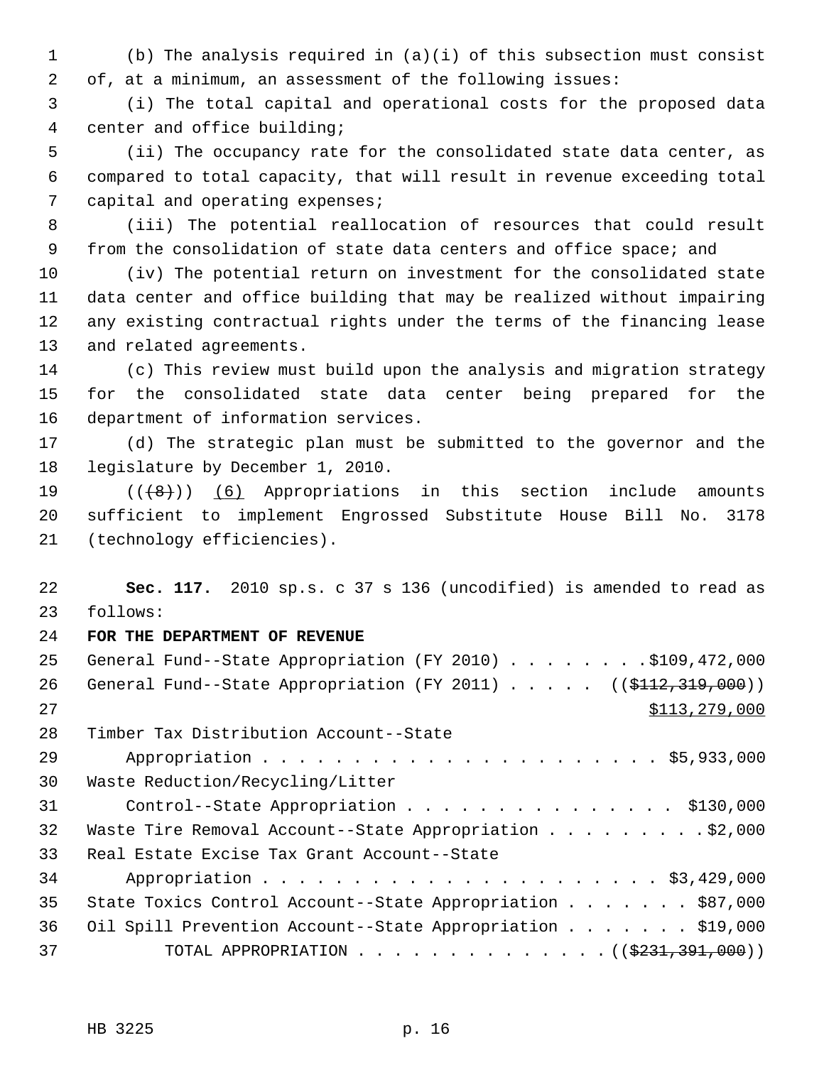(b) The analysis required in (a)(i) of this subsection must consist of, at a minimum, an assessment of the following issues:

(i) The total capital and operational costs for the proposed data center and office building;

(ii) The occupancy rate for the consolidated state data center, as compared to total capacity, that will result in revenue exceeding total capital and operating expenses;

(iii) The potential reallocation of resources that could result from the consolidation of state data centers and office space; and

(iv) The potential return on investment for the consolidated state data center and office building that may be realized without impairing any existing contractual rights under the terms of the financing lease and related agreements.

(c) This review must build upon the analysis and migration strategy for the consolidated state data center being prepared for the department of information services.

(d) The strategic plan must be submitted to the governor and the legislature by December 1, 2010.

((~~(8)~~)) (6) Appropriations in this section include amounts sufficient to implement Engrossed Substitute House Bill No. 3178 (technology efficiencies).

**Sec. 117.** 2010 sp.s. c 37 s 136 (uncodified) is amended to read as follows:

**FOR THE DEPARTMENT OF REVENUE**

General Fund--State Appropriation (FY 2010) . . . . . . . . $109,472,000

General Fund--State Appropriation (FY 2011) . . . . . ((~~$112,319,000~~))
$113,279,000

Timber Tax Distribution Account--State
Appropriation . . . . . . . . . . . . . . . . . . . . . . $5,933,000

Waste Reduction/Recycling/Litter
Control--State Appropriation . . . . . . . . . . . . . . . $130,000

Waste Tire Removal Account--State Appropriation . . . . . . . . . $2,000

Real Estate Excise Tax Grant Account--State
Appropriation . . . . . . . . . . . . . . . . . . . . . . $3,429,000

State Toxics Control Account--State Appropriation . . . . . . . $87,000

Oil Spill Prevention Account--State Appropriation . . . . . . . $19,000

TOTAL APPROPRIATION . . . . . . . . . . . . . . ((~~$231,391,000~~))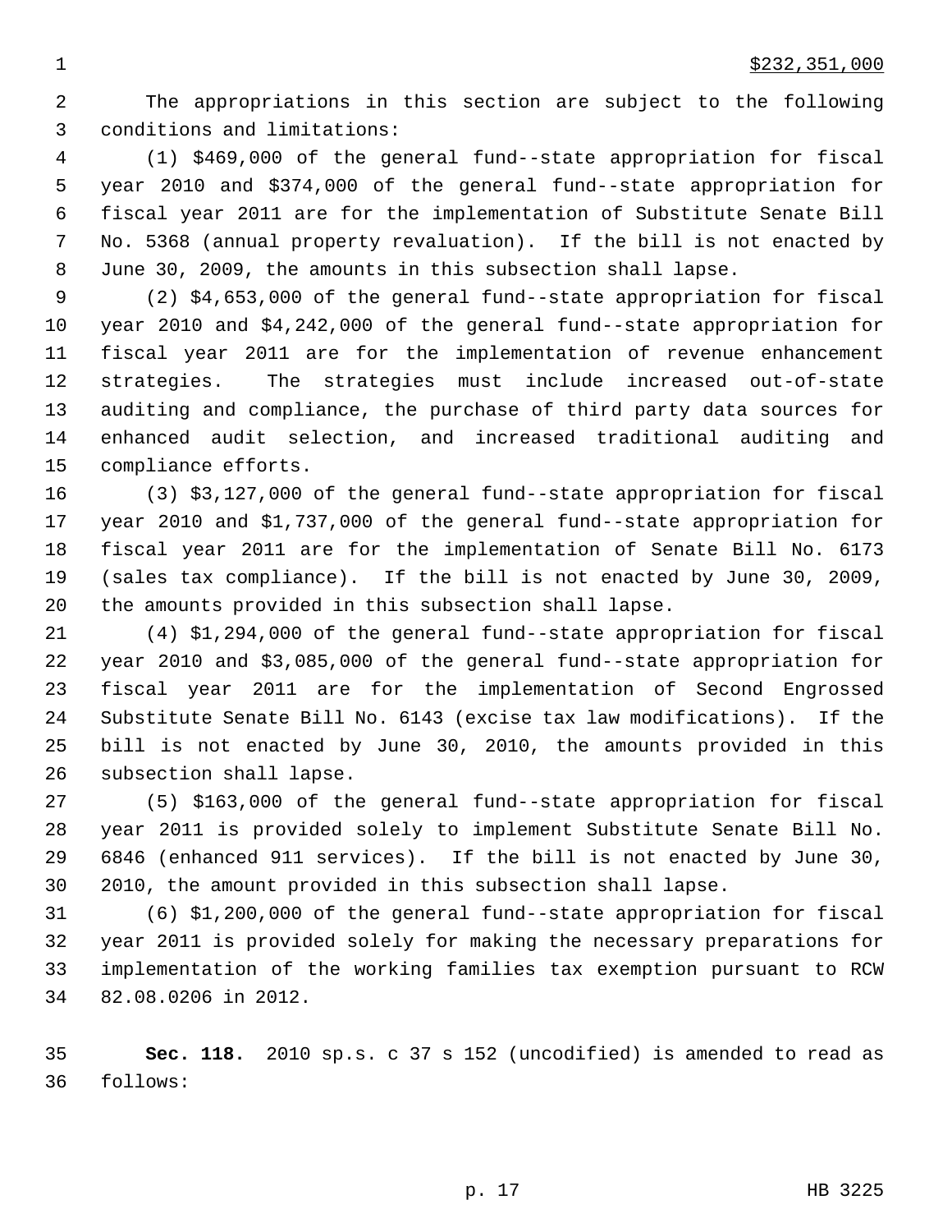$232,351,000

The appropriations in this section are subject to the following conditions and limitations:

(1) $469,000 of the general fund--state appropriation for fiscal year 2010 and $374,000 of the general fund--state appropriation for fiscal year 2011 are for the implementation of Substitute Senate Bill No. 5368 (annual property revaluation). If the bill is not enacted by June 30, 2009, the amounts in this subsection shall lapse.

(2) $4,653,000 of the general fund--state appropriation for fiscal year 2010 and $4,242,000 of the general fund--state appropriation for fiscal year 2011 are for the implementation of revenue enhancement strategies. The strategies must include increased out-of-state auditing and compliance, the purchase of third party data sources for enhanced audit selection, and increased traditional auditing and compliance efforts.

(3) $3,127,000 of the general fund--state appropriation for fiscal year 2010 and $1,737,000 of the general fund--state appropriation for fiscal year 2011 are for the implementation of Senate Bill No. 6173 (sales tax compliance). If the bill is not enacted by June 30, 2009, the amounts provided in this subsection shall lapse.

(4) $1,294,000 of the general fund--state appropriation for fiscal year 2010 and $3,085,000 of the general fund--state appropriation for fiscal year 2011 are for the implementation of Second Engrossed Substitute Senate Bill No. 6143 (excise tax law modifications). If the bill is not enacted by June 30, 2010, the amounts provided in this subsection shall lapse.

(5) $163,000 of the general fund--state appropriation for fiscal year 2011 is provided solely to implement Substitute Senate Bill No. 6846 (enhanced 911 services). If the bill is not enacted by June 30, 2010, the amount provided in this subsection shall lapse.

(6) $1,200,000 of the general fund--state appropriation for fiscal year 2011 is provided solely for making the necessary preparations for implementation of the working families tax exemption pursuant to RCW 82.08.0206 in 2012.

**Sec. 118.** 2010 sp.s. c 37 s 152 (uncodified) is amended to read as follows: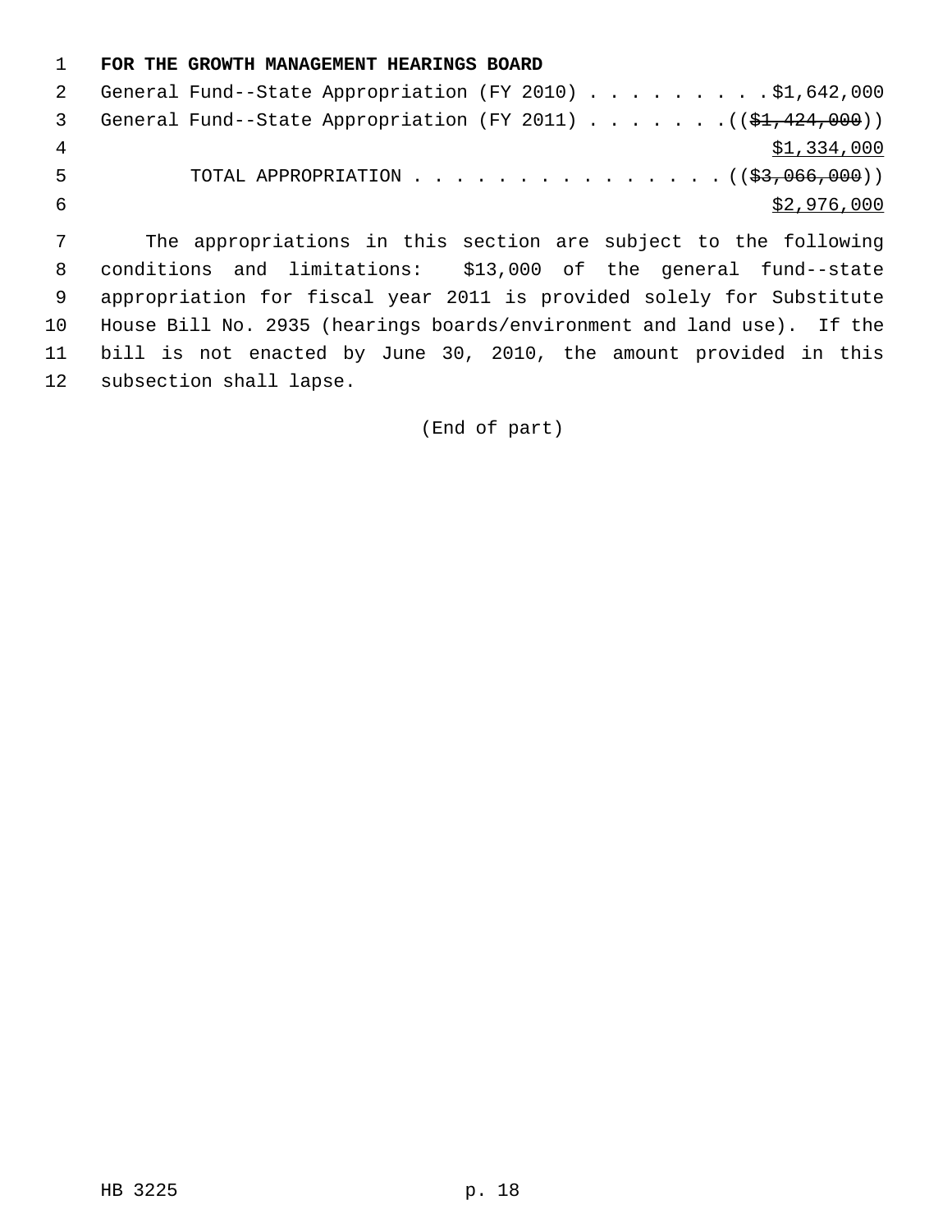**FOR THE GROWTH MANAGEMENT HEARINGS BOARD**

General Fund--State Appropriation (FY 2010) . . . . . . . . . $1,642,000
General Fund--State Appropriation (FY 2011) . . . . . . . ((~~$1,424,000~~))
$1,334,000

TOTAL APPROPRIATION . . . . . . . . . . . . . . . ((~~$3,066,000~~))
$2,976,000

The appropriations in this section are subject to the following conditions and limitations: $13,000 of the general fund--state appropriation for fiscal year 2011 is provided solely for Substitute House Bill No. 2935 (hearings boards/environment and land use). If the bill is not enacted by June 30, 2010, the amount provided in this subsection shall lapse.

(End of part)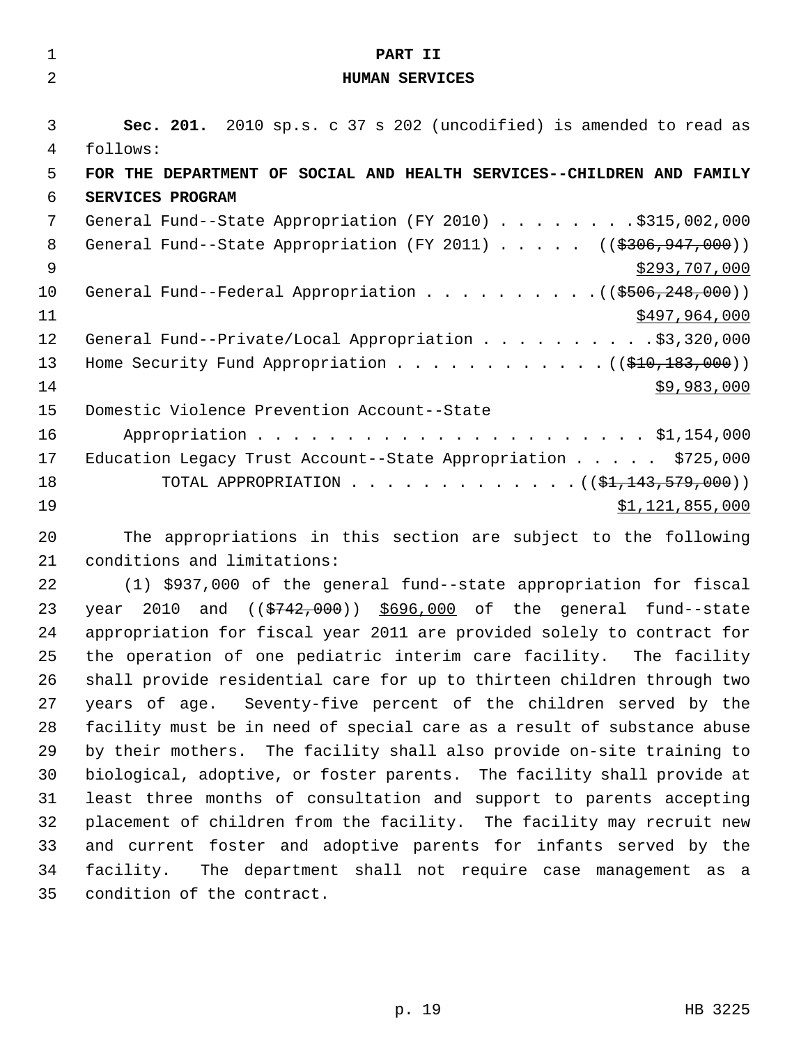# PART II
## HUMAN SERVICES

**Sec. 201.** 2010 sp.s. c 37 s 202 (uncodified) is amended to read as follows:

**FOR THE DEPARTMENT OF SOCIAL AND HEALTH SERVICES--CHILDREN AND FAMILY SERVICES PROGRAM**

General Fund--State Appropriation (FY 2010) . . . . . . . . $315,002,000
General Fund--State Appropriation (FY 2011) . . . . . (($306,947,000))
$293,707,000
General Fund--Federal Appropriation . . . . . . . . . . (($506,248,000))
$497,964,000
General Fund--Private/Local Appropriation . . . . . . . . . . $3,320,000
Home Security Fund Appropriation . . . . . . . . . . . . (($10,183,000))
$9,983,000
Domestic Violence Prevention Account--State
Appropriation . . . . . . . . . . . . . . . . . . . . . . $1,154,000
Education Legacy Trust Account--State Appropriation . . . . . $725,000
TOTAL APPROPRIATION . . . . . . . . . . . . . (($1,143,579,000))
$1,121,855,000

The appropriations in this section are subject to the following conditions and limitations:

(1) $937,000 of the general fund--state appropriation for fiscal year 2010 and (($742,000)) $696,000 of the general fund--state appropriation for fiscal year 2011 are provided solely to contract for the operation of one pediatric interim care facility. The facility shall provide residential care for up to thirteen children through two years of age. Seventy-five percent of the children served by the facility must be in need of special care as a result of substance abuse by their mothers. The facility shall also provide on-site training to biological, adoptive, or foster parents. The facility shall provide at least three months of consultation and support to parents accepting placement of children from the facility. The facility may recruit new and current foster and adoptive parents for infants served by the facility. The department shall not require case management as a condition of the contract.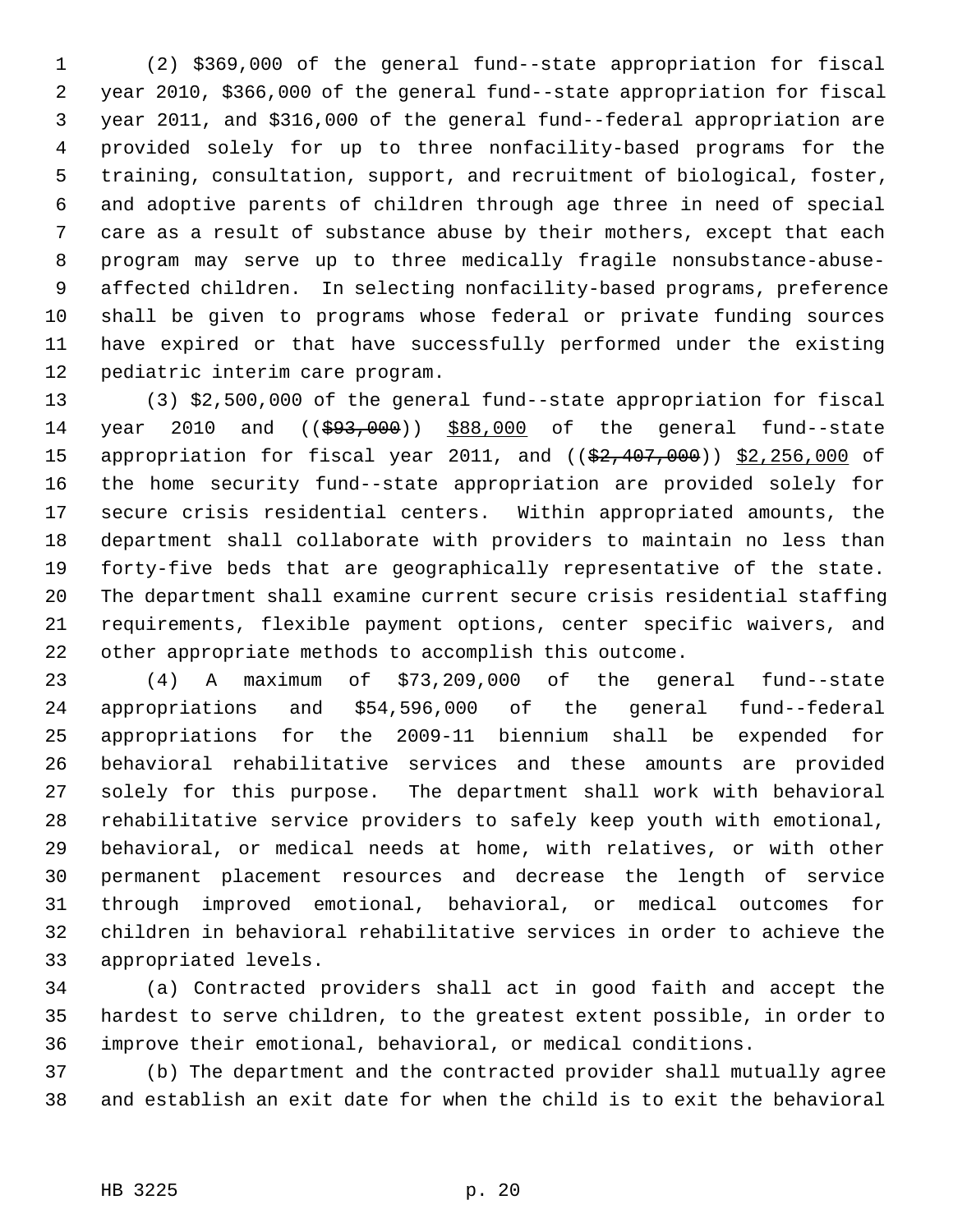(2) $369,000 of the general fund--state appropriation for fiscal year 2010, $366,000 of the general fund--state appropriation for fiscal year 2011, and $316,000 of the general fund--federal appropriation are provided solely for up to three nonfacility-based programs for the training, consultation, support, and recruitment of biological, foster, and adoptive parents of children through age three in need of special care as a result of substance abuse by their mothers, except that each program may serve up to three medically fragile nonsubstance-abuse-affected children. In selecting nonfacility-based programs, preference shall be given to programs whose federal or private funding sources have expired or that have successfully performed under the existing pediatric interim care program.

(3) $2,500,000 of the general fund--state appropriation for fiscal year 2010 and ((~~$93,000~~)) <u>$88,000</u> of the general fund--state appropriation for fiscal year 2011, and ((~~$2,407,000~~)) <u>$2,256,000</u> of the home security fund--state appropriation are provided solely for secure crisis residential centers. Within appropriated amounts, the department shall collaborate with providers to maintain no less than forty-five beds that are geographically representative of the state. The department shall examine current secure crisis residential staffing requirements, flexible payment options, center specific waivers, and other appropriate methods to accomplish this outcome.

(4) A maximum of $73,209,000 of the general fund--state appropriations and $54,596,000 of the general fund--federal appropriations for the 2009-11 biennium shall be expended for behavioral rehabilitative services and these amounts are provided solely for this purpose. The department shall work with behavioral rehabilitative service providers to safely keep youth with emotional, behavioral, or medical needs at home, with relatives, or with other permanent placement resources and decrease the length of service through improved emotional, behavioral, or medical outcomes for children in behavioral rehabilitative services in order to achieve the appropriated levels.

(a) Contracted providers shall act in good faith and accept the hardest to serve children, to the greatest extent possible, in order to improve their emotional, behavioral, or medical conditions.

(b) The department and the contracted provider shall mutually agree and establish an exit date for when the child is to exit the behavioral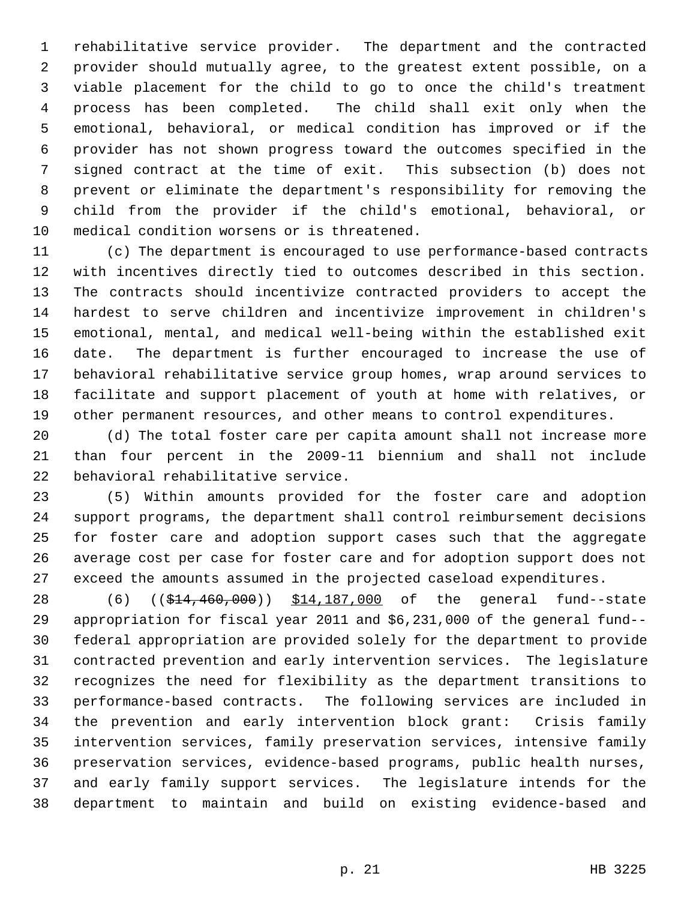rehabilitative service provider. The department and the contracted provider should mutually agree, to the greatest extent possible, on a viable placement for the child to go to once the child's treatment process has been completed. The child shall exit only when the emotional, behavioral, or medical condition has improved or if the provider has not shown progress toward the outcomes specified in the signed contract at the time of exit. This subsection (b) does not prevent or eliminate the department's responsibility for removing the child from the provider if the child's emotional, behavioral, or medical condition worsens or is threatened.

(c) The department is encouraged to use performance-based contracts with incentives directly tied to outcomes described in this section. The contracts should incentivize contracted providers to accept the hardest to serve children and incentivize improvement in children's emotional, mental, and medical well-being within the established exit date. The department is further encouraged to increase the use of behavioral rehabilitative service group homes, wrap around services to facilitate and support placement of youth at home with relatives, or other permanent resources, and other means to control expenditures.

(d) The total foster care per capita amount shall not increase more than four percent in the 2009-11 biennium and shall not include behavioral rehabilitative service.

(5) Within amounts provided for the foster care and adoption support programs, the department shall control reimbursement decisions for foster care and adoption support cases such that the aggregate average cost per case for foster care and for adoption support does not exceed the amounts assumed in the projected caseload expenditures.

(6) ((~~$14,460,000~~)) <u>$14,187,000</u> of the general fund--state appropriation for fiscal year 2011 and $6,231,000 of the general fund--federal appropriation are provided solely for the department to provide contracted prevention and early intervention services. The legislature recognizes the need for flexibility as the department transitions to performance-based contracts. The following services are included in the prevention and early intervention block grant: Crisis family intervention services, family preservation services, intensive family preservation services, evidence-based programs, public health nurses, and early family support services. The legislature intends for the department to maintain and build on existing evidence-based and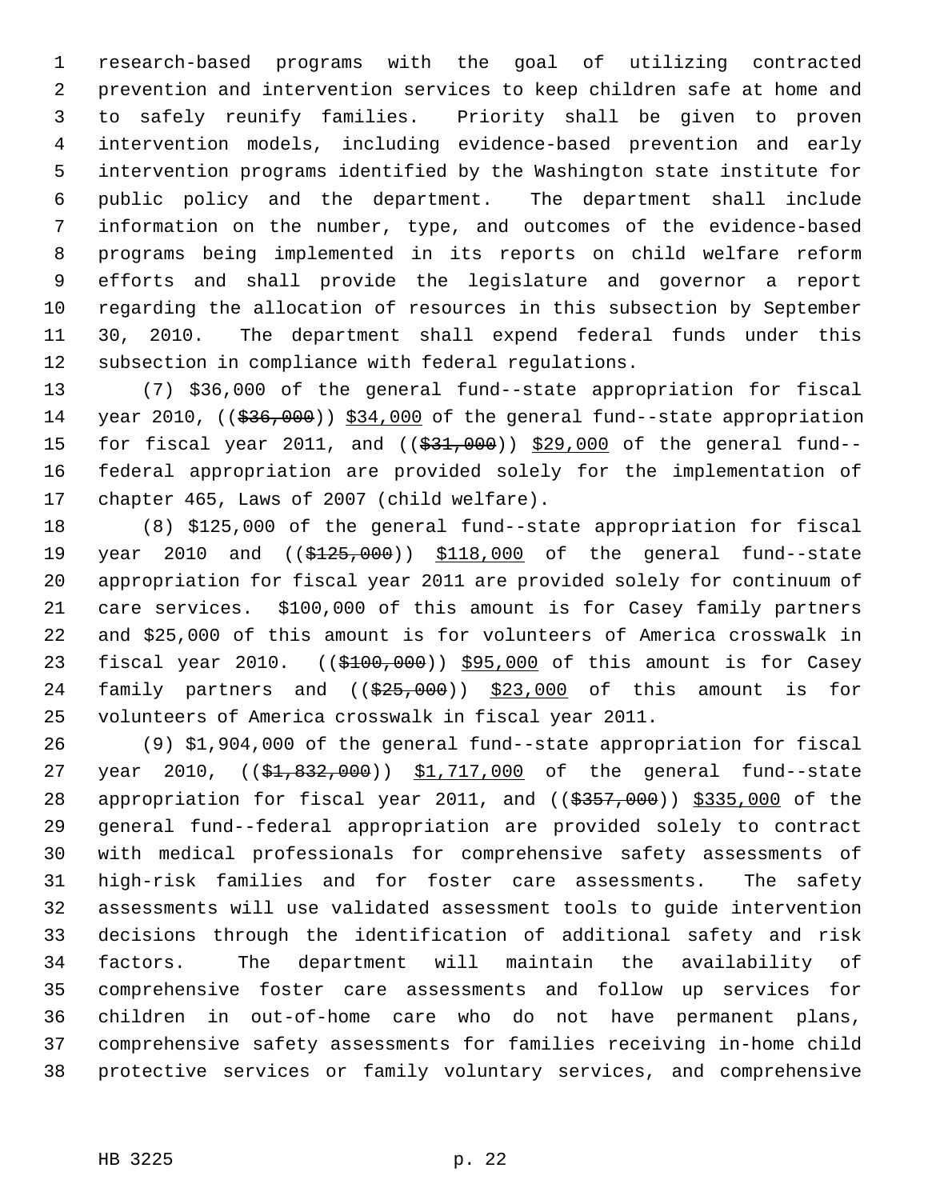research-based programs with the goal of utilizing contracted prevention and intervention services to keep children safe at home and to safely reunify families. Priority shall be given to proven intervention models, including evidence-based prevention and early intervention programs identified by the Washington state institute for public policy and the department. The department shall include information on the number, type, and outcomes of the evidence-based programs being implemented in its reports on child welfare reform efforts and shall provide the legislature and governor a report regarding the allocation of resources in this subsection by September 30, 2010. The department shall expend federal funds under this subsection in compliance with federal regulations.

(7) $36,000 of the general fund--state appropriation for fiscal year 2010, ((~~$36,000~~)) <u>$34,000</u> of the general fund--state appropriation for fiscal year 2011, and ((~~$31,000~~)) <u>$29,000</u> of the general fund--federal appropriation are provided solely for the implementation of chapter 465, Laws of 2007 (child welfare).

(8) $125,000 of the general fund--state appropriation for fiscal year 2010 and ((~~$125,000~~)) <u>$118,000</u> of the general fund--state appropriation for fiscal year 2011 are provided solely for continuum of care services. $100,000 of this amount is for Casey family partners and $25,000 of this amount is for volunteers of America crosswalk in fiscal year 2010. ((~~$100,000~~)) <u>$95,000</u> of this amount is for Casey family partners and ((~~$25,000~~)) <u>$23,000</u> of this amount is for volunteers of America crosswalk in fiscal year 2011.

(9) $1,904,000 of the general fund--state appropriation for fiscal year 2010, ((~~$1,832,000~~)) <u>$1,717,000</u> of the general fund--state appropriation for fiscal year 2011, and ((~~$357,000~~)) <u>$335,000</u> of the general fund--federal appropriation are provided solely to contract with medical professionals for comprehensive safety assessments of high-risk families and for foster care assessments. The safety assessments will use validated assessment tools to guide intervention decisions through the identification of additional safety and risk factors. The department will maintain the availability of comprehensive foster care assessments and follow up services for children in out-of-home care who do not have permanent plans, comprehensive safety assessments for families receiving in-home child protective services or family voluntary services, and comprehensive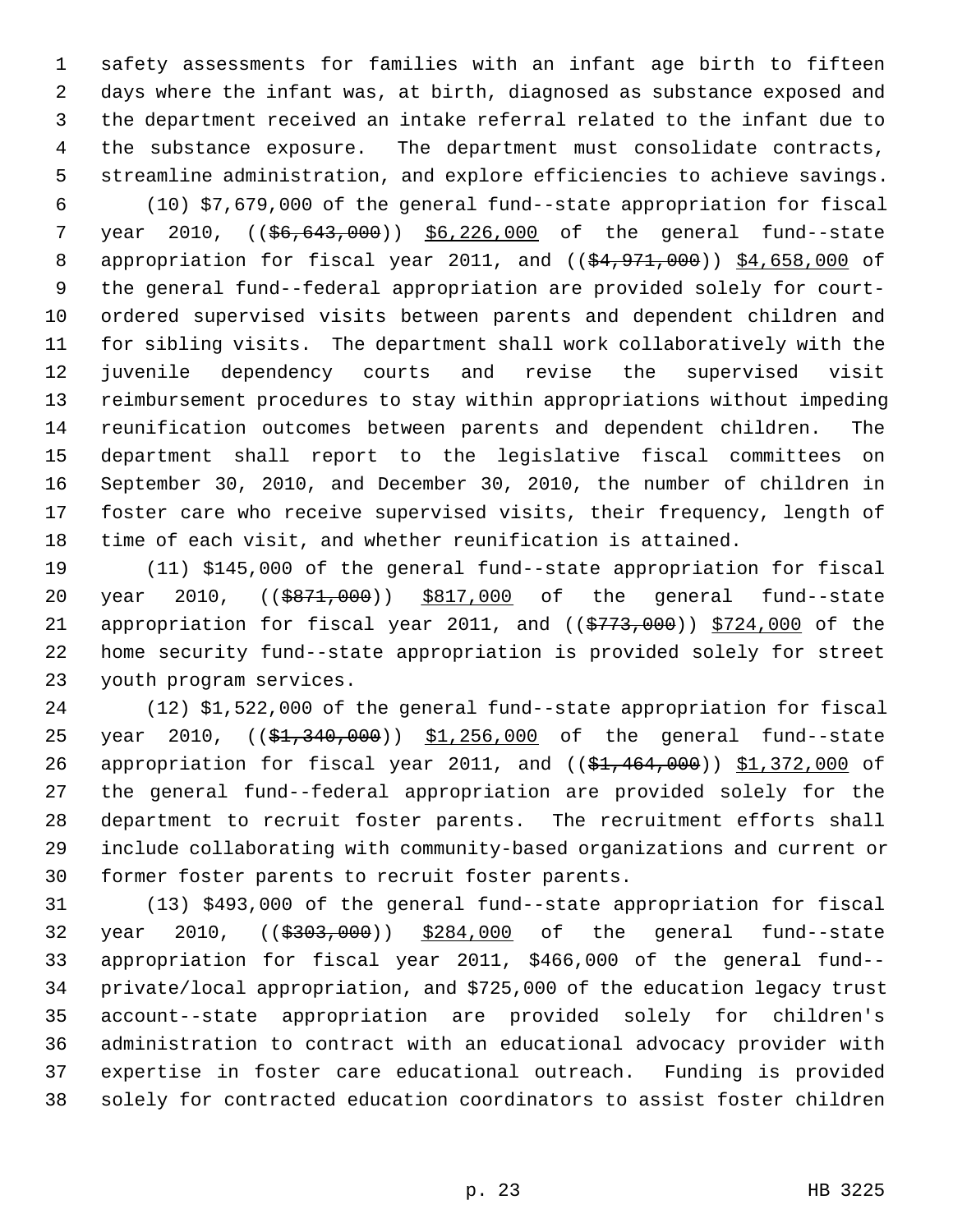safety assessments for families with an infant age birth to fifteen days where the infant was, at birth, diagnosed as substance exposed and the department received an intake referral related to the infant due to the substance exposure. The department must consolidate contracts, streamline administration, and explore efficiencies to achieve savings.

(10) $7,679,000 of the general fund--state appropriation for fiscal year 2010, (($6,643,000)) $6,226,000 of the general fund--state appropriation for fiscal year 2011, and (($4,971,000)) $4,658,000 of the general fund--federal appropriation are provided solely for court-ordered supervised visits between parents and dependent children and for sibling visits. The department shall work collaboratively with the juvenile dependency courts and revise the supervised visit reimbursement procedures to stay within appropriations without impeding reunification outcomes between parents and dependent children. The department shall report to the legislative fiscal committees on September 30, 2010, and December 30, 2010, the number of children in foster care who receive supervised visits, their frequency, length of time of each visit, and whether reunification is attained.

(11) $145,000 of the general fund--state appropriation for fiscal year 2010, (($871,000)) $817,000 of the general fund--state appropriation for fiscal year 2011, and (($773,000)) $724,000 of the home security fund--state appropriation is provided solely for street youth program services.

(12) $1,522,000 of the general fund--state appropriation for fiscal year 2010, (($1,340,000)) $1,256,000 of the general fund--state appropriation for fiscal year 2011, and (($1,464,000)) $1,372,000 of the general fund--federal appropriation are provided solely for the department to recruit foster parents. The recruitment efforts shall include collaborating with community-based organizations and current or former foster parents to recruit foster parents.

(13) $493,000 of the general fund--state appropriation for fiscal year 2010, (($303,000)) $284,000 of the general fund--state appropriation for fiscal year 2011, $466,000 of the general fund--private/local appropriation, and $725,000 of the education legacy trust account--state appropriation are provided solely for children's administration to contract with an educational advocacy provider with expertise in foster care educational outreach. Funding is provided solely for contracted education coordinators to assist foster children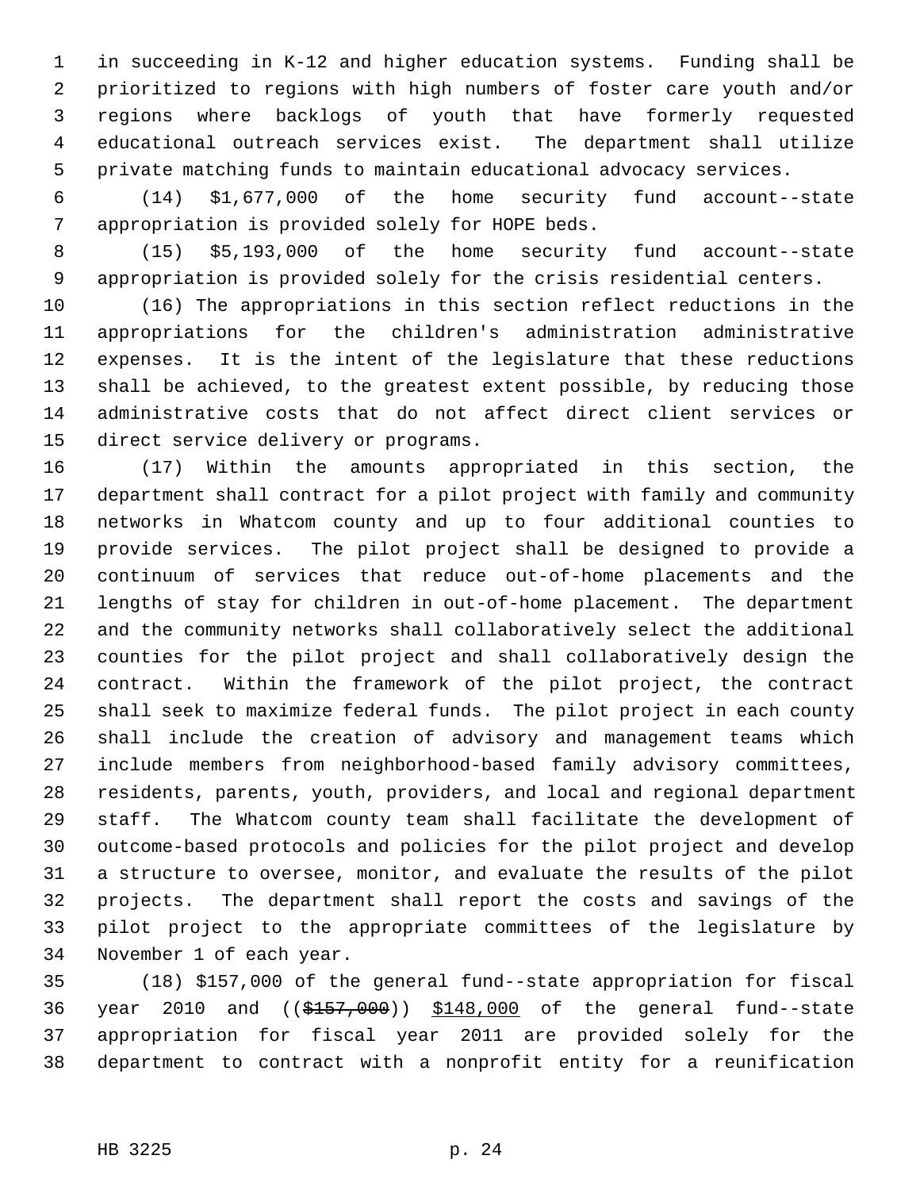in succeeding in K-12 and higher education systems. Funding shall be prioritized to regions with high numbers of foster care youth and/or regions where backlogs of youth that have formerly requested educational outreach services exist. The department shall utilize private matching funds to maintain educational advocacy services.

(14) $1,677,000 of the home security fund account--state appropriation is provided solely for HOPE beds.

(15) $5,193,000 of the home security fund account--state appropriation is provided solely for the crisis residential centers.

(16) The appropriations in this section reflect reductions in the appropriations for the children's administration administrative expenses. It is the intent of the legislature that these reductions shall be achieved, to the greatest extent possible, by reducing those administrative costs that do not affect direct client services or direct service delivery or programs.

(17) Within the amounts appropriated in this section, the department shall contract for a pilot project with family and community networks in Whatcom county and up to four additional counties to provide services. The pilot project shall be designed to provide a continuum of services that reduce out-of-home placements and the lengths of stay for children in out-of-home placement. The department and the community networks shall collaboratively select the additional counties for the pilot project and shall collaboratively design the contract. Within the framework of the pilot project, the contract shall seek to maximize federal funds. The pilot project in each county shall include the creation of advisory and management teams which include members from neighborhood-based family advisory committees, residents, parents, youth, providers, and local and regional department staff. The Whatcom county team shall facilitate the development of outcome-based protocols and policies for the pilot project and develop a structure to oversee, monitor, and evaluate the results of the pilot projects. The department shall report the costs and savings of the pilot project to the appropriate committees of the legislature by November 1 of each year.

(18) $157,000 of the general fund--state appropriation for fiscal year 2010 and ((~~$157,000~~)) <u>$148,000</u> of the general fund--state appropriation for fiscal year 2011 are provided solely for the department to contract with a nonprofit entity for a reunification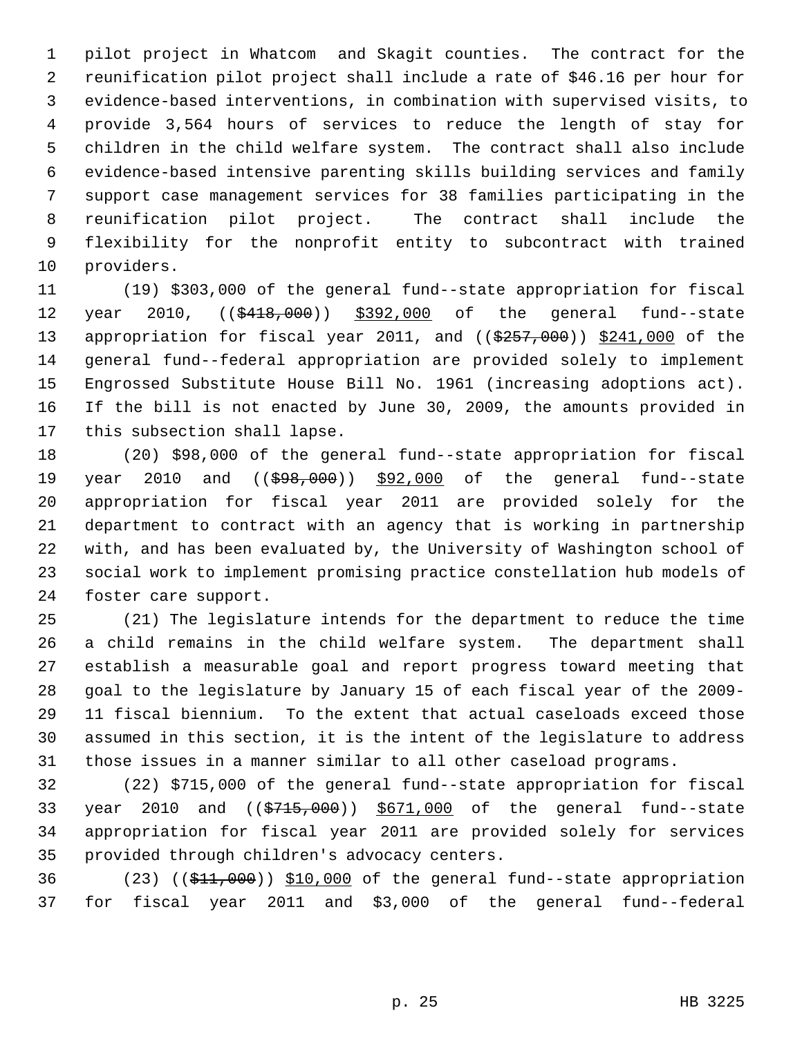pilot project in Whatcom and Skagit counties. The contract for the reunification pilot project shall include a rate of $46.16 per hour for evidence-based interventions, in combination with supervised visits, to provide 3,564 hours of services to reduce the length of stay for children in the child welfare system. The contract shall also include evidence-based intensive parenting skills building services and family support case management services for 38 families participating in the reunification pilot project. The contract shall include the flexibility for the nonprofit entity to subcontract with trained providers.

(19) $303,000 of the general fund--state appropriation for fiscal year 2010, ((~~$418,000~~)) $392,000 of the general fund--state appropriation for fiscal year 2011, and ((~~$257,000~~)) $241,000 of the general fund--federal appropriation are provided solely to implement Engrossed Substitute House Bill No. 1961 (increasing adoptions act). If the bill is not enacted by June 30, 2009, the amounts provided in this subsection shall lapse.

(20) $98,000 of the general fund--state appropriation for fiscal year 2010 and ((~~$98,000~~)) $92,000 of the general fund--state appropriation for fiscal year 2011 are provided solely for the department to contract with an agency that is working in partnership with, and has been evaluated by, the University of Washington school of social work to implement promising practice constellation hub models of foster care support.

(21) The legislature intends for the department to reduce the time a child remains in the child welfare system. The department shall establish a measurable goal and report progress toward meeting that goal to the legislature by January 15 of each fiscal year of the 2009-11 fiscal biennium. To the extent that actual caseloads exceed those assumed in this section, it is the intent of the legislature to address those issues in a manner similar to all other caseload programs.

(22) $715,000 of the general fund--state appropriation for fiscal year 2010 and ((~~$715,000~~)) $671,000 of the general fund--state appropriation for fiscal year 2011 are provided solely for services provided through children's advocacy centers.

(23) ((~~$11,000~~)) $10,000 of the general fund--state appropriation for fiscal year 2011 and $3,000 of the general fund--federal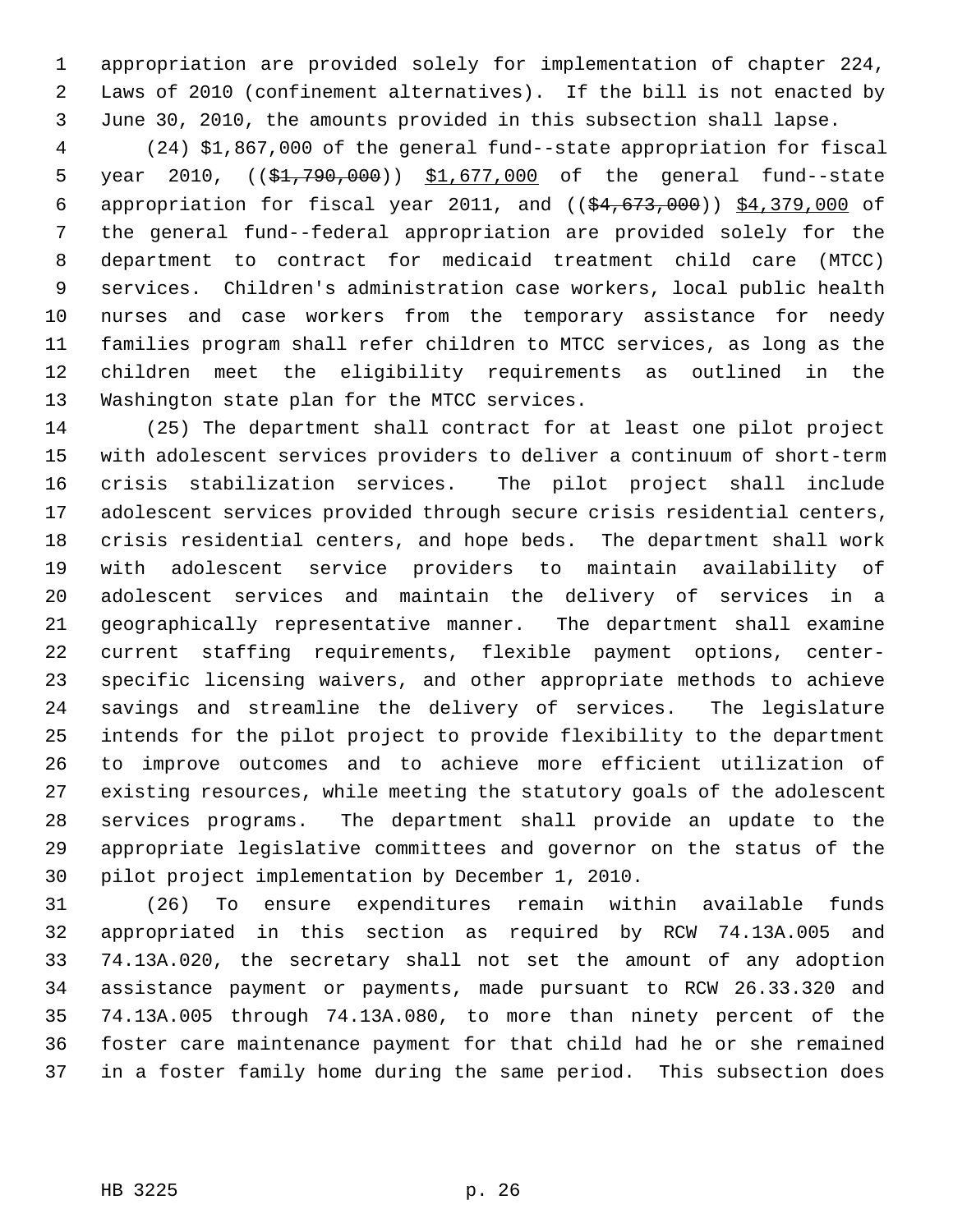appropriation are provided solely for implementation of chapter 224, Laws of 2010 (confinement alternatives). If the bill is not enacted by June 30, 2010, the amounts provided in this subsection shall lapse.

(24) $1,867,000 of the general fund--state appropriation for fiscal year 2010, (($1,790,000)) $1,677,000 of the general fund--state appropriation for fiscal year 2011, and (($4,673,000)) $4,379,000 of the general fund--federal appropriation are provided solely for the department to contract for medicaid treatment child care (MTCC) services. Children's administration case workers, local public health nurses and case workers from the temporary assistance for needy families program shall refer children to MTCC services, as long as the children meet the eligibility requirements as outlined in the Washington state plan for the MTCC services.

(25) The department shall contract for at least one pilot project with adolescent services providers to deliver a continuum of short-term crisis stabilization services. The pilot project shall include adolescent services provided through secure crisis residential centers, crisis residential centers, and hope beds. The department shall work with adolescent service providers to maintain availability of adolescent services and maintain the delivery of services in a geographically representative manner. The department shall examine current staffing requirements, flexible payment options, center-specific licensing waivers, and other appropriate methods to achieve savings and streamline the delivery of services. The legislature intends for the pilot project to provide flexibility to the department to improve outcomes and to achieve more efficient utilization of existing resources, while meeting the statutory goals of the adolescent services programs. The department shall provide an update to the appropriate legislative committees and governor on the status of the pilot project implementation by December 1, 2010.

(26) To ensure expenditures remain within available funds appropriated in this section as required by RCW 74.13A.005 and 74.13A.020, the secretary shall not set the amount of any adoption assistance payment or payments, made pursuant to RCW 26.33.320 and 74.13A.005 through 74.13A.080, to more than ninety percent of the foster care maintenance payment for that child had he or she remained in a foster family home during the same period. This subsection does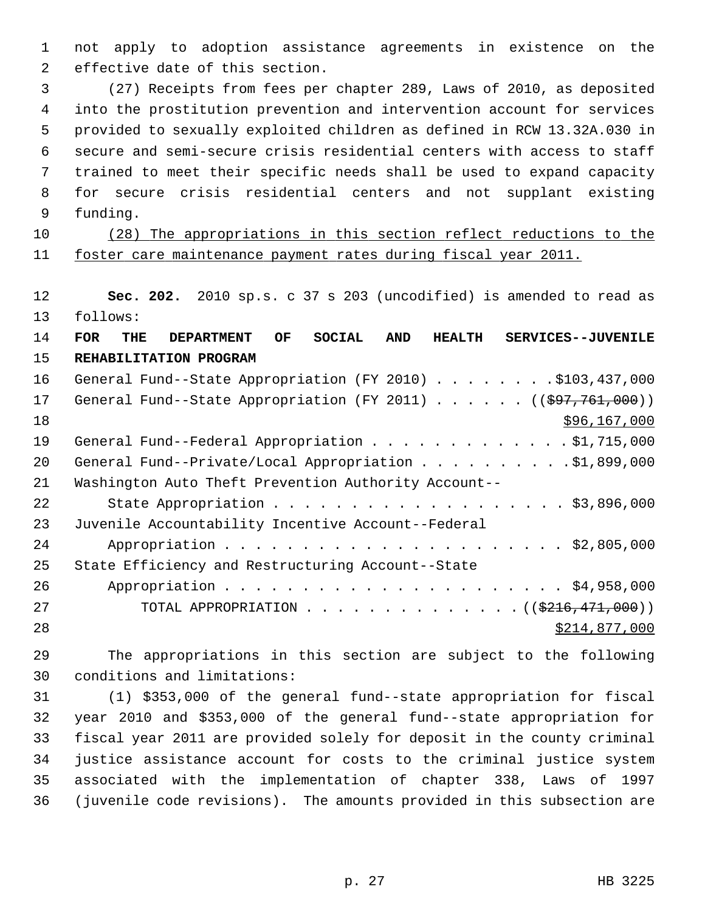not apply to adoption assistance agreements in existence on the effective date of this section.

(27) Receipts from fees per chapter 289, Laws of 2010, as deposited into the prostitution prevention and intervention account for services provided to sexually exploited children as defined in RCW 13.32A.030 in secure and semi-secure crisis residential centers with access to staff trained to meet their specific needs shall be used to expand capacity for secure crisis residential centers and not supplant existing funding.

(28) The appropriations in this section reflect reductions to the foster care maintenance payment rates during fiscal year 2011.

**Sec. 202.** 2010 sp.s. c 37 s 203 (uncodified) is amended to read as follows:

**FOR THE DEPARTMENT OF SOCIAL AND HEALTH SERVICES--JUVENILE REHABILITATION PROGRAM**

General Fund--State Appropriation (FY 2010) . . . . . . . . $103,437,000
General Fund--State Appropriation (FY 2011) . . . . . . (($97,761,000))
$96,167,000
General Fund--Federal Appropriation . . . . . . . . . . . . . $1,715,000
General Fund--Private/Local Appropriation . . . . . . . . . . $1,899,000
Washington Auto Theft Prevention Authority Account--
State Appropriation . . . . . . . . . . . . . . . . . . . . $3,896,000
Juvenile Accountability Incentive Account--Federal
Appropriation . . . . . . . . . . . . . . . . . . . . . . . $2,805,000
State Efficiency and Restructuring Account--State
Appropriation . . . . . . . . . . . . . . . . . . . . . . . $4,958,000
TOTAL APPROPRIATION . . . . . . . . . . . . . . (($216,471,000))
$214,877,000

The appropriations in this section are subject to the following conditions and limitations:

(1) $353,000 of the general fund--state appropriation for fiscal year 2010 and $353,000 of the general fund--state appropriation for fiscal year 2011 are provided solely for deposit in the county criminal justice assistance account for costs to the criminal justice system associated with the implementation of chapter 338, Laws of 1997 (juvenile code revisions). The amounts provided in this subsection are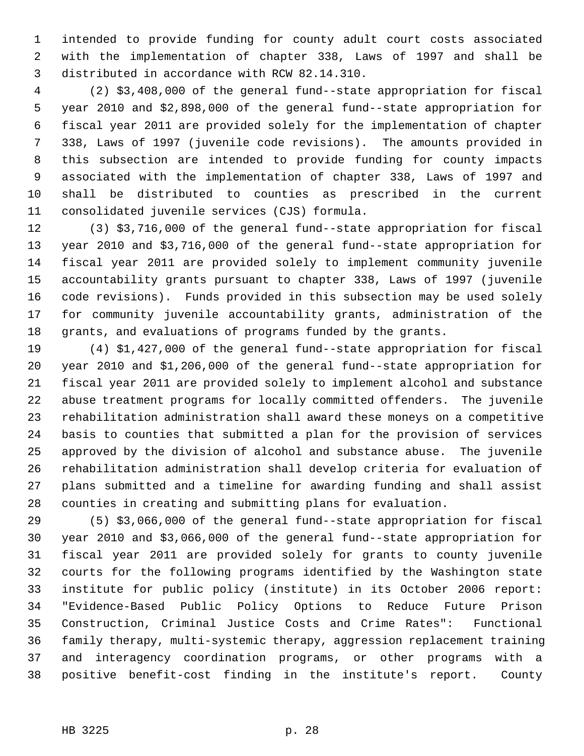intended to provide funding for county adult court costs associated with the implementation of chapter 338, Laws of 1997 and shall be distributed in accordance with RCW 82.14.310.

(2) $3,408,000 of the general fund--state appropriation for fiscal year 2010 and $2,898,000 of the general fund--state appropriation for fiscal year 2011 are provided solely for the implementation of chapter 338, Laws of 1997 (juvenile code revisions). The amounts provided in this subsection are intended to provide funding for county impacts associated with the implementation of chapter 338, Laws of 1997 and shall be distributed to counties as prescribed in the current consolidated juvenile services (CJS) formula.

(3) $3,716,000 of the general fund--state appropriation for fiscal year 2010 and $3,716,000 of the general fund--state appropriation for fiscal year 2011 are provided solely to implement community juvenile accountability grants pursuant to chapter 338, Laws of 1997 (juvenile code revisions). Funds provided in this subsection may be used solely for community juvenile accountability grants, administration of the grants, and evaluations of programs funded by the grants.

(4) $1,427,000 of the general fund--state appropriation for fiscal year 2010 and $1,206,000 of the general fund--state appropriation for fiscal year 2011 are provided solely to implement alcohol and substance abuse treatment programs for locally committed offenders. The juvenile rehabilitation administration shall award these moneys on a competitive basis to counties that submitted a plan for the provision of services approved by the division of alcohol and substance abuse. The juvenile rehabilitation administration shall develop criteria for evaluation of plans submitted and a timeline for awarding funding and shall assist counties in creating and submitting plans for evaluation.

(5) $3,066,000 of the general fund--state appropriation for fiscal year 2010 and $3,066,000 of the general fund--state appropriation for fiscal year 2011 are provided solely for grants to county juvenile courts for the following programs identified by the Washington state institute for public policy (institute) in its October 2006 report: "Evidence-Based Public Policy Options to Reduce Future Prison Construction, Criminal Justice Costs and Crime Rates": Functional family therapy, multi-systemic therapy, aggression replacement training and interagency coordination programs, or other programs with a positive benefit-cost finding in the institute's report. County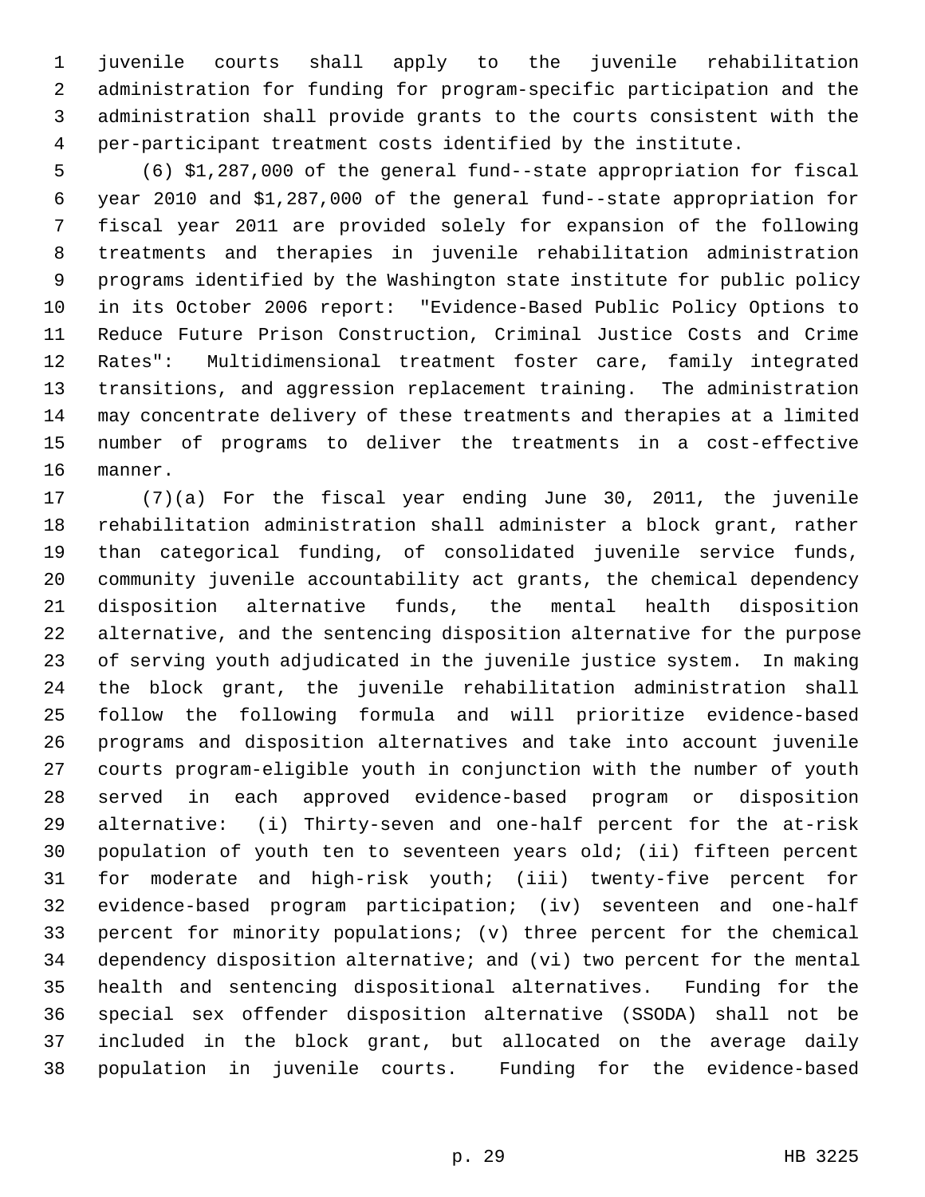juvenile courts shall apply to the juvenile rehabilitation administration for funding for program-specific participation and the administration shall provide grants to the courts consistent with the per-participant treatment costs identified by the institute.

(6) $1,287,000 of the general fund--state appropriation for fiscal year 2010 and $1,287,000 of the general fund--state appropriation for fiscal year 2011 are provided solely for expansion of the following treatments and therapies in juvenile rehabilitation administration programs identified by the Washington state institute for public policy in its October 2006 report: "Evidence-Based Public Policy Options to Reduce Future Prison Construction, Criminal Justice Costs and Crime Rates": Multidimensional treatment foster care, family integrated transitions, and aggression replacement training. The administration may concentrate delivery of these treatments and therapies at a limited number of programs to deliver the treatments in a cost-effective manner.

(7)(a) For the fiscal year ending June 30, 2011, the juvenile rehabilitation administration shall administer a block grant, rather than categorical funding, of consolidated juvenile service funds, community juvenile accountability act grants, the chemical dependency disposition alternative funds, the mental health disposition alternative, and the sentencing disposition alternative for the purpose of serving youth adjudicated in the juvenile justice system. In making the block grant, the juvenile rehabilitation administration shall follow the following formula and will prioritize evidence-based programs and disposition alternatives and take into account juvenile courts program-eligible youth in conjunction with the number of youth served in each approved evidence-based program or disposition alternative: (i) Thirty-seven and one-half percent for the at-risk population of youth ten to seventeen years old; (ii) fifteen percent for moderate and high-risk youth; (iii) twenty-five percent for evidence-based program participation; (iv) seventeen and one-half percent for minority populations; (v) three percent for the chemical dependency disposition alternative; and (vi) two percent for the mental health and sentencing dispositional alternatives. Funding for the special sex offender disposition alternative (SSODA) shall not be included in the block grant, but allocated on the average daily population in juvenile courts. Funding for the evidence-based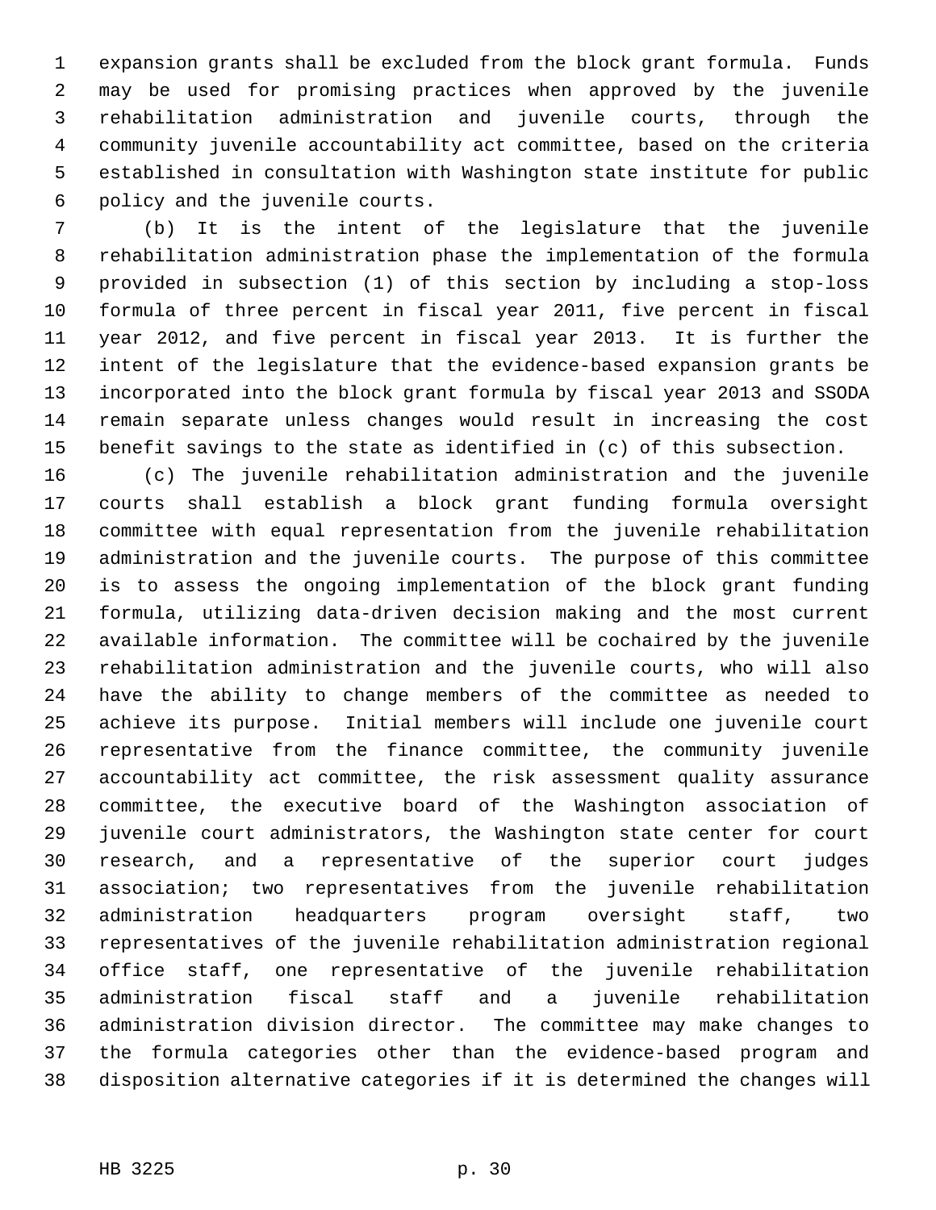expansion grants shall be excluded from the block grant formula. Funds may be used for promising practices when approved by the juvenile rehabilitation administration and juvenile courts, through the community juvenile accountability act committee, based on the criteria established in consultation with Washington state institute for public policy and the juvenile courts.

(b) It is the intent of the legislature that the juvenile rehabilitation administration phase the implementation of the formula provided in subsection (1) of this section by including a stop-loss formula of three percent in fiscal year 2011, five percent in fiscal year 2012, and five percent in fiscal year 2013. It is further the intent of the legislature that the evidence-based expansion grants be incorporated into the block grant formula by fiscal year 2013 and SSODA remain separate unless changes would result in increasing the cost benefit savings to the state as identified in (c) of this subsection.

(c) The juvenile rehabilitation administration and the juvenile courts shall establish a block grant funding formula oversight committee with equal representation from the juvenile rehabilitation administration and the juvenile courts. The purpose of this committee is to assess the ongoing implementation of the block grant funding formula, utilizing data-driven decision making and the most current available information. The committee will be cochaired by the juvenile rehabilitation administration and the juvenile courts, who will also have the ability to change members of the committee as needed to achieve its purpose. Initial members will include one juvenile court representative from the finance committee, the community juvenile accountability act committee, the risk assessment quality assurance committee, the executive board of the Washington association of juvenile court administrators, the Washington state center for court research, and a representative of the superior court judges association; two representatives from the juvenile rehabilitation administration headquarters program oversight staff, two representatives of the juvenile rehabilitation administration regional office staff, one representative of the juvenile rehabilitation administration fiscal staff and a juvenile rehabilitation administration division director. The committee may make changes to the formula categories other than the evidence-based program and disposition alternative categories if it is determined the changes will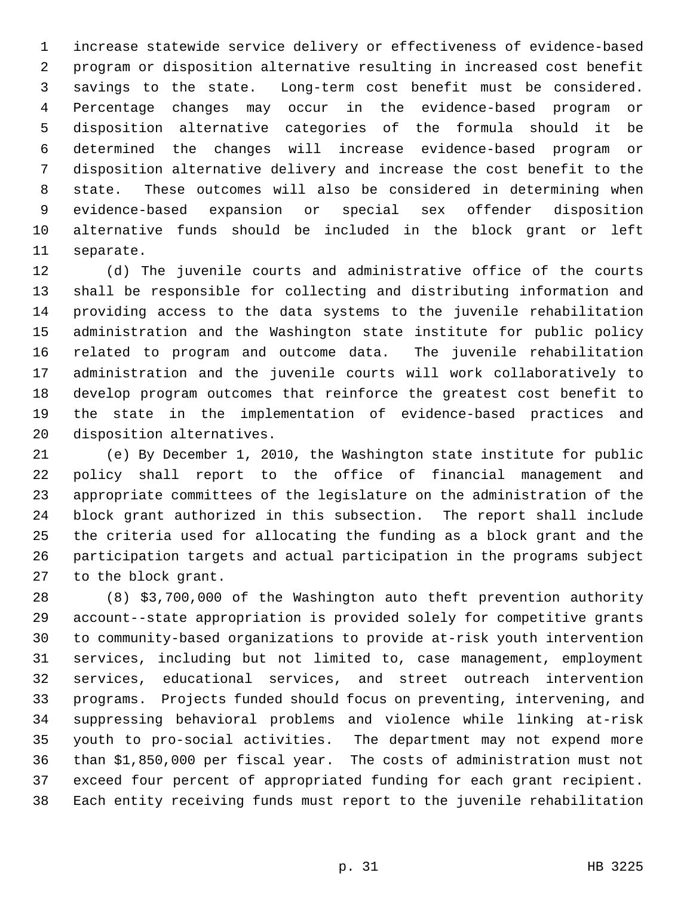increase statewide service delivery or effectiveness of evidence-based program or disposition alternative resulting in increased cost benefit savings to the state. Long-term cost benefit must be considered. Percentage changes may occur in the evidence-based program or disposition alternative categories of the formula should it be determined the changes will increase evidence-based program or disposition alternative delivery and increase the cost benefit to the state. These outcomes will also be considered in determining when evidence-based expansion or special sex offender disposition alternative funds should be included in the block grant or left separate.

(d) The juvenile courts and administrative office of the courts shall be responsible for collecting and distributing information and providing access to the data systems to the juvenile rehabilitation administration and the Washington state institute for public policy related to program and outcome data. The juvenile rehabilitation administration and the juvenile courts will work collaboratively to develop program outcomes that reinforce the greatest cost benefit to the state in the implementation of evidence-based practices and disposition alternatives.

(e) By December 1, 2010, the Washington state institute for public policy shall report to the office of financial management and appropriate committees of the legislature on the administration of the block grant authorized in this subsection. The report shall include the criteria used for allocating the funding as a block grant and the participation targets and actual participation in the programs subject to the block grant.

(8) $3,700,000 of the Washington auto theft prevention authority account--state appropriation is provided solely for competitive grants to community-based organizations to provide at-risk youth intervention services, including but not limited to, case management, employment services, educational services, and street outreach intervention programs. Projects funded should focus on preventing, intervening, and suppressing behavioral problems and violence while linking at-risk youth to pro-social activities. The department may not expend more than $1,850,000 per fiscal year. The costs of administration must not exceed four percent of appropriated funding for each grant recipient. Each entity receiving funds must report to the juvenile rehabilitation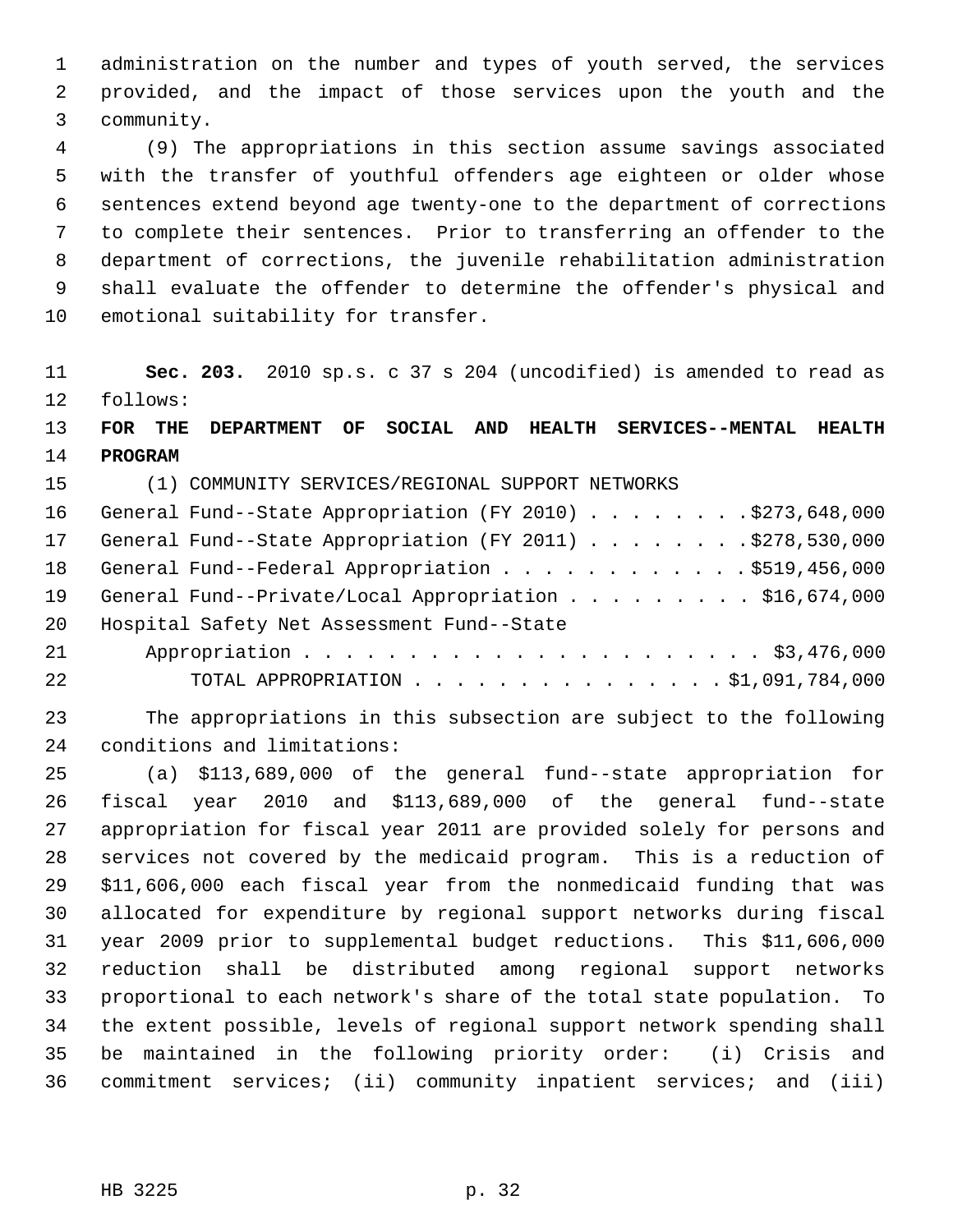administration on the number and types of youth served, the services provided, and the impact of those services upon the youth and the community.

(9) The appropriations in this section assume savings associated with the transfer of youthful offenders age eighteen or older whose sentences extend beyond age twenty-one to the department of corrections to complete their sentences. Prior to transferring an offender to the department of corrections, the juvenile rehabilitation administration shall evaluate the offender to determine the offender's physical and emotional suitability for transfer.

**Sec. 203.** 2010 sp.s. c 37 s 204 (uncodified) is amended to read as follows:

**FOR THE DEPARTMENT OF SOCIAL AND HEALTH SERVICES--MENTAL HEALTH PROGRAM**

(1) COMMUNITY SERVICES/REGIONAL SUPPORT NETWORKS

General Fund--State Appropriation (FY 2010) . . . . . . . . $273,648,000
General Fund--State Appropriation (FY 2011) . . . . . . . . $278,530,000
General Fund--Federal Appropriation . . . . . . . . . . . . $519,456,000
General Fund--Private/Local Appropriation . . . . . . . . . $16,674,000
Hospital Safety Net Assessment Fund--State
Appropriation . . . . . . . . . . . . . . . . . . . . . . $3,476,000
TOTAL APPROPRIATION . . . . . . . . . . . . . . . $1,091,784,000

The appropriations in this subsection are subject to the following conditions and limitations:

(a) $113,689,000 of the general fund--state appropriation for fiscal year 2010 and $113,689,000 of the general fund--state appropriation for fiscal year 2011 are provided solely for persons and services not covered by the medicaid program. This is a reduction of $11,606,000 each fiscal year from the nonmedicaid funding that was allocated for expenditure by regional support networks during fiscal year 2009 prior to supplemental budget reductions. This $11,606,000 reduction shall be distributed among regional support networks proportional to each network's share of the total state population. To the extent possible, levels of regional support network spending shall be maintained in the following priority order: (i) Crisis and commitment services; (ii) community inpatient services; and (iii)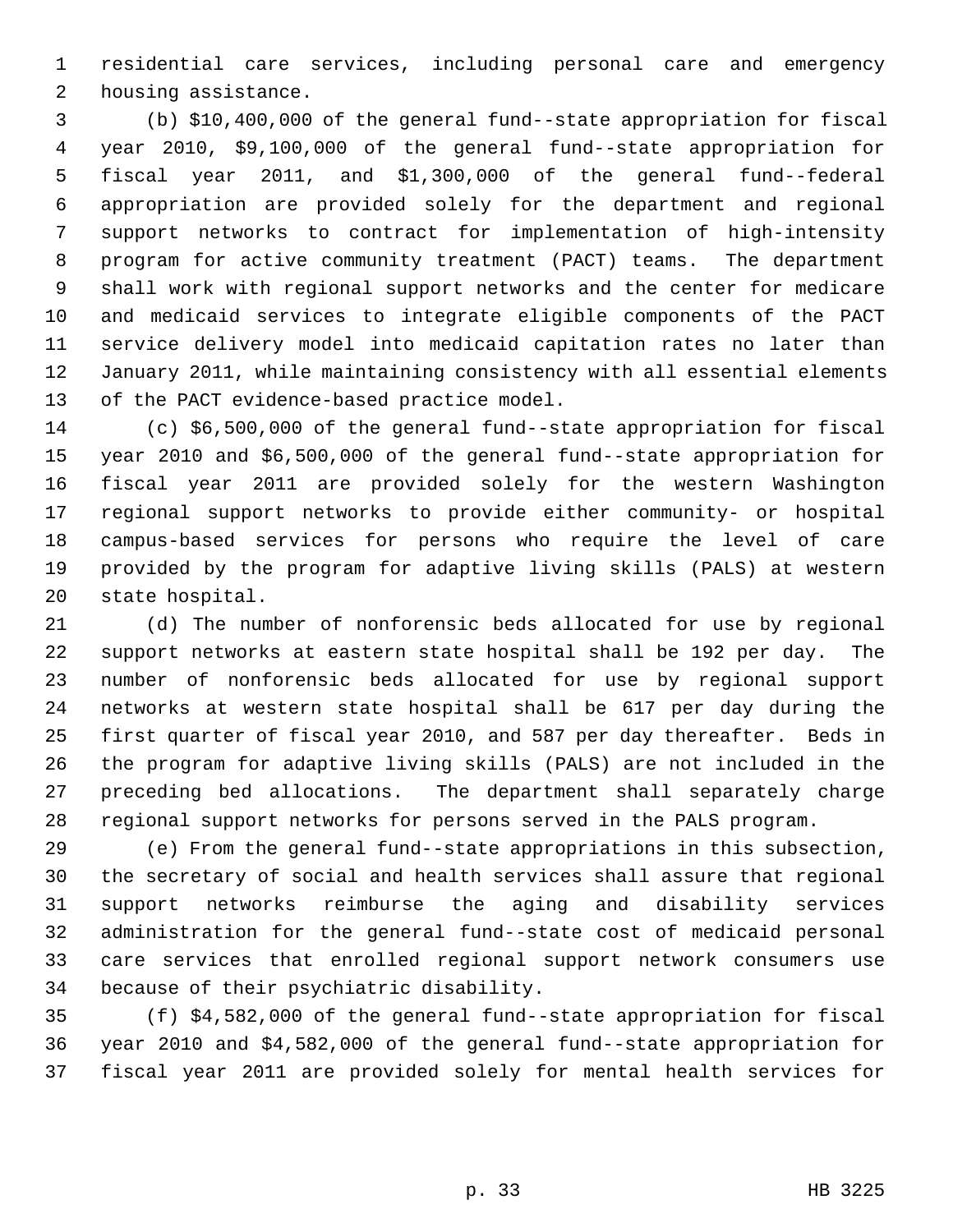residential care services, including personal care and emergency housing assistance.

(b) $10,400,000 of the general fund--state appropriation for fiscal year 2010, $9,100,000 of the general fund--state appropriation for fiscal year 2011, and $1,300,000 of the general fund--federal appropriation are provided solely for the department and regional support networks to contract for implementation of high-intensity program for active community treatment (PACT) teams. The department shall work with regional support networks and the center for medicare and medicaid services to integrate eligible components of the PACT service delivery model into medicaid capitation rates no later than January 2011, while maintaining consistency with all essential elements of the PACT evidence-based practice model.

(c) $6,500,000 of the general fund--state appropriation for fiscal year 2010 and $6,500,000 of the general fund--state appropriation for fiscal year 2011 are provided solely for the western Washington regional support networks to provide either community- or hospital campus-based services for persons who require the level of care provided by the program for adaptive living skills (PALS) at western state hospital.

(d) The number of nonforensic beds allocated for use by regional support networks at eastern state hospital shall be 192 per day. The number of nonforensic beds allocated for use by regional support networks at western state hospital shall be 617 per day during the first quarter of fiscal year 2010, and 587 per day thereafter. Beds in the program for adaptive living skills (PALS) are not included in the preceding bed allocations. The department shall separately charge regional support networks for persons served in the PALS program.

(e) From the general fund--state appropriations in this subsection, the secretary of social and health services shall assure that regional support networks reimburse the aging and disability services administration for the general fund--state cost of medicaid personal care services that enrolled regional support network consumers use because of their psychiatric disability.

(f) $4,582,000 of the general fund--state appropriation for fiscal year 2010 and $4,582,000 of the general fund--state appropriation for fiscal year 2011 are provided solely for mental health services for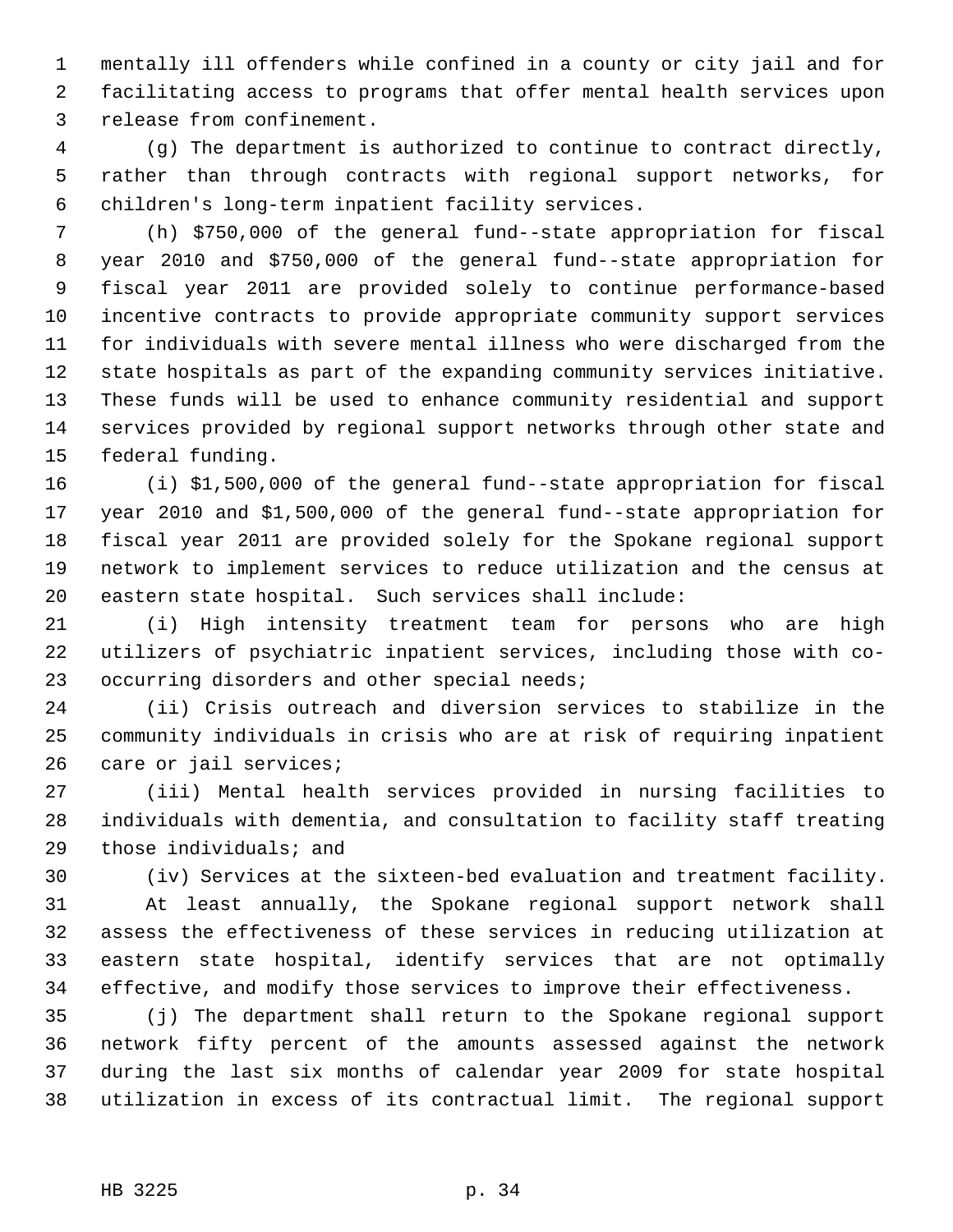mentally ill offenders while confined in a county or city jail and for facilitating access to programs that offer mental health services upon release from confinement.

(g) The department is authorized to continue to contract directly, rather than through contracts with regional support networks, for children's long-term inpatient facility services.

(h) $750,000 of the general fund--state appropriation for fiscal year 2010 and $750,000 of the general fund--state appropriation for fiscal year 2011 are provided solely to continue performance-based incentive contracts to provide appropriate community support services for individuals with severe mental illness who were discharged from the state hospitals as part of the expanding community services initiative. These funds will be used to enhance community residential and support services provided by regional support networks through other state and federal funding.

(i) $1,500,000 of the general fund--state appropriation for fiscal year 2010 and $1,500,000 of the general fund--state appropriation for fiscal year 2011 are provided solely for the Spokane regional support network to implement services to reduce utilization and the census at eastern state hospital. Such services shall include:

(i) High intensity treatment team for persons who are high utilizers of psychiatric inpatient services, including those with co-occurring disorders and other special needs;

(ii) Crisis outreach and diversion services to stabilize in the community individuals in crisis who are at risk of requiring inpatient care or jail services;

(iii) Mental health services provided in nursing facilities to individuals with dementia, and consultation to facility staff treating those individuals; and

(iv) Services at the sixteen-bed evaluation and treatment facility.

At least annually, the Spokane regional support network shall assess the effectiveness of these services in reducing utilization at eastern state hospital, identify services that are not optimally effective, and modify those services to improve their effectiveness.

(j) The department shall return to the Spokane regional support network fifty percent of the amounts assessed against the network during the last six months of calendar year 2009 for state hospital utilization in excess of its contractual limit. The regional support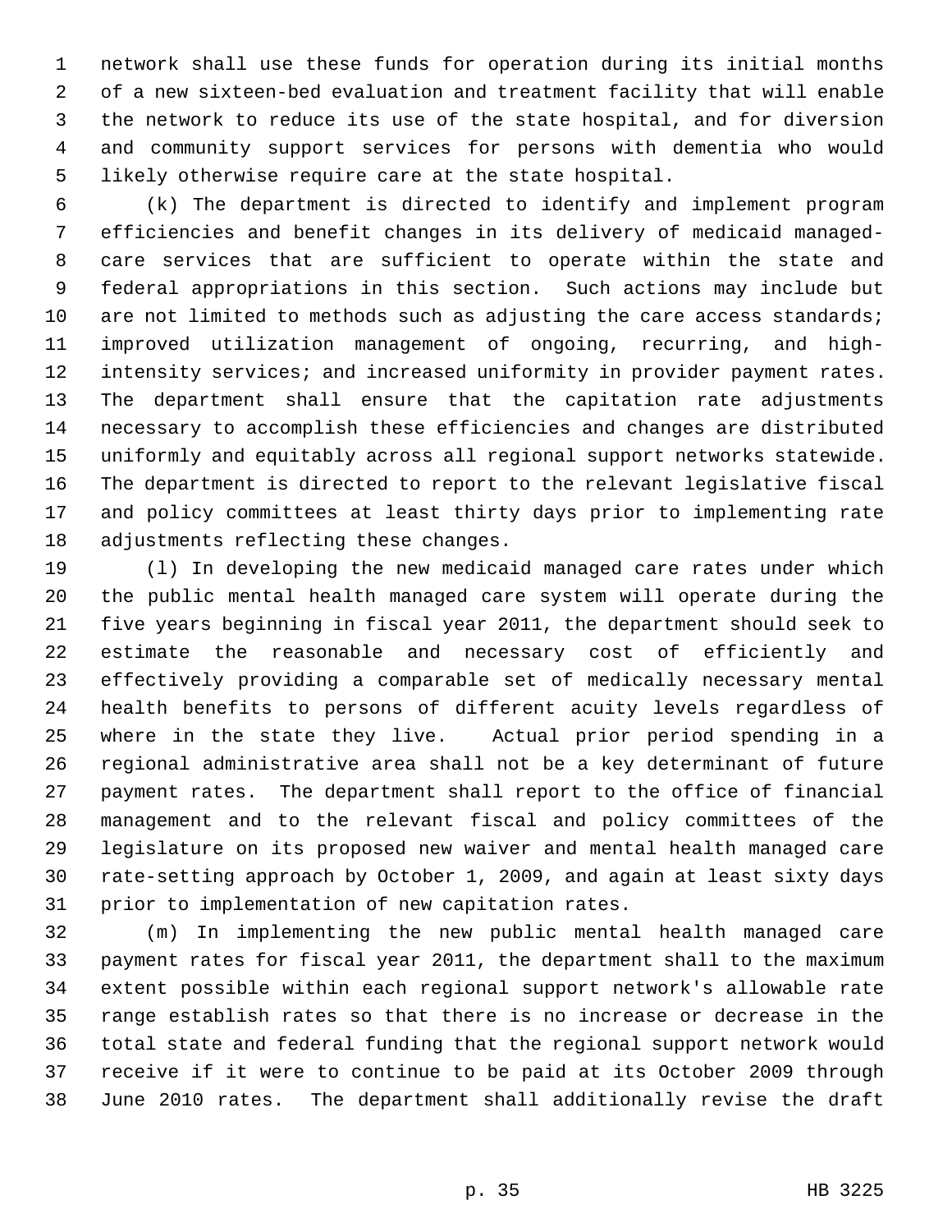network shall use these funds for operation during its initial months of a new sixteen-bed evaluation and treatment facility that will enable the network to reduce its use of the state hospital, and for diversion and community support services for persons with dementia who would likely otherwise require care at the state hospital.

(k) The department is directed to identify and implement program efficiencies and benefit changes in its delivery of medicaid managed-care services that are sufficient to operate within the state and federal appropriations in this section. Such actions may include but are not limited to methods such as adjusting the care access standards; improved utilization management of ongoing, recurring, and high-intensity services; and increased uniformity in provider payment rates. The department shall ensure that the capitation rate adjustments necessary to accomplish these efficiencies and changes are distributed uniformly and equitably across all regional support networks statewide. The department is directed to report to the relevant legislative fiscal and policy committees at least thirty days prior to implementing rate adjustments reflecting these changes.

(l) In developing the new medicaid managed care rates under which the public mental health managed care system will operate during the five years beginning in fiscal year 2011, the department should seek to estimate the reasonable and necessary cost of efficiently and effectively providing a comparable set of medically necessary mental health benefits to persons of different acuity levels regardless of where in the state they live. Actual prior period spending in a regional administrative area shall not be a key determinant of future payment rates. The department shall report to the office of financial management and to the relevant fiscal and policy committees of the legislature on its proposed new waiver and mental health managed care rate-setting approach by October 1, 2009, and again at least sixty days prior to implementation of new capitation rates.

(m) In implementing the new public mental health managed care payment rates for fiscal year 2011, the department shall to the maximum extent possible within each regional support network's allowable rate range establish rates so that there is no increase or decrease in the total state and federal funding that the regional support network would receive if it were to continue to be paid at its October 2009 through June 2010 rates. The department shall additionally revise the draft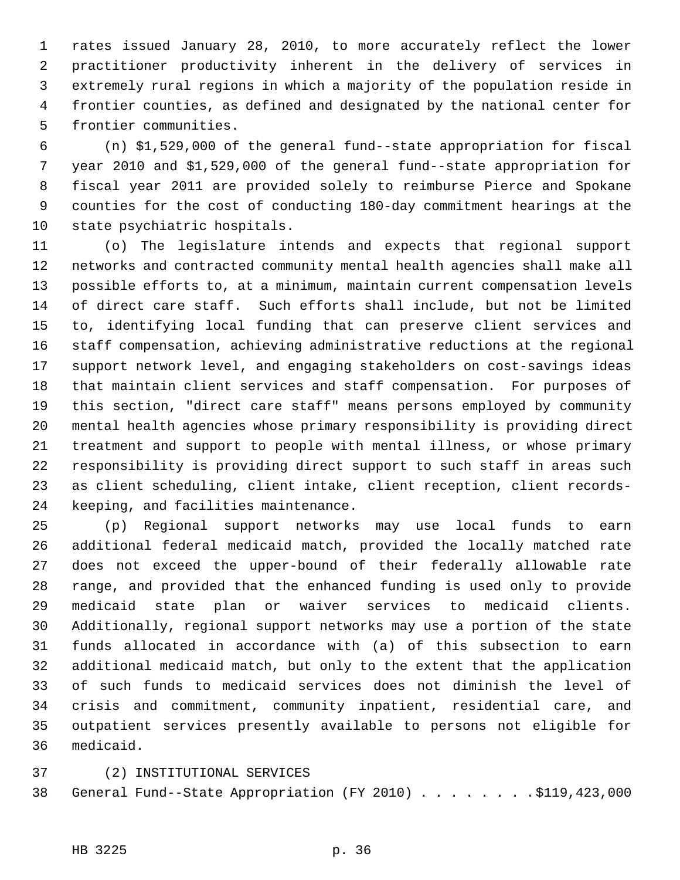rates issued January 28, 2010, to more accurately reflect the lower practitioner productivity inherent in the delivery of services in extremely rural regions in which a majority of the population reside in frontier counties, as defined and designated by the national center for frontier communities.

(n) $1,529,000 of the general fund--state appropriation for fiscal year 2010 and $1,529,000 of the general fund--state appropriation for fiscal year 2011 are provided solely to reimburse Pierce and Spokane counties for the cost of conducting 180-day commitment hearings at the state psychiatric hospitals.

(o) The legislature intends and expects that regional support networks and contracted community mental health agencies shall make all possible efforts to, at a minimum, maintain current compensation levels of direct care staff. Such efforts shall include, but not be limited to, identifying local funding that can preserve client services and staff compensation, achieving administrative reductions at the regional support network level, and engaging stakeholders on cost-savings ideas that maintain client services and staff compensation. For purposes of this section, "direct care staff" means persons employed by community mental health agencies whose primary responsibility is providing direct treatment and support to people with mental illness, or whose primary responsibility is providing direct support to such staff in areas such as client scheduling, client intake, client reception, client records-keeping, and facilities maintenance.

(p) Regional support networks may use local funds to earn additional federal medicaid match, provided the locally matched rate does not exceed the upper-bound of their federally allowable rate range, and provided that the enhanced funding is used only to provide medicaid state plan or waiver services to medicaid clients. Additionally, regional support networks may use a portion of the state funds allocated in accordance with (a) of this subsection to earn additional medicaid match, but only to the extent that the application of such funds to medicaid services does not diminish the level of crisis and commitment, community inpatient, residential care, and outpatient services presently available to persons not eligible for medicaid.

(2) INSTITUTIONAL SERVICES

General Fund--State Appropriation (FY 2010) . . . . . . . . $119,423,000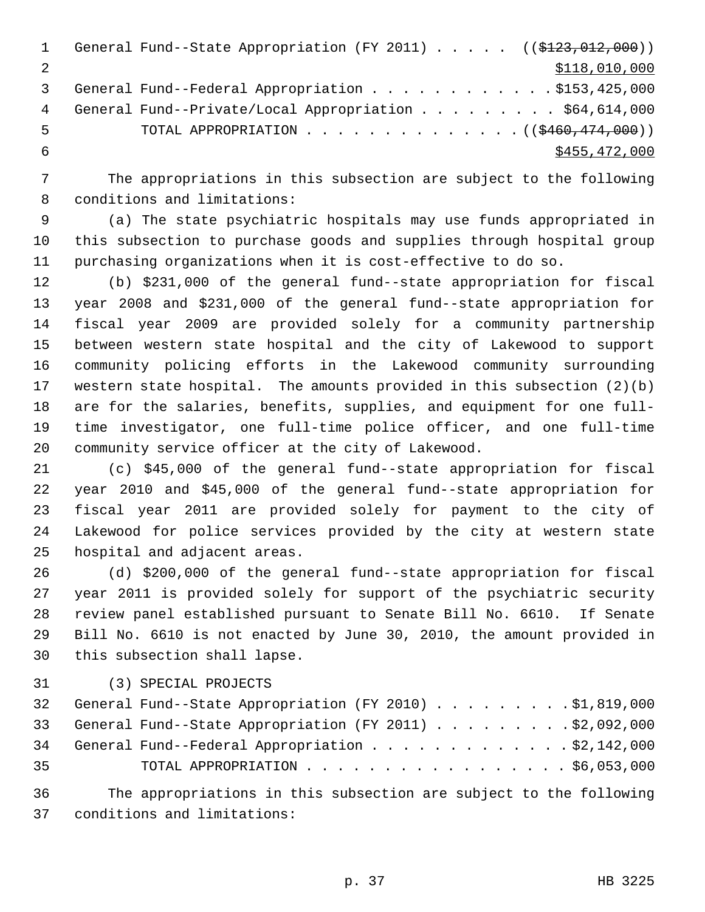General Fund--State Appropriation (FY 2011) . . . . . ((~~$123,012,000~~))
$118,010,000

General Fund--Federal Appropriation . . . . . . . . . . . . $153,425,000

General Fund--Private/Local Appropriation . . . . . . . . . $64,614,000

TOTAL APPROPRIATION . . . . . . . . . . . . . . ((~~$460,474,000~~))
$455,472,000

The appropriations in this subsection are subject to the following conditions and limitations:

(a) The state psychiatric hospitals may use funds appropriated in this subsection to purchase goods and supplies through hospital group purchasing organizations when it is cost-effective to do so.

(b) $231,000 of the general fund--state appropriation for fiscal year 2008 and $231,000 of the general fund--state appropriation for fiscal year 2009 are provided solely for a community partnership between western state hospital and the city of Lakewood to support community policing efforts in the Lakewood community surrounding western state hospital. The amounts provided in this subsection (2)(b) are for the salaries, benefits, supplies, and equipment for one full-time investigator, one full-time police officer, and one full-time community service officer at the city of Lakewood.

(c) $45,000 of the general fund--state appropriation for fiscal year 2010 and $45,000 of the general fund--state appropriation for fiscal year 2011 are provided solely for payment to the city of Lakewood for police services provided by the city at western state hospital and adjacent areas.

(d) $200,000 of the general fund--state appropriation for fiscal year 2011 is provided solely for support of the psychiatric security review panel established pursuant to Senate Bill No. 6610. If Senate Bill No. 6610 is not enacted by June 30, 2010, the amount provided in this subsection shall lapse.

(3) SPECIAL PROJECTS

General Fund--State Appropriation (FY 2010) . . . . . . . . . $1,819,000

General Fund--State Appropriation (FY 2011) . . . . . . . . . $2,092,000

General Fund--Federal Appropriation . . . . . . . . . . . . . $2,142,000

TOTAL APPROPRIATION . . . . . . . . . . . . . . . . . $6,053,000

The appropriations in this subsection are subject to the following conditions and limitations: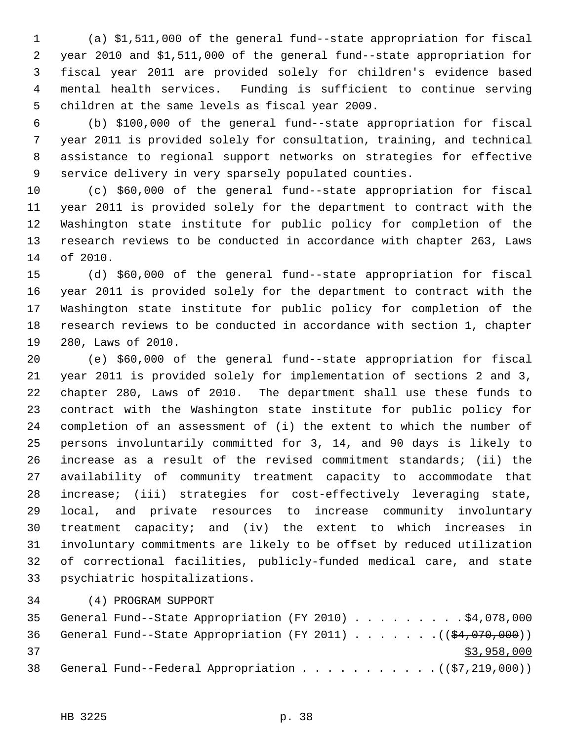(a) $1,511,000 of the general fund--state appropriation for fiscal year 2010 and $1,511,000 of the general fund--state appropriation for fiscal year 2011 are provided solely for children's evidence based mental health services. Funding is sufficient to continue serving children at the same levels as fiscal year 2009.

(b) $100,000 of the general fund--state appropriation for fiscal year 2011 is provided solely for consultation, training, and technical assistance to regional support networks on strategies for effective service delivery in very sparsely populated counties.

(c) $60,000 of the general fund--state appropriation for fiscal year 2011 is provided solely for the department to contract with the Washington state institute for public policy for completion of the research reviews to be conducted in accordance with chapter 263, Laws of 2010.

(d) $60,000 of the general fund--state appropriation for fiscal year 2011 is provided solely for the department to contract with the Washington state institute for public policy for completion of the research reviews to be conducted in accordance with section 1, chapter 280, Laws of 2010.

(e) $60,000 of the general fund--state appropriation for fiscal year 2011 is provided solely for implementation of sections 2 and 3, chapter 280, Laws of 2010. The department shall use these funds to contract with the Washington state institute for public policy for completion of an assessment of (i) the extent to which the number of persons involuntarily committed for 3, 14, and 90 days is likely to increase as a result of the revised commitment standards; (ii) the availability of community treatment capacity to accommodate that increase; (iii) strategies for cost-effectively leveraging state, local, and private resources to increase community involuntary treatment capacity; and (iv) the extent to which increases in involuntary commitments are likely to be offset by reduced utilization of correctional facilities, publicly-funded medical care, and state psychiatric hospitalizations.

(4) PROGRAM SUPPORT

General Fund--State Appropriation (FY 2010) . . . . . . . . . $4,078,000

General Fund--State Appropriation (FY 2011) . . . . . . . (( ~~$4,070,000~~ ))

<u>$3,958,000</u>

General Fund--Federal Appropriation . . . . . . . . . . . (( ~~$7,219,000~~ ))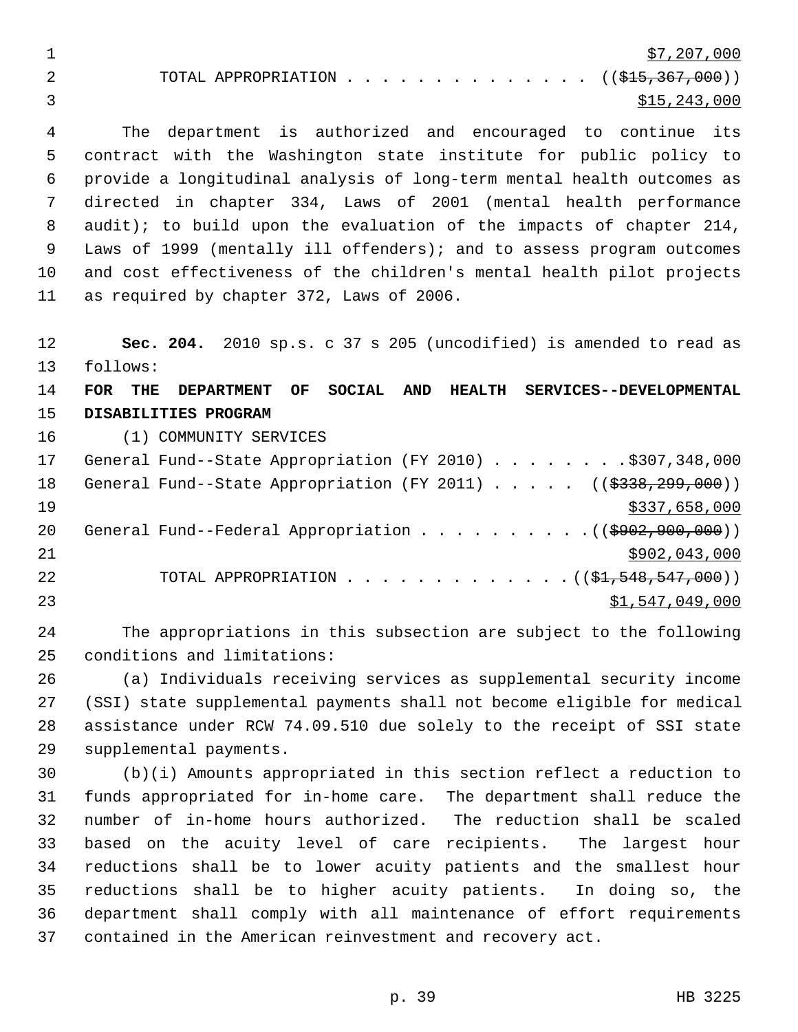$7,207,000

TOTAL APPROPRIATION . . . . . . . . . . . . . . ((~~$15,367,000~~))
$15,243,000

The department is authorized and encouraged to continue its contract with the Washington state institute for public policy to provide a longitudinal analysis of long-term mental health outcomes as directed in chapter 334, Laws of 2001 (mental health performance audit); to build upon the evaluation of the impacts of chapter 214, Laws of 1999 (mentally ill offenders); and to assess program outcomes and cost effectiveness of the children's mental health pilot projects as required by chapter 372, Laws of 2006.

**Sec. 204.** 2010 sp.s. c 37 s 205 (uncodified) is amended to read as follows:

**FOR THE DEPARTMENT OF SOCIAL AND HEALTH SERVICES--DEVELOPMENTAL DISABILITIES PROGRAM**

(1) COMMUNITY SERVICES

General Fund--State Appropriation (FY 2010) . . . . . . . . $307,348,000

General Fund--State Appropriation (FY 2011) . . . . . ((~~$338,299,000~~))
$337,658,000

General Fund--Federal Appropriation . . . . . . . . . . ((~~$902,900,000~~))
$902,043,000

TOTAL APPROPRIATION . . . . . . . . . . . . . ((~~$1,548,547,000~~))
$1,547,049,000

The appropriations in this subsection are subject to the following conditions and limitations:

(a) Individuals receiving services as supplemental security income (SSI) state supplemental payments shall not become eligible for medical assistance under RCW 74.09.510 due solely to the receipt of SSI state supplemental payments.

(b)(i) Amounts appropriated in this section reflect a reduction to funds appropriated for in-home care. The department shall reduce the number of in-home hours authorized. The reduction shall be scaled based on the acuity level of care recipients. The largest hour reductions shall be to lower acuity patients and the smallest hour reductions shall be to higher acuity patients. In doing so, the department shall comply with all maintenance of effort requirements contained in the American reinvestment and recovery act.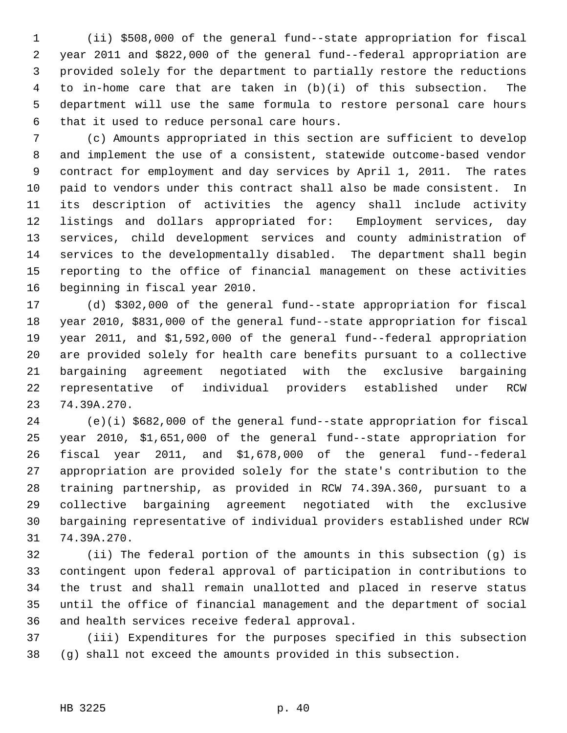(ii) $508,000 of the general fund--state appropriation for fiscal year 2011 and $822,000 of the general fund--federal appropriation are provided solely for the department to partially restore the reductions to in-home care that are taken in (b)(i) of this subsection. The department will use the same formula to restore personal care hours that it used to reduce personal care hours.

(c) Amounts appropriated in this section are sufficient to develop and implement the use of a consistent, statewide outcome-based vendor contract for employment and day services by April 1, 2011. The rates paid to vendors under this contract shall also be made consistent. In its description of activities the agency shall include activity listings and dollars appropriated for: Employment services, day services, child development services and county administration of services to the developmentally disabled. The department shall begin reporting to the office of financial management on these activities beginning in fiscal year 2010.

(d) $302,000 of the general fund--state appropriation for fiscal year 2010, $831,000 of the general fund--state appropriation for fiscal year 2011, and $1,592,000 of the general fund--federal appropriation are provided solely for health care benefits pursuant to a collective bargaining agreement negotiated with the exclusive bargaining representative of individual providers established under RCW 74.39A.270.

(e)(i) $682,000 of the general fund--state appropriation for fiscal year 2010, $1,651,000 of the general fund--state appropriation for fiscal year 2011, and $1,678,000 of the general fund--federal appropriation are provided solely for the state's contribution to the training partnership, as provided in RCW 74.39A.360, pursuant to a collective bargaining agreement negotiated with the exclusive bargaining representative of individual providers established under RCW 74.39A.270.

(ii) The federal portion of the amounts in this subsection (g) is contingent upon federal approval of participation in contributions to the trust and shall remain unallotted and placed in reserve status until the office of financial management and the department of social and health services receive federal approval.

(iii) Expenditures for the purposes specified in this subsection (g) shall not exceed the amounts provided in this subsection.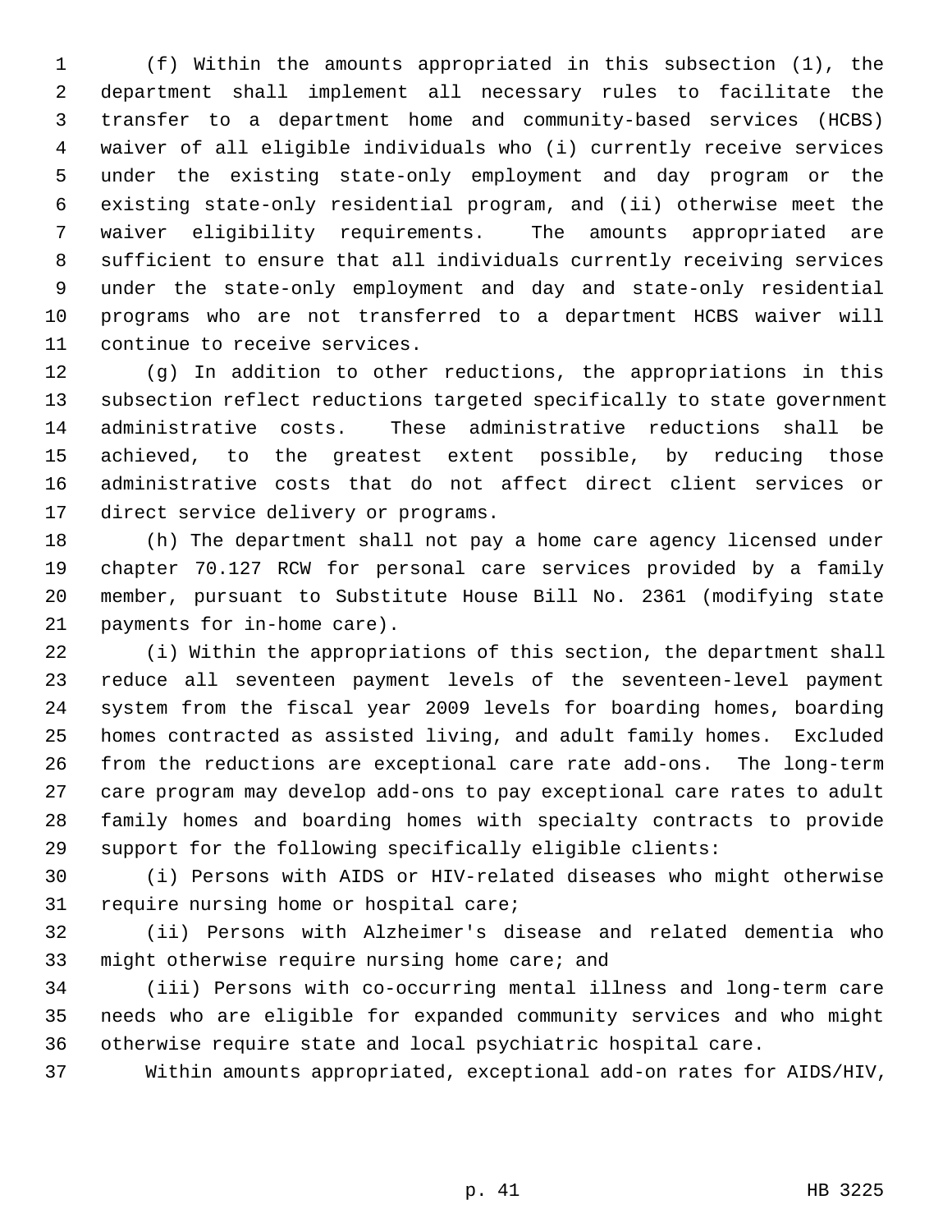(f) Within the amounts appropriated in this subsection (1), the department shall implement all necessary rules to facilitate the transfer to a department home and community-based services (HCBS) waiver of all eligible individuals who (i) currently receive services under the existing state-only employment and day program or the existing state-only residential program, and (ii) otherwise meet the waiver eligibility requirements. The amounts appropriated are sufficient to ensure that all individuals currently receiving services under the state-only employment and day and state-only residential programs who are not transferred to a department HCBS waiver will continue to receive services.

(g) In addition to other reductions, the appropriations in this subsection reflect reductions targeted specifically to state government administrative costs. These administrative reductions shall be achieved, to the greatest extent possible, by reducing those administrative costs that do not affect direct client services or direct service delivery or programs.

(h) The department shall not pay a home care agency licensed under chapter 70.127 RCW for personal care services provided by a family member, pursuant to Substitute House Bill No. 2361 (modifying state payments for in-home care).

(i) Within the appropriations of this section, the department shall reduce all seventeen payment levels of the seventeen-level payment system from the fiscal year 2009 levels for boarding homes, boarding homes contracted as assisted living, and adult family homes. Excluded from the reductions are exceptional care rate add-ons. The long-term care program may develop add-ons to pay exceptional care rates to adult family homes and boarding homes with specialty contracts to provide support for the following specifically eligible clients:

(i) Persons with AIDS or HIV-related diseases who might otherwise require nursing home or hospital care;

(ii) Persons with Alzheimer's disease and related dementia who might otherwise require nursing home care; and

(iii) Persons with co-occurring mental illness and long-term care needs who are eligible for expanded community services and who might otherwise require state and local psychiatric hospital care.

Within amounts appropriated, exceptional add-on rates for AIDS/HIV,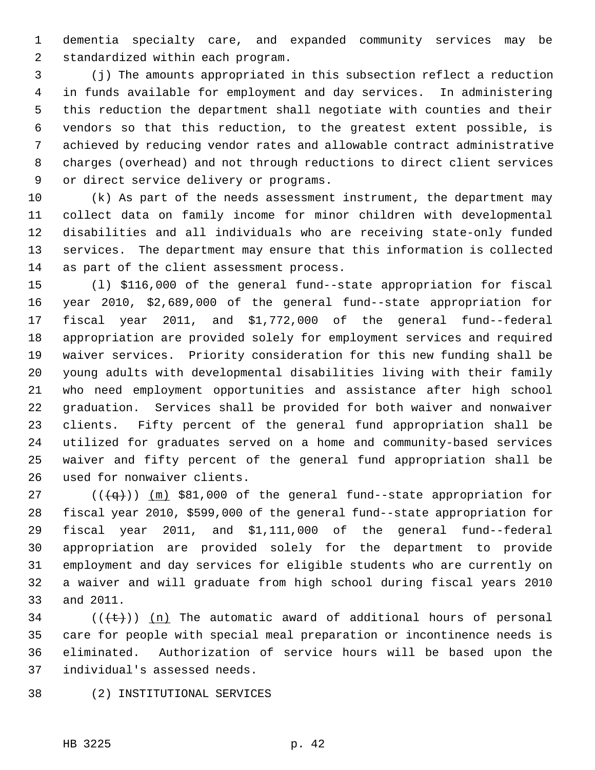dementia specialty care, and expanded community services may be standardized within each program.

(j) The amounts appropriated in this subsection reflect a reduction in funds available for employment and day services. In administering this reduction the department shall negotiate with counties and their vendors so that this reduction, to the greatest extent possible, is achieved by reducing vendor rates and allowable contract administrative charges (overhead) and not through reductions to direct client services or direct service delivery or programs.

(k) As part of the needs assessment instrument, the department may collect data on family income for minor children with developmental disabilities and all individuals who are receiving state-only funded services. The department may ensure that this information is collected as part of the client assessment process.

(l) $116,000 of the general fund--state appropriation for fiscal year 2010, $2,689,000 of the general fund--state appropriation for fiscal year 2011, and $1,772,000 of the general fund--federal appropriation are provided solely for employment services and required waiver services. Priority consideration for this new funding shall be young adults with developmental disabilities living with their family who need employment opportunities and assistance after high school graduation. Services shall be provided for both waiver and nonwaiver clients. Fifty percent of the general fund appropriation shall be utilized for graduates served on a home and community-based services waiver and fifty percent of the general fund appropriation shall be used for nonwaiver clients.

(((q))) (m) $81,000 of the general fund--state appropriation for fiscal year 2010, $599,000 of the general fund--state appropriation for fiscal year 2011, and $1,111,000 of the general fund--federal appropriation are provided solely for the department to provide employment and day services for eligible students who are currently on a waiver and will graduate from high school during fiscal years 2010 and 2011.

(((t))) (n) The automatic award of additional hours of personal care for people with special meal preparation or incontinence needs is eliminated. Authorization of service hours will be based upon the individual's assessed needs.

(2) INSTITUTIONAL SERVICES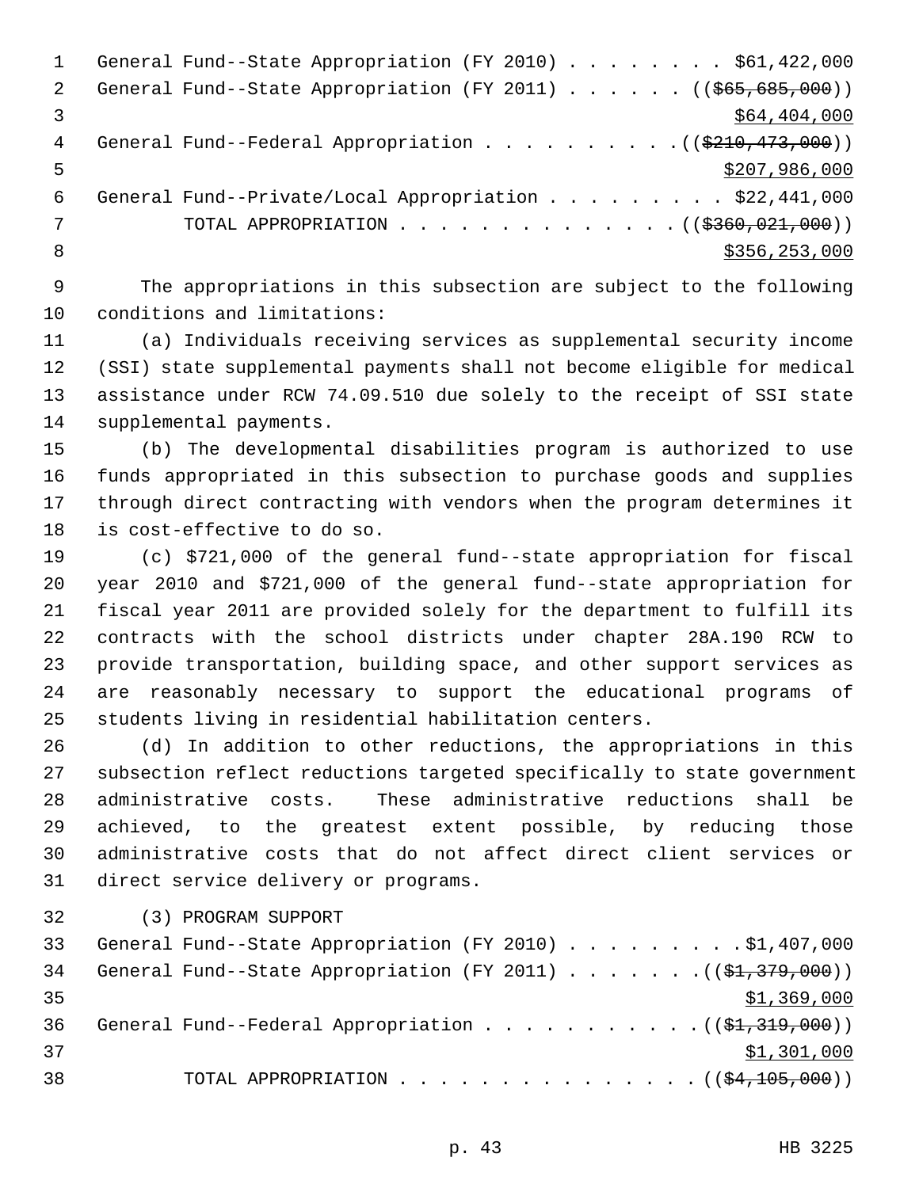General Fund--State Appropriation (FY 2010) . . . . . . . . $61,422,000
General Fund--State Appropriation (FY 2011) . . . . . . ((~~$65,685,000~~))
<u>$64,404,000</u>
General Fund--Federal Appropriation . . . . . . . . . . ((~~$210,473,000~~))
<u>$207,986,000</u>
General Fund--Private/Local Appropriation . . . . . . . . . $22,441,000
TOTAL APPROPRIATION . . . . . . . . . . . . . . ((~~$360,021,000~~))
<u>$356,253,000</u>

The appropriations in this subsection are subject to the following conditions and limitations:

(a) Individuals receiving services as supplemental security income (SSI) state supplemental payments shall not become eligible for medical assistance under RCW 74.09.510 due solely to the receipt of SSI state supplemental payments.

(b) The developmental disabilities program is authorized to use funds appropriated in this subsection to purchase goods and supplies through direct contracting with vendors when the program determines it is cost-effective to do so.

(c) $721,000 of the general fund--state appropriation for fiscal year 2010 and $721,000 of the general fund--state appropriation for fiscal year 2011 are provided solely for the department to fulfill its contracts with the school districts under chapter 28A.190 RCW to provide transportation, building space, and other support services as are reasonably necessary to support the educational programs of students living in residential habilitation centers.

(d) In addition to other reductions, the appropriations in this subsection reflect reductions targeted specifically to state government administrative costs. These administrative reductions shall be achieved, to the greatest extent possible, by reducing those administrative costs that do not affect direct client services or direct service delivery or programs.

(3) PROGRAM SUPPORT

General Fund--State Appropriation (FY 2010) . . . . . . . . . $1,407,000
General Fund--State Appropriation (FY 2011) . . . . . . . ((~~$1,379,000~~))
<u>$1,369,000</u>
General Fund--Federal Appropriation . . . . . . . . . . . ((~~$1,319,000~~))
<u>$1,301,000</u>
TOTAL APPROPRIATION . . . . . . . . . . . . . . . ((~~$4,105,000~~))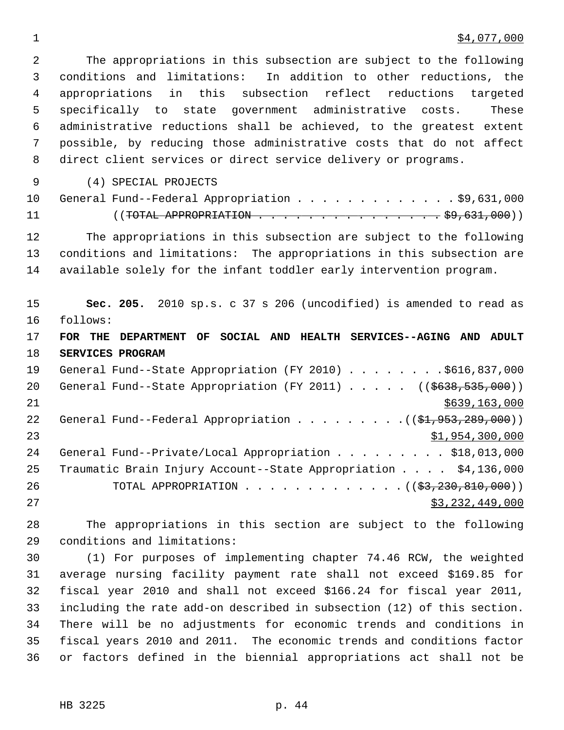$4,077,000

The appropriations in this subsection are subject to the following conditions and limitations: In addition to other reductions, the appropriations in this subsection reflect reductions targeted specifically to state government administrative costs. These administrative reductions shall be achieved, to the greatest extent possible, by reducing those administrative costs that do not affect direct client services or direct service delivery or programs.

(4) SPECIAL PROJECTS

General Fund--Federal Appropriation . . . . . . . . . . . . . $9,631,000

((~~TOTAL APPROPRIATION . . . . . . . . . . . . . . . . $9,631,000~~))

The appropriations in this subsection are subject to the following conditions and limitations: The appropriations in this subsection are available solely for the infant toddler early intervention program.

**Sec. 205.** 2010 sp.s. c 37 s 206 (uncodified) is amended to read as follows:

**FOR THE DEPARTMENT OF SOCIAL AND HEALTH SERVICES--AGING AND ADULT SERVICES PROGRAM**

General Fund--State Appropriation (FY 2010) . . . . . . . . $616,837,000

General Fund--State Appropriation (FY 2011) . . . . . ((~~$638,535,000~~))
$639,163,000

General Fund--Federal Appropriation . . . . . . . . . ((~~$1,953,289,000~~))
$1,954,300,000

General Fund--Private/Local Appropriation . . . . . . . . . $18,013,000

Traumatic Brain Injury Account--State Appropriation . . . . $4,136,000

TOTAL APPROPRIATION . . . . . . . . . . . . . ((~~$3,230,810,000~~))
$3,232,449,000

The appropriations in this section are subject to the following conditions and limitations:

(1) For purposes of implementing chapter 74.46 RCW, the weighted average nursing facility payment rate shall not exceed $169.85 for fiscal year 2010 and shall not exceed $166.24 for fiscal year 2011, including the rate add-on described in subsection (12) of this section. There will be no adjustments for economic trends and conditions in fiscal years 2010 and 2011. The economic trends and conditions factor or factors defined in the biennial appropriations act shall not be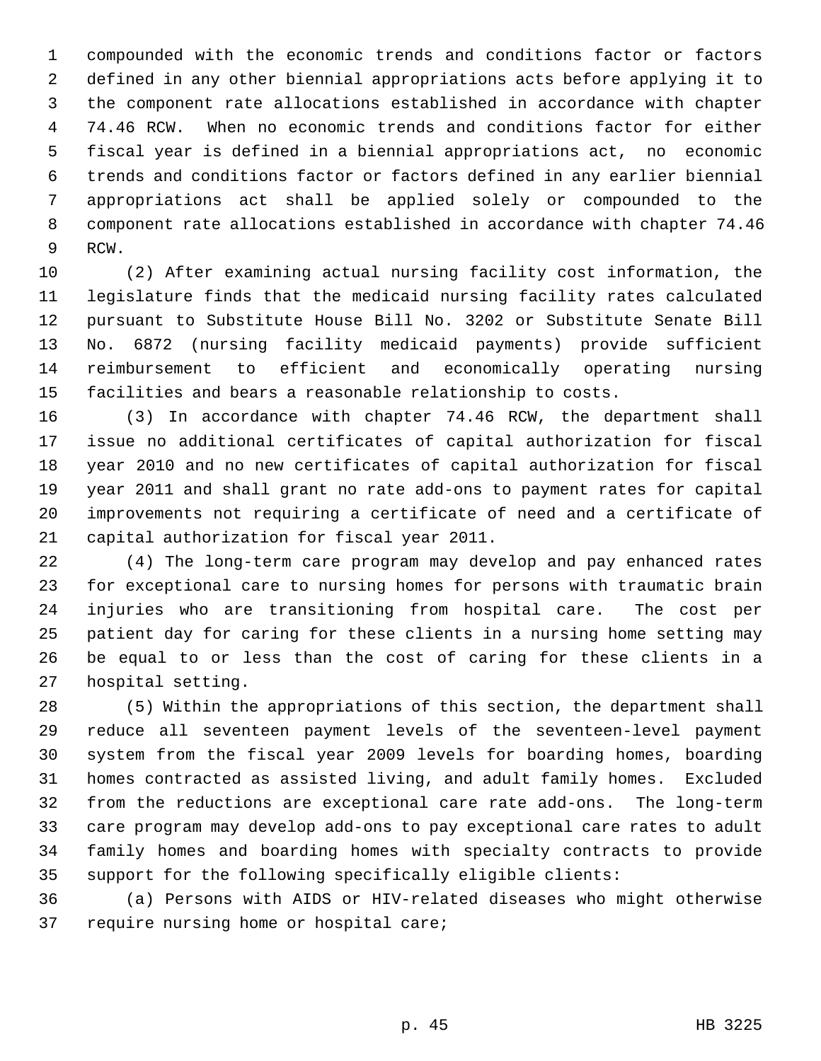compounded with the economic trends and conditions factor or factors defined in any other biennial appropriations acts before applying it to the component rate allocations established in accordance with chapter 74.46 RCW. When no economic trends and conditions factor for either fiscal year is defined in a biennial appropriations act, no economic trends and conditions factor or factors defined in any earlier biennial appropriations act shall be applied solely or compounded to the component rate allocations established in accordance with chapter 74.46 RCW.

(2) After examining actual nursing facility cost information, the legislature finds that the medicaid nursing facility rates calculated pursuant to Substitute House Bill No. 3202 or Substitute Senate Bill No. 6872 (nursing facility medicaid payments) provide sufficient reimbursement to efficient and economically operating nursing facilities and bears a reasonable relationship to costs.

(3) In accordance with chapter 74.46 RCW, the department shall issue no additional certificates of capital authorization for fiscal year 2010 and no new certificates of capital authorization for fiscal year 2011 and shall grant no rate add-ons to payment rates for capital improvements not requiring a certificate of need and a certificate of capital authorization for fiscal year 2011.

(4) The long-term care program may develop and pay enhanced rates for exceptional care to nursing homes for persons with traumatic brain injuries who are transitioning from hospital care. The cost per patient day for caring for these clients in a nursing home setting may be equal to or less than the cost of caring for these clients in a hospital setting.

(5) Within the appropriations of this section, the department shall reduce all seventeen payment levels of the seventeen-level payment system from the fiscal year 2009 levels for boarding homes, boarding homes contracted as assisted living, and adult family homes. Excluded from the reductions are exceptional care rate add-ons. The long-term care program may develop add-ons to pay exceptional care rates to adult family homes and boarding homes with specialty contracts to provide support for the following specifically eligible clients:

(a) Persons with AIDS or HIV-related diseases who might otherwise require nursing home or hospital care;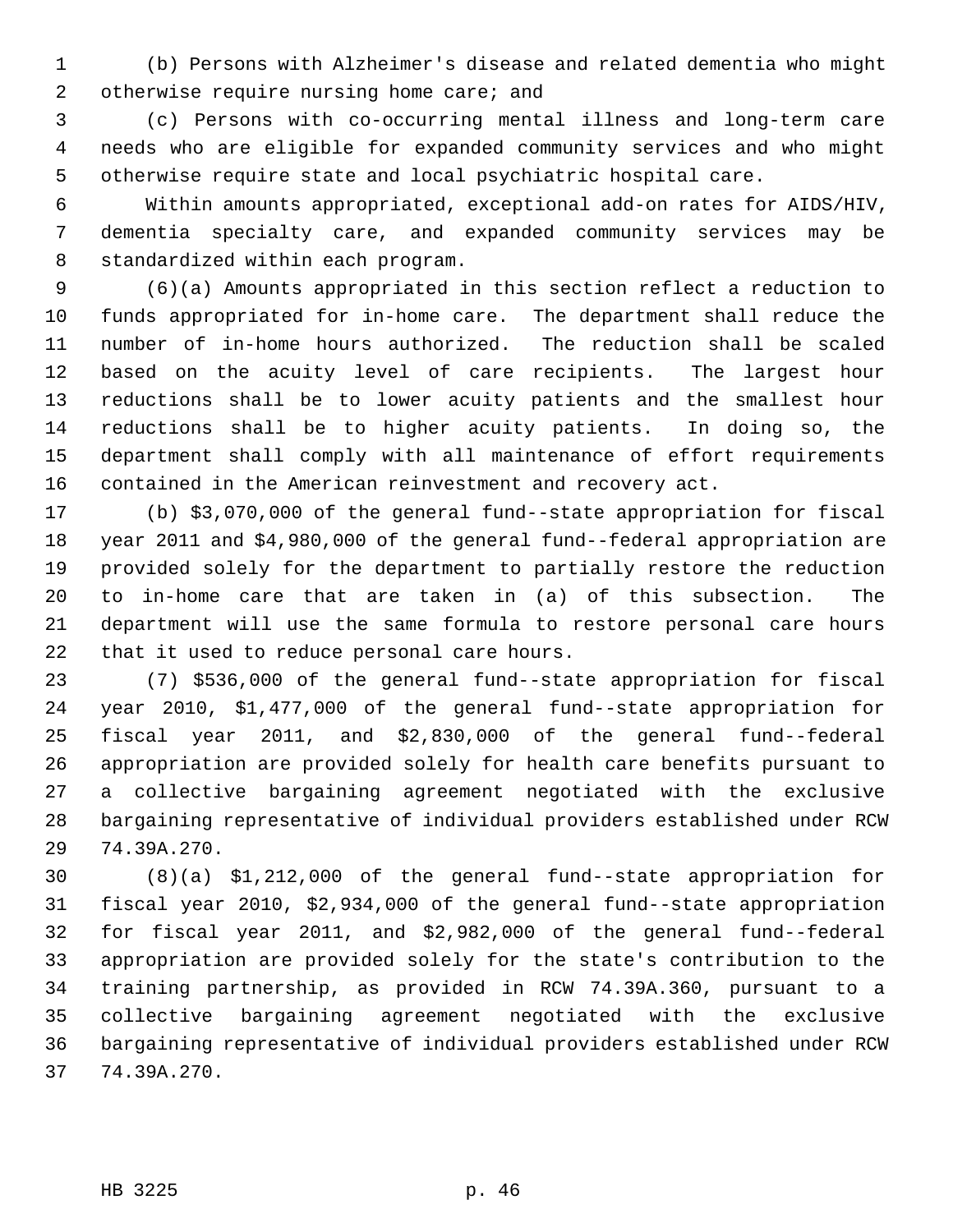(b) Persons with Alzheimer's disease and related dementia who might otherwise require nursing home care; and

(c) Persons with co-occurring mental illness and long-term care needs who are eligible for expanded community services and who might otherwise require state and local psychiatric hospital care.

Within amounts appropriated, exceptional add-on rates for AIDS/HIV, dementia specialty care, and expanded community services may be standardized within each program.

(6)(a) Amounts appropriated in this section reflect a reduction to funds appropriated for in-home care. The department shall reduce the number of in-home hours authorized. The reduction shall be scaled based on the acuity level of care recipients. The largest hour reductions shall be to lower acuity patients and the smallest hour reductions shall be to higher acuity patients. In doing so, the department shall comply with all maintenance of effort requirements contained in the American reinvestment and recovery act.

(b) $3,070,000 of the general fund--state appropriation for fiscal year 2011 and $4,980,000 of the general fund--federal appropriation are provided solely for the department to partially restore the reduction to in-home care that are taken in (a) of this subsection. The department will use the same formula to restore personal care hours that it used to reduce personal care hours.

(7) $536,000 of the general fund--state appropriation for fiscal year 2010, $1,477,000 of the general fund--state appropriation for fiscal year 2011, and $2,830,000 of the general fund--federal appropriation are provided solely for health care benefits pursuant to a collective bargaining agreement negotiated with the exclusive bargaining representative of individual providers established under RCW 74.39A.270.

(8)(a) $1,212,000 of the general fund--state appropriation for fiscal year 2010, $2,934,000 of the general fund--state appropriation for fiscal year 2011, and $2,982,000 of the general fund--federal appropriation are provided solely for the state's contribution to the training partnership, as provided in RCW 74.39A.360, pursuant to a collective bargaining agreement negotiated with the exclusive bargaining representative of individual providers established under RCW 74.39A.270.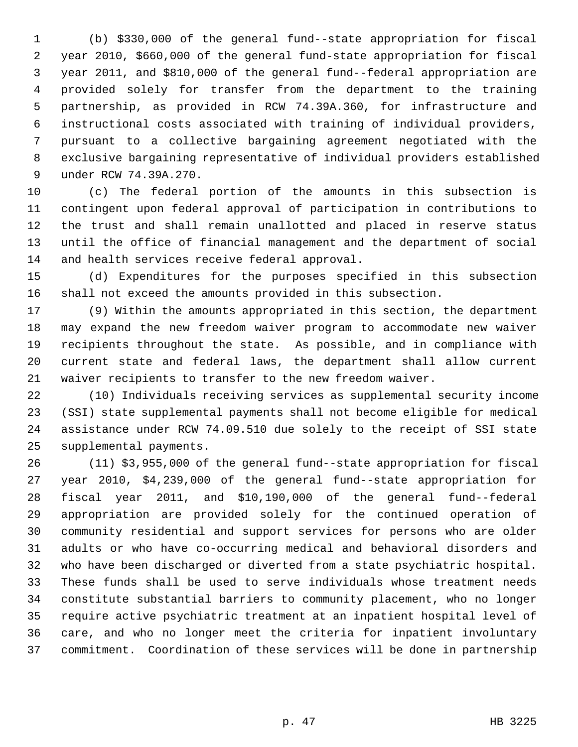(b) $330,000 of the general fund--state appropriation for fiscal year 2010, $660,000 of the general fund-state appropriation for fiscal year 2011, and $810,000 of the general fund--federal appropriation are provided solely for transfer from the department to the training partnership, as provided in RCW 74.39A.360, for infrastructure and instructional costs associated with training of individual providers, pursuant to a collective bargaining agreement negotiated with the exclusive bargaining representative of individual providers established under RCW 74.39A.270.

(c) The federal portion of the amounts in this subsection is contingent upon federal approval of participation in contributions to the trust and shall remain unallotted and placed in reserve status until the office of financial management and the department of social and health services receive federal approval.

(d) Expenditures for the purposes specified in this subsection shall not exceed the amounts provided in this subsection.

(9) Within the amounts appropriated in this section, the department may expand the new freedom waiver program to accommodate new waiver recipients throughout the state. As possible, and in compliance with current state and federal laws, the department shall allow current waiver recipients to transfer to the new freedom waiver.

(10) Individuals receiving services as supplemental security income (SSI) state supplemental payments shall not become eligible for medical assistance under RCW 74.09.510 due solely to the receipt of SSI state supplemental payments.

(11) $3,955,000 of the general fund--state appropriation for fiscal year 2010, $4,239,000 of the general fund--state appropriation for fiscal year 2011, and $10,190,000 of the general fund--federal appropriation are provided solely for the continued operation of community residential and support services for persons who are older adults or who have co-occurring medical and behavioral disorders and who have been discharged or diverted from a state psychiatric hospital. These funds shall be used to serve individuals whose treatment needs constitute substantial barriers to community placement, who no longer require active psychiatric treatment at an inpatient hospital level of care, and who no longer meet the criteria for inpatient involuntary commitment. Coordination of these services will be done in partnership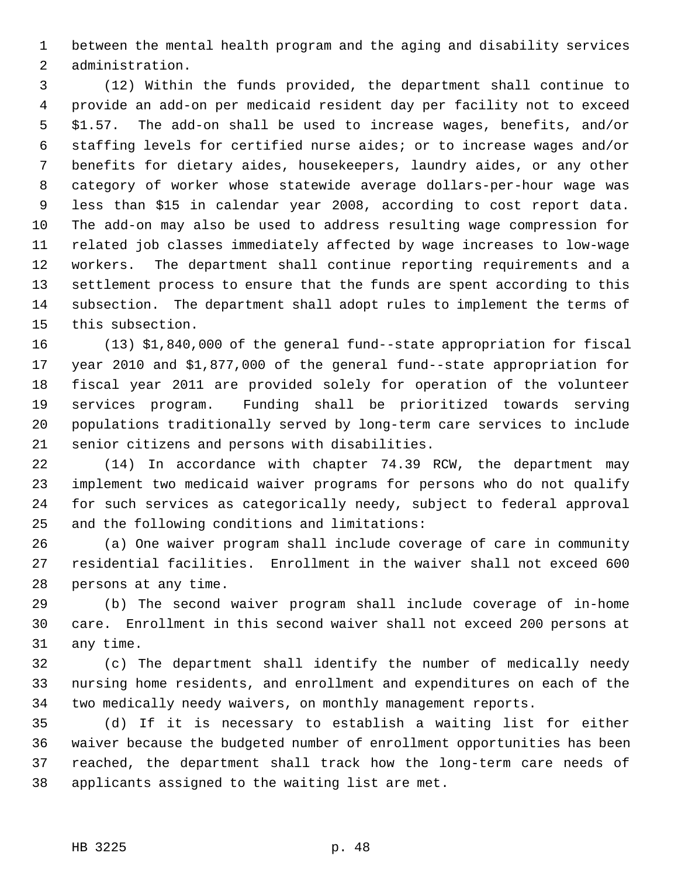between the mental health program and the aging and disability services administration.

(12) Within the funds provided, the department shall continue to provide an add-on per medicaid resident day per facility not to exceed $1.57. The add-on shall be used to increase wages, benefits, and/or staffing levels for certified nurse aides; or to increase wages and/or benefits for dietary aides, housekeepers, laundry aides, or any other category of worker whose statewide average dollars-per-hour wage was less than $15 in calendar year 2008, according to cost report data. The add-on may also be used to address resulting wage compression for related job classes immediately affected by wage increases to low-wage workers. The department shall continue reporting requirements and a settlement process to ensure that the funds are spent according to this subsection. The department shall adopt rules to implement the terms of this subsection.

(13) $1,840,000 of the general fund--state appropriation for fiscal year 2010 and $1,877,000 of the general fund--state appropriation for fiscal year 2011 are provided solely for operation of the volunteer services program. Funding shall be prioritized towards serving populations traditionally served by long-term care services to include senior citizens and persons with disabilities.

(14) In accordance with chapter 74.39 RCW, the department may implement two medicaid waiver programs for persons who do not qualify for such services as categorically needy, subject to federal approval and the following conditions and limitations:

(a) One waiver program shall include coverage of care in community residential facilities. Enrollment in the waiver shall not exceed 600 persons at any time.

(b) The second waiver program shall include coverage of in-home care. Enrollment in this second waiver shall not exceed 200 persons at any time.

(c) The department shall identify the number of medically needy nursing home residents, and enrollment and expenditures on each of the two medically needy waivers, on monthly management reports.

(d) If it is necessary to establish a waiting list for either waiver because the budgeted number of enrollment opportunities has been reached, the department shall track how the long-term care needs of applicants assigned to the waiting list are met.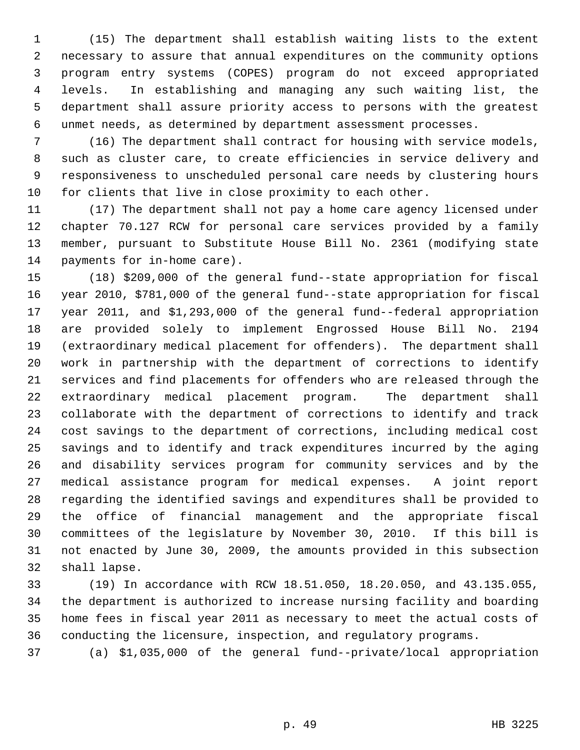(15) The department shall establish waiting lists to the extent necessary to assure that annual expenditures on the community options program entry systems (COPES) program do not exceed appropriated levels. In establishing and managing any such waiting list, the department shall assure priority access to persons with the greatest unmet needs, as determined by department assessment processes.

(16) The department shall contract for housing with service models, such as cluster care, to create efficiencies in service delivery and responsiveness to unscheduled personal care needs by clustering hours for clients that live in close proximity to each other.

(17) The department shall not pay a home care agency licensed under chapter 70.127 RCW for personal care services provided by a family member, pursuant to Substitute House Bill No. 2361 (modifying state payments for in-home care).

(18) $209,000 of the general fund--state appropriation for fiscal year 2010, $781,000 of the general fund--state appropriation for fiscal year 2011, and $1,293,000 of the general fund--federal appropriation are provided solely to implement Engrossed House Bill No. 2194 (extraordinary medical placement for offenders). The department shall work in partnership with the department of corrections to identify services and find placements for offenders who are released through the extraordinary medical placement program. The department shall collaborate with the department of corrections to identify and track cost savings to the department of corrections, including medical cost savings and to identify and track expenditures incurred by the aging and disability services program for community services and by the medical assistance program for medical expenses. A joint report regarding the identified savings and expenditures shall be provided to the office of financial management and the appropriate fiscal committees of the legislature by November 30, 2010. If this bill is not enacted by June 30, 2009, the amounts provided in this subsection shall lapse.

(19) In accordance with RCW 18.51.050, 18.20.050, and 43.135.055, the department is authorized to increase nursing facility and boarding home fees in fiscal year 2011 as necessary to meet the actual costs of conducting the licensure, inspection, and regulatory programs.

(a) $1,035,000 of the general fund--private/local appropriation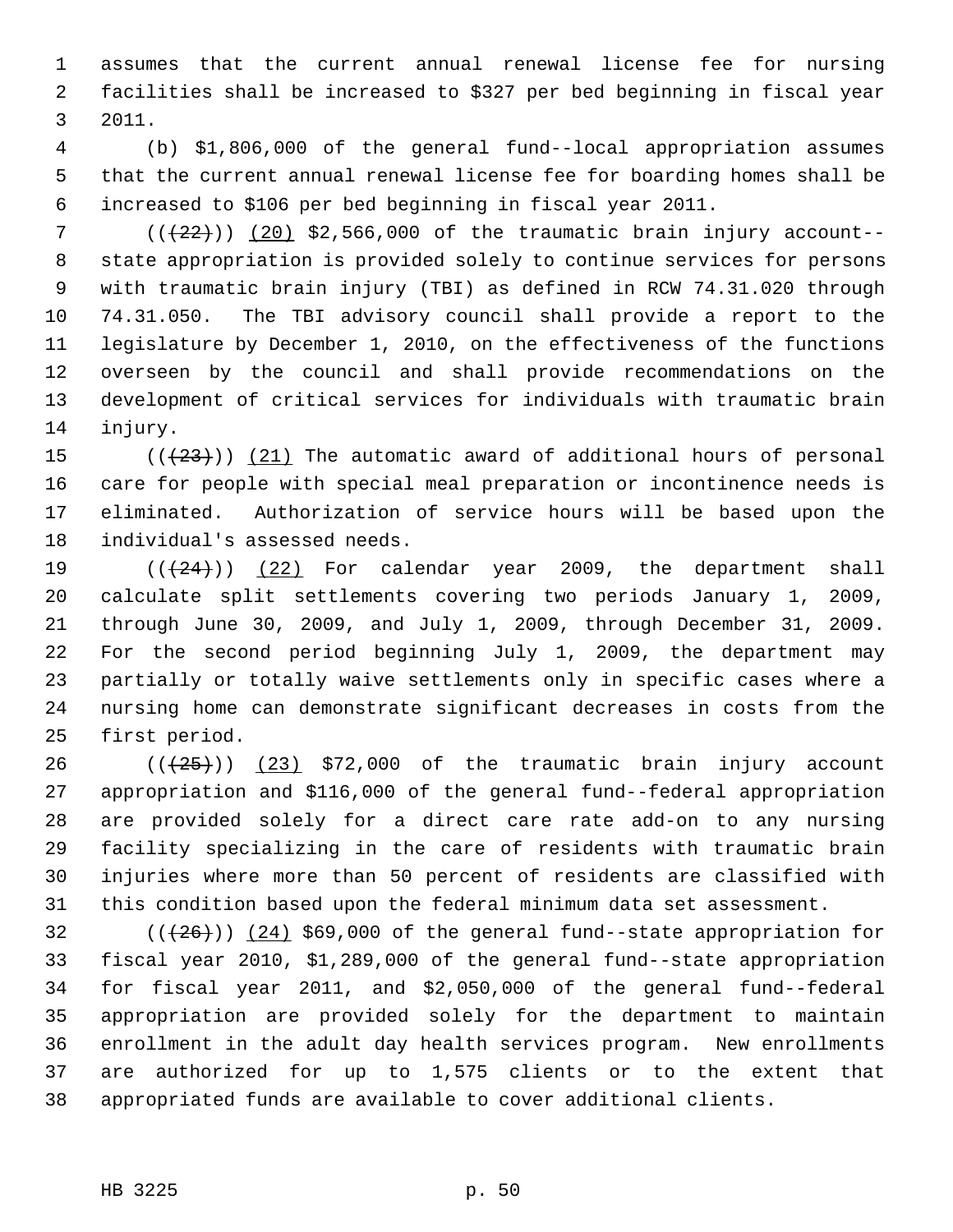assumes that the current annual renewal license fee for nursing facilities shall be increased to $327 per bed beginning in fiscal year 2011.

(b) $1,806,000 of the general fund--local appropriation assumes that the current annual renewal license fee for boarding homes shall be increased to $106 per bed beginning in fiscal year 2011.

(((22))) (20) $2,566,000 of the traumatic brain injury account--state appropriation is provided solely to continue services for persons with traumatic brain injury (TBI) as defined in RCW 74.31.020 through 74.31.050. The TBI advisory council shall provide a report to the legislature by December 1, 2010, on the effectiveness of the functions overseen by the council and shall provide recommendations on the development of critical services for individuals with traumatic brain injury.

(((23))) (21) The automatic award of additional hours of personal care for people with special meal preparation or incontinence needs is eliminated. Authorization of service hours will be based upon the individual's assessed needs.

(((24))) (22) For calendar year 2009, the department shall calculate split settlements covering two periods January 1, 2009, through June 30, 2009, and July 1, 2009, through December 31, 2009. For the second period beginning July 1, 2009, the department may partially or totally waive settlements only in specific cases where a nursing home can demonstrate significant decreases in costs from the first period.

(((25))) (23) $72,000 of the traumatic brain injury account appropriation and $116,000 of the general fund--federal appropriation are provided solely for a direct care rate add-on to any nursing facility specializing in the care of residents with traumatic brain injuries where more than 50 percent of residents are classified with this condition based upon the federal minimum data set assessment.

(((26))) (24) $69,000 of the general fund--state appropriation for fiscal year 2010, $1,289,000 of the general fund--state appropriation for fiscal year 2011, and $2,050,000 of the general fund--federal appropriation are provided solely for the department to maintain enrollment in the adult day health services program. New enrollments are authorized for up to 1,575 clients or to the extent that appropriated funds are available to cover additional clients.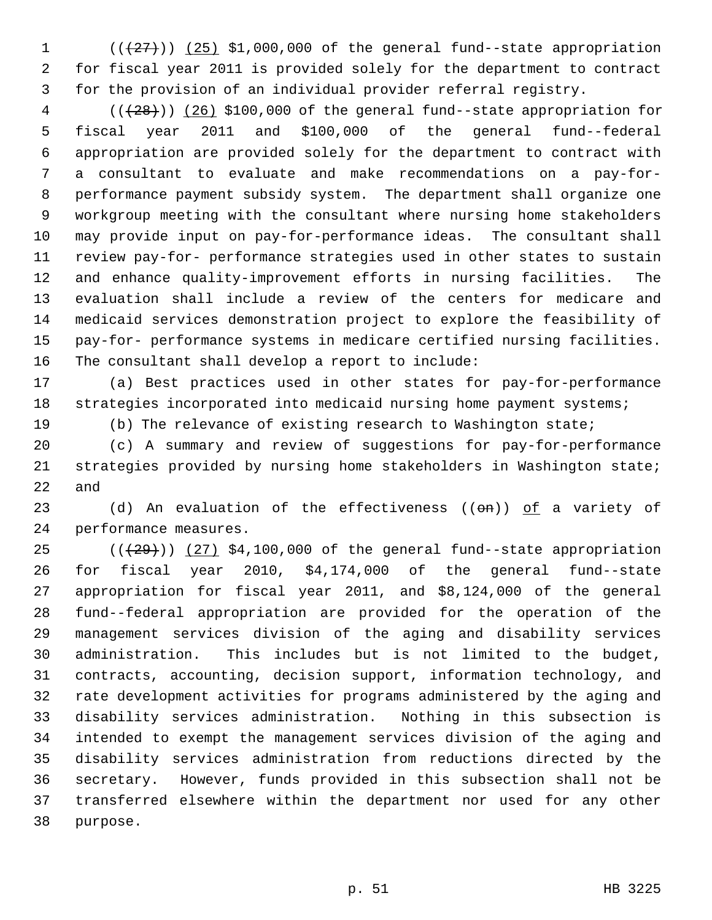((~~(27)~~)) <u>(25)</u> $1,000,000 of the general fund--state appropriation for fiscal year 2011 is provided solely for the department to contract for the provision of an individual provider referral registry.

((~~(28)~~)) <u>(26)</u> $100,000 of the general fund--state appropriation for fiscal year 2011 and $100,000 of the general fund--federal appropriation are provided solely for the department to contract with a consultant to evaluate and make recommendations on a pay-for-performance payment subsidy system. The department shall organize one workgroup meeting with the consultant where nursing home stakeholders may provide input on pay-for-performance ideas. The consultant shall review pay-for- performance strategies used in other states to sustain and enhance quality-improvement efforts in nursing facilities. The evaluation shall include a review of the centers for medicare and medicaid services demonstration project to explore the feasibility of pay-for- performance systems in medicare certified nursing facilities. The consultant shall develop a report to include:

(a) Best practices used in other states for pay-for-performance strategies incorporated into medicaid nursing home payment systems;

(b) The relevance of existing research to Washington state;

(c) A summary and review of suggestions for pay-for-performance strategies provided by nursing home stakeholders in Washington state; and

(d) An evaluation of the effectiveness ((~~on~~)) <u>of</u> a variety of performance measures.

((~~(29)~~)) <u>(27)</u> $4,100,000 of the general fund--state appropriation for fiscal year 2010, $4,174,000 of the general fund--state appropriation for fiscal year 2011, and $8,124,000 of the general fund--federal appropriation are provided for the operation of the management services division of the aging and disability services administration. This includes but is not limited to the budget, contracts, accounting, decision support, information technology, and rate development activities for programs administered by the aging and disability services administration. Nothing in this subsection is intended to exempt the management services division of the aging and disability services administration from reductions directed by the secretary. However, funds provided in this subsection shall not be transferred elsewhere within the department nor used for any other purpose.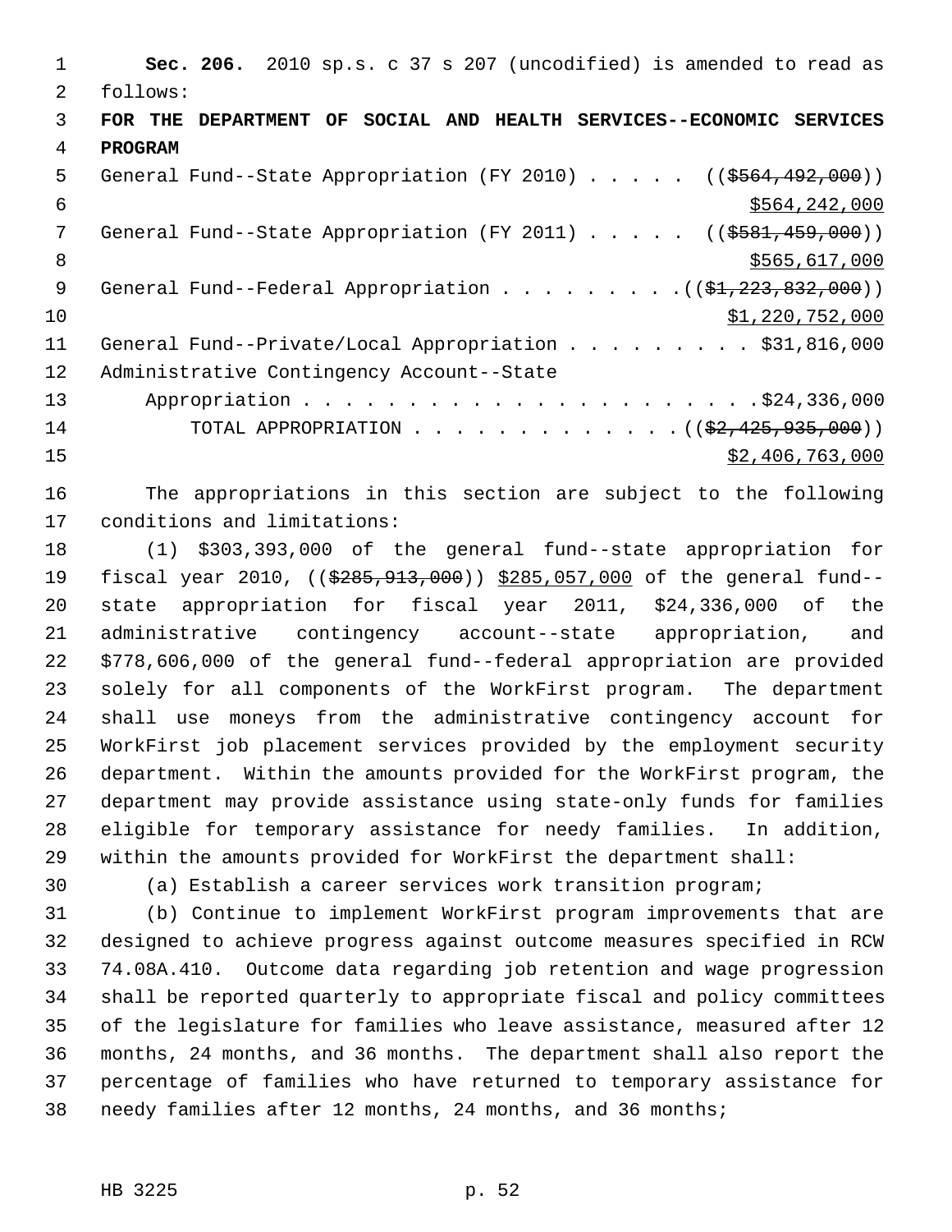**Sec. 206.** 2010 sp.s. c 37 s 207 (uncodified) is amended to read as follows:

**FOR THE DEPARTMENT OF SOCIAL AND HEALTH SERVICES--ECONOMIC SERVICES PROGRAM**

General Fund--State Appropriation (FY 2010) . . . . . (($564,492,000))
$564,242,000

General Fund--State Appropriation (FY 2011) . . . . . (($581,459,000))
$565,617,000

General Fund--Federal Appropriation . . . . . . . . . (($1,223,832,000))
$1,220,752,000

General Fund--Private/Local Appropriation . . . . . . . . . $31,816,000

Administrative Contingency Account--State
Appropriation . . . . . . . . . . . . . . . . . . . . . $24,336,000

TOTAL APPROPRIATION . . . . . . . . . . . . . (($2,425,935,000))
$2,406,763,000

The appropriations in this section are subject to the following conditions and limitations:

(1) $303,393,000 of the general fund--state appropriation for fiscal year 2010, (($285,913,000)) $285,057,000 of the general fund--state appropriation for fiscal year 2011, $24,336,000 of the administrative contingency account--state appropriation, and $778,606,000 of the general fund--federal appropriation are provided solely for all components of the WorkFirst program. The department shall use moneys from the administrative contingency account for WorkFirst job placement services provided by the employment security department. Within the amounts provided for the WorkFirst program, the department may provide assistance using state-only funds for families eligible for temporary assistance for needy families. In addition, within the amounts provided for WorkFirst the department shall:

(a) Establish a career services work transition program;

(b) Continue to implement WorkFirst program improvements that are designed to achieve progress against outcome measures specified in RCW 74.08A.410. Outcome data regarding job retention and wage progression shall be reported quarterly to appropriate fiscal and policy committees of the legislature for families who leave assistance, measured after 12 months, 24 months, and 36 months. The department shall also report the percentage of families who have returned to temporary assistance for needy families after 12 months, 24 months, and 36 months;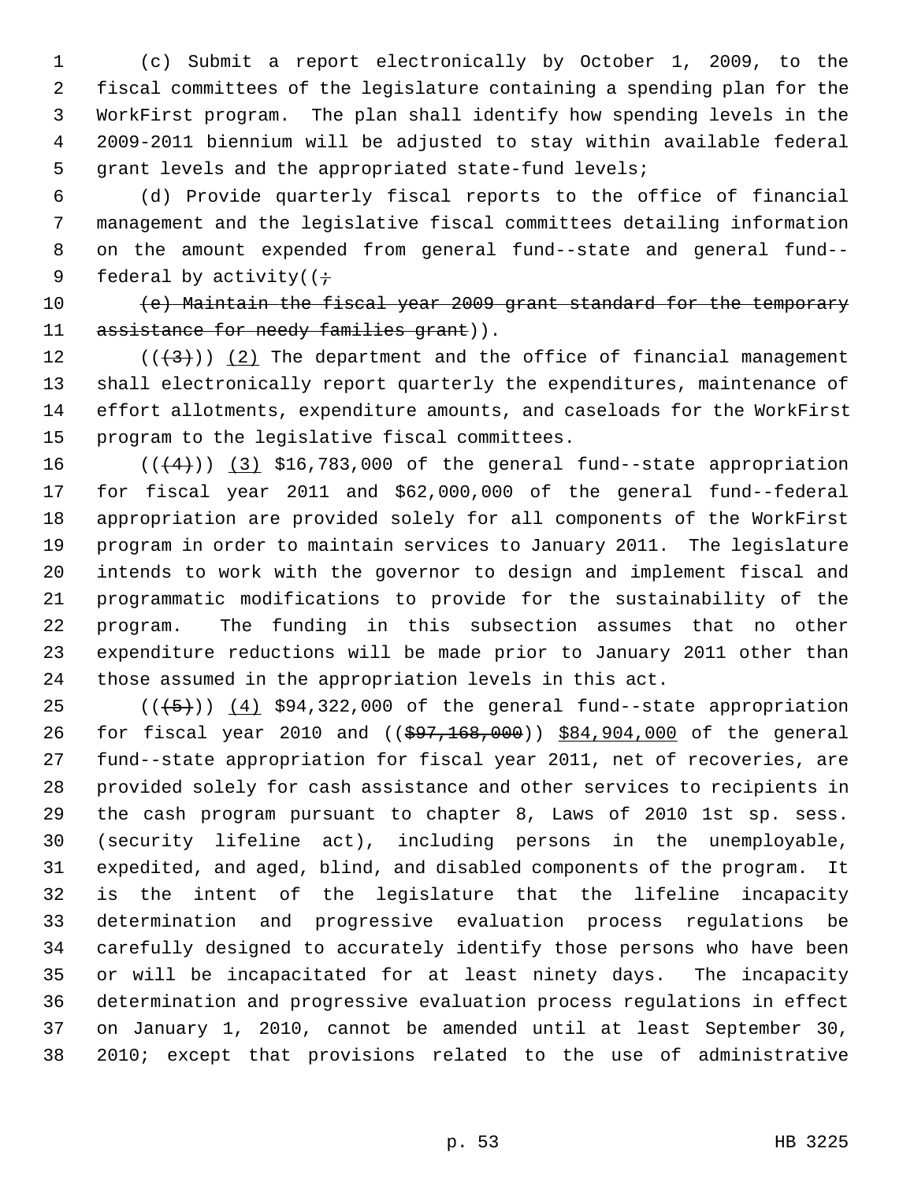(c) Submit a report electronically by October 1, 2009, to the fiscal committees of the legislature containing a spending plan for the WorkFirst program. The plan shall identify how spending levels in the 2009-2011 biennium will be adjusted to stay within available federal grant levels and the appropriated state-fund levels;

(d) Provide quarterly fiscal reports to the office of financial management and the legislative fiscal committees detailing information on the amount expended from general fund--state and general fund--federal by activity((~~;~~

~~(e) Maintain the fiscal year 2009 grant standard for the temporary assistance for needy families grant~~)).

((~~(3)~~)) (2) The department and the office of financial management shall electronically report quarterly the expenditures, maintenance of effort allotments, expenditure amounts, and caseloads for the WorkFirst program to the legislative fiscal committees.

((~~(4)~~)) (3) $16,783,000 of the general fund--state appropriation for fiscal year 2011 and $62,000,000 of the general fund--federal appropriation are provided solely for all components of the WorkFirst program in order to maintain services to January 2011. The legislature intends to work with the governor to design and implement fiscal and programmatic modifications to provide for the sustainability of the program. The funding in this subsection assumes that no other expenditure reductions will be made prior to January 2011 other than those assumed in the appropriation levels in this act.

((~~(5)~~)) (4) $94,322,000 of the general fund--state appropriation for fiscal year 2010 and ((~~$97,168,000~~)) $84,904,000 of the general fund--state appropriation for fiscal year 2011, net of recoveries, are provided solely for cash assistance and other services to recipients in the cash program pursuant to chapter 8, Laws of 2010 1st sp. sess. (security lifeline act), including persons in the unemployable, expedited, and aged, blind, and disabled components of the program. It is the intent of the legislature that the lifeline incapacity determination and progressive evaluation process regulations be carefully designed to accurately identify those persons who have been or will be incapacitated for at least ninety days. The incapacity determination and progressive evaluation process regulations in effect on January 1, 2010, cannot be amended until at least September 30, 2010; except that provisions related to the use of administrative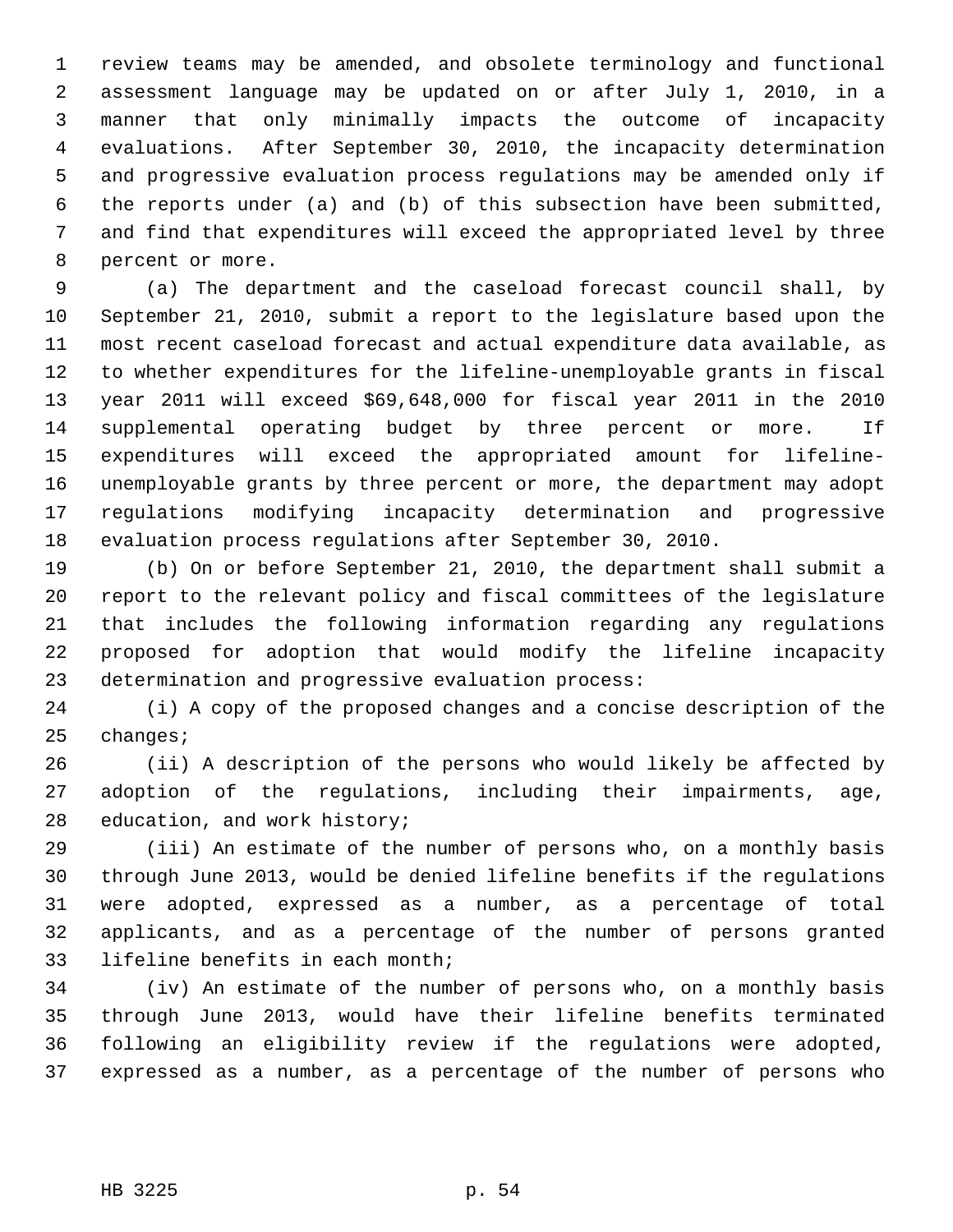review teams may be amended, and obsolete terminology and functional assessment language may be updated on or after July 1, 2010, in a manner that only minimally impacts the outcome of incapacity evaluations. After September 30, 2010, the incapacity determination and progressive evaluation process regulations may be amended only if the reports under (a) and (b) of this subsection have been submitted, and find that expenditures will exceed the appropriated level by three percent or more.

(a) The department and the caseload forecast council shall, by September 21, 2010, submit a report to the legislature based upon the most recent caseload forecast and actual expenditure data available, as to whether expenditures for the lifeline-unemployable grants in fiscal year 2011 will exceed $69,648,000 for fiscal year 2011 in the 2010 supplemental operating budget by three percent or more. If expenditures will exceed the appropriated amount for lifeline-unemployable grants by three percent or more, the department may adopt regulations modifying incapacity determination and progressive evaluation process regulations after September 30, 2010.

(b) On or before September 21, 2010, the department shall submit a report to the relevant policy and fiscal committees of the legislature that includes the following information regarding any regulations proposed for adoption that would modify the lifeline incapacity determination and progressive evaluation process:

(i) A copy of the proposed changes and a concise description of the changes;

(ii) A description of the persons who would likely be affected by adoption of the regulations, including their impairments, age, education, and work history;

(iii) An estimate of the number of persons who, on a monthly basis through June 2013, would be denied lifeline benefits if the regulations were adopted, expressed as a number, as a percentage of total applicants, and as a percentage of the number of persons granted lifeline benefits in each month;

(iv) An estimate of the number of persons who, on a monthly basis through June 2013, would have their lifeline benefits terminated following an eligibility review if the regulations were adopted, expressed as a number, as a percentage of the number of persons who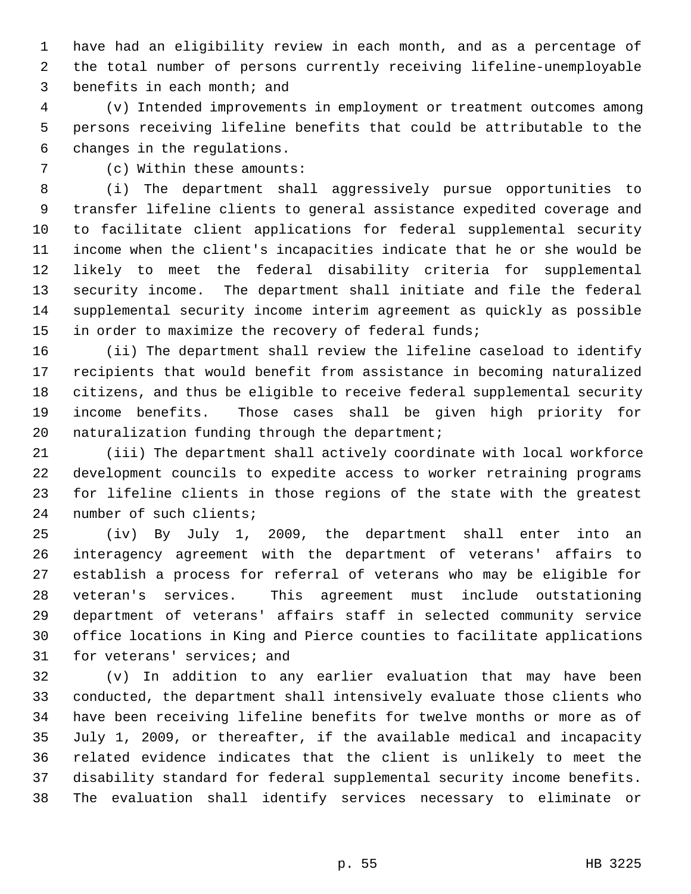have had an eligibility review in each month, and as a percentage of the total number of persons currently receiving lifeline-unemployable benefits in each month; and

(v) Intended improvements in employment or treatment outcomes among persons receiving lifeline benefits that could be attributable to the changes in the regulations.

(c) Within these amounts:

(i) The department shall aggressively pursue opportunities to transfer lifeline clients to general assistance expedited coverage and to facilitate client applications for federal supplemental security income when the client's incapacities indicate that he or she would be likely to meet the federal disability criteria for supplemental security income. The department shall initiate and file the federal supplemental security income interim agreement as quickly as possible in order to maximize the recovery of federal funds;

(ii) The department shall review the lifeline caseload to identify recipients that would benefit from assistance in becoming naturalized citizens, and thus be eligible to receive federal supplemental security income benefits. Those cases shall be given high priority for naturalization funding through the department;

(iii) The department shall actively coordinate with local workforce development councils to expedite access to worker retraining programs for lifeline clients in those regions of the state with the greatest number of such clients;

(iv) By July 1, 2009, the department shall enter into an interagency agreement with the department of veterans' affairs to establish a process for referral of veterans who may be eligible for veteran's services. This agreement must include outstationing department of veterans' affairs staff in selected community service office locations in King and Pierce counties to facilitate applications for veterans' services; and

(v) In addition to any earlier evaluation that may have been conducted, the department shall intensively evaluate those clients who have been receiving lifeline benefits for twelve months or more as of July 1, 2009, or thereafter, if the available medical and incapacity related evidence indicates that the client is unlikely to meet the disability standard for federal supplemental security income benefits. The evaluation shall identify services necessary to eliminate or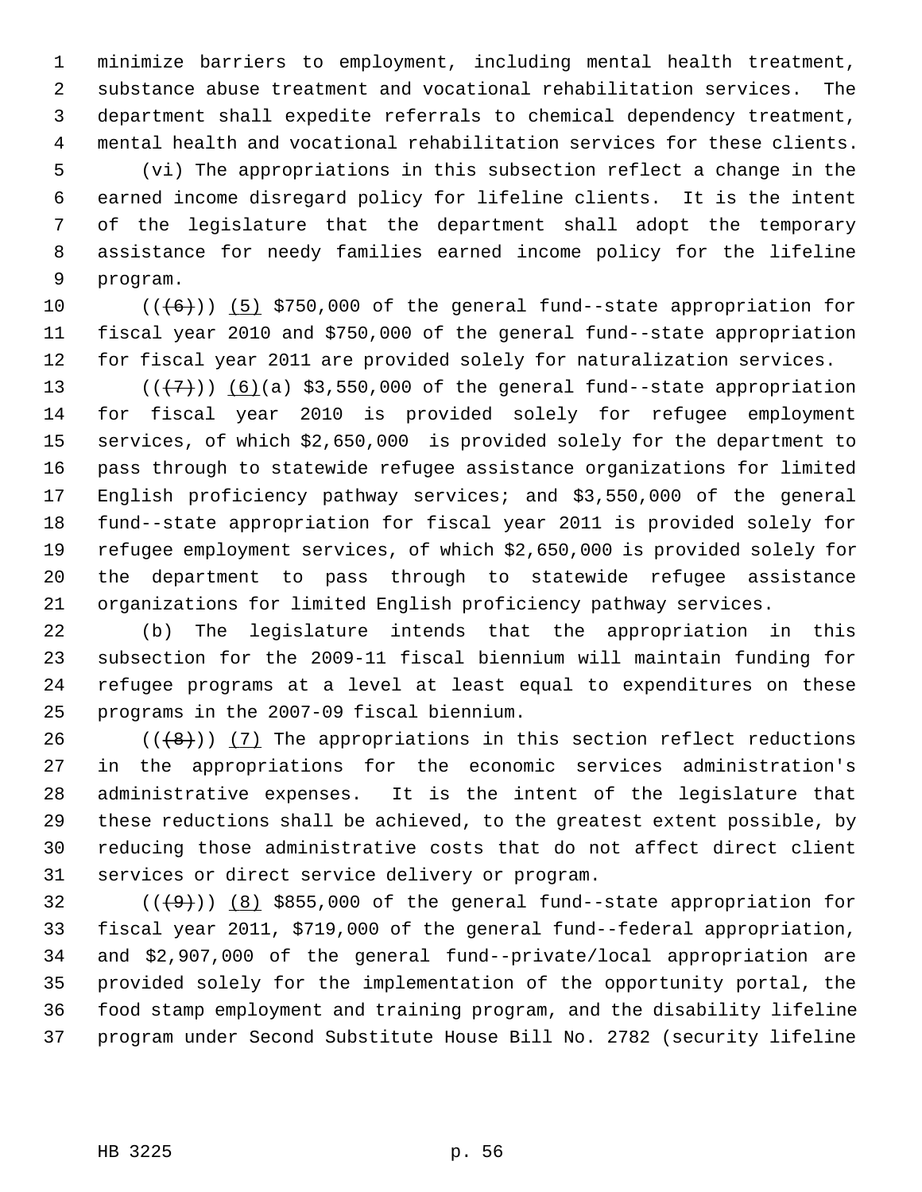minimize barriers to employment, including mental health treatment, substance abuse treatment and vocational rehabilitation services. The department shall expedite referrals to chemical dependency treatment, mental health and vocational rehabilitation services for these clients.

(vi) The appropriations in this subsection reflect a change in the earned income disregard policy for lifeline clients. It is the intent of the legislature that the department shall adopt the temporary assistance for needy families earned income policy for the lifeline program.

(((6))) (5) $750,000 of the general fund--state appropriation for fiscal year 2010 and $750,000 of the general fund--state appropriation for fiscal year 2011 are provided solely for naturalization services.

(((7))) (6)(a) $3,550,000 of the general fund--state appropriation for fiscal year 2010 is provided solely for refugee employment services, of which $2,650,000 is provided solely for the department to pass through to statewide refugee assistance organizations for limited English proficiency pathway services; and $3,550,000 of the general fund--state appropriation for fiscal year 2011 is provided solely for refugee employment services, of which $2,650,000 is provided solely for the department to pass through to statewide refugee assistance organizations for limited English proficiency pathway services.

(b) The legislature intends that the appropriation in this subsection for the 2009-11 fiscal biennium will maintain funding for refugee programs at a level at least equal to expenditures on these programs in the 2007-09 fiscal biennium.

(((8))) (7) The appropriations in this section reflect reductions in the appropriations for the economic services administration's administrative expenses. It is the intent of the legislature that these reductions shall be achieved, to the greatest extent possible, by reducing those administrative costs that do not affect direct client services or direct service delivery or program.

(((9))) (8) $855,000 of the general fund--state appropriation for fiscal year 2011, $719,000 of the general fund--federal appropriation, and $2,907,000 of the general fund--private/local appropriation are provided solely for the implementation of the opportunity portal, the food stamp employment and training program, and the disability lifeline program under Second Substitute House Bill No. 2782 (security lifeline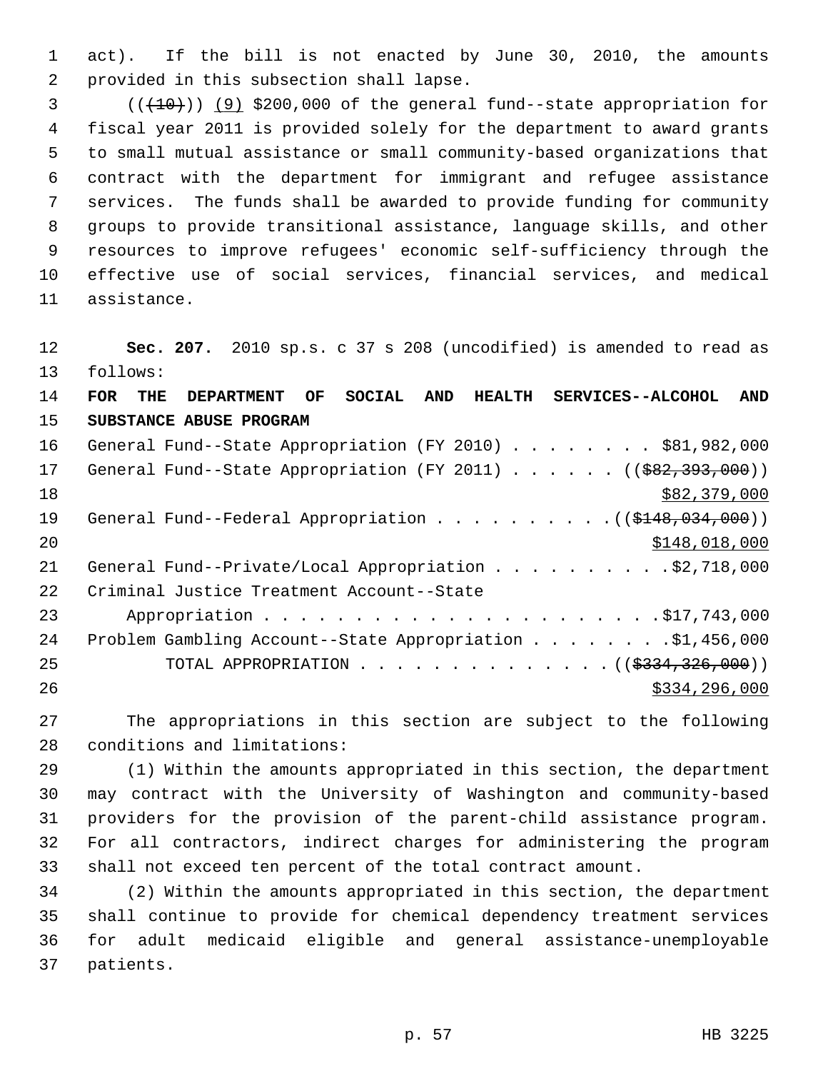act). If the bill is not enacted by June 30, 2010, the amounts provided in this subsection shall lapse.

(((10))) (9) $200,000 of the general fund--state appropriation for fiscal year 2011 is provided solely for the department to award grants to small mutual assistance or small community-based organizations that contract with the department for immigrant and refugee assistance services. The funds shall be awarded to provide funding for community groups to provide transitional assistance, language skills, and other resources to improve refugees' economic self-sufficiency through the effective use of social services, financial services, and medical assistance.

**Sec. 207.** 2010 sp.s. c 37 s 208 (uncodified) is amended to read as follows:

**FOR THE DEPARTMENT OF SOCIAL AND HEALTH SERVICES--ALCOHOL AND SUBSTANCE ABUSE PROGRAM**

General Fund--State Appropriation (FY 2010) . . . . . . . . $81,982,000

General Fund--State Appropriation (FY 2011) . . . . . . (($82,393,000))
$82,379,000

General Fund--Federal Appropriation . . . . . . . . . .(($148,034,000))
$148,018,000

General Fund--Private/Local Appropriation . . . . . . . . . .$2,718,000

Criminal Justice Treatment Account--State
Appropriation . . . . . . . . . . . . . . . . . . . . . .$17,743,000

Problem Gambling Account--State Appropriation . . . . . . . .$1,456,000

TOTAL APPROPRIATION . . . . . . . . . . . . . . (($334,326,000))
$334,296,000

The appropriations in this section are subject to the following conditions and limitations:

(1) Within the amounts appropriated in this section, the department may contract with the University of Washington and community-based providers for the provision of the parent-child assistance program. For all contractors, indirect charges for administering the program shall not exceed ten percent of the total contract amount.

(2) Within the amounts appropriated in this section, the department shall continue to provide for chemical dependency treatment services for adult medicaid eligible and general assistance-unemployable patients.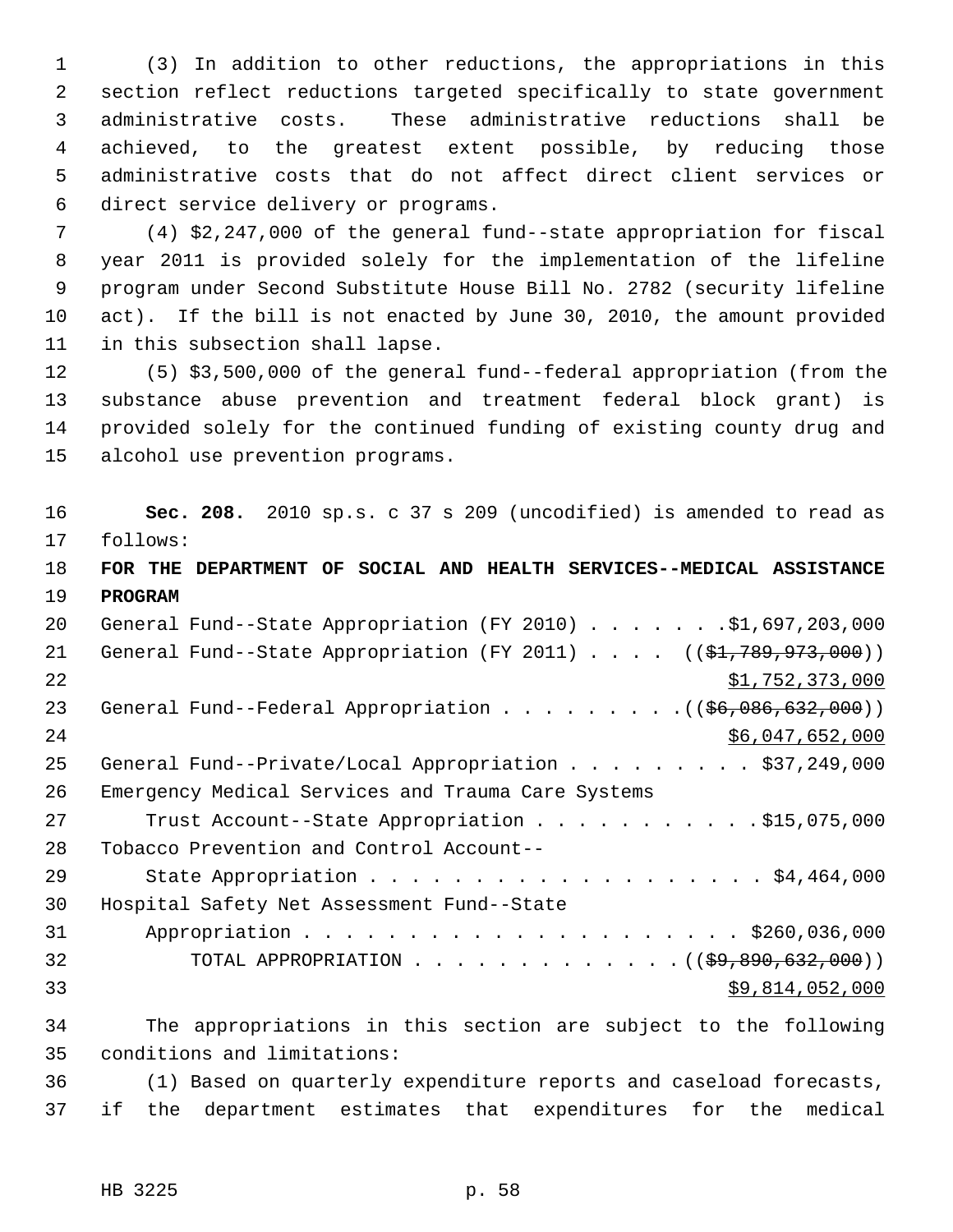(3) In addition to other reductions, the appropriations in this section reflect reductions targeted specifically to state government administrative costs. These administrative reductions shall be achieved, to the greatest extent possible, by reducing those administrative costs that do not affect direct client services or direct service delivery or programs.

(4) $2,247,000 of the general fund--state appropriation for fiscal year 2011 is provided solely for the implementation of the lifeline program under Second Substitute House Bill No. 2782 (security lifeline act). If the bill is not enacted by June 30, 2010, the amount provided in this subsection shall lapse.

(5) $3,500,000 of the general fund--federal appropriation (from the substance abuse prevention and treatment federal block grant) is provided solely for the continued funding of existing county drug and alcohol use prevention programs.

**Sec. 208.** 2010 sp.s. c 37 s 209 (uncodified) is amended to read as follows:

**FOR THE DEPARTMENT OF SOCIAL AND HEALTH SERVICES--MEDICAL ASSISTANCE PROGRAM**

General Fund--State Appropriation (FY 2010) . . . . . . . $1,697,203,000
General Fund--State Appropriation (FY 2011) . . . . ((~~$1,789,973,000~~))
<u>$1,752,373,000</u>
General Fund--Federal Appropriation . . . . . . . . . ((~~$6,086,632,000~~))
<u>$6,047,652,000</u>
General Fund--Private/Local Appropriation . . . . . . . . . $37,249,000
Emergency Medical Services and Trauma Care Systems
Trust Account--State Appropriation . . . . . . . . . . . $15,075,000
Tobacco Prevention and Control Account--
State Appropriation . . . . . . . . . . . . . . . . . . . $4,464,000
Hospital Safety Net Assessment Fund--State
Appropriation . . . . . . . . . . . . . . . . . . . . . $260,036,000
TOTAL APPROPRIATION . . . . . . . . . . . . . ((~~$9,890,632,000~~))
<u>$9,814,052,000</u>

The appropriations in this section are subject to the following conditions and limitations:

(1) Based on quarterly expenditure reports and caseload forecasts, if the department estimates that expenditures for the medical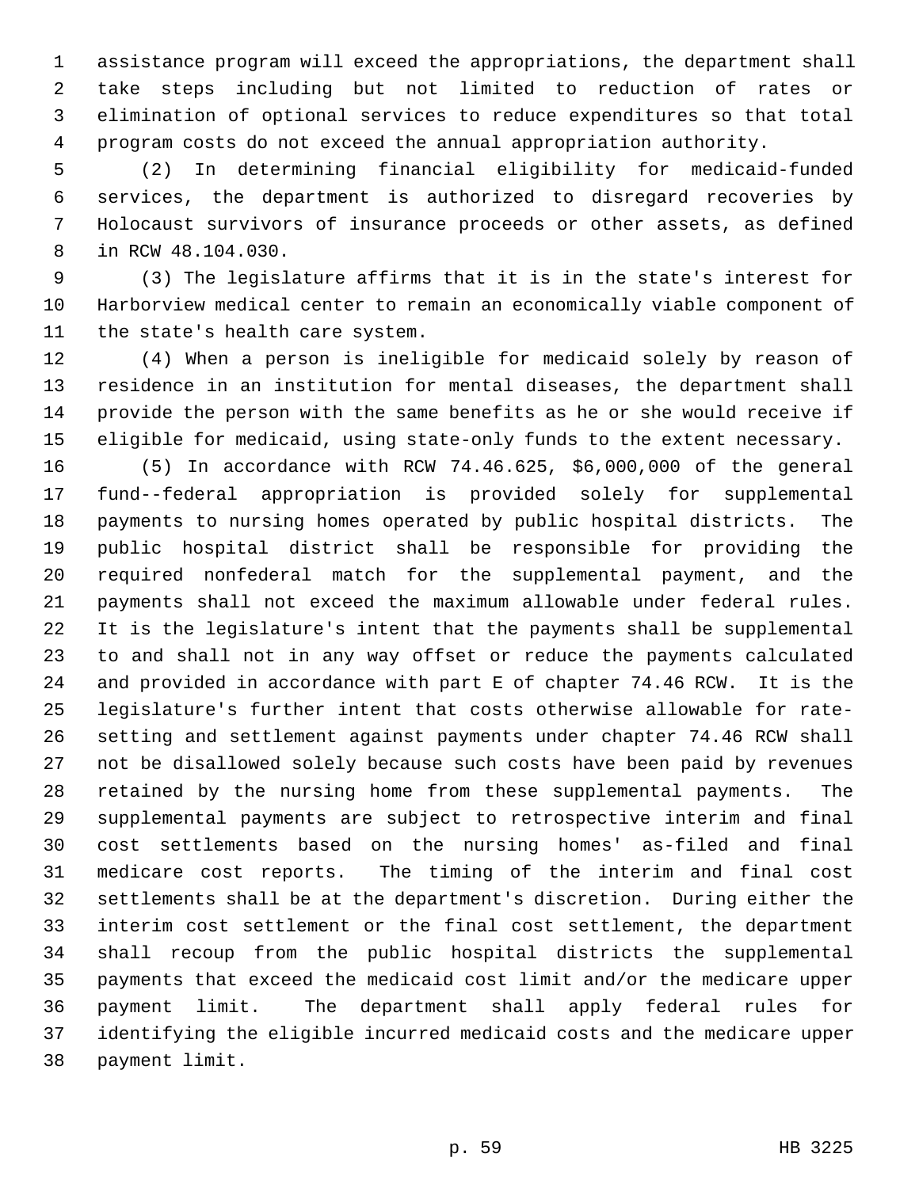assistance program will exceed the appropriations, the department shall take steps including but not limited to reduction of rates or elimination of optional services to reduce expenditures so that total program costs do not exceed the annual appropriation authority.

(2) In determining financial eligibility for medicaid-funded services, the department is authorized to disregard recoveries by Holocaust survivors of insurance proceeds or other assets, as defined in RCW 48.104.030.

(3) The legislature affirms that it is in the state's interest for Harborview medical center to remain an economically viable component of the state's health care system.

(4) When a person is ineligible for medicaid solely by reason of residence in an institution for mental diseases, the department shall provide the person with the same benefits as he or she would receive if eligible for medicaid, using state-only funds to the extent necessary.

(5) In accordance with RCW 74.46.625, $6,000,000 of the general fund--federal appropriation is provided solely for supplemental payments to nursing homes operated by public hospital districts. The public hospital district shall be responsible for providing the required nonfederal match for the supplemental payment, and the payments shall not exceed the maximum allowable under federal rules. It is the legislature's intent that the payments shall be supplemental to and shall not in any way offset or reduce the payments calculated and provided in accordance with part E of chapter 74.46 RCW. It is the legislature's further intent that costs otherwise allowable for rate-setting and settlement against payments under chapter 74.46 RCW shall not be disallowed solely because such costs have been paid by revenues retained by the nursing home from these supplemental payments. The supplemental payments are subject to retrospective interim and final cost settlements based on the nursing homes' as-filed and final medicare cost reports. The timing of the interim and final cost settlements shall be at the department's discretion. During either the interim cost settlement or the final cost settlement, the department shall recoup from the public hospital districts the supplemental payments that exceed the medicaid cost limit and/or the medicare upper payment limit. The department shall apply federal rules for identifying the eligible incurred medicaid costs and the medicare upper payment limit.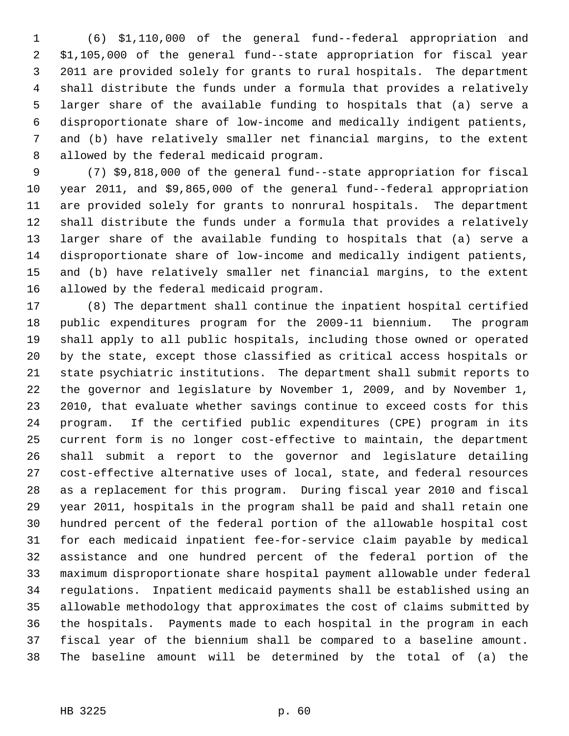(6) $1,110,000 of the general fund--federal appropriation and $1,105,000 of the general fund--state appropriation for fiscal year 2011 are provided solely for grants to rural hospitals. The department shall distribute the funds under a formula that provides a relatively larger share of the available funding to hospitals that (a) serve a disproportionate share of low-income and medically indigent patients, and (b) have relatively smaller net financial margins, to the extent allowed by the federal medicaid program.

(7) $9,818,000 of the general fund--state appropriation for fiscal year 2011, and $9,865,000 of the general fund--federal appropriation are provided solely for grants to nonrural hospitals. The department shall distribute the funds under a formula that provides a relatively larger share of the available funding to hospitals that (a) serve a disproportionate share of low-income and medically indigent patients, and (b) have relatively smaller net financial margins, to the extent allowed by the federal medicaid program.

(8) The department shall continue the inpatient hospital certified public expenditures program for the 2009-11 biennium. The program shall apply to all public hospitals, including those owned or operated by the state, except those classified as critical access hospitals or state psychiatric institutions. The department shall submit reports to the governor and legislature by November 1, 2009, and by November 1, 2010, that evaluate whether savings continue to exceed costs for this program. If the certified public expenditures (CPE) program in its current form is no longer cost-effective to maintain, the department shall submit a report to the governor and legislature detailing cost-effective alternative uses of local, state, and federal resources as a replacement for this program. During fiscal year 2010 and fiscal year 2011, hospitals in the program shall be paid and shall retain one hundred percent of the federal portion of the allowable hospital cost for each medicaid inpatient fee-for-service claim payable by medical assistance and one hundred percent of the federal portion of the maximum disproportionate share hospital payment allowable under federal regulations. Inpatient medicaid payments shall be established using an allowable methodology that approximates the cost of claims submitted by the hospitals. Payments made to each hospital in the program in each fiscal year of the biennium shall be compared to a baseline amount. The baseline amount will be determined by the total of (a) the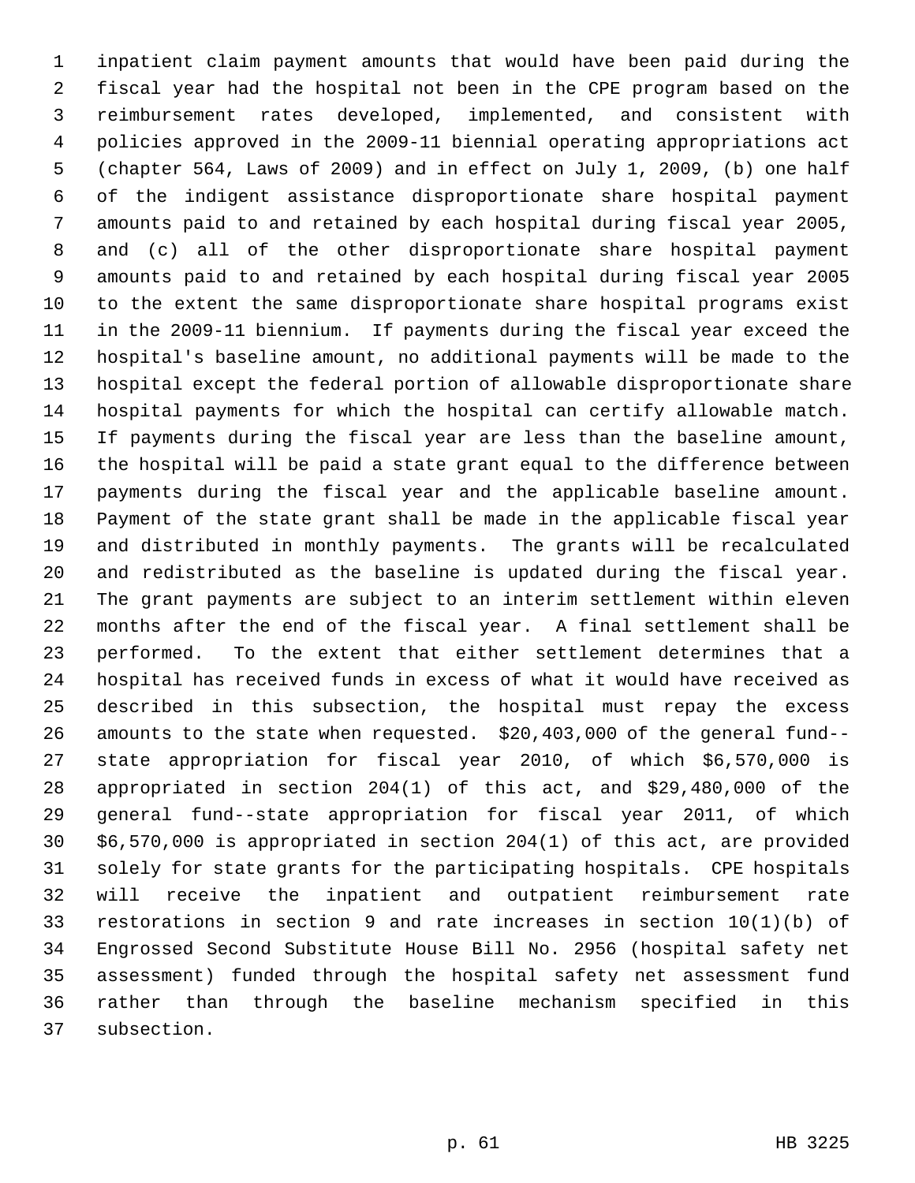inpatient claim payment amounts that would have been paid during the fiscal year had the hospital not been in the CPE program based on the reimbursement rates developed, implemented, and consistent with policies approved in the 2009-11 biennial operating appropriations act (chapter 564, Laws of 2009) and in effect on July 1, 2009, (b) one half of the indigent assistance disproportionate share hospital payment amounts paid to and retained by each hospital during fiscal year 2005, and (c) all of the other disproportionate share hospital payment amounts paid to and retained by each hospital during fiscal year 2005 to the extent the same disproportionate share hospital programs exist in the 2009-11 biennium. If payments during the fiscal year exceed the hospital's baseline amount, no additional payments will be made to the hospital except the federal portion of allowable disproportionate share hospital payments for which the hospital can certify allowable match. If payments during the fiscal year are less than the baseline amount, the hospital will be paid a state grant equal to the difference between payments during the fiscal year and the applicable baseline amount. Payment of the state grant shall be made in the applicable fiscal year and distributed in monthly payments. The grants will be recalculated and redistributed as the baseline is updated during the fiscal year. The grant payments are subject to an interim settlement within eleven months after the end of the fiscal year. A final settlement shall be performed. To the extent that either settlement determines that a hospital has received funds in excess of what it would have received as described in this subsection, the hospital must repay the excess amounts to the state when requested. $20,403,000 of the general fund--state appropriation for fiscal year 2010, of which $6,570,000 is appropriated in section 204(1) of this act, and $29,480,000 of the general fund--state appropriation for fiscal year 2011, of which $6,570,000 is appropriated in section 204(1) of this act, are provided solely for state grants for the participating hospitals. CPE hospitals will receive the inpatient and outpatient reimbursement rate restorations in section 9 and rate increases in section 10(1)(b) of Engrossed Second Substitute House Bill No. 2956 (hospital safety net assessment) funded through the hospital safety net assessment fund rather than through the baseline mechanism specified in this subsection.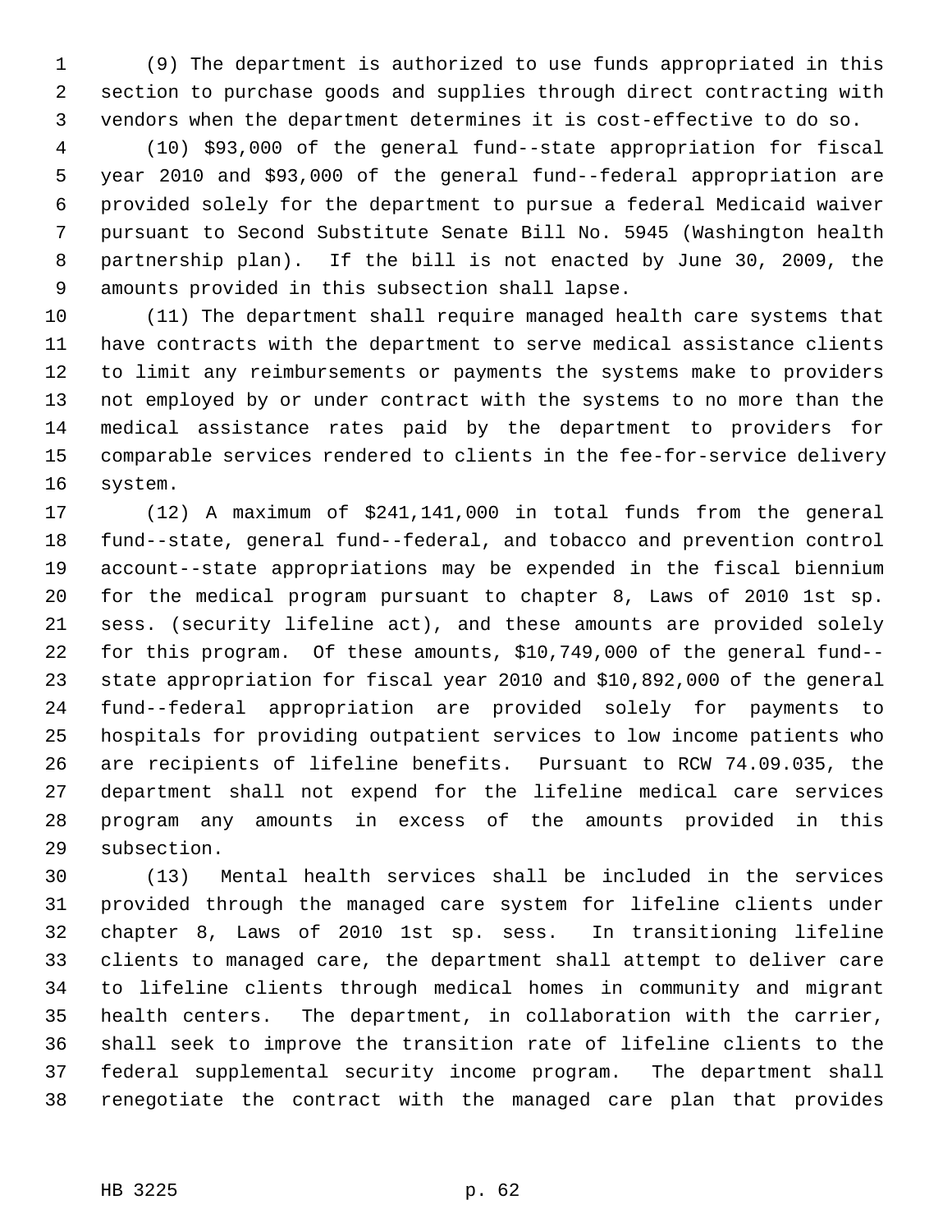(9) The department is authorized to use funds appropriated in this section to purchase goods and supplies through direct contracting with vendors when the department determines it is cost-effective to do so.

(10) $93,000 of the general fund--state appropriation for fiscal year 2010 and $93,000 of the general fund--federal appropriation are provided solely for the department to pursue a federal Medicaid waiver pursuant to Second Substitute Senate Bill No. 5945 (Washington health partnership plan). If the bill is not enacted by June 30, 2009, the amounts provided in this subsection shall lapse.

(11) The department shall require managed health care systems that have contracts with the department to serve medical assistance clients to limit any reimbursements or payments the systems make to providers not employed by or under contract with the systems to no more than the medical assistance rates paid by the department to providers for comparable services rendered to clients in the fee-for-service delivery system.

(12) A maximum of $241,141,000 in total funds from the general fund--state, general fund--federal, and tobacco and prevention control account--state appropriations may be expended in the fiscal biennium for the medical program pursuant to chapter 8, Laws of 2010 1st sp. sess. (security lifeline act), and these amounts are provided solely for this program. Of these amounts, $10,749,000 of the general fund--state appropriation for fiscal year 2010 and $10,892,000 of the general fund--federal appropriation are provided solely for payments to hospitals for providing outpatient services to low income patients who are recipients of lifeline benefits. Pursuant to RCW 74.09.035, the department shall not expend for the lifeline medical care services program any amounts in excess of the amounts provided in this subsection.

(13) Mental health services shall be included in the services provided through the managed care system for lifeline clients under chapter 8, Laws of 2010 1st sp. sess. In transitioning lifeline clients to managed care, the department shall attempt to deliver care to lifeline clients through medical homes in community and migrant health centers. The department, in collaboration with the carrier, shall seek to improve the transition rate of lifeline clients to the federal supplemental security income program. The department shall renegotiate the contract with the managed care plan that provides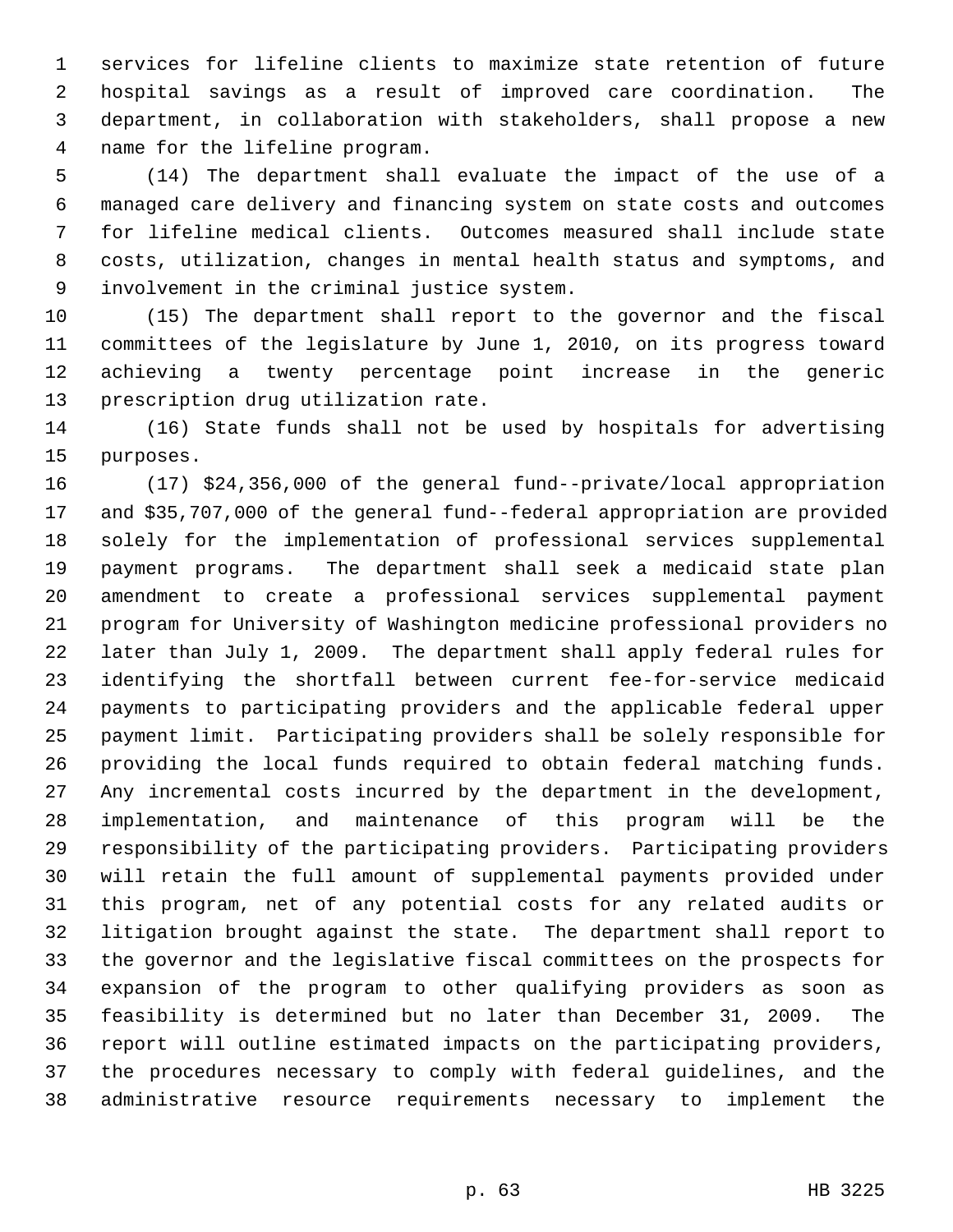services for lifeline clients to maximize state retention of future hospital savings as a result of improved care coordination. The department, in collaboration with stakeholders, shall propose a new name for the lifeline program.

(14) The department shall evaluate the impact of the use of a managed care delivery and financing system on state costs and outcomes for lifeline medical clients. Outcomes measured shall include state costs, utilization, changes in mental health status and symptoms, and involvement in the criminal justice system.

(15) The department shall report to the governor and the fiscal committees of the legislature by June 1, 2010, on its progress toward achieving a twenty percentage point increase in the generic prescription drug utilization rate.

(16) State funds shall not be used by hospitals for advertising purposes.

(17) $24,356,000 of the general fund--private/local appropriation and $35,707,000 of the general fund--federal appropriation are provided solely for the implementation of professional services supplemental payment programs. The department shall seek a medicaid state plan amendment to create a professional services supplemental payment program for University of Washington medicine professional providers no later than July 1, 2009. The department shall apply federal rules for identifying the shortfall between current fee-for-service medicaid payments to participating providers and the applicable federal upper payment limit. Participating providers shall be solely responsible for providing the local funds required to obtain federal matching funds. Any incremental costs incurred by the department in the development, implementation, and maintenance of this program will be the responsibility of the participating providers. Participating providers will retain the full amount of supplemental payments provided under this program, net of any potential costs for any related audits or litigation brought against the state. The department shall report to the governor and the legislative fiscal committees on the prospects for expansion of the program to other qualifying providers as soon as feasibility is determined but no later than December 31, 2009. The report will outline estimated impacts on the participating providers, the procedures necessary to comply with federal guidelines, and the administrative resource requirements necessary to implement the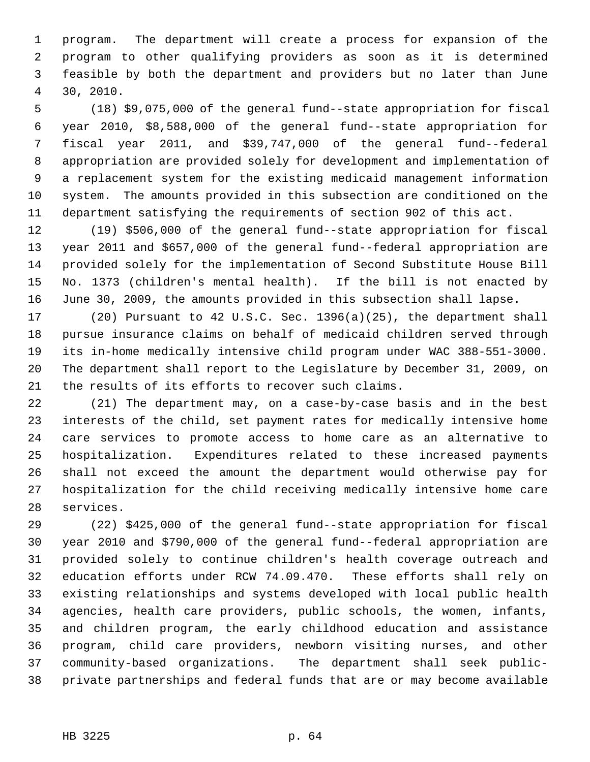program. The department will create a process for expansion of the program to other qualifying providers as soon as it is determined feasible by both the department and providers but no later than June 30, 2010.

(18) $9,075,000 of the general fund--state appropriation for fiscal year 2010, $8,588,000 of the general fund--state appropriation for fiscal year 2011, and $39,747,000 of the general fund--federal appropriation are provided solely for development and implementation of a replacement system for the existing medicaid management information system. The amounts provided in this subsection are conditioned on the department satisfying the requirements of section 902 of this act.

(19) $506,000 of the general fund--state appropriation for fiscal year 2011 and $657,000 of the general fund--federal appropriation are provided solely for the implementation of Second Substitute House Bill No. 1373 (children's mental health). If the bill is not enacted by June 30, 2009, the amounts provided in this subsection shall lapse.

(20) Pursuant to 42 U.S.C. Sec. 1396(a)(25), the department shall pursue insurance claims on behalf of medicaid children served through its in-home medically intensive child program under WAC 388-551-3000. The department shall report to the Legislature by December 31, 2009, on the results of its efforts to recover such claims.

(21) The department may, on a case-by-case basis and in the best interests of the child, set payment rates for medically intensive home care services to promote access to home care as an alternative to hospitalization. Expenditures related to these increased payments shall not exceed the amount the department would otherwise pay for hospitalization for the child receiving medically intensive home care services.

(22) $425,000 of the general fund--state appropriation for fiscal year 2010 and $790,000 of the general fund--federal appropriation are provided solely to continue children's health coverage outreach and education efforts under RCW 74.09.470. These efforts shall rely on existing relationships and systems developed with local public health agencies, health care providers, public schools, the women, infants, and children program, the early childhood education and assistance program, child care providers, newborn visiting nurses, and other community-based organizations. The department shall seek public-private partnerships and federal funds that are or may become available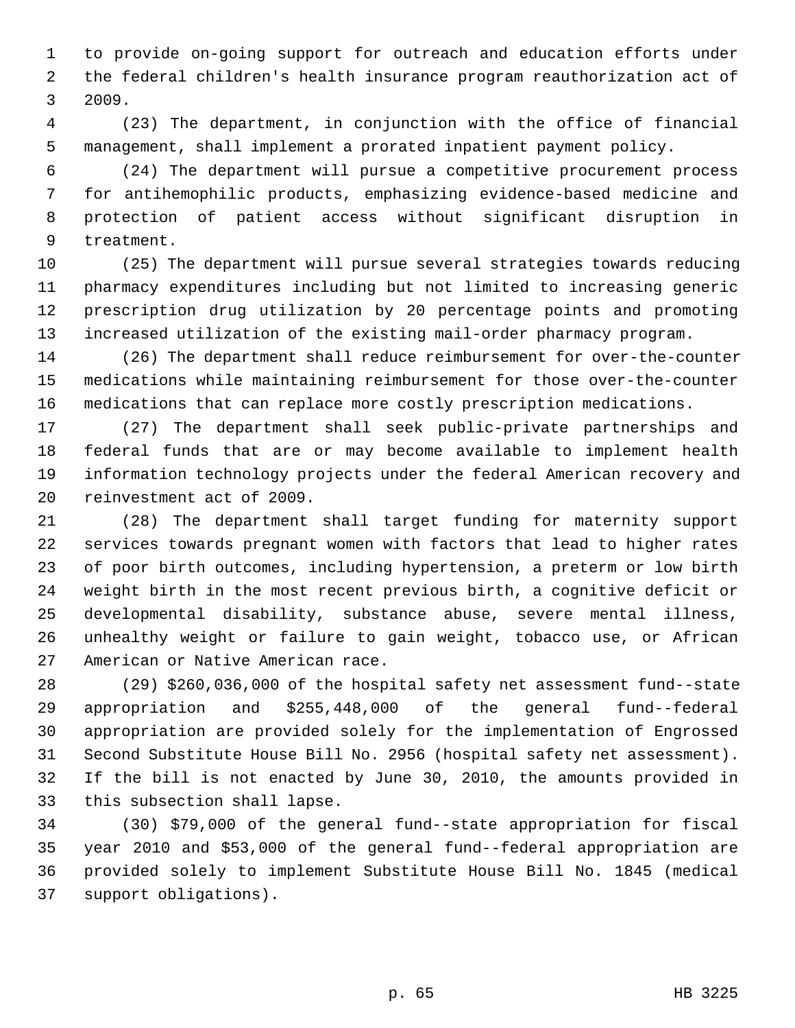to provide on-going support for outreach and education efforts under the federal children's health insurance program reauthorization act of 2009.

(23) The department, in conjunction with the office of financial management, shall implement a prorated inpatient payment policy.

(24) The department will pursue a competitive procurement process for antihemophilic products, emphasizing evidence-based medicine and protection of patient access without significant disruption in treatment.

(25) The department will pursue several strategies towards reducing pharmacy expenditures including but not limited to increasing generic prescription drug utilization by 20 percentage points and promoting increased utilization of the existing mail-order pharmacy program.

(26) The department shall reduce reimbursement for over-the-counter medications while maintaining reimbursement for those over-the-counter medications that can replace more costly prescription medications.

(27) The department shall seek public-private partnerships and federal funds that are or may become available to implement health information technology projects under the federal American recovery and reinvestment act of 2009.

(28) The department shall target funding for maternity support services towards pregnant women with factors that lead to higher rates of poor birth outcomes, including hypertension, a preterm or low birth weight birth in the most recent previous birth, a cognitive deficit or developmental disability, substance abuse, severe mental illness, unhealthy weight or failure to gain weight, tobacco use, or African American or Native American race.

(29) $260,036,000 of the hospital safety net assessment fund--state appropriation and $255,448,000 of the general fund--federal appropriation are provided solely for the implementation of Engrossed Second Substitute House Bill No. 2956 (hospital safety net assessment). If the bill is not enacted by June 30, 2010, the amounts provided in this subsection shall lapse.

(30) $79,000 of the general fund--state appropriation for fiscal year 2010 and $53,000 of the general fund--federal appropriation are provided solely to implement Substitute House Bill No. 1845 (medical support obligations).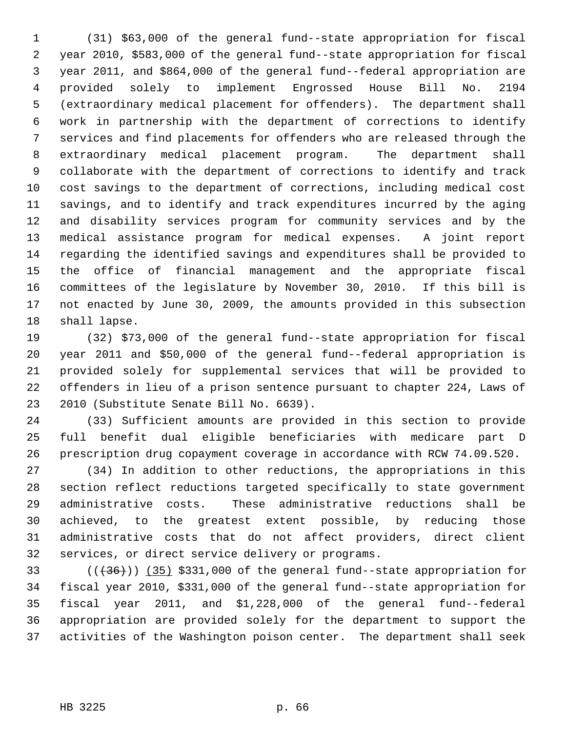(31) $63,000 of the general fund--state appropriation for fiscal year 2010, $583,000 of the general fund--state appropriation for fiscal year 2011, and $864,000 of the general fund--federal appropriation are provided solely to implement Engrossed House Bill No. 2194 (extraordinary medical placement for offenders). The department shall work in partnership with the department of corrections to identify services and find placements for offenders who are released through the extraordinary medical placement program. The department shall collaborate with the department of corrections to identify and track cost savings to the department of corrections, including medical cost savings, and to identify and track expenditures incurred by the aging and disability services program for community services and by the medical assistance program for medical expenses. A joint report regarding the identified savings and expenditures shall be provided to the office of financial management and the appropriate fiscal committees of the legislature by November 30, 2010. If this bill is not enacted by June 30, 2009, the amounts provided in this subsection shall lapse.

(32) $73,000 of the general fund--state appropriation for fiscal year 2011 and $50,000 of the general fund--federal appropriation is provided solely for supplemental services that will be provided to offenders in lieu of a prison sentence pursuant to chapter 224, Laws of 2010 (Substitute Senate Bill No. 6639).

(33) Sufficient amounts are provided in this section to provide full benefit dual eligible beneficiaries with medicare part D prescription drug copayment coverage in accordance with RCW 74.09.520.

(34) In addition to other reductions, the appropriations in this section reflect reductions targeted specifically to state government administrative costs. These administrative reductions shall be achieved, to the greatest extent possible, by reducing those administrative costs that do not affect providers, direct client services, or direct service delivery or programs.

((~~(36)~~)) <u>(35)</u> $331,000 of the general fund--state appropriation for fiscal year 2010, $331,000 of the general fund--state appropriation for fiscal year 2011, and $1,228,000 of the general fund--federal appropriation are provided solely for the department to support the activities of the Washington poison center. The department shall seek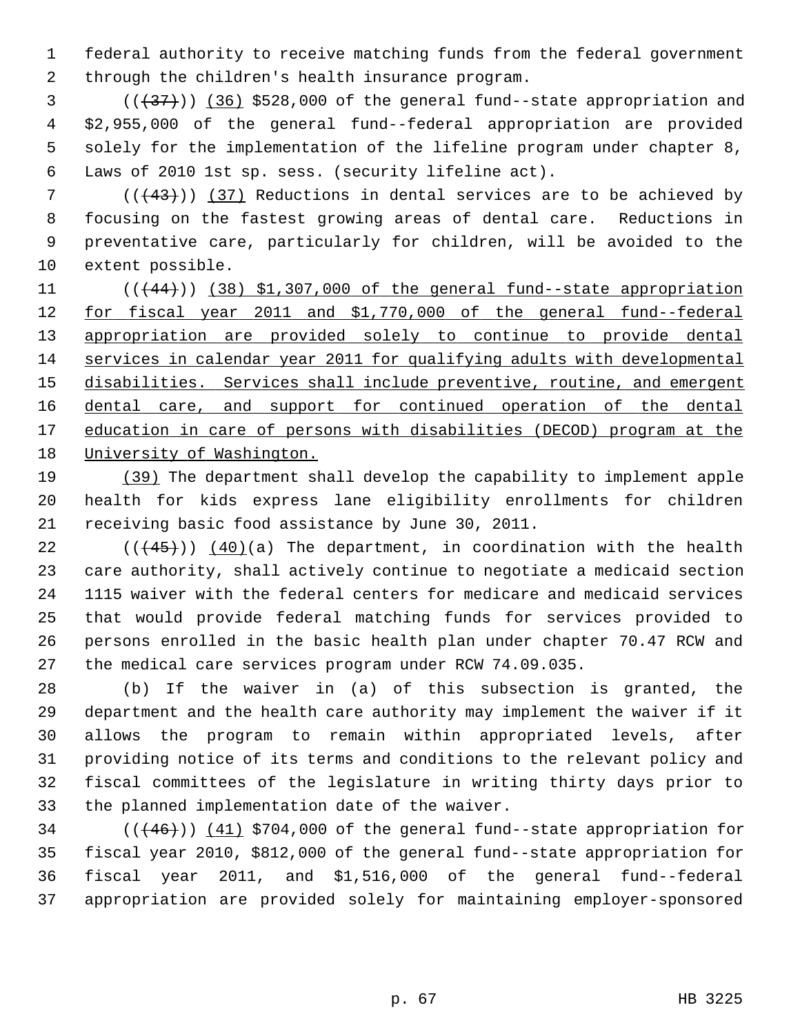federal authority to receive matching funds from the federal government through the children's health insurance program.

(((37))) (36) $528,000 of the general fund--state appropriation and $2,955,000 of the general fund--federal appropriation are provided solely for the implementation of the lifeline program under chapter 8, Laws of 2010 1st sp. sess. (security lifeline act).

(((43))) (37) Reductions in dental services are to be achieved by focusing on the fastest growing areas of dental care. Reductions in preventative care, particularly for children, will be avoided to the extent possible.

(((44))) (38) $1,307,000 of the general fund--state appropriation for fiscal year 2011 and $1,770,000 of the general fund--federal appropriation are provided solely to continue to provide dental services in calendar year 2011 for qualifying adults with developmental disabilities. Services shall include preventive, routine, and emergent dental care, and support for continued operation of the dental education in care of persons with disabilities (DECOD) program at the University of Washington.

(39) The department shall develop the capability to implement apple health for kids express lane eligibility enrollments for children receiving basic food assistance by June 30, 2011.

(((45))) (40)(a) The department, in coordination with the health care authority, shall actively continue to negotiate a medicaid section 1115 waiver with the federal centers for medicare and medicaid services that would provide federal matching funds for services provided to persons enrolled in the basic health plan under chapter 70.47 RCW and the medical care services program under RCW 74.09.035.

(b) If the waiver in (a) of this subsection is granted, the department and the health care authority may implement the waiver if it allows the program to remain within appropriated levels, after providing notice of its terms and conditions to the relevant policy and fiscal committees of the legislature in writing thirty days prior to the planned implementation date of the waiver.

(((46))) (41) $704,000 of the general fund--state appropriation for fiscal year 2010, $812,000 of the general fund--state appropriation for fiscal year 2011, and $1,516,000 of the general fund--federal appropriation are provided solely for maintaining employer-sponsored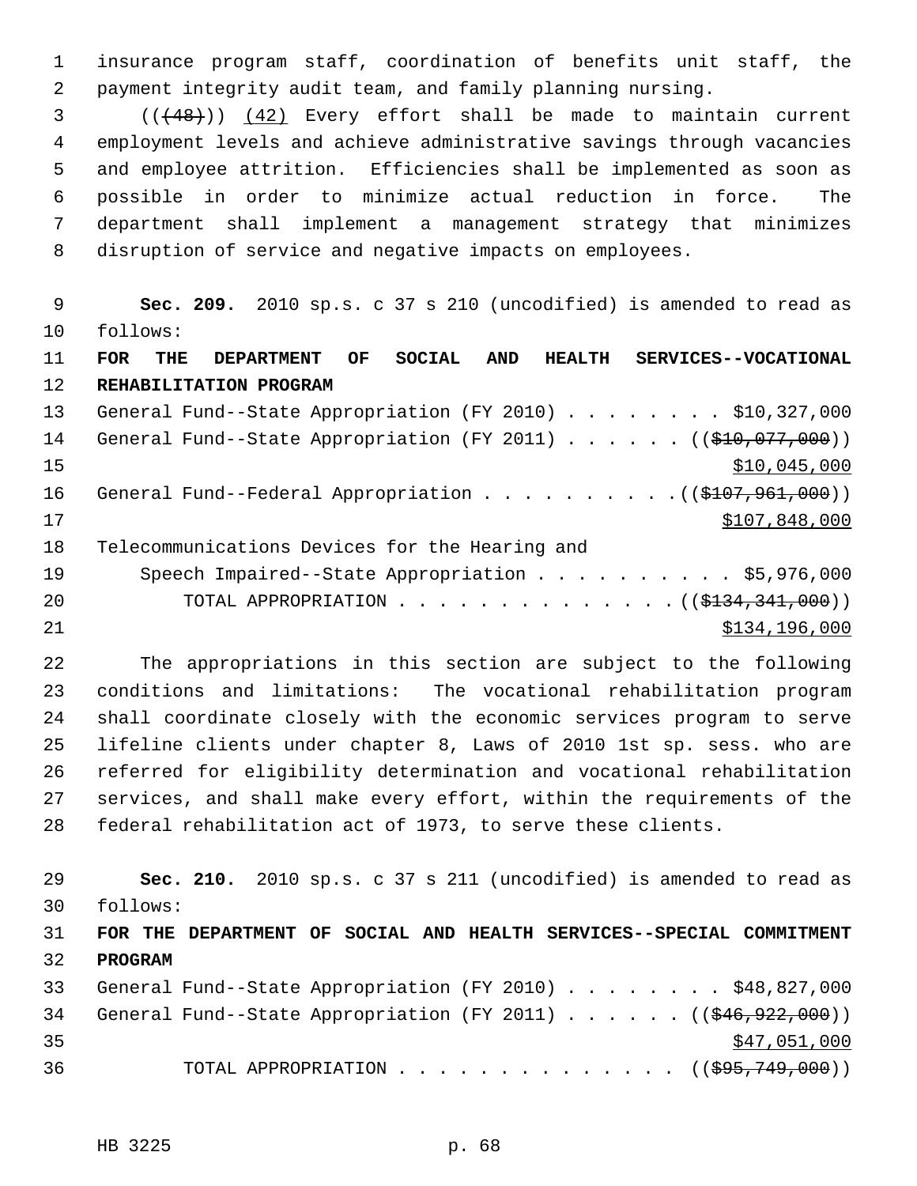insurance program staff, coordination of benefits unit staff, the payment integrity audit team, and family planning nursing.

(((48))) (42) Every effort shall be made to maintain current employment levels and achieve administrative savings through vacancies and employee attrition. Efficiencies shall be implemented as soon as possible in order to minimize actual reduction in force. The department shall implement a management strategy that minimizes disruption of service and negative impacts on employees.

**Sec. 209.** 2010 sp.s. c 37 s 210 (uncodified) is amended to read as follows:

**FOR THE DEPARTMENT OF SOCIAL AND HEALTH SERVICES--VOCATIONAL REHABILITATION PROGRAM**

General Fund--State Appropriation (FY 2010) . . . . . . . . $10,327,000

General Fund--State Appropriation (FY 2011) . . . . . . (($10,077,000)) $10,045,000

General Fund--Federal Appropriation . . . . . . . . . . (($107,961,000)) $107,848,000

Telecommunications Devices for the Hearing and Speech Impaired--State Appropriation . . . . . . . . . . $5,976,000

TOTAL APPROPRIATION . . . . . . . . . . . . . . (($134,341,000)) $134,196,000

The appropriations in this section are subject to the following conditions and limitations: The vocational rehabilitation program shall coordinate closely with the economic services program to serve lifeline clients under chapter 8, Laws of 2010 1st sp. sess. who are referred for eligibility determination and vocational rehabilitation services, and shall make every effort, within the requirements of the federal rehabilitation act of 1973, to serve these clients.

**Sec. 210.** 2010 sp.s. c 37 s 211 (uncodified) is amended to read as follows:

**FOR THE DEPARTMENT OF SOCIAL AND HEALTH SERVICES--SPECIAL COMMITMENT PROGRAM**

General Fund--State Appropriation (FY 2010) . . . . . . . . $48,827,000

General Fund--State Appropriation (FY 2011) . . . . . . (($46,922,000)) $47,051,000

TOTAL APPROPRIATION . . . . . . . . . . . . . . (($95,749,000))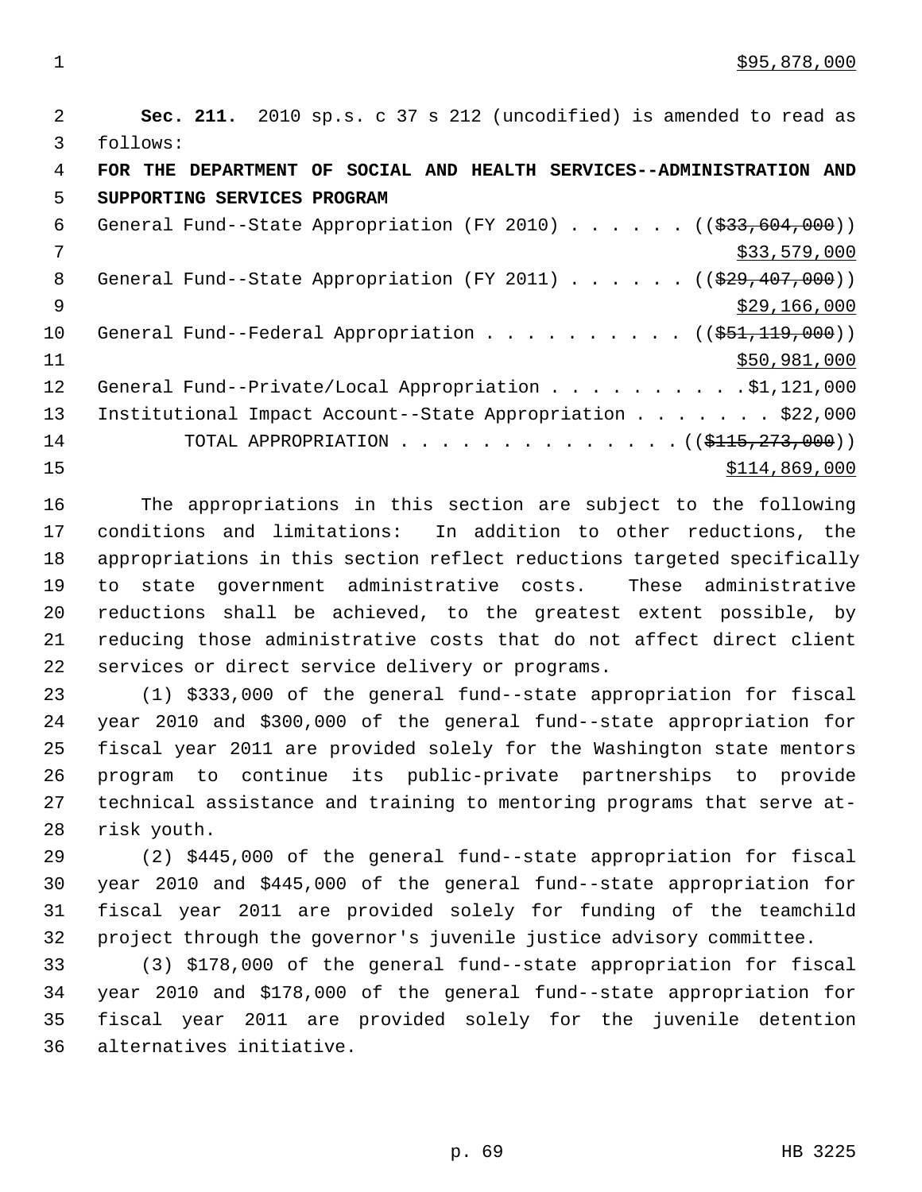$95,878,000

**Sec. 211.** 2010 sp.s. c 37 s 212 (uncodified) is amended to read as follows:

**FOR THE DEPARTMENT OF SOCIAL AND HEALTH SERVICES--ADMINISTRATION AND SUPPORTING SERVICES PROGRAM**

General Fund--State Appropriation (FY 2010) . . . . . . ((~~$33,604,000~~))
$33,579,000

General Fund--State Appropriation (FY 2011) . . . . . . ((~~$29,407,000~~))
$29,166,000

General Fund--Federal Appropriation . . . . . . . . . . ((~~$51,119,000~~))
$50,981,000

General Fund--Private/Local Appropriation . . . . . . . . . .$1,121,000

Institutional Impact Account--State Appropriation . . . . . . . $22,000

TOTAL APPROPRIATION . . . . . . . . . . . . . . ((~~$115,273,000~~))
$114,869,000

The appropriations in this section are subject to the following conditions and limitations: In addition to other reductions, the appropriations in this section reflect reductions targeted specifically to state government administrative costs. These administrative reductions shall be achieved, to the greatest extent possible, by reducing those administrative costs that do not affect direct client services or direct service delivery or programs.

(1) $333,000 of the general fund--state appropriation for fiscal year 2010 and $300,000 of the general fund--state appropriation for fiscal year 2011 are provided solely for the Washington state mentors program to continue its public-private partnerships to provide technical assistance and training to mentoring programs that serve at-risk youth.

(2) $445,000 of the general fund--state appropriation for fiscal year 2010 and $445,000 of the general fund--state appropriation for fiscal year 2011 are provided solely for funding of the teamchild project through the governor's juvenile justice advisory committee.

(3) $178,000 of the general fund--state appropriation for fiscal year 2010 and $178,000 of the general fund--state appropriation for fiscal year 2011 are provided solely for the juvenile detention alternatives initiative.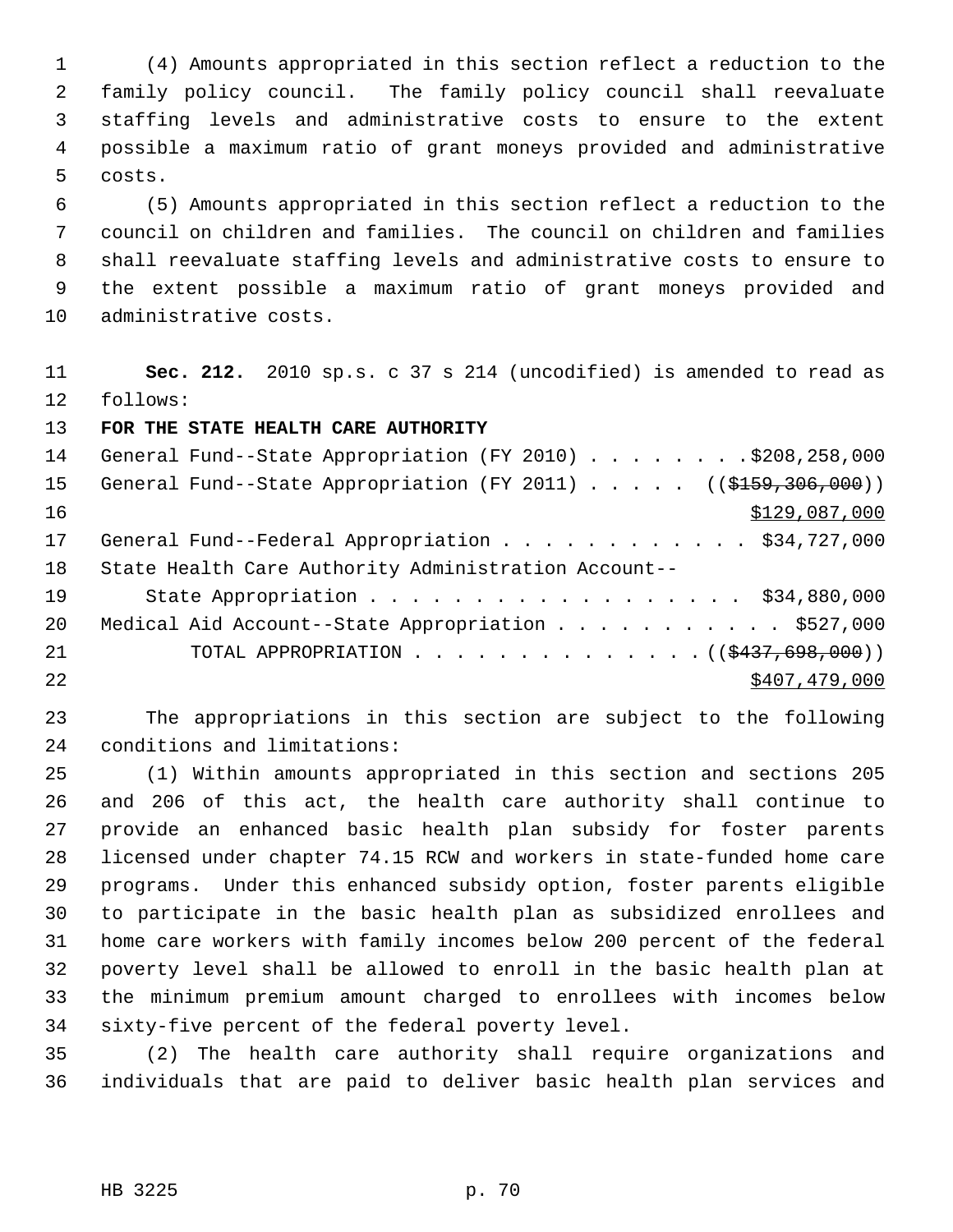(4) Amounts appropriated in this section reflect a reduction to the family policy council. The family policy council shall reevaluate staffing levels and administrative costs to ensure to the extent possible a maximum ratio of grant moneys provided and administrative costs.

(5) Amounts appropriated in this section reflect a reduction to the council on children and families. The council on children and families shall reevaluate staffing levels and administrative costs to ensure to the extent possible a maximum ratio of grant moneys provided and administrative costs.

**Sec. 212.** 2010 sp.s. c 37 s 214 (uncodified) is amended to read as follows:

**FOR THE STATE HEALTH CARE AUTHORITY**

General Fund--State Appropriation (FY 2010) . . . . . . . . $208,258,000
General Fund--State Appropriation (FY 2011) . . . . . ((~~$159,306,000~~))
$129,087,000
General Fund--Federal Appropriation . . . . . . . . . . . . $34,727,000
State Health Care Authority Administration Account--
State Appropriation . . . . . . . . . . . . . . . . . . $34,880,000
Medical Aid Account--State Appropriation . . . . . . . . . . . $527,000
TOTAL APPROPRIATION . . . . . . . . . . . . . . ((~~$437,698,000~~))
$407,479,000

The appropriations in this section are subject to the following conditions and limitations:

(1) Within amounts appropriated in this section and sections 205 and 206 of this act, the health care authority shall continue to provide an enhanced basic health plan subsidy for foster parents licensed under chapter 74.15 RCW and workers in state-funded home care programs. Under this enhanced subsidy option, foster parents eligible to participate in the basic health plan as subsidized enrollees and home care workers with family incomes below 200 percent of the federal poverty level shall be allowed to enroll in the basic health plan at the minimum premium amount charged to enrollees with incomes below sixty-five percent of the federal poverty level.

(2) The health care authority shall require organizations and individuals that are paid to deliver basic health plan services and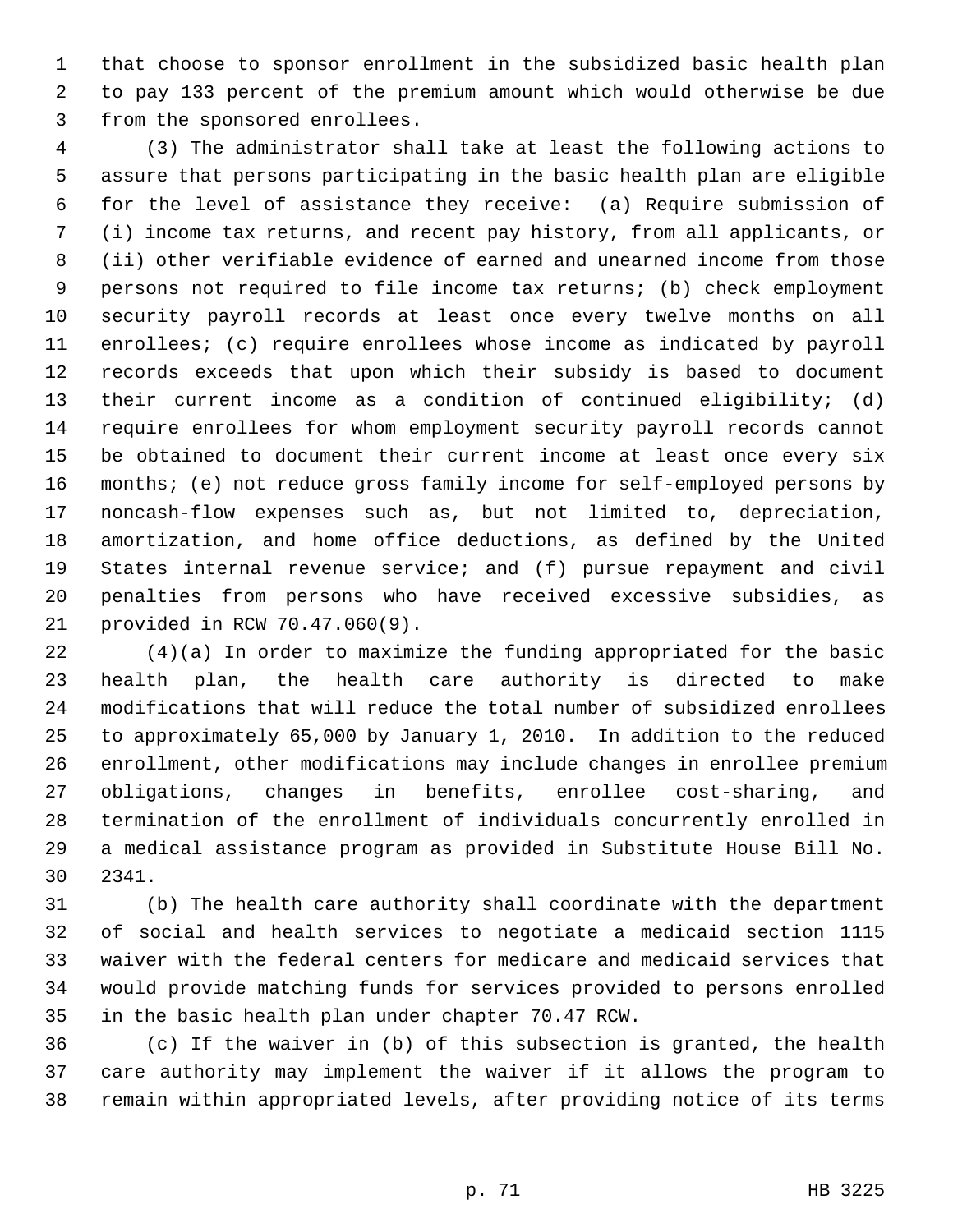that choose to sponsor enrollment in the subsidized basic health plan to pay 133 percent of the premium amount which would otherwise be due from the sponsored enrollees.

(3) The administrator shall take at least the following actions to assure that persons participating in the basic health plan are eligible for the level of assistance they receive: (a) Require submission of (i) income tax returns, and recent pay history, from all applicants, or (ii) other verifiable evidence of earned and unearned income from those persons not required to file income tax returns; (b) check employment security payroll records at least once every twelve months on all enrollees; (c) require enrollees whose income as indicated by payroll records exceeds that upon which their subsidy is based to document their current income as a condition of continued eligibility; (d) require enrollees for whom employment security payroll records cannot be obtained to document their current income at least once every six months; (e) not reduce gross family income for self-employed persons by noncash-flow expenses such as, but not limited to, depreciation, amortization, and home office deductions, as defined by the United States internal revenue service; and (f) pursue repayment and civil penalties from persons who have received excessive subsidies, as provided in RCW 70.47.060(9).

(4)(a) In order to maximize the funding appropriated for the basic health plan, the health care authority is directed to make modifications that will reduce the total number of subsidized enrollees to approximately 65,000 by January 1, 2010. In addition to the reduced enrollment, other modifications may include changes in enrollee premium obligations, changes in benefits, enrollee cost-sharing, and termination of the enrollment of individuals concurrently enrolled in a medical assistance program as provided in Substitute House Bill No. 2341.

(b) The health care authority shall coordinate with the department of social and health services to negotiate a medicaid section 1115 waiver with the federal centers for medicare and medicaid services that would provide matching funds for services provided to persons enrolled in the basic health plan under chapter 70.47 RCW.

(c) If the waiver in (b) of this subsection is granted, the health care authority may implement the waiver if it allows the program to remain within appropriated levels, after providing notice of its terms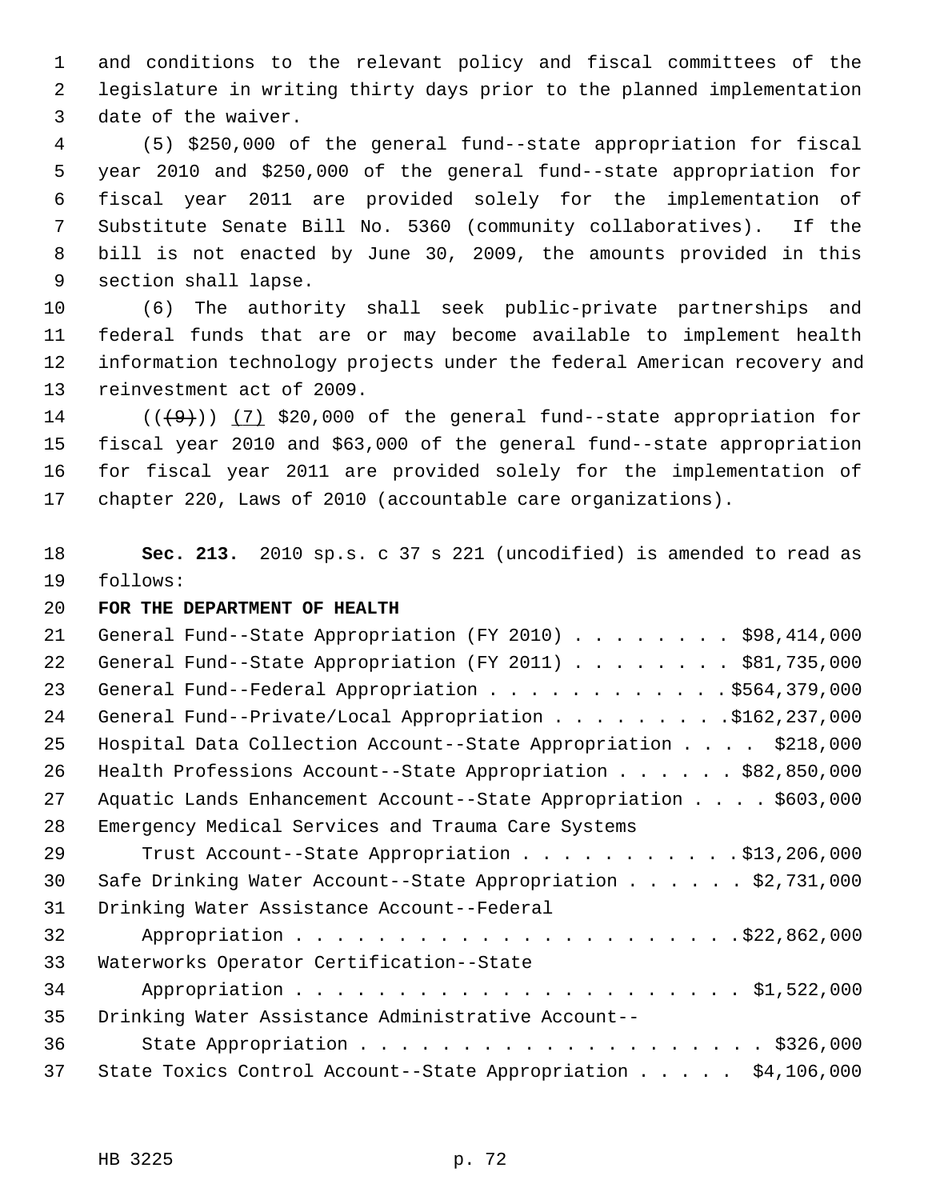and conditions to the relevant policy and fiscal committees of the legislature in writing thirty days prior to the planned implementation date of the waiver.

(5) $250,000 of the general fund--state appropriation for fiscal year 2010 and $250,000 of the general fund--state appropriation for fiscal year 2011 are provided solely for the implementation of Substitute Senate Bill No. 5360 (community collaboratives). If the bill is not enacted by June 30, 2009, the amounts provided in this section shall lapse.

(6) The authority shall seek public-private partnerships and federal funds that are or may become available to implement health information technology projects under the federal American recovery and reinvestment act of 2009.

((~~(9)~~)) (7) $20,000 of the general fund--state appropriation for fiscal year 2010 and $63,000 of the general fund--state appropriation for fiscal year 2011 are provided solely for the implementation of chapter 220, Laws of 2010 (accountable care organizations).

**Sec. 213.** 2010 sp.s. c 37 s 221 (uncodified) is amended to read as follows:

**FOR THE DEPARTMENT OF HEALTH**

General Fund--State Appropriation (FY 2010) . . . . . . . . $98,414,000
General Fund--State Appropriation (FY 2011) . . . . . . . . $81,735,000
General Fund--Federal Appropriation . . . . . . . . . . . . $564,379,000
General Fund--Private/Local Appropriation . . . . . . . . . $162,237,000
Hospital Data Collection Account--State Appropriation . . . . $218,000
Health Professions Account--State Appropriation . . . . . . $82,850,000
Aquatic Lands Enhancement Account--State Appropriation . . . . $603,000
Emergency Medical Services and Trauma Care Systems
Trust Account--State Appropriation . . . . . . . . . . . $13,206,000
Safe Drinking Water Account--State Appropriation . . . . . . $2,731,000
Drinking Water Assistance Account--Federal
Appropriation . . . . . . . . . . . . . . . . . . . . . . $22,862,000
Waterworks Operator Certification--State
Appropriation . . . . . . . . . . . . . . . . . . . . . . $1,522,000
Drinking Water Assistance Administrative Account--
State Appropriation . . . . . . . . . . . . . . . . . . . . $326,000
State Toxics Control Account--State Appropriation . . . . . $4,106,000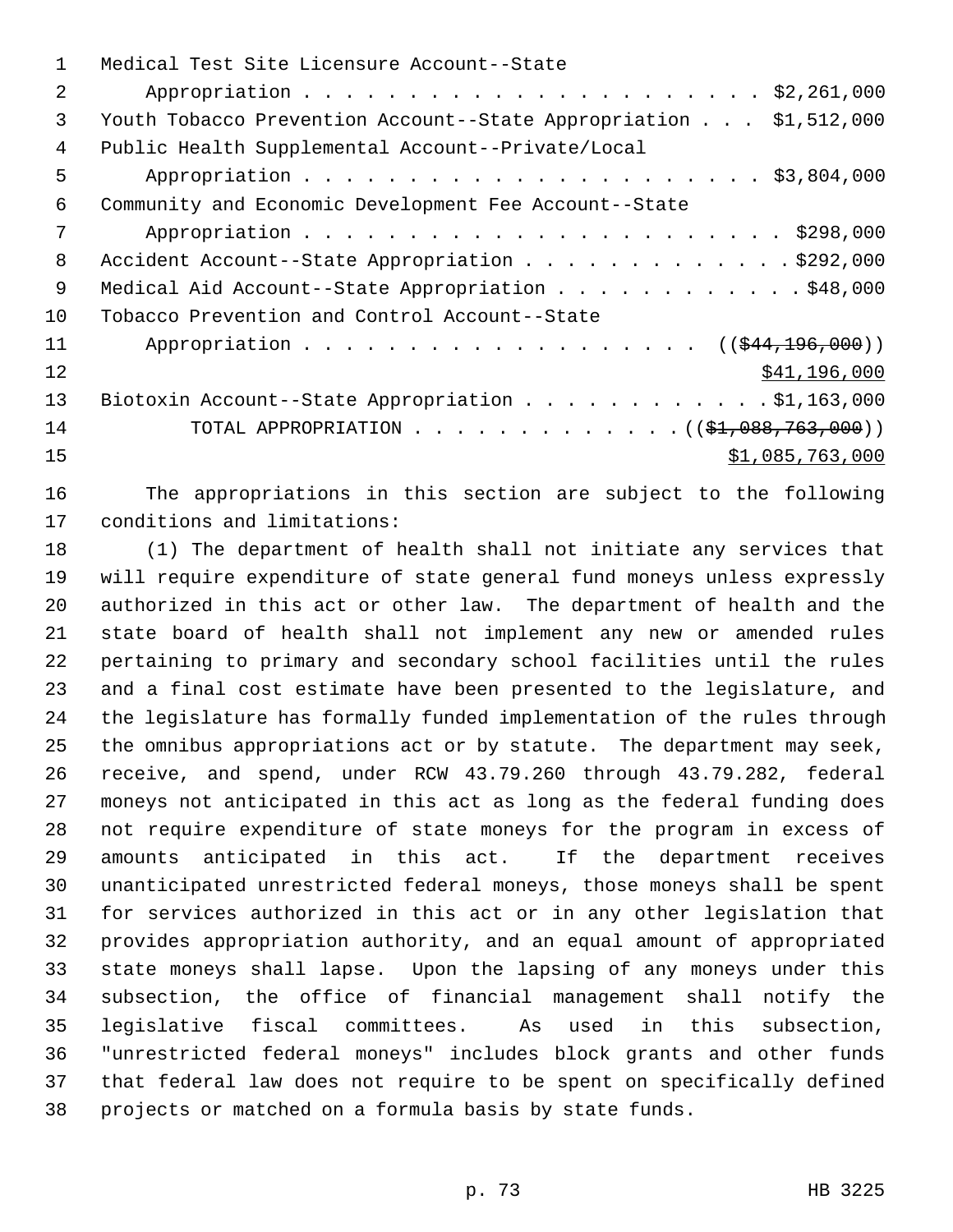Medical Test Site Licensure Account--State
    Appropriation . . . . . . . . . . . . . . . . . . . . . . . $2,261,000
Youth Tobacco Prevention Account--State Appropriation . . . $1,512,000
Public Health Supplemental Account--Private/Local
    Appropriation . . . . . . . . . . . . . . . . . . . . . . . $3,804,000
Community and Economic Development Fee Account--State
    Appropriation . . . . . . . . . . . . . . . . . . . . . . . . $298,000
Accident Account--State Appropriation . . . . . . . . . . . . . $292,000
Medical Aid Account--State Appropriation . . . . . . . . . . . . $48,000
Tobacco Prevention and Control Account--State
    Appropriation . . . . . . . . . . . . . . . . . . . (($44,196,000))
                                                              $41,196,000
Biotoxin Account--State Appropriation . . . . . . . . . . . . $1,163,000
        TOTAL APPROPRIATION . . . . . . . . . . . . . (($1,088,763,000))
                                                           $1,085,763,000

The appropriations in this section are subject to the following conditions and limitations:

(1) The department of health shall not initiate any services that will require expenditure of state general fund moneys unless expressly authorized in this act or other law. The department of health and the state board of health shall not implement any new or amended rules pertaining to primary and secondary school facilities until the rules and a final cost estimate have been presented to the legislature, and the legislature has formally funded implementation of the rules through the omnibus appropriations act or by statute. The department may seek, receive, and spend, under RCW 43.79.260 through 43.79.282, federal moneys not anticipated in this act as long as the federal funding does not require expenditure of state moneys for the program in excess of amounts anticipated in this act. If the department receives unanticipated unrestricted federal moneys, those moneys shall be spent for services authorized in this act or in any other legislation that provides appropriation authority, and an equal amount of appropriated state moneys shall lapse. Upon the lapsing of any moneys under this subsection, the office of financial management shall notify the legislative fiscal committees. As used in this subsection, "unrestricted federal moneys" includes block grants and other funds that federal law does not require to be spent on specifically defined projects or matched on a formula basis by state funds.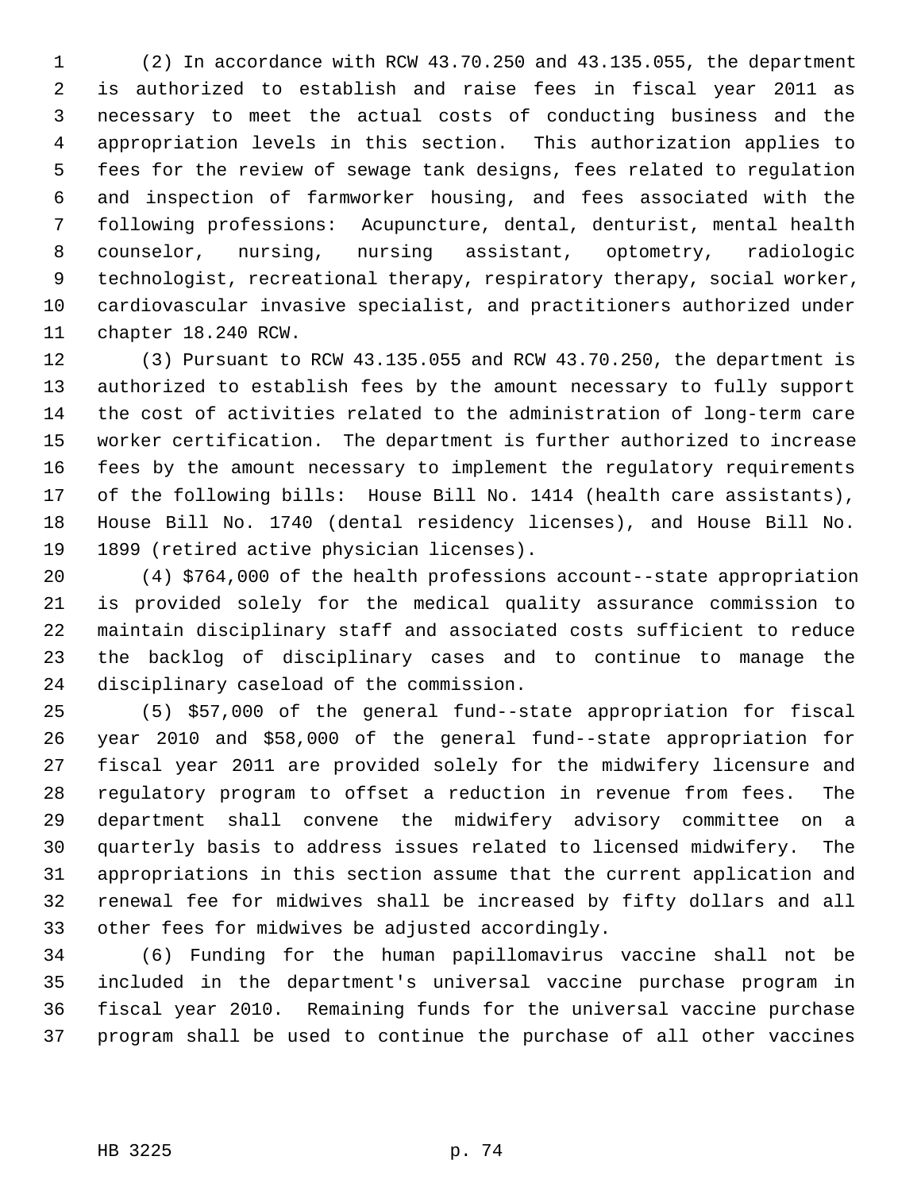(2) In accordance with RCW 43.70.250 and 43.135.055, the department is authorized to establish and raise fees in fiscal year 2011 as necessary to meet the actual costs of conducting business and the appropriation levels in this section. This authorization applies to fees for the review of sewage tank designs, fees related to regulation and inspection of farmworker housing, and fees associated with the following professions: Acupuncture, dental, denturist, mental health counselor, nursing, nursing assistant, optometry, radiologic technologist, recreational therapy, respiratory therapy, social worker, cardiovascular invasive specialist, and practitioners authorized under chapter 18.240 RCW.

(3) Pursuant to RCW 43.135.055 and RCW 43.70.250, the department is authorized to establish fees by the amount necessary to fully support the cost of activities related to the administration of long-term care worker certification. The department is further authorized to increase fees by the amount necessary to implement the regulatory requirements of the following bills: House Bill No. 1414 (health care assistants), House Bill No. 1740 (dental residency licenses), and House Bill No. 1899 (retired active physician licenses).

(4) $764,000 of the health professions account--state appropriation is provided solely for the medical quality assurance commission to maintain disciplinary staff and associated costs sufficient to reduce the backlog of disciplinary cases and to continue to manage the disciplinary caseload of the commission.

(5) $57,000 of the general fund--state appropriation for fiscal year 2010 and $58,000 of the general fund--state appropriation for fiscal year 2011 are provided solely for the midwifery licensure and regulatory program to offset a reduction in revenue from fees. The department shall convene the midwifery advisory committee on a quarterly basis to address issues related to licensed midwifery. The appropriations in this section assume that the current application and renewal fee for midwives shall be increased by fifty dollars and all other fees for midwives be adjusted accordingly.

(6) Funding for the human papillomavirus vaccine shall not be included in the department's universal vaccine purchase program in fiscal year 2010. Remaining funds for the universal vaccine purchase program shall be used to continue the purchase of all other vaccines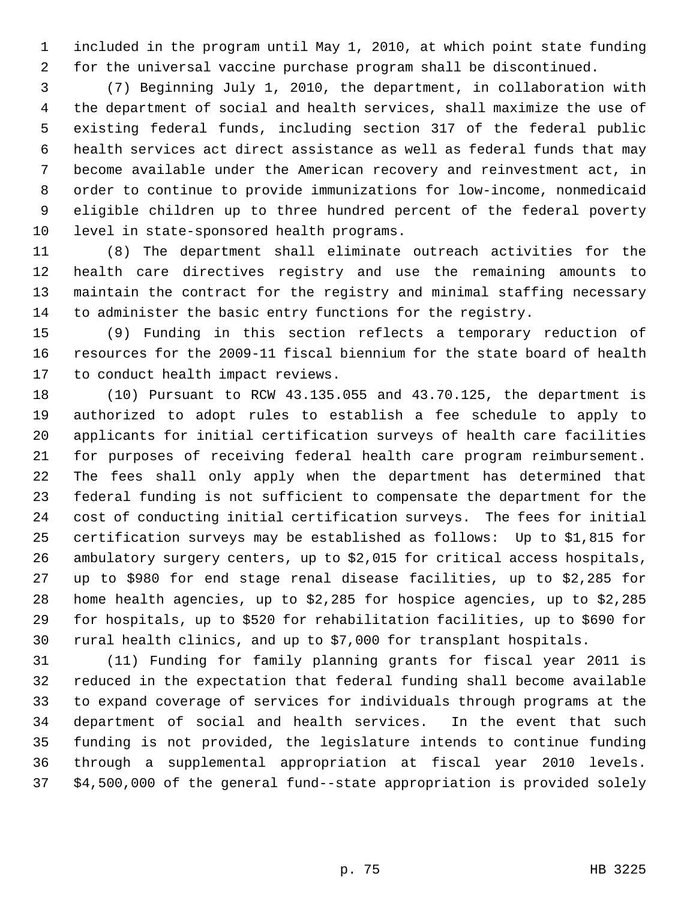included in the program until May 1, 2010, at which point state funding for the universal vaccine purchase program shall be discontinued.

(7) Beginning July 1, 2010, the department, in collaboration with the department of social and health services, shall maximize the use of existing federal funds, including section 317 of the federal public health services act direct assistance as well as federal funds that may become available under the American recovery and reinvestment act, in order to continue to provide immunizations for low-income, nonmedicaid eligible children up to three hundred percent of the federal poverty level in state-sponsored health programs.

(8) The department shall eliminate outreach activities for the health care directives registry and use the remaining amounts to maintain the contract for the registry and minimal staffing necessary to administer the basic entry functions for the registry.

(9) Funding in this section reflects a temporary reduction of resources for the 2009-11 fiscal biennium for the state board of health to conduct health impact reviews.

(10) Pursuant to RCW 43.135.055 and 43.70.125, the department is authorized to adopt rules to establish a fee schedule to apply to applicants for initial certification surveys of health care facilities for purposes of receiving federal health care program reimbursement. The fees shall only apply when the department has determined that federal funding is not sufficient to compensate the department for the cost of conducting initial certification surveys. The fees for initial certification surveys may be established as follows: Up to $1,815 for ambulatory surgery centers, up to $2,015 for critical access hospitals, up to $980 for end stage renal disease facilities, up to $2,285 for home health agencies, up to $2,285 for hospice agencies, up to $2,285 for hospitals, up to $520 for rehabilitation facilities, up to $690 for rural health clinics, and up to $7,000 for transplant hospitals.

(11) Funding for family planning grants for fiscal year 2011 is reduced in the expectation that federal funding shall become available to expand coverage of services for individuals through programs at the department of social and health services. In the event that such funding is not provided, the legislature intends to continue funding through a supplemental appropriation at fiscal year 2010 levels. $4,500,000 of the general fund--state appropriation is provided solely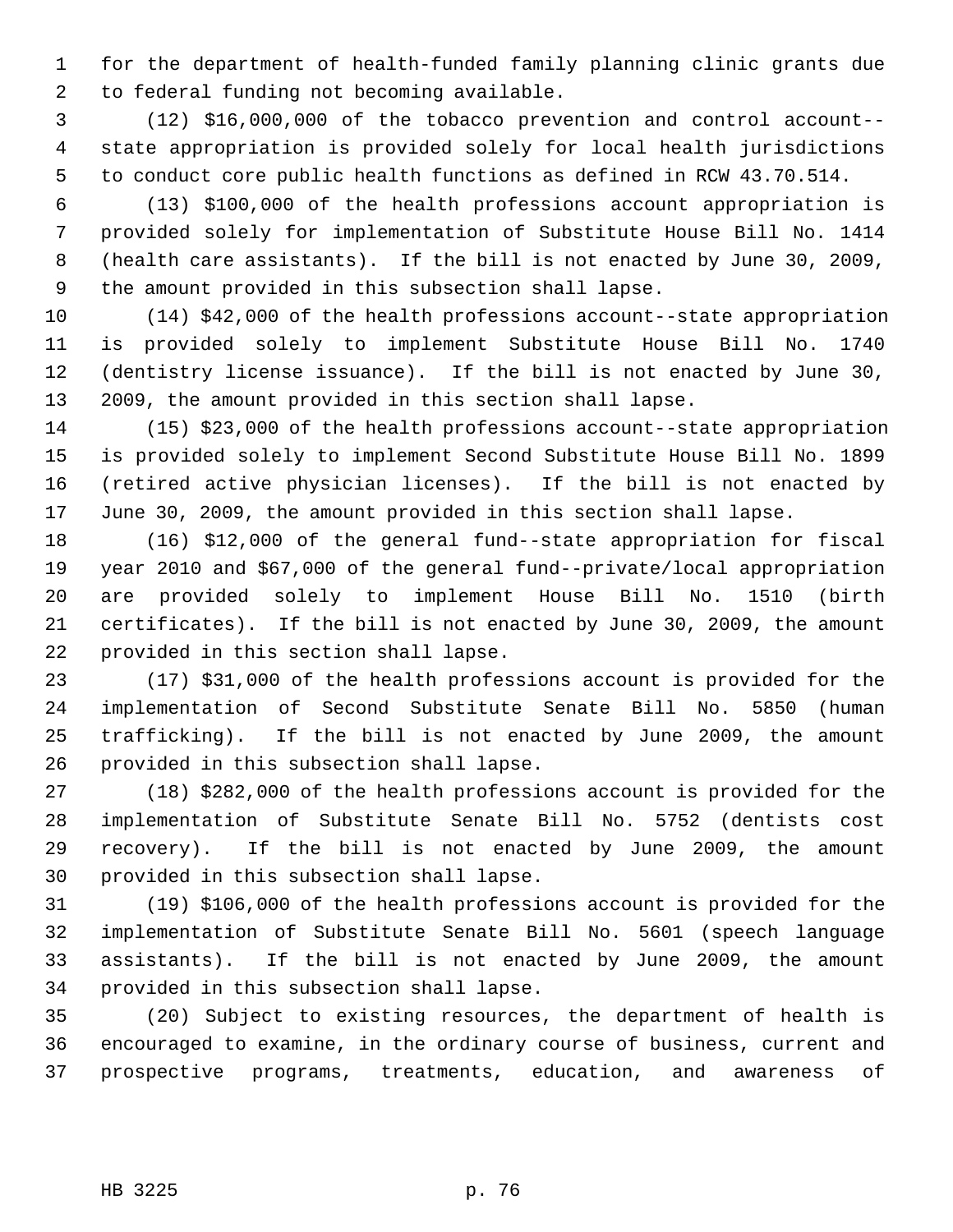for the department of health-funded family planning clinic grants due to federal funding not becoming available.

(12) $16,000,000 of the tobacco prevention and control account--state appropriation is provided solely for local health jurisdictions to conduct core public health functions as defined in RCW 43.70.514.

(13) $100,000 of the health professions account appropriation is provided solely for implementation of Substitute House Bill No. 1414 (health care assistants). If the bill is not enacted by June 30, 2009, the amount provided in this subsection shall lapse.

(14) $42,000 of the health professions account--state appropriation is provided solely to implement Substitute House Bill No. 1740 (dentistry license issuance). If the bill is not enacted by June 30, 2009, the amount provided in this section shall lapse.

(15) $23,000 of the health professions account--state appropriation is provided solely to implement Second Substitute House Bill No. 1899 (retired active physician licenses). If the bill is not enacted by June 30, 2009, the amount provided in this section shall lapse.

(16) $12,000 of the general fund--state appropriation for fiscal year 2010 and $67,000 of the general fund--private/local appropriation are provided solely to implement House Bill No. 1510 (birth certificates). If the bill is not enacted by June 30, 2009, the amount provided in this section shall lapse.

(17) $31,000 of the health professions account is provided for the implementation of Second Substitute Senate Bill No. 5850 (human trafficking). If the bill is not enacted by June 2009, the amount provided in this subsection shall lapse.

(18) $282,000 of the health professions account is provided for the implementation of Substitute Senate Bill No. 5752 (dentists cost recovery). If the bill is not enacted by June 2009, the amount provided in this subsection shall lapse.

(19) $106,000 of the health professions account is provided for the implementation of Substitute Senate Bill No. 5601 (speech language assistants). If the bill is not enacted by June 2009, the amount provided in this subsection shall lapse.

(20) Subject to existing resources, the department of health is encouraged to examine, in the ordinary course of business, current and prospective programs, treatments, education, and awareness of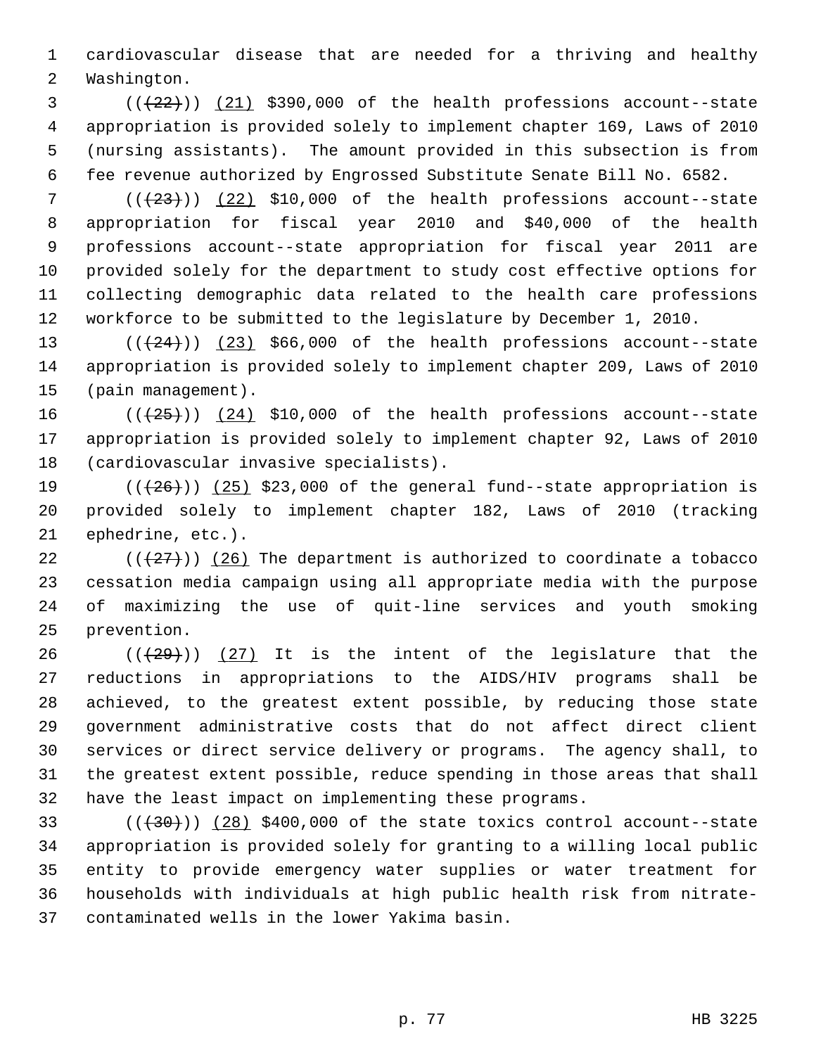cardiovascular disease that are needed for a thriving and healthy Washington.

((~~(22)~~)) (21) $390,000 of the health professions account--state appropriation is provided solely to implement chapter 169, Laws of 2010 (nursing assistants). The amount provided in this subsection is from fee revenue authorized by Engrossed Substitute Senate Bill No. 6582.

((~~(23)~~)) (22) $10,000 of the health professions account--state appropriation for fiscal year 2010 and $40,000 of the health professions account--state appropriation for fiscal year 2011 are provided solely for the department to study cost effective options for collecting demographic data related to the health care professions workforce to be submitted to the legislature by December 1, 2010.

((~~(24)~~)) (23) $66,000 of the health professions account--state appropriation is provided solely to implement chapter 209, Laws of 2010 (pain management).

((~~(25)~~)) (24) $10,000 of the health professions account--state appropriation is provided solely to implement chapter 92, Laws of 2010 (cardiovascular invasive specialists).

((~~(26)~~)) (25) $23,000 of the general fund--state appropriation is provided solely to implement chapter 182, Laws of 2010 (tracking ephedrine, etc.).

((~~(27)~~)) (26) The department is authorized to coordinate a tobacco cessation media campaign using all appropriate media with the purpose of maximizing the use of quit-line services and youth smoking prevention.

((~~(29)~~)) (27) It is the intent of the legislature that the reductions in appropriations to the AIDS/HIV programs shall be achieved, to the greatest extent possible, by reducing those state government administrative costs that do not affect direct client services or direct service delivery or programs. The agency shall, to the greatest extent possible, reduce spending in those areas that shall have the least impact on implementing these programs.

((~~(30)~~)) (28) $400,000 of the state toxics control account--state appropriation is provided solely for granting to a willing local public entity to provide emergency water supplies or water treatment for households with individuals at high public health risk from nitrate-contaminated wells in the lower Yakima basin.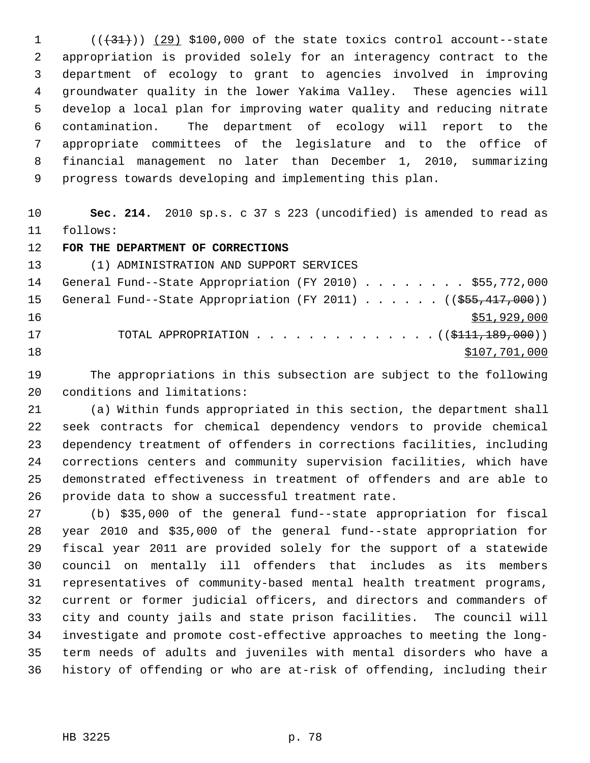((~~(31)~~)) (29) $100,000 of the state toxics control account--state appropriation is provided solely for an interagency contract to the department of ecology to grant to agencies involved in improving groundwater quality in the lower Yakima Valley. These agencies will develop a local plan for improving water quality and reducing nitrate contamination. The department of ecology will report to the appropriate committees of the legislature and to the office of financial management no later than December 1, 2010, summarizing progress towards developing and implementing this plan.

**Sec. 214.** 2010 sp.s. c 37 s 223 (uncodified) is amended to read as follows:

**FOR THE DEPARTMENT OF CORRECTIONS**

(1) ADMINISTRATION AND SUPPORT SERVICES

General Fund--State Appropriation (FY 2010) . . . . . . . . $55,772,000

General Fund--State Appropriation (FY 2011) . . . . . . ((~~$55,417,000~~))
$51,929,000

TOTAL APPROPRIATION . . . . . . . . . . . . . . ((~~$111,189,000~~))
$107,701,000

The appropriations in this subsection are subject to the following conditions and limitations:

(a) Within funds appropriated in this section, the department shall seek contracts for chemical dependency vendors to provide chemical dependency treatment of offenders in corrections facilities, including corrections centers and community supervision facilities, which have demonstrated effectiveness in treatment of offenders and are able to provide data to show a successful treatment rate.

(b) $35,000 of the general fund--state appropriation for fiscal year 2010 and $35,000 of the general fund--state appropriation for fiscal year 2011 are provided solely for the support of a statewide council on mentally ill offenders that includes as its members representatives of community-based mental health treatment programs, current or former judicial officers, and directors and commanders of city and county jails and state prison facilities. The council will investigate and promote cost-effective approaches to meeting the long-term needs of adults and juveniles with mental disorders who have a history of offending or who are at-risk of offending, including their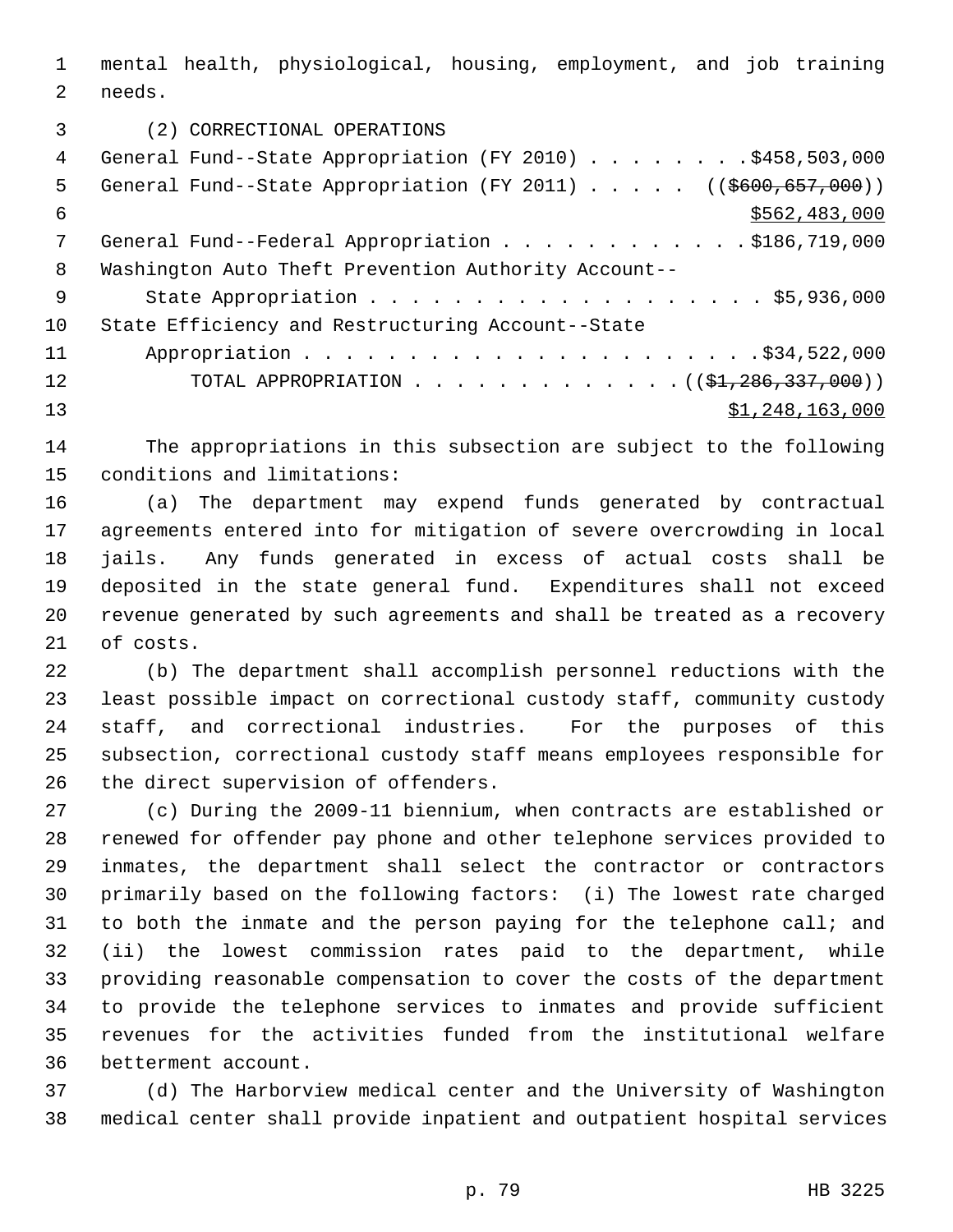mental health, physiological, housing, employment, and job training needs.

(2) CORRECTIONAL OPERATIONS

General Fund--State Appropriation (FY 2010) . . . . . . . . $458,503,000
General Fund--State Appropriation (FY 2011) . . . . . ((~~$600,657,000~~))
<u>$562,483,000</u>
General Fund--Federal Appropriation . . . . . . . . . . . . $186,719,000
Washington Auto Theft Prevention Authority Account--
State Appropriation . . . . . . . . . . . . . . . . . . . . $5,936,000
State Efficiency and Restructuring Account--State
Appropriation . . . . . . . . . . . . . . . . . . . . . . $34,522,000
TOTAL APPROPRIATION . . . . . . . . . . . . . ((~~$1,286,337,000~~))
<u>$1,248,163,000</u>

The appropriations in this subsection are subject to the following conditions and limitations:

(a) The department may expend funds generated by contractual agreements entered into for mitigation of severe overcrowding in local jails. Any funds generated in excess of actual costs shall be deposited in the state general fund. Expenditures shall not exceed revenue generated by such agreements and shall be treated as a recovery of costs.

(b) The department shall accomplish personnel reductions with the least possible impact on correctional custody staff, community custody staff, and correctional industries. For the purposes of this subsection, correctional custody staff means employees responsible for the direct supervision of offenders.

(c) During the 2009-11 biennium, when contracts are established or renewed for offender pay phone and other telephone services provided to inmates, the department shall select the contractor or contractors primarily based on the following factors: (i) The lowest rate charged to both the inmate and the person paying for the telephone call; and (ii) the lowest commission rates paid to the department, while providing reasonable compensation to cover the costs of the department to provide the telephone services to inmates and provide sufficient revenues for the activities funded from the institutional welfare betterment account.

(d) The Harborview medical center and the University of Washington medical center shall provide inpatient and outpatient hospital services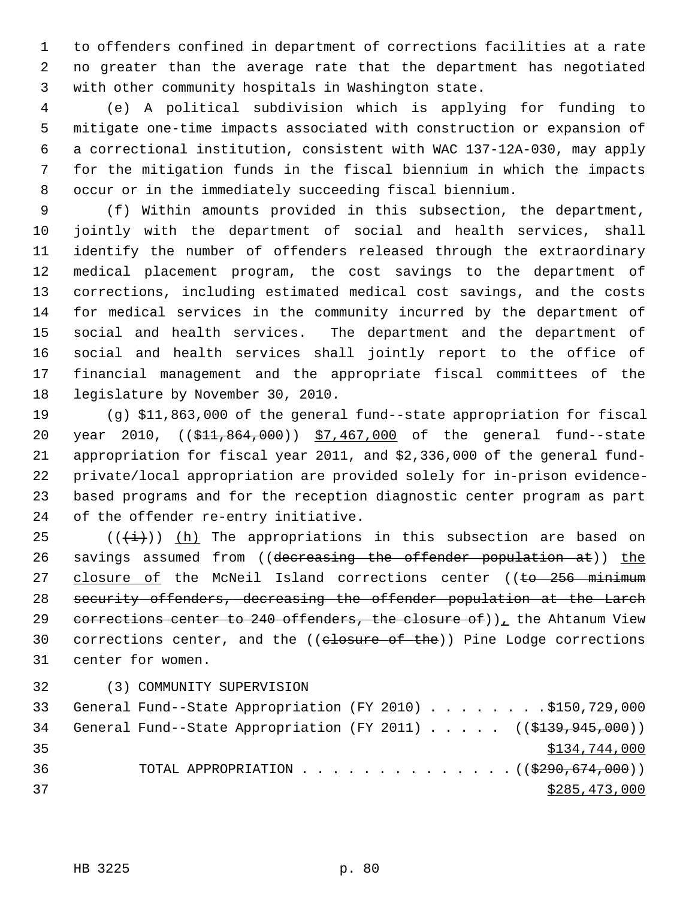to offenders confined in department of corrections facilities at a rate no greater than the average rate that the department has negotiated with other community hospitals in Washington state.

(e) A political subdivision which is applying for funding to mitigate one-time impacts associated with construction or expansion of a correctional institution, consistent with WAC 137-12A-030, may apply for the mitigation funds in the fiscal biennium in which the impacts occur or in the immediately succeeding fiscal biennium.

(f) Within amounts provided in this subsection, the department, jointly with the department of social and health services, shall identify the number of offenders released through the extraordinary medical placement program, the cost savings to the department of corrections, including estimated medical cost savings, and the costs for medical services in the community incurred by the department of social and health services. The department and the department of social and health services shall jointly report to the office of financial management and the appropriate fiscal committees of the legislature by November 30, 2010.

(g) $11,863,000 of the general fund--state appropriation for fiscal year 2010, ((~~$11,864,000~~)) $7,467,000 of the general fund--state appropriation for fiscal year 2011, and $2,336,000 of the general fund-private/local appropriation are provided solely for in-prison evidence-based programs and for the reception diagnostic center program as part of the offender re-entry initiative.

((~~(i)~~)) (h) The appropriations in this subsection are based on savings assumed from ((~~decreasing the offender population at~~)) the closure of the McNeil Island corrections center ((~~to 256 minimum security offenders, decreasing the offender population at the Larch corrections center to 240 offenders, the closure of~~)), the Ahtanum View corrections center, and the ((~~closure of the~~)) Pine Lodge corrections center for women.

(3) COMMUNITY SUPERVISION

General Fund--State Appropriation (FY 2010) . . . . . . . . $150,729,000

General Fund--State Appropriation (FY 2011) . . . . . ((~~$139,945,000~~)) $134,744,000

TOTAL APPROPRIATION . . . . . . . . . . . . . . ((~~$290,674,000~~)) $285,473,000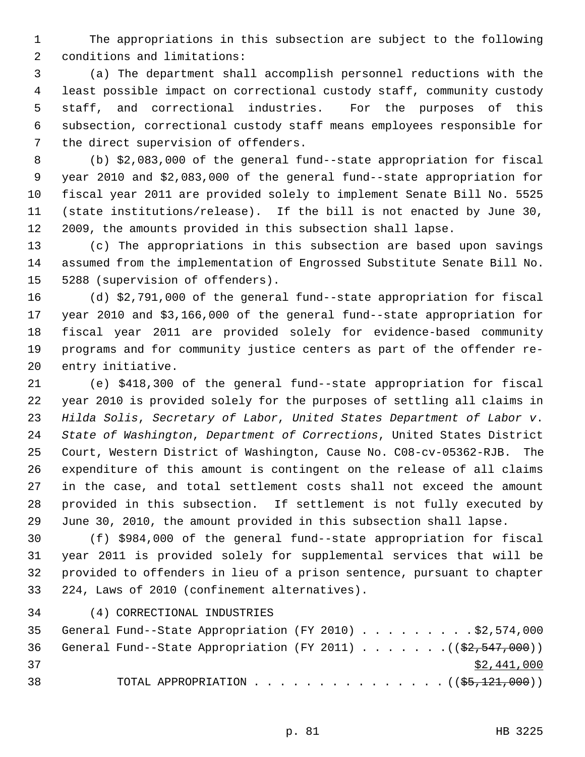The appropriations in this subsection are subject to the following conditions and limitations:

(a) The department shall accomplish personnel reductions with the least possible impact on correctional custody staff, community custody staff, and correctional industries. For the purposes of this subsection, correctional custody staff means employees responsible for the direct supervision of offenders.

(b) $2,083,000 of the general fund--state appropriation for fiscal year 2010 and $2,083,000 of the general fund--state appropriation for fiscal year 2011 are provided solely to implement Senate Bill No. 5525 (state institutions/release). If the bill is not enacted by June 30, 2009, the amounts provided in this subsection shall lapse.

(c) The appropriations in this subsection are based upon savings assumed from the implementation of Engrossed Substitute Senate Bill No. 5288 (supervision of offenders).

(d) $2,791,000 of the general fund--state appropriation for fiscal year 2010 and $3,166,000 of the general fund--state appropriation for fiscal year 2011 are provided solely for evidence-based community programs and for community justice centers as part of the offender re-entry initiative.

(e) $418,300 of the general fund--state appropriation for fiscal year 2010 is provided solely for the purposes of settling all claims in *Hilda Solis*, *Secretary of Labor*, *United States Department of Labor v. State of Washington*, *Department of Corrections*, United States District Court, Western District of Washington, Cause No. C08-cv-05362-RJB. The expenditure of this amount is contingent on the release of all claims in the case, and total settlement costs shall not exceed the amount provided in this subsection. If settlement is not fully executed by June 30, 2010, the amount provided in this subsection shall lapse.

(f) $984,000 of the general fund--state appropriation for fiscal year 2011 is provided solely for supplemental services that will be provided to offenders in lieu of a prison sentence, pursuant to chapter 224, Laws of 2010 (confinement alternatives).

(4) CORRECTIONAL INDUSTRIES

General Fund--State Appropriation (FY 2010) . . . . . . . . . $2,574,000
General Fund--State Appropriation (FY 2011) . . . . . . . (($2,547,000))
$2,441,000
TOTAL APPROPRIATION . . . . . . . . . . . . . . . (($5,121,000))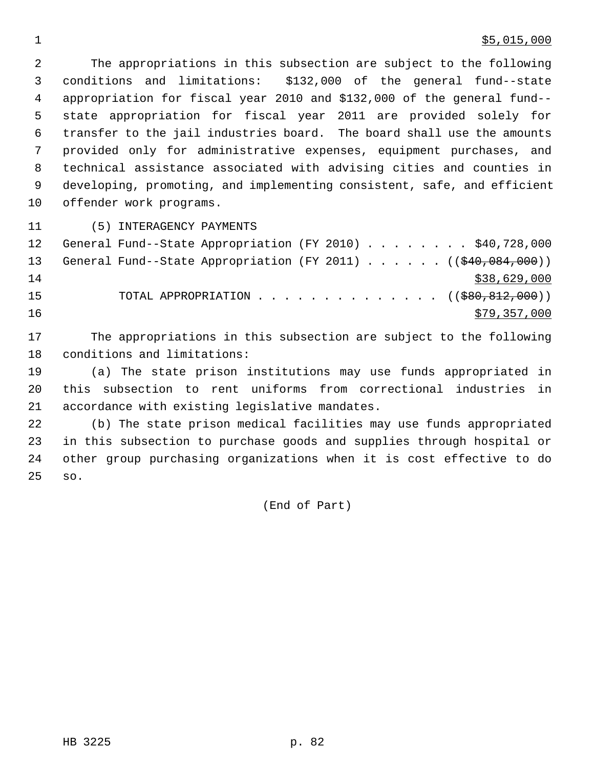$5,015,000

The appropriations in this subsection are subject to the following conditions and limitations: $132,000 of the general fund--state appropriation for fiscal year 2010 and $132,000 of the general fund--state appropriation for fiscal year 2011 are provided solely for transfer to the jail industries board. The board shall use the amounts provided only for administrative expenses, equipment purchases, and technical assistance associated with advising cities and counties in developing, promoting, and implementing consistent, safe, and efficient offender work programs.

(5) INTERAGENCY PAYMENTS

General Fund--State Appropriation (FY 2010) . . . . . . . . $40,728,000

General Fund--State Appropriation (FY 2011) . . . . . . ((~~$40,084,000~~))

$38,629,000

TOTAL APPROPRIATION . . . . . . . . . . . . . . ((~~$80,812,000~~))

$79,357,000

The appropriations in this subsection are subject to the following conditions and limitations:

(a) The state prison institutions may use funds appropriated in this subsection to rent uniforms from correctional industries in accordance with existing legislative mandates.

(b) The state prison medical facilities may use funds appropriated in this subsection to purchase goods and supplies through hospital or other group purchasing organizations when it is cost effective to do so.

(End of Part)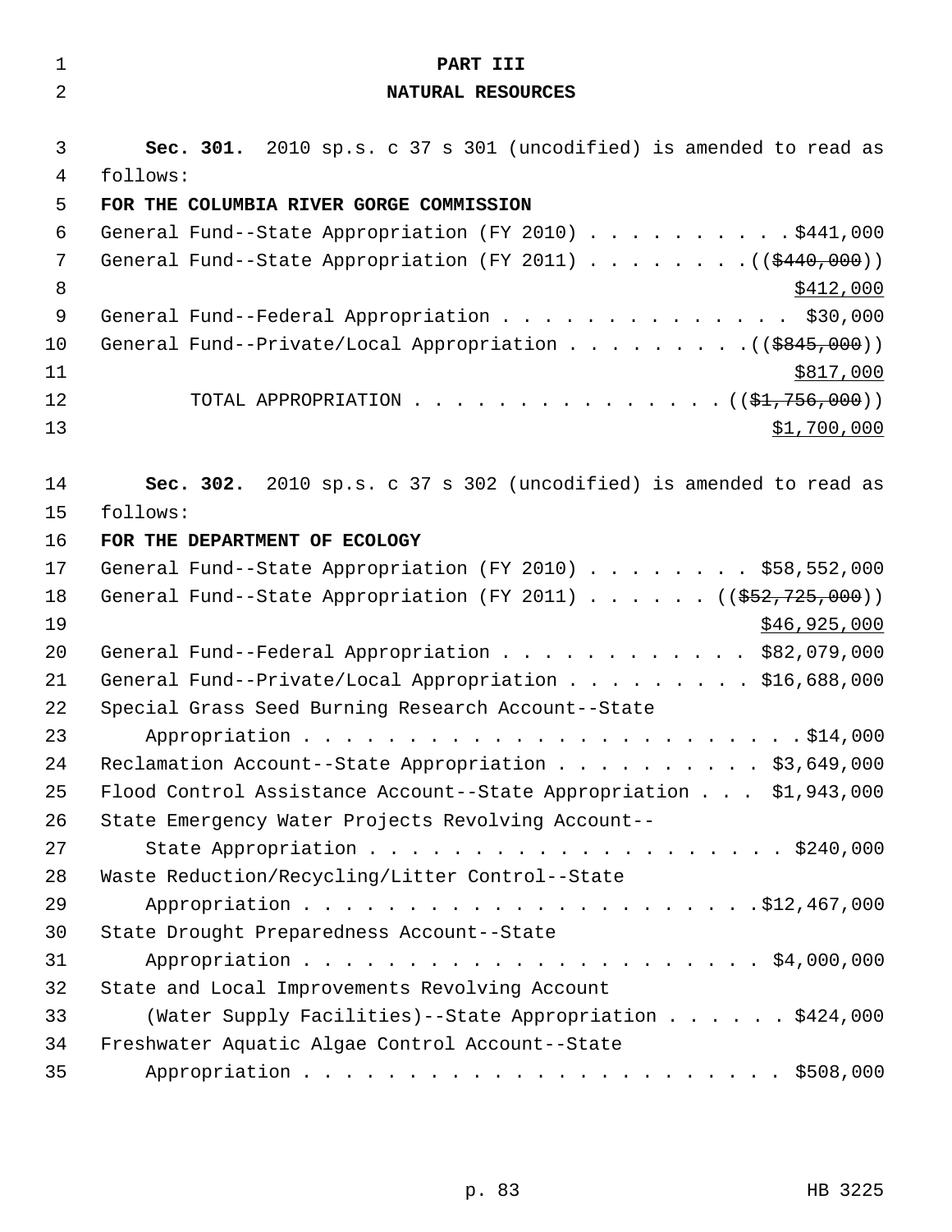**PART III**

**NATURAL RESOURCES**

**Sec. 301.** 2010 sp.s. c 37 s 301 (uncodified) is amended to read as follows:

**FOR THE COLUMBIA RIVER GORGE COMMISSION**

General Fund--State Appropriation (FY 2010) . . . . . . . . . . $441,000

General Fund--State Appropriation (FY 2011) . . . . . . . . ((~~$440,000~~))
<u>$412,000</u>

General Fund--Federal Appropriation . . . . . . . . . . . . . . $30,000

General Fund--Private/Local Appropriation . . . . . . . . . ((~~$845,000~~))
<u>$817,000</u>

TOTAL APPROPRIATION . . . . . . . . . . . . . . . ((~~$1,756,000~~))
<u>$1,700,000</u>

**Sec. 302.** 2010 sp.s. c 37 s 302 (uncodified) is amended to read as follows:

**FOR THE DEPARTMENT OF ECOLOGY**

General Fund--State Appropriation (FY 2010) . . . . . . . . $58,552,000

General Fund--State Appropriation (FY 2011) . . . . . . ((~~$52,725,000~~))
<u>$46,925,000</u>

General Fund--Federal Appropriation . . . . . . . . . . . . $82,079,000

General Fund--Private/Local Appropriation . . . . . . . . . $16,688,000

Special Grass Seed Burning Research Account--State Appropriation . . . . . . . . . . . . . . . . . . . . . . . . $14,000

Reclamation Account--State Appropriation . . . . . . . . . . $3,649,000

Flood Control Assistance Account--State Appropriation . . . $1,943,000

State Emergency Water Projects Revolving Account--State Appropriation . . . . . . . . . . . . . . . . . . . . $240,000

Waste Reduction/Recycling/Litter Control--State Appropriation . . . . . . . . . . . . . . . . . . . . . . $12,467,000

State Drought Preparedness Account--State Appropriation . . . . . . . . . . . . . . . . . . . . . . . $4,000,000

State and Local Improvements Revolving Account (Water Supply Facilities)--State Appropriation . . . . . . $424,000

Freshwater Aquatic Algae Control Account--State Appropriation . . . . . . . . . . . . . . . . . . . . . . . . $508,000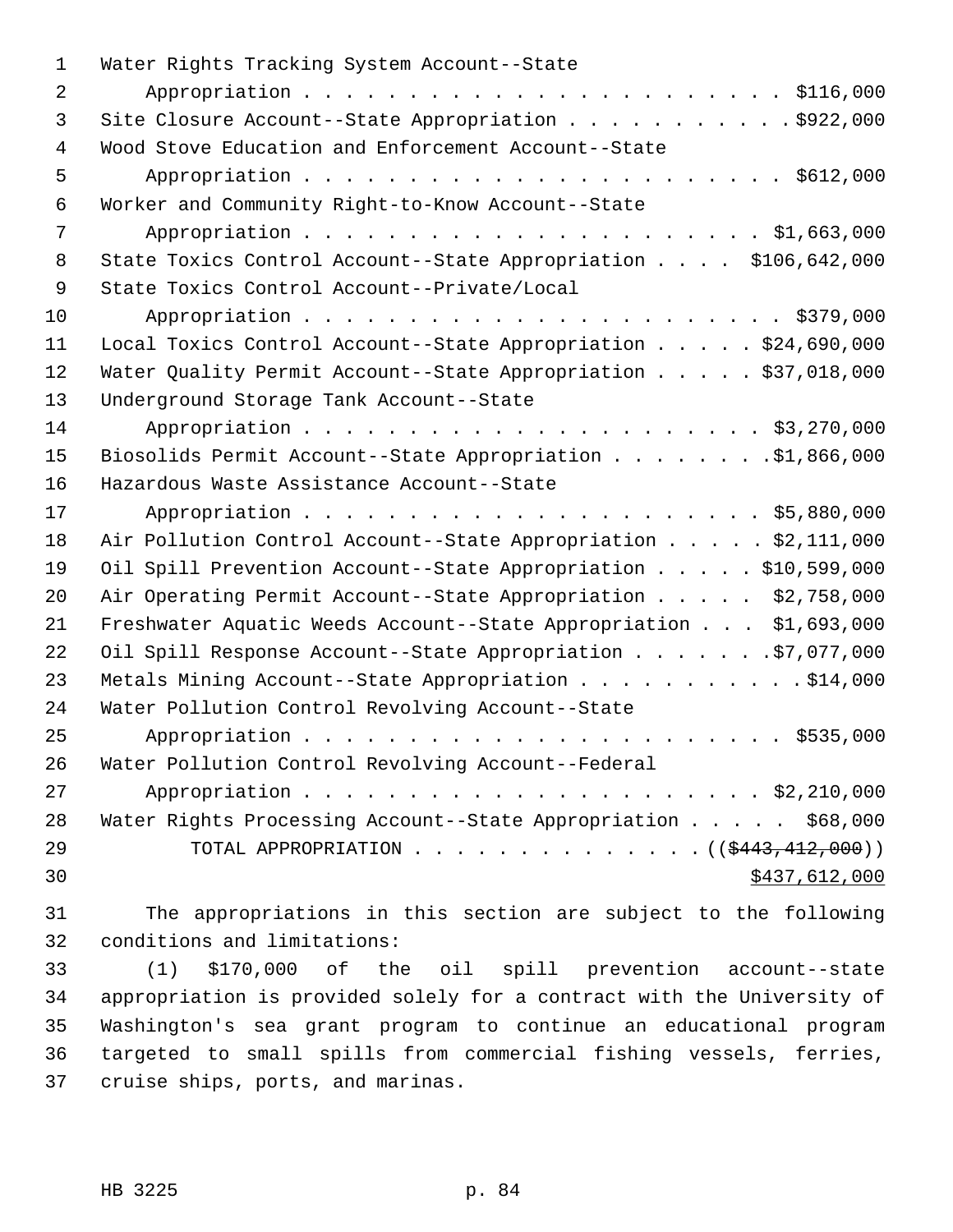Water Rights Tracking System Account--State Appropriation . . . . . . . . . . . . . . . . . . . . . . . . $116,000

Site Closure Account--State Appropriation . . . . . . . . . . . $922,000

Wood Stove Education and Enforcement Account--State Appropriation . . . . . . . . . . . . . . . . . . . . . . . . $612,000

Worker and Community Right-to-Know Account--State Appropriation . . . . . . . . . . . . . . . . . . . . . . . $1,663,000

State Toxics Control Account--State Appropriation . . . . $106,642,000

State Toxics Control Account--Private/Local Appropriation . . . . . . . . . . . . . . . . . . . . . . . . $379,000

Local Toxics Control Account--State Appropriation . . . . . $24,690,000

Water Quality Permit Account--State Appropriation . . . . . $37,018,000

Underground Storage Tank Account--State Appropriation . . . . . . . . . . . . . . . . . . . . . . . $3,270,000

Biosolids Permit Account--State Appropriation . . . . . . . . $1,866,000

Hazardous Waste Assistance Account--State Appropriation . . . . . . . . . . . . . . . . . . . . . . . $5,880,000

Air Pollution Control Account--State Appropriation . . . . . $2,111,000

Oil Spill Prevention Account--State Appropriation . . . . . $10,599,000

Air Operating Permit Account--State Appropriation . . . . . $2,758,000

Freshwater Aquatic Weeds Account--State Appropriation . . . $1,693,000

Oil Spill Response Account--State Appropriation . . . . . . . $7,077,000

Metals Mining Account--State Appropriation . . . . . . . . . . . $14,000

Water Pollution Control Revolving Account--State Appropriation . . . . . . . . . . . . . . . . . . . . . . . . $535,000

Water Pollution Control Revolving Account--Federal Appropriation . . . . . . . . . . . . . . . . . . . . . . . $2,210,000

Water Rights Processing Account--State Appropriation . . . . . $68,000

TOTAL APPROPRIATION . . . . . . . . . . . . . . (($443,412,000))
$437,612,000

The appropriations in this section are subject to the following conditions and limitations:

(1) $170,000 of the oil spill prevention account--state appropriation is provided solely for a contract with the University of Washington's sea grant program to continue an educational program targeted to small spills from commercial fishing vessels, ferries, cruise ships, ports, and marinas.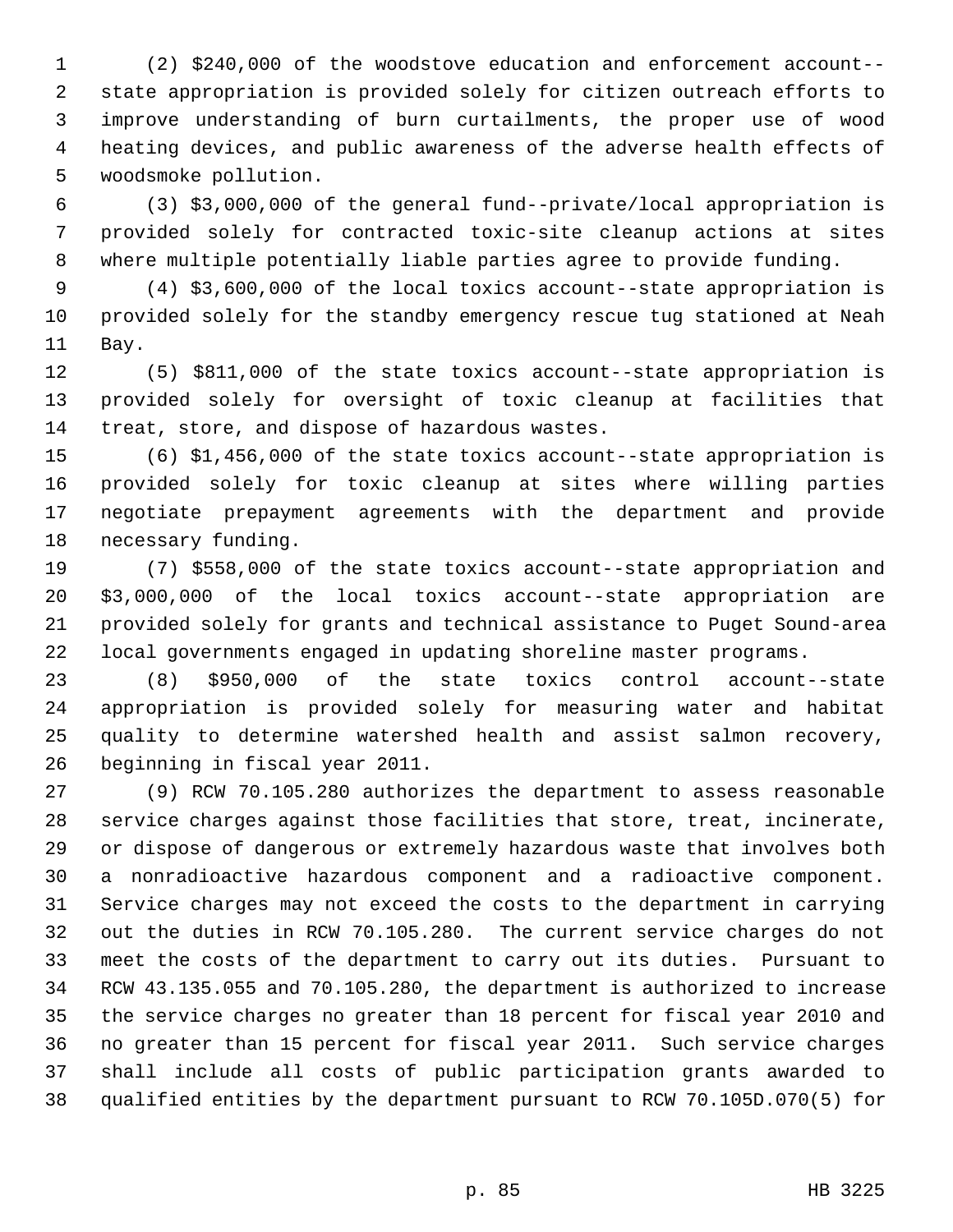(2) $240,000 of the woodstove education and enforcement account--state appropriation is provided solely for citizen outreach efforts to improve understanding of burn curtailments, the proper use of wood heating devices, and public awareness of the adverse health effects of woodsmoke pollution.

(3) $3,000,000 of the general fund--private/local appropriation is provided solely for contracted toxic-site cleanup actions at sites where multiple potentially liable parties agree to provide funding.

(4) $3,600,000 of the local toxics account--state appropriation is provided solely for the standby emergency rescue tug stationed at Neah Bay.

(5) $811,000 of the state toxics account--state appropriation is provided solely for oversight of toxic cleanup at facilities that treat, store, and dispose of hazardous wastes.

(6) $1,456,000 of the state toxics account--state appropriation is provided solely for toxic cleanup at sites where willing parties negotiate prepayment agreements with the department and provide necessary funding.

(7) $558,000 of the state toxics account--state appropriation and $3,000,000 of the local toxics account--state appropriation are provided solely for grants and technical assistance to Puget Sound-area local governments engaged in updating shoreline master programs.

(8) $950,000 of the state toxics control account--state appropriation is provided solely for measuring water and habitat quality to determine watershed health and assist salmon recovery, beginning in fiscal year 2011.

(9) RCW 70.105.280 authorizes the department to assess reasonable service charges against those facilities that store, treat, incinerate, or dispose of dangerous or extremely hazardous waste that involves both a nonradioactive hazardous component and a radioactive component. Service charges may not exceed the costs to the department in carrying out the duties in RCW 70.105.280. The current service charges do not meet the costs of the department to carry out its duties. Pursuant to RCW 43.135.055 and 70.105.280, the department is authorized to increase the service charges no greater than 18 percent for fiscal year 2010 and no greater than 15 percent for fiscal year 2011. Such service charges shall include all costs of public participation grants awarded to qualified entities by the department pursuant to RCW 70.105D.070(5) for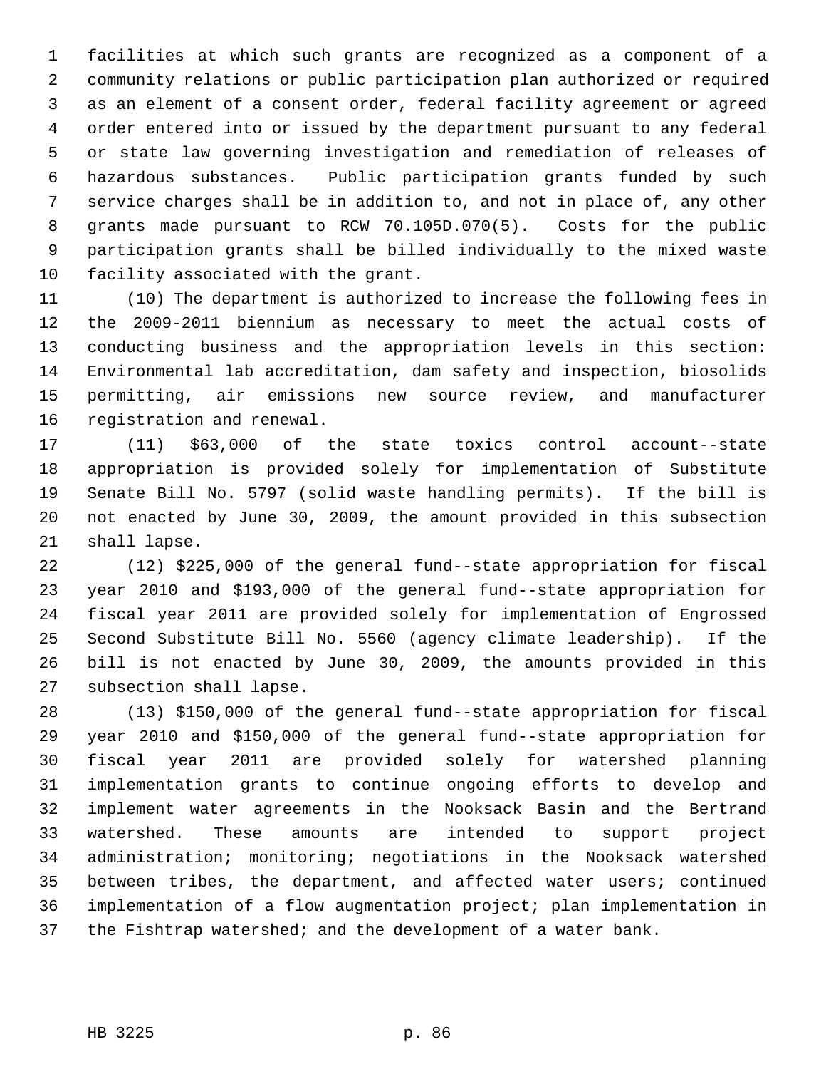facilities at which such grants are recognized as a component of a community relations or public participation plan authorized or required as an element of a consent order, federal facility agreement or agreed order entered into or issued by the department pursuant to any federal or state law governing investigation and remediation of releases of hazardous substances. Public participation grants funded by such service charges shall be in addition to, and not in place of, any other grants made pursuant to RCW 70.105D.070(5). Costs for the public participation grants shall be billed individually to the mixed waste facility associated with the grant.

(10) The department is authorized to increase the following fees in the 2009-2011 biennium as necessary to meet the actual costs of conducting business and the appropriation levels in this section: Environmental lab accreditation, dam safety and inspection, biosolids permitting, air emissions new source review, and manufacturer registration and renewal.

(11) $63,000 of the state toxics control account--state appropriation is provided solely for implementation of Substitute Senate Bill No. 5797 (solid waste handling permits). If the bill is not enacted by June 30, 2009, the amount provided in this subsection shall lapse.

(12) $225,000 of the general fund--state appropriation for fiscal year 2010 and $193,000 of the general fund--state appropriation for fiscal year 2011 are provided solely for implementation of Engrossed Second Substitute Bill No. 5560 (agency climate leadership). If the bill is not enacted by June 30, 2009, the amounts provided in this subsection shall lapse.

(13) $150,000 of the general fund--state appropriation for fiscal year 2010 and $150,000 of the general fund--state appropriation for fiscal year 2011 are provided solely for watershed planning implementation grants to continue ongoing efforts to develop and implement water agreements in the Nooksack Basin and the Bertrand watershed. These amounts are intended to support project administration; monitoring; negotiations in the Nooksack watershed between tribes, the department, and affected water users; continued implementation of a flow augmentation project; plan implementation in the Fishtrap watershed; and the development of a water bank.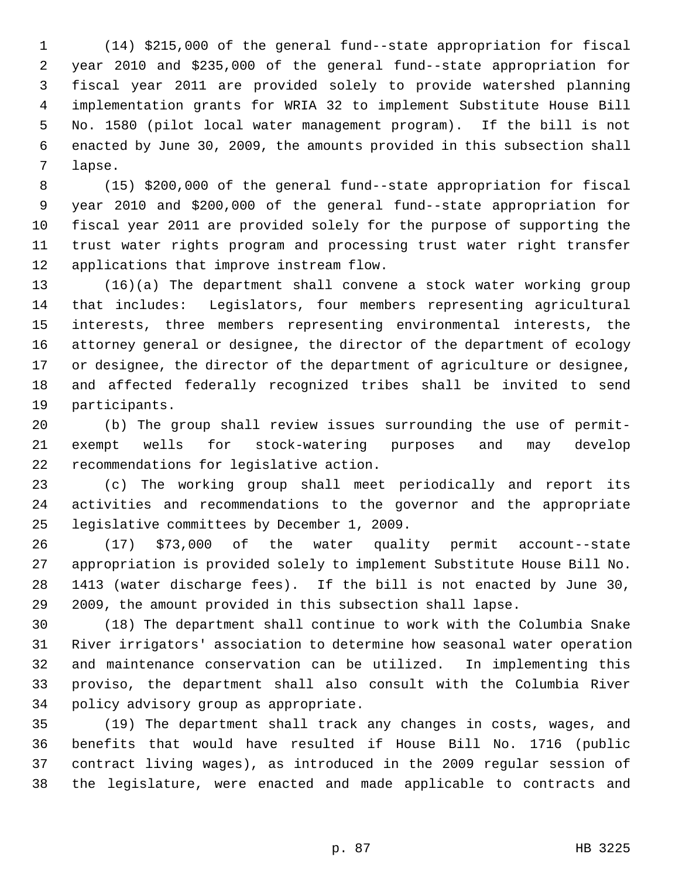(14) $215,000 of the general fund--state appropriation for fiscal year 2010 and $235,000 of the general fund--state appropriation for fiscal year 2011 are provided solely to provide watershed planning implementation grants for WRIA 32 to implement Substitute House Bill No. 1580 (pilot local water management program). If the bill is not enacted by June 30, 2009, the amounts provided in this subsection shall lapse.

(15) $200,000 of the general fund--state appropriation for fiscal year 2010 and $200,000 of the general fund--state appropriation for fiscal year 2011 are provided solely for the purpose of supporting the trust water rights program and processing trust water right transfer applications that improve instream flow.

(16)(a) The department shall convene a stock water working group that includes: Legislators, four members representing agricultural interests, three members representing environmental interests, the attorney general or designee, the director of the department of ecology or designee, the director of the department of agriculture or designee, and affected federally recognized tribes shall be invited to send participants.

(b) The group shall review issues surrounding the use of permit-exempt wells for stock-watering purposes and may develop recommendations for legislative action.

(c) The working group shall meet periodically and report its activities and recommendations to the governor and the appropriate legislative committees by December 1, 2009.

(17) $73,000 of the water quality permit account--state appropriation is provided solely to implement Substitute House Bill No. 1413 (water discharge fees). If the bill is not enacted by June 30, 2009, the amount provided in this subsection shall lapse.

(18) The department shall continue to work with the Columbia Snake River irrigators' association to determine how seasonal water operation and maintenance conservation can be utilized. In implementing this proviso, the department shall also consult with the Columbia River policy advisory group as appropriate.

(19) The department shall track any changes in costs, wages, and benefits that would have resulted if House Bill No. 1716 (public contract living wages), as introduced in the 2009 regular session of the legislature, were enacted and made applicable to contracts and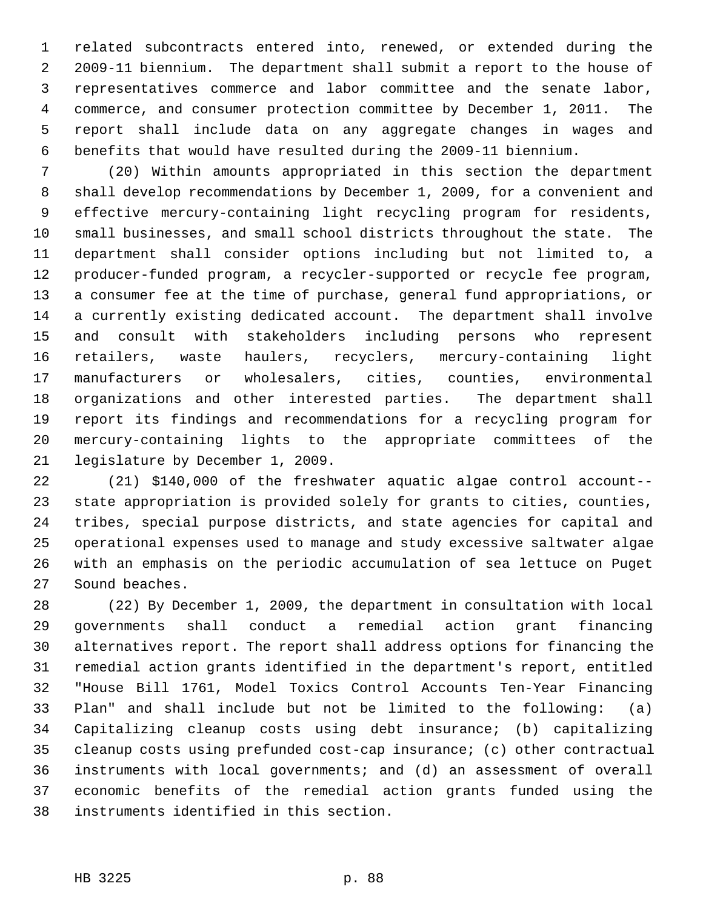related subcontracts entered into, renewed, or extended during the 2009-11 biennium. The department shall submit a report to the house of representatives commerce and labor committee and the senate labor, commerce, and consumer protection committee by December 1, 2011. The report shall include data on any aggregate changes in wages and benefits that would have resulted during the 2009-11 biennium.

(20) Within amounts appropriated in this section the department shall develop recommendations by December 1, 2009, for a convenient and effective mercury-containing light recycling program for residents, small businesses, and small school districts throughout the state. The department shall consider options including but not limited to, a producer-funded program, a recycler-supported or recycle fee program, a consumer fee at the time of purchase, general fund appropriations, or a currently existing dedicated account. The department shall involve and consult with stakeholders including persons who represent retailers, waste haulers, recyclers, mercury-containing light manufacturers or wholesalers, cities, counties, environmental organizations and other interested parties. The department shall report its findings and recommendations for a recycling program for mercury-containing lights to the appropriate committees of the legislature by December 1, 2009.

(21) $140,000 of the freshwater aquatic algae control account--state appropriation is provided solely for grants to cities, counties, tribes, special purpose districts, and state agencies for capital and operational expenses used to manage and study excessive saltwater algae with an emphasis on the periodic accumulation of sea lettuce on Puget Sound beaches.

(22) By December 1, 2009, the department in consultation with local governments shall conduct a remedial action grant financing alternatives report. The report shall address options for financing the remedial action grants identified in the department's report, entitled "House Bill 1761, Model Toxics Control Accounts Ten-Year Financing Plan" and shall include but not be limited to the following: (a) Capitalizing cleanup costs using debt insurance; (b) capitalizing cleanup costs using prefunded cost-cap insurance; (c) other contractual instruments with local governments; and (d) an assessment of overall economic benefits of the remedial action grants funded using the instruments identified in this section.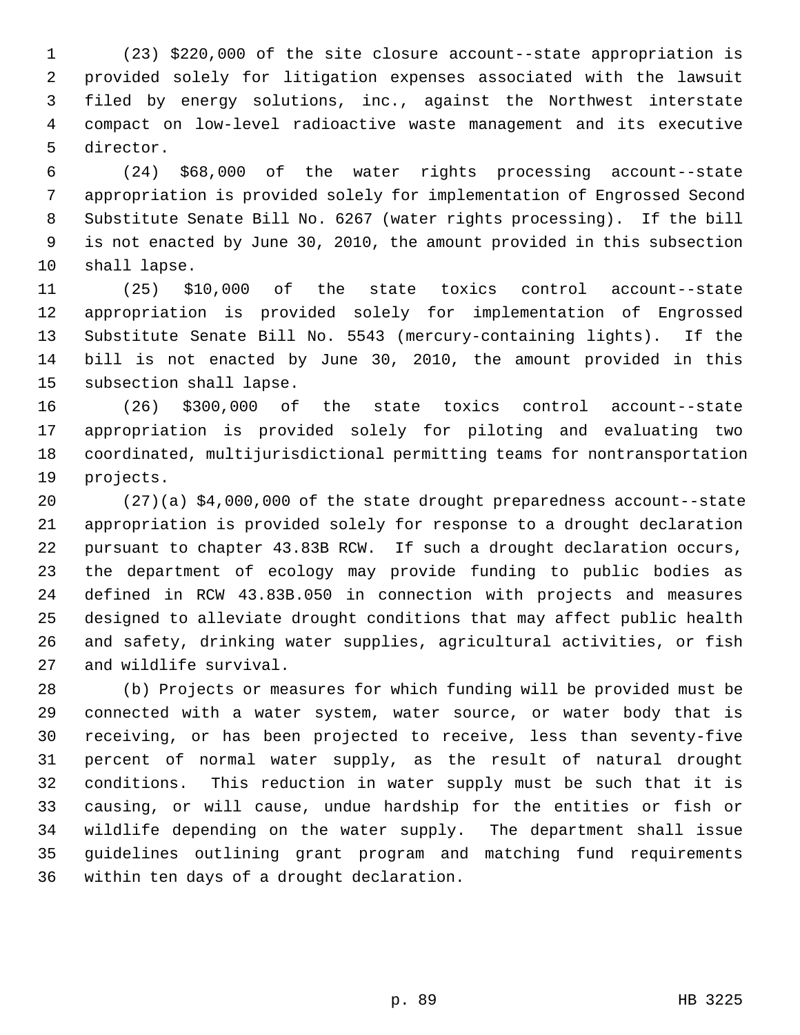(23) $220,000 of the site closure account--state appropriation is provided solely for litigation expenses associated with the lawsuit filed by energy solutions, inc., against the Northwest interstate compact on low-level radioactive waste management and its executive director.

(24) $68,000 of the water rights processing account--state appropriation is provided solely for implementation of Engrossed Second Substitute Senate Bill No. 6267 (water rights processing). If the bill is not enacted by June 30, 2010, the amount provided in this subsection shall lapse.

(25) $10,000 of the state toxics control account--state appropriation is provided solely for implementation of Engrossed Substitute Senate Bill No. 5543 (mercury-containing lights). If the bill is not enacted by June 30, 2010, the amount provided in this subsection shall lapse.

(26) $300,000 of the state toxics control account--state appropriation is provided solely for piloting and evaluating two coordinated, multijurisdictional permitting teams for nontransportation projects.

(27)(a) $4,000,000 of the state drought preparedness account--state appropriation is provided solely for response to a drought declaration pursuant to chapter 43.83B RCW. If such a drought declaration occurs, the department of ecology may provide funding to public bodies as defined in RCW 43.83B.050 in connection with projects and measures designed to alleviate drought conditions that may affect public health and safety, drinking water supplies, agricultural activities, or fish and wildlife survival.

(b) Projects or measures for which funding will be provided must be connected with a water system, water source, or water body that is receiving, or has been projected to receive, less than seventy-five percent of normal water supply, as the result of natural drought conditions. This reduction in water supply must be such that it is causing, or will cause, undue hardship for the entities or fish or wildlife depending on the water supply. The department shall issue guidelines outlining grant program and matching fund requirements within ten days of a drought declaration.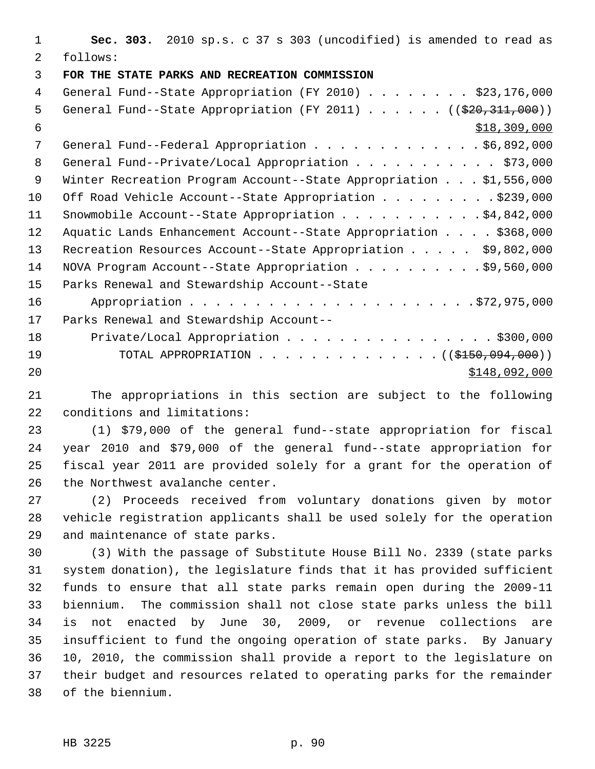**Sec. 303.** 2010 sp.s. c 37 s 303 (uncodified) is amended to read as follows:

**FOR THE STATE PARKS AND RECREATION COMMISSION**

General Fund--State Appropriation (FY 2010) . . . . . . . . $23,176,000

General Fund--State Appropriation (FY 2011) . . . . . . ((~~$20,311,000~~))
$18,309,000

General Fund--Federal Appropriation . . . . . . . . . . . . . $6,892,000

General Fund--Private/Local Appropriation . . . . . . . . . . . $73,000

Winter Recreation Program Account--State Appropriation . . . $1,556,000

Off Road Vehicle Account--State Appropriation . . . . . . . . . $239,000

Snowmobile Account--State Appropriation . . . . . . . . . . . $4,842,000

Aquatic Lands Enhancement Account--State Appropriation . . . . $368,000

Recreation Resources Account--State Appropriation . . . . . $9,802,000

NOVA Program Account--State Appropriation . . . . . . . . . . $9,560,000

Parks Renewal and Stewardship Account--State Appropriation . . . . . . . . . . . . . . . . . . . . . . $72,975,000

Parks Renewal and Stewardship Account--Private/Local Appropriation . . . . . . . . . . . . . . . . . $300,000

TOTAL APPROPRIATION . . . . . . . . . . . . . . ((~~$150,094,000~~))
$148,092,000

The appropriations in this section are subject to the following conditions and limitations:

(1) $79,000 of the general fund--state appropriation for fiscal year 2010 and $79,000 of the general fund--state appropriation for fiscal year 2011 are provided solely for a grant for the operation of the Northwest avalanche center.

(2) Proceeds received from voluntary donations given by motor vehicle registration applicants shall be used solely for the operation and maintenance of state parks.

(3) With the passage of Substitute House Bill No. 2339 (state parks system donation), the legislature finds that it has provided sufficient funds to ensure that all state parks remain open during the 2009-11 biennium. The commission shall not close state parks unless the bill is not enacted by June 30, 2009, or revenue collections are insufficient to fund the ongoing operation of state parks. By January 10, 2010, the commission shall provide a report to the legislature on their budget and resources related to operating parks for the remainder of the biennium.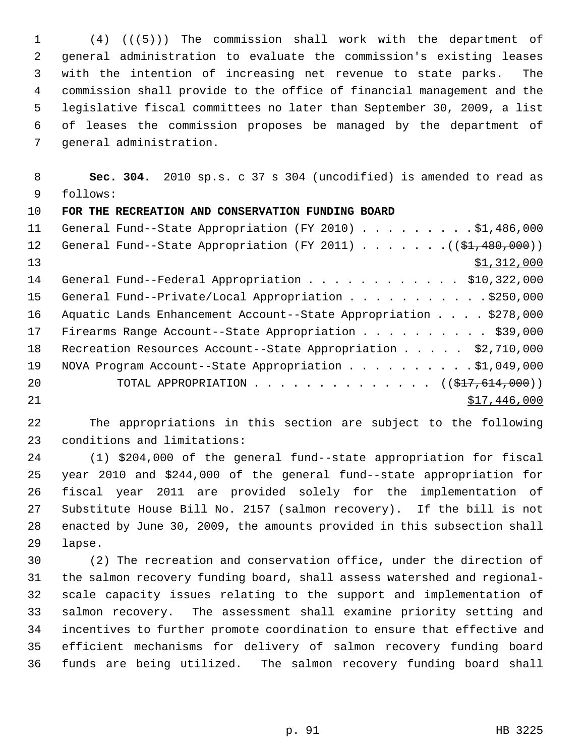(4) ((~~(5)~~)) The commission shall work with the department of general administration to evaluate the commission's existing leases with the intention of increasing net revenue to state parks. The commission shall provide to the office of financial management and the legislative fiscal committees no later than September 30, 2009, a list of leases the commission proposes be managed by the department of general administration.

**Sec. 304.** 2010 sp.s. c 37 s 304 (uncodified) is amended to read as follows:

**FOR THE RECREATION AND CONSERVATION FUNDING BOARD**

General Fund--State Appropriation (FY 2010) . . . . . . . . . $1,486,000

General Fund--State Appropriation (FY 2011) . . . . . . . ((~~$1,480,000~~))
<u>$1,312,000</u>

General Fund--Federal Appropriation . . . . . . . . . . . . $10,322,000

General Fund--Private/Local Appropriation . . . . . . . . . . . $250,000

Aquatic Lands Enhancement Account--State Appropriation . . . . $278,000

Firearms Range Account--State Appropriation . . . . . . . . . . $39,000

Recreation Resources Account--State Appropriation . . . . . $2,710,000

NOVA Program Account--State Appropriation . . . . . . . . . . $1,049,000

TOTAL APPROPRIATION . . . . . . . . . . . . . . ((~~$17,614,000~~))
<u>$17,446,000</u>

The appropriations in this section are subject to the following conditions and limitations:

(1) $204,000 of the general fund--state appropriation for fiscal year 2010 and $244,000 of the general fund--state appropriation for fiscal year 2011 are provided solely for the implementation of Substitute House Bill No. 2157 (salmon recovery). If the bill is not enacted by June 30, 2009, the amounts provided in this subsection shall lapse.

(2) The recreation and conservation office, under the direction of the salmon recovery funding board, shall assess watershed and regional-scale capacity issues relating to the support and implementation of salmon recovery. The assessment shall examine priority setting and incentives to further promote coordination to ensure that effective and efficient mechanisms for delivery of salmon recovery funding board funds are being utilized. The salmon recovery funding board shall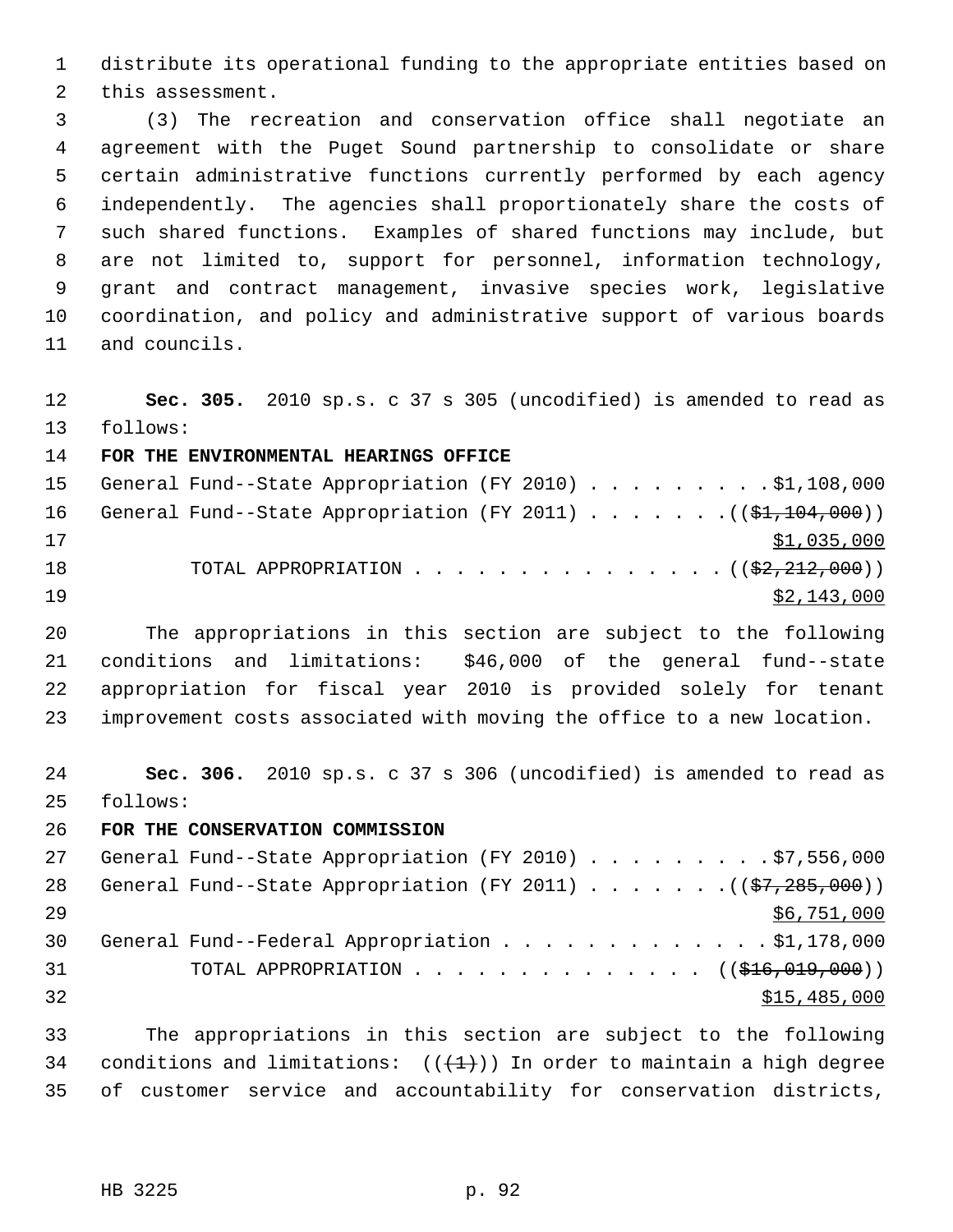distribute its operational funding to the appropriate entities based on this assessment.

(3) The recreation and conservation office shall negotiate an agreement with the Puget Sound partnership to consolidate or share certain administrative functions currently performed by each agency independently. The agencies shall proportionately share the costs of such shared functions. Examples of shared functions may include, but are not limited to, support for personnel, information technology, grant and contract management, invasive species work, legislative coordination, and policy and administrative support of various boards and councils.

**Sec. 305.** 2010 sp.s. c 37 s 305 (uncodified) is amended to read as follows:

**FOR THE ENVIRONMENTAL HEARINGS OFFICE**

General Fund--State Appropriation (FY 2010) . . . . . . . . . $1,108,000
General Fund--State Appropriation (FY 2011) . . . . . . . ((~~$1,104,000~~))
<u>$1,035,000</u>
TOTAL APPROPRIATION . . . . . . . . . . . . . . . ((~~$2,212,000~~))
<u>$2,143,000</u>

The appropriations in this section are subject to the following conditions and limitations: $46,000 of the general fund--state appropriation for fiscal year 2010 is provided solely for tenant improvement costs associated with moving the office to a new location.

**Sec. 306.** 2010 sp.s. c 37 s 306 (uncodified) is amended to read as follows:

**FOR THE CONSERVATION COMMISSION**

General Fund--State Appropriation (FY 2010) . . . . . . . . . $7,556,000
General Fund--State Appropriation (FY 2011) . . . . . . . ((~~$7,285,000~~))
<u>$6,751,000</u>
General Fund--Federal Appropriation . . . . . . . . . . . . . $1,178,000
TOTAL APPROPRIATION . . . . . . . . . . . . . . ((~~$16,019,000~~))
<u>$15,485,000</u>

The appropriations in this section are subject to the following conditions and limitations: ((~~(1)~~)) In order to maintain a high degree of customer service and accountability for conservation districts,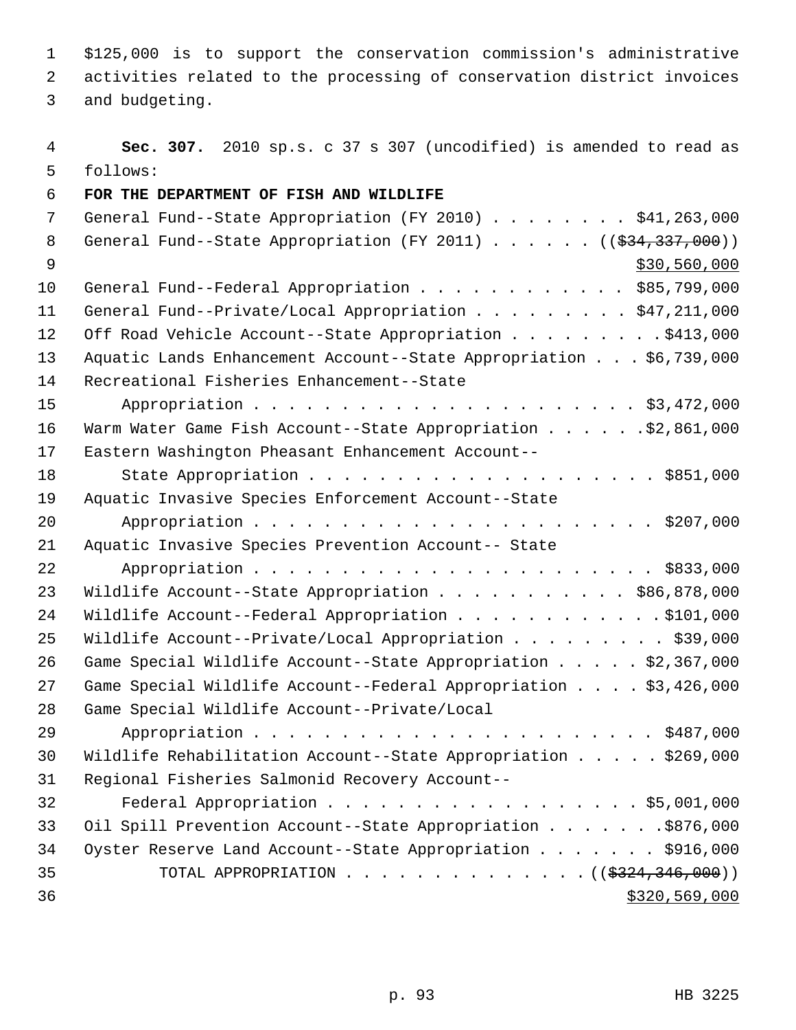$125,000 is to support the conservation commission's administrative activities related to the processing of conservation district invoices and budgeting.

**Sec. 307.** 2010 sp.s. c 37 s 307 (uncodified) is amended to read as follows:

**FOR THE DEPARTMENT OF FISH AND WILDLIFE**

General Fund--State Appropriation (FY 2010) . . . . . . . . $41,263,000
General Fund--State Appropriation (FY 2011) . . . . . . ((~~$34,337,000~~))
<u>$30,560,000</u>
General Fund--Federal Appropriation . . . . . . . . . . . . $85,799,000
General Fund--Private/Local Appropriation . . . . . . . . . $47,211,000
Off Road Vehicle Account--State Appropriation . . . . . . . . .$413,000
Aquatic Lands Enhancement Account--State Appropriation . . . $6,739,000
Recreational Fisheries Enhancement--State Appropriation . . . . . . . . . . . . . . . . . . . . . . . $3,472,000
Warm Water Game Fish Account--State Appropriation . . . . . .$2,861,000
Eastern Washington Pheasant Enhancement Account--State Appropriation . . . . . . . . . . . . . . . . . . . . . $851,000
Aquatic Invasive Species Enforcement Account--State Appropriation . . . . . . . . . . . . . . . . . . . . . . . $207,000
Aquatic Invasive Species Prevention Account-- State Appropriation . . . . . . . . . . . . . . . . . . . . . . . $833,000
Wildlife Account--State Appropriation . . . . . . . . . . . $86,878,000
Wildlife Account--Federal Appropriation . . . . . . . . . . . .$101,000
Wildlife Account--Private/Local Appropriation . . . . . . . . . $39,000
Game Special Wildlife Account--State Appropriation . . . . . $2,367,000
Game Special Wildlife Account--Federal Appropriation . . . . $3,426,000
Game Special Wildlife Account--Private/Local Appropriation . . . . . . . . . . . . . . . . . . . . . . . $487,000
Wildlife Rehabilitation Account--State Appropriation . . . . . $269,000
Regional Fisheries Salmonid Recovery Account--Federal Appropriation . . . . . . . . . . . . . . . . . . . $5,001,000
Oil Spill Prevention Account--State Appropriation . . . . . . .$876,000
Oyster Reserve Land Account--State Appropriation . . . . . . . $916,000
TOTAL APPROPRIATION . . . . . . . . . . . . . . ((~~$324,346,000~~))
<u>$320,569,000</u>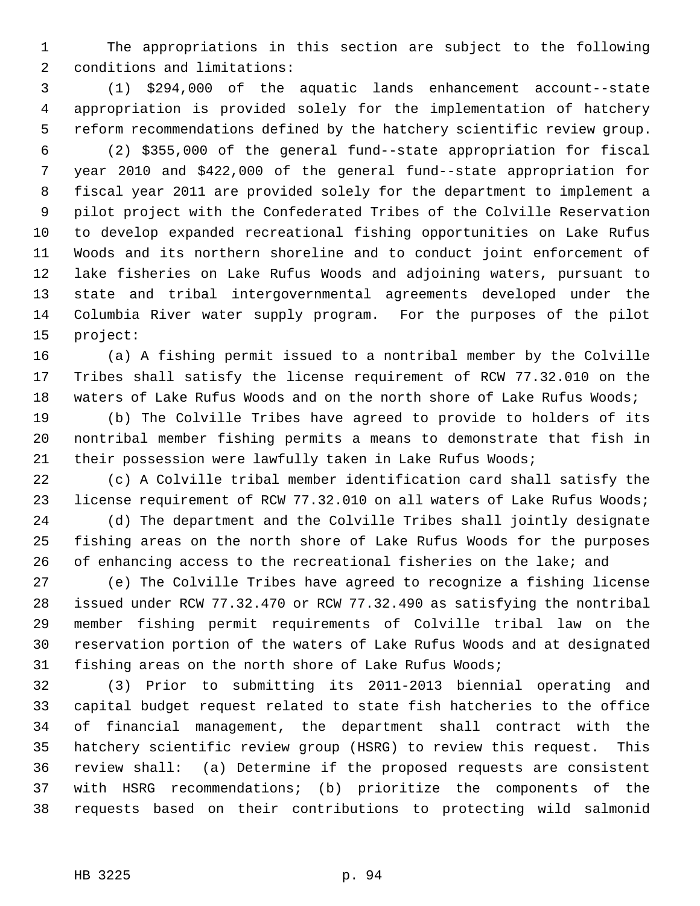The appropriations in this section are subject to the following conditions and limitations:

(1) $294,000 of the aquatic lands enhancement account--state appropriation is provided solely for the implementation of hatchery reform recommendations defined by the hatchery scientific review group.

(2) $355,000 of the general fund--state appropriation for fiscal year 2010 and $422,000 of the general fund--state appropriation for fiscal year 2011 are provided solely for the department to implement a pilot project with the Confederated Tribes of the Colville Reservation to develop expanded recreational fishing opportunities on Lake Rufus Woods and its northern shoreline and to conduct joint enforcement of lake fisheries on Lake Rufus Woods and adjoining waters, pursuant to state and tribal intergovernmental agreements developed under the Columbia River water supply program. For the purposes of the pilot project:

(a) A fishing permit issued to a nontribal member by the Colville Tribes shall satisfy the license requirement of RCW 77.32.010 on the waters of Lake Rufus Woods and on the north shore of Lake Rufus Woods;

(b) The Colville Tribes have agreed to provide to holders of its nontribal member fishing permits a means to demonstrate that fish in their possession were lawfully taken in Lake Rufus Woods;

(c) A Colville tribal member identification card shall satisfy the license requirement of RCW 77.32.010 on all waters of Lake Rufus Woods;

(d) The department and the Colville Tribes shall jointly designate fishing areas on the north shore of Lake Rufus Woods for the purposes of enhancing access to the recreational fisheries on the lake; and

(e) The Colville Tribes have agreed to recognize a fishing license issued under RCW 77.32.470 or RCW 77.32.490 as satisfying the nontribal member fishing permit requirements of Colville tribal law on the reservation portion of the waters of Lake Rufus Woods and at designated fishing areas on the north shore of Lake Rufus Woods;

(3) Prior to submitting its 2011-2013 biennial operating and capital budget request related to state fish hatcheries to the office of financial management, the department shall contract with the hatchery scientific review group (HSRG) to review this request. This review shall: (a) Determine if the proposed requests are consistent with HSRG recommendations; (b) prioritize the components of the requests based on their contributions to protecting wild salmonid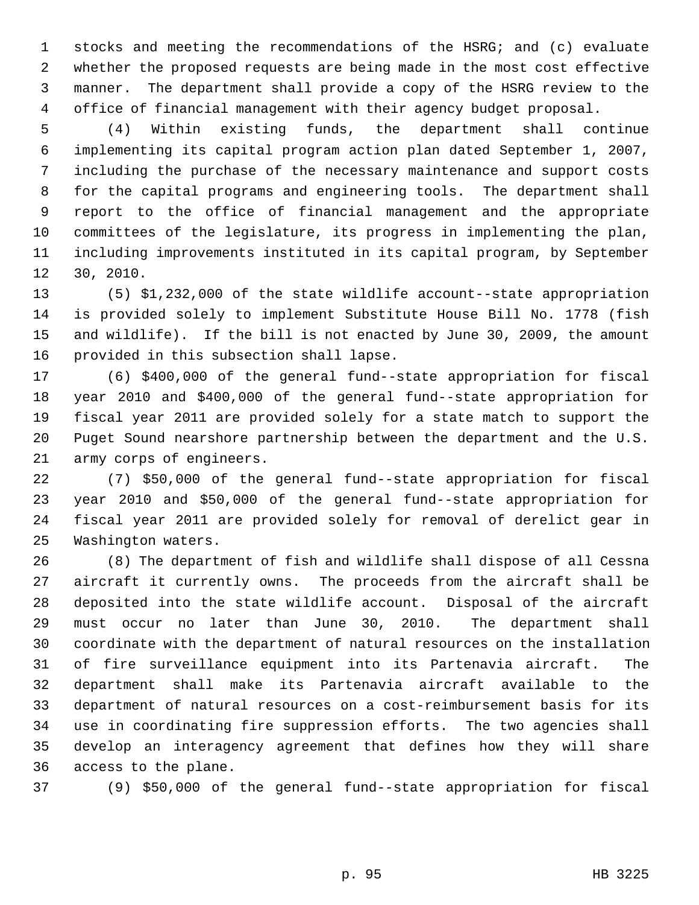stocks and meeting the recommendations of the HSRG; and (c) evaluate whether the proposed requests are being made in the most cost effective manner. The department shall provide a copy of the HSRG review to the office of financial management with their agency budget proposal.

(4) Within existing funds, the department shall continue implementing its capital program action plan dated September 1, 2007, including the purchase of the necessary maintenance and support costs for the capital programs and engineering tools. The department shall report to the office of financial management and the appropriate committees of the legislature, its progress in implementing the plan, including improvements instituted in its capital program, by September 30, 2010.

(5) $1,232,000 of the state wildlife account--state appropriation is provided solely to implement Substitute House Bill No. 1778 (fish and wildlife). If the bill is not enacted by June 30, 2009, the amount provided in this subsection shall lapse.

(6) $400,000 of the general fund--state appropriation for fiscal year 2010 and $400,000 of the general fund--state appropriation for fiscal year 2011 are provided solely for a state match to support the Puget Sound nearshore partnership between the department and the U.S. army corps of engineers.

(7) $50,000 of the general fund--state appropriation for fiscal year 2010 and $50,000 of the general fund--state appropriation for fiscal year 2011 are provided solely for removal of derelict gear in Washington waters.

(8) The department of fish and wildlife shall dispose of all Cessna aircraft it currently owns. The proceeds from the aircraft shall be deposited into the state wildlife account. Disposal of the aircraft must occur no later than June 30, 2010. The department shall coordinate with the department of natural resources on the installation of fire surveillance equipment into its Partenavia aircraft. The department shall make its Partenavia aircraft available to the department of natural resources on a cost-reimbursement basis for its use in coordinating fire suppression efforts. The two agencies shall develop an interagency agreement that defines how they will share access to the plane.

(9) $50,000 of the general fund--state appropriation for fiscal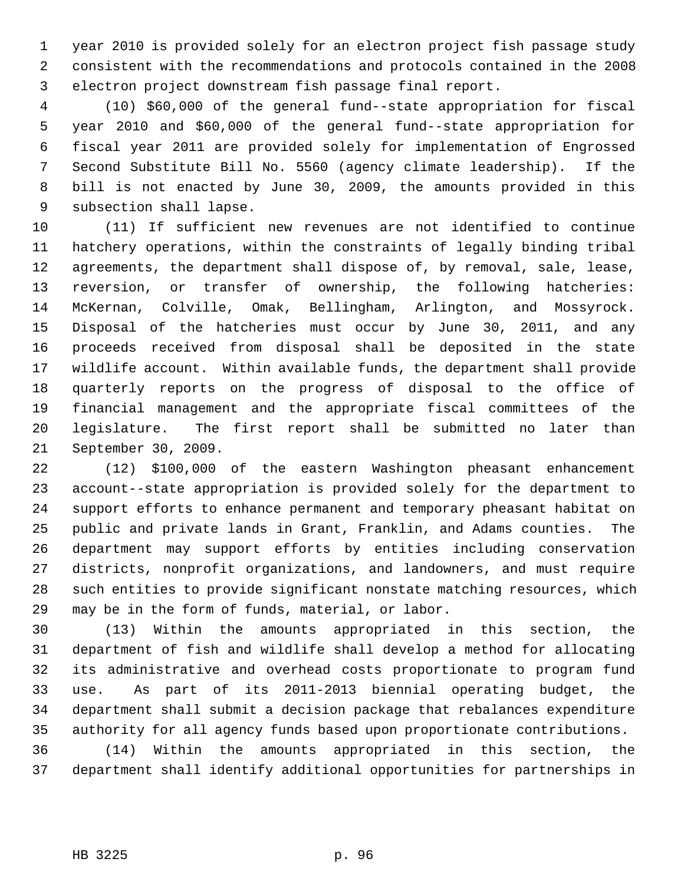year 2010 is provided solely for an electron project fish passage study consistent with the recommendations and protocols contained in the 2008 electron project downstream fish passage final report.

(10) $60,000 of the general fund--state appropriation for fiscal year 2010 and $60,000 of the general fund--state appropriation for fiscal year 2011 are provided solely for implementation of Engrossed Second Substitute Bill No. 5560 (agency climate leadership). If the bill is not enacted by June 30, 2009, the amounts provided in this subsection shall lapse.

(11) If sufficient new revenues are not identified to continue hatchery operations, within the constraints of legally binding tribal agreements, the department shall dispose of, by removal, sale, lease, reversion, or transfer of ownership, the following hatcheries: McKernan, Colville, Omak, Bellingham, Arlington, and Mossyrock. Disposal of the hatcheries must occur by June 30, 2011, and any proceeds received from disposal shall be deposited in the state wildlife account. Within available funds, the department shall provide quarterly reports on the progress of disposal to the office of financial management and the appropriate fiscal committees of the legislature. The first report shall be submitted no later than September 30, 2009.

(12) $100,000 of the eastern Washington pheasant enhancement account--state appropriation is provided solely for the department to support efforts to enhance permanent and temporary pheasant habitat on public and private lands in Grant, Franklin, and Adams counties. The department may support efforts by entities including conservation districts, nonprofit organizations, and landowners, and must require such entities to provide significant nonstate matching resources, which may be in the form of funds, material, or labor.

(13) Within the amounts appropriated in this section, the department of fish and wildlife shall develop a method for allocating its administrative and overhead costs proportionate to program fund use. As part of its 2011-2013 biennial operating budget, the department shall submit a decision package that rebalances expenditure authority for all agency funds based upon proportionate contributions.

(14) Within the amounts appropriated in this section, the department shall identify additional opportunities for partnerships in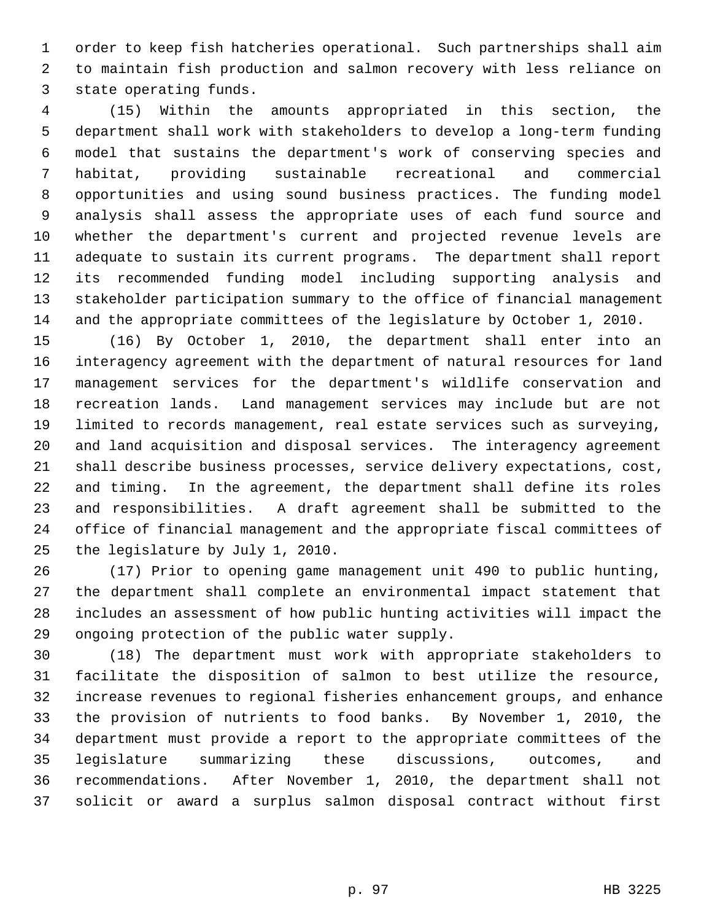order to keep fish hatcheries operational. Such partnerships shall aim to maintain fish production and salmon recovery with less reliance on state operating funds.

(15) Within the amounts appropriated in this section, the department shall work with stakeholders to develop a long-term funding model that sustains the department's work of conserving species and habitat, providing sustainable recreational and commercial opportunities and using sound business practices. The funding model analysis shall assess the appropriate uses of each fund source and whether the department's current and projected revenue levels are adequate to sustain its current programs. The department shall report its recommended funding model including supporting analysis and stakeholder participation summary to the office of financial management and the appropriate committees of the legislature by October 1, 2010.

(16) By October 1, 2010, the department shall enter into an interagency agreement with the department of natural resources for land management services for the department's wildlife conservation and recreation lands. Land management services may include but are not limited to records management, real estate services such as surveying, and land acquisition and disposal services. The interagency agreement shall describe business processes, service delivery expectations, cost, and timing. In the agreement, the department shall define its roles and responsibilities. A draft agreement shall be submitted to the office of financial management and the appropriate fiscal committees of the legislature by July 1, 2010.

(17) Prior to opening game management unit 490 to public hunting, the department shall complete an environmental impact statement that includes an assessment of how public hunting activities will impact the ongoing protection of the public water supply.

(18) The department must work with appropriate stakeholders to facilitate the disposition of salmon to best utilize the resource, increase revenues to regional fisheries enhancement groups, and enhance the provision of nutrients to food banks. By November 1, 2010, the department must provide a report to the appropriate committees of the legislature summarizing these discussions, outcomes, and recommendations. After November 1, 2010, the department shall not solicit or award a surplus salmon disposal contract without first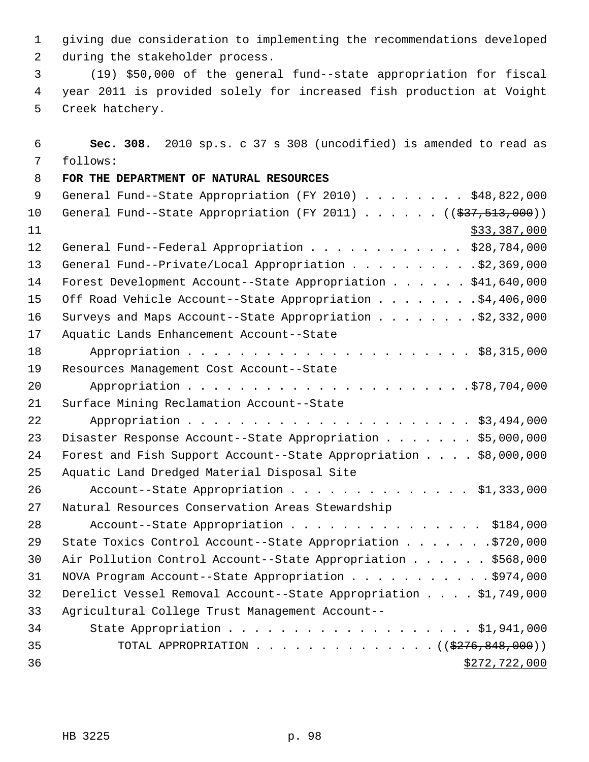giving due consideration to implementing the recommendations developed during the stakeholder process.

(19) $50,000 of the general fund--state appropriation for fiscal year 2011 is provided solely for increased fish production at Voight Creek hatchery.

**Sec. 308.** 2010 sp.s. c 37 s 308 (uncodified) is amended to read as follows:

**FOR THE DEPARTMENT OF NATURAL RESOURCES**

General Fund--State Appropriation (FY 2010) . . . . . . . . $48,822,000
General Fund--State Appropriation (FY 2011) . . . . . . ((~~$37,513,000~~))
<u>$33,387,000</u>
General Fund--Federal Appropriation . . . . . . . . . . . . $28,784,000
General Fund--Private/Local Appropriation . . . . . . . . . .$2,369,000
Forest Development Account--State Appropriation . . . . . . $41,640,000
Off Road Vehicle Account--State Appropriation . . . . . . . .$4,406,000
Surveys and Maps Account--State Appropriation . . . . . . . .$2,332,000
Aquatic Lands Enhancement Account--State
Appropriation . . . . . . . . . . . . . . . . . . . . . . $8,315,000
Resources Management Cost Account--State
Appropriation . . . . . . . . . . . . . . . . . . . . . .$78,704,000
Surface Mining Reclamation Account--State
Appropriation . . . . . . . . . . . . . . . . . . . . . . $3,494,000
Disaster Response Account--State Appropriation . . . . . . . $5,000,000
Forest and Fish Support Account--State Appropriation . . . . $8,000,000
Aquatic Land Dredged Material Disposal Site
Account--State Appropriation . . . . . . . . . . . . . . $1,333,000
Natural Resources Conservation Areas Stewardship
Account--State Appropriation . . . . . . . . . . . . . . . $184,000
State Toxics Control Account--State Appropriation . . . . . . .$720,000
Air Pollution Control Account--State Appropriation . . . . . . $568,000
NOVA Program Account--State Appropriation . . . . . . . . . . .$974,000
Derelict Vessel Removal Account--State Appropriation . . . . $1,749,000
Agricultural College Trust Management Account--
State Appropriation . . . . . . . . . . . . . . . . . . . $1,941,000
TOTAL APPROPRIATION . . . . . . . . . . . . . . ((~~$276,848,000~~))
<u>$272,722,000</u>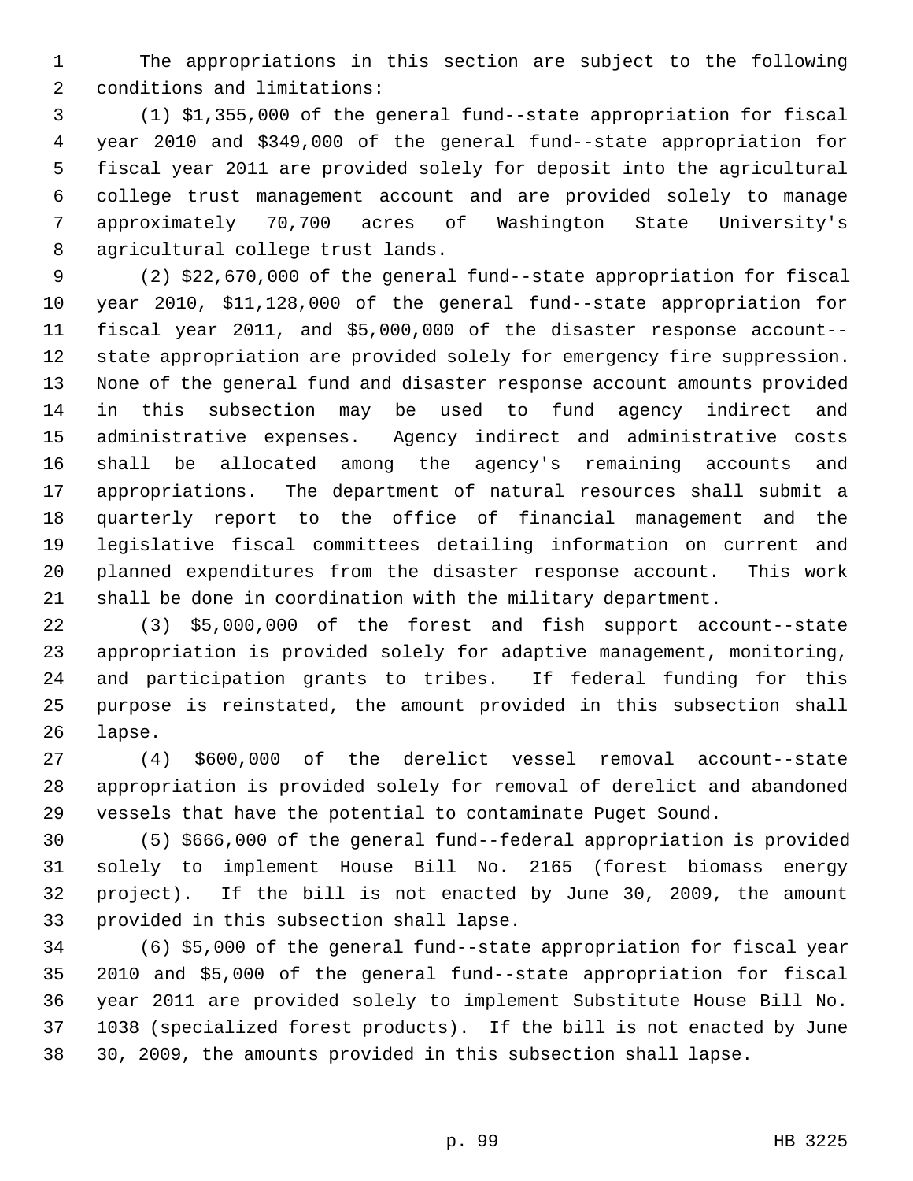The appropriations in this section are subject to the following conditions and limitations:

(1) $1,355,000 of the general fund--state appropriation for fiscal year 2010 and $349,000 of the general fund--state appropriation for fiscal year 2011 are provided solely for deposit into the agricultural college trust management account and are provided solely to manage approximately 70,700 acres of Washington State University's agricultural college trust lands.

(2) $22,670,000 of the general fund--state appropriation for fiscal year 2010, $11,128,000 of the general fund--state appropriation for fiscal year 2011, and $5,000,000 of the disaster response account--state appropriation are provided solely for emergency fire suppression. None of the general fund and disaster response account amounts provided in this subsection may be used to fund agency indirect and administrative expenses. Agency indirect and administrative costs shall be allocated among the agency's remaining accounts and appropriations. The department of natural resources shall submit a quarterly report to the office of financial management and the legislative fiscal committees detailing information on current and planned expenditures from the disaster response account. This work shall be done in coordination with the military department.

(3) $5,000,000 of the forest and fish support account--state appropriation is provided solely for adaptive management, monitoring, and participation grants to tribes. If federal funding for this purpose is reinstated, the amount provided in this subsection shall lapse.

(4) $600,000 of the derelict vessel removal account--state appropriation is provided solely for removal of derelict and abandoned vessels that have the potential to contaminate Puget Sound.

(5) $666,000 of the general fund--federal appropriation is provided solely to implement House Bill No. 2165 (forest biomass energy project). If the bill is not enacted by June 30, 2009, the amount provided in this subsection shall lapse.

(6) $5,000 of the general fund--state appropriation for fiscal year 2010 and $5,000 of the general fund--state appropriation for fiscal year 2011 are provided solely to implement Substitute House Bill No. 1038 (specialized forest products). If the bill is not enacted by June 30, 2009, the amounts provided in this subsection shall lapse.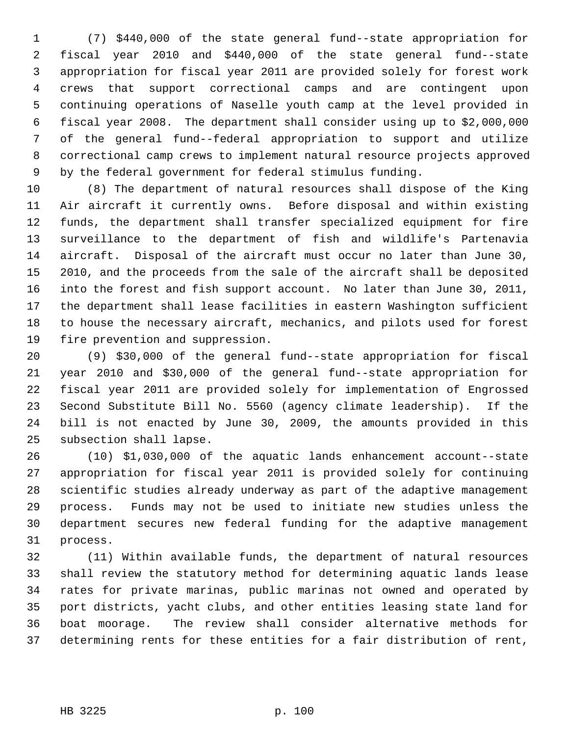(7) $440,000 of the state general fund--state appropriation for fiscal year 2010 and $440,000 of the state general fund--state appropriation for fiscal year 2011 are provided solely for forest work crews that support correctional camps and are contingent upon continuing operations of Naselle youth camp at the level provided in fiscal year 2008. The department shall consider using up to $2,000,000 of the general fund--federal appropriation to support and utilize correctional camp crews to implement natural resource projects approved by the federal government for federal stimulus funding.

(8) The department of natural resources shall dispose of the King Air aircraft it currently owns. Before disposal and within existing funds, the department shall transfer specialized equipment for fire surveillance to the department of fish and wildlife's Partenavia aircraft. Disposal of the aircraft must occur no later than June 30, 2010, and the proceeds from the sale of the aircraft shall be deposited into the forest and fish support account. No later than June 30, 2011, the department shall lease facilities in eastern Washington sufficient to house the necessary aircraft, mechanics, and pilots used for forest fire prevention and suppression.

(9) $30,000 of the general fund--state appropriation for fiscal year 2010 and $30,000 of the general fund--state appropriation for fiscal year 2011 are provided solely for implementation of Engrossed Second Substitute Bill No. 5560 (agency climate leadership). If the bill is not enacted by June 30, 2009, the amounts provided in this subsection shall lapse.

(10) $1,030,000 of the aquatic lands enhancement account--state appropriation for fiscal year 2011 is provided solely for continuing scientific studies already underway as part of the adaptive management process. Funds may not be used to initiate new studies unless the department secures new federal funding for the adaptive management process.

(11) Within available funds, the department of natural resources shall review the statutory method for determining aquatic lands lease rates for private marinas, public marinas not owned and operated by port districts, yacht clubs, and other entities leasing state land for boat moorage. The review shall consider alternative methods for determining rents for these entities for a fair distribution of rent,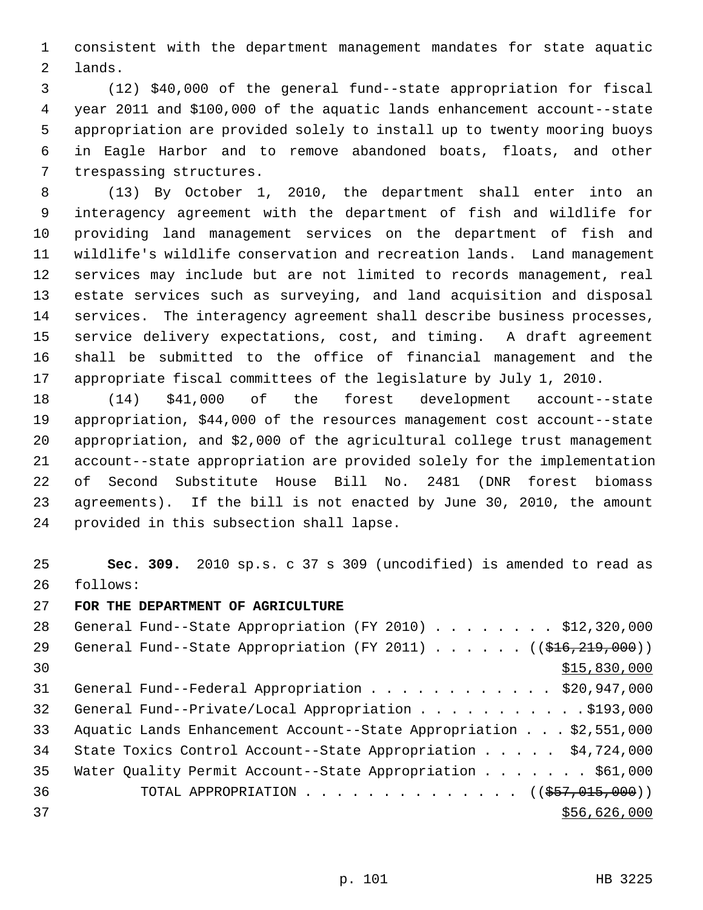consistent with the department management mandates for state aquatic lands.

(12) $40,000 of the general fund--state appropriation for fiscal year 2011 and $100,000 of the aquatic lands enhancement account--state appropriation are provided solely to install up to twenty mooring buoys in Eagle Harbor and to remove abandoned boats, floats, and other trespassing structures.

(13) By October 1, 2010, the department shall enter into an interagency agreement with the department of fish and wildlife for providing land management services on the department of fish and wildlife's wildlife conservation and recreation lands. Land management services may include but are not limited to records management, real estate services such as surveying, and land acquisition and disposal services. The interagency agreement shall describe business processes, service delivery expectations, cost, and timing. A draft agreement shall be submitted to the office of financial management and the appropriate fiscal committees of the legislature by July 1, 2010.

(14) $41,000 of the forest development account--state appropriation, $44,000 of the resources management cost account--state appropriation, and $2,000 of the agricultural college trust management account--state appropriation are provided solely for the implementation of Second Substitute House Bill No. 2481 (DNR forest biomass agreements). If the bill is not enacted by June 30, 2010, the amount provided in this subsection shall lapse.

**Sec. 309.** 2010 sp.s. c 37 s 309 (uncodified) is amended to read as follows:

**FOR THE DEPARTMENT OF AGRICULTURE**

General Fund--State Appropriation (FY 2010) . . . . . . . . $12,320,000
General Fund--State Appropriation (FY 2011) . . . . . . (( ~~$16,219,000~~ ))
$15,830,000
General Fund--Federal Appropriation . . . . . . . . . . . . $20,947,000
General Fund--Private/Local Appropriation . . . . . . . . . . .$193,000
Aquatic Lands Enhancement Account--State Appropriation . . . $2,551,000
State Toxics Control Account--State Appropriation . . . . . $4,724,000
Water Quality Permit Account--State Appropriation . . . . . . . $61,000
TOTAL APPROPRIATION . . . . . . . . . . . . . . (( ~~$57,015,000~~ ))
$56,626,000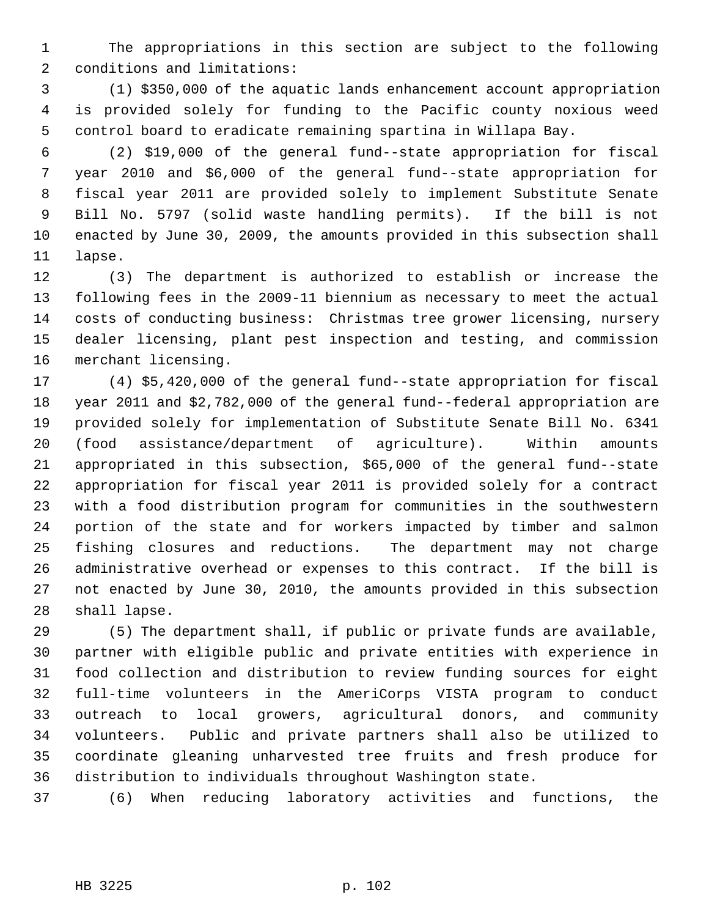The appropriations in this section are subject to the following conditions and limitations:

(1) $350,000 of the aquatic lands enhancement account appropriation is provided solely for funding to the Pacific county noxious weed control board to eradicate remaining spartina in Willapa Bay.

(2) $19,000 of the general fund--state appropriation for fiscal year 2010 and $6,000 of the general fund--state appropriation for fiscal year 2011 are provided solely to implement Substitute Senate Bill No. 5797 (solid waste handling permits). If the bill is not enacted by June 30, 2009, the amounts provided in this subsection shall lapse.

(3) The department is authorized to establish or increase the following fees in the 2009-11 biennium as necessary to meet the actual costs of conducting business: Christmas tree grower licensing, nursery dealer licensing, plant pest inspection and testing, and commission merchant licensing.

(4) $5,420,000 of the general fund--state appropriation for fiscal year 2011 and $2,782,000 of the general fund--federal appropriation are provided solely for implementation of Substitute Senate Bill No. 6341 (food assistance/department of agriculture). Within amounts appropriated in this subsection, $65,000 of the general fund--state appropriation for fiscal year 2011 is provided solely for a contract with a food distribution program for communities in the southwestern portion of the state and for workers impacted by timber and salmon fishing closures and reductions. The department may not charge administrative overhead or expenses to this contract. If the bill is not enacted by June 30, 2010, the amounts provided in this subsection shall lapse.

(5) The department shall, if public or private funds are available, partner with eligible public and private entities with experience in food collection and distribution to review funding sources for eight full-time volunteers in the AmeriCorps VISTA program to conduct outreach to local growers, agricultural donors, and community volunteers. Public and private partners shall also be utilized to coordinate gleaning unharvested tree fruits and fresh produce for distribution to individuals throughout Washington state.

(6) When reducing laboratory activities and functions, the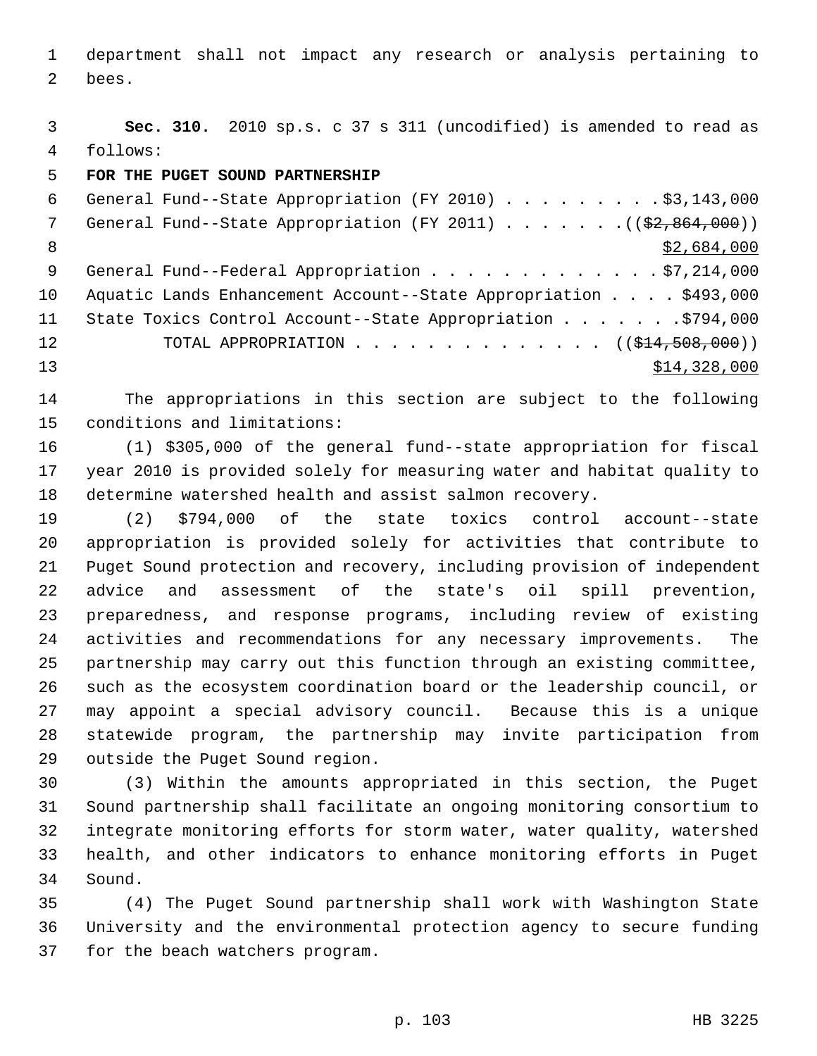department shall not impact any research or analysis pertaining to bees.

**Sec. 310.** 2010 sp.s. c 37 s 311 (uncodified) is amended to read as follows:

**FOR THE PUGET SOUND PARTNERSHIP**

General Fund--State Appropriation (FY 2010) . . . . . . . . . $3,143,000
General Fund--State Appropriation (FY 2011) . . . . . . . (($2,864,000))
$2,684,000
General Fund--Federal Appropriation . . . . . . . . . . . . . $7,214,000
Aquatic Lands Enhancement Account--State Appropriation . . . . $493,000
State Toxics Control Account--State Appropriation . . . . . . . $794,000
TOTAL APPROPRIATION . . . . . . . . . . . . . . (($14,508,000))
$14,328,000

The appropriations in this section are subject to the following conditions and limitations:

(1) $305,000 of the general fund--state appropriation for fiscal year 2010 is provided solely for measuring water and habitat quality to determine watershed health and assist salmon recovery.

(2) $794,000 of the state toxics control account--state appropriation is provided solely for activities that contribute to Puget Sound protection and recovery, including provision of independent advice and assessment of the state's oil spill prevention, preparedness, and response programs, including review of existing activities and recommendations for any necessary improvements. The partnership may carry out this function through an existing committee, such as the ecosystem coordination board or the leadership council, or may appoint a special advisory council. Because this is a unique statewide program, the partnership may invite participation from outside the Puget Sound region.

(3) Within the amounts appropriated in this section, the Puget Sound partnership shall facilitate an ongoing monitoring consortium to integrate monitoring efforts for storm water, water quality, watershed health, and other indicators to enhance monitoring efforts in Puget Sound.

(4) The Puget Sound partnership shall work with Washington State University and the environmental protection agency to secure funding for the beach watchers program.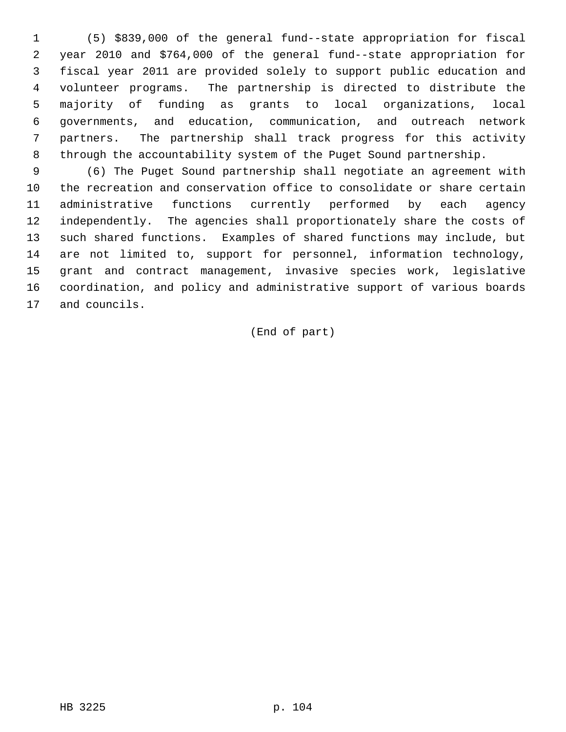(5) $839,000 of the general fund--state appropriation for fiscal year 2010 and $764,000 of the general fund--state appropriation for fiscal year 2011 are provided solely to support public education and volunteer programs. The partnership is directed to distribute the majority of funding as grants to local organizations, local governments, and education, communication, and outreach network partners. The partnership shall track progress for this activity through the accountability system of the Puget Sound partnership.

(6) The Puget Sound partnership shall negotiate an agreement with the recreation and conservation office to consolidate or share certain administrative functions currently performed by each agency independently. The agencies shall proportionately share the costs of such shared functions. Examples of shared functions may include, but are not limited to, support for personnel, information technology, grant and contract management, invasive species work, legislative coordination, and policy and administrative support of various boards and councils.

(End of part)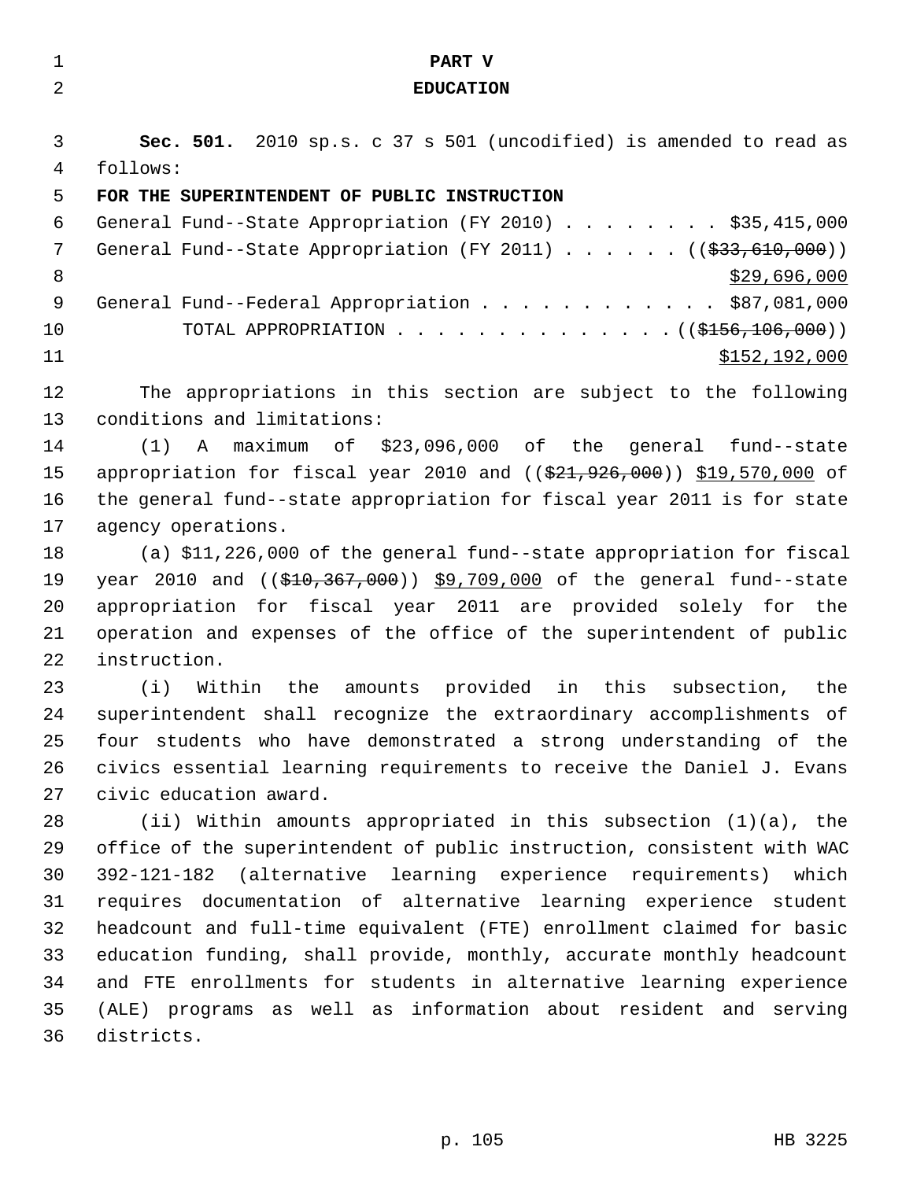# PART V
# EDUCATION

**Sec. 501.** 2010 sp.s. c 37 s 501 (uncodified) is amended to read as follows:

**FOR THE SUPERINTENDENT OF PUBLIC INSTRUCTION**

General Fund--State Appropriation (FY 2010) . . . . . . . . $35,415,000

General Fund--State Appropriation (FY 2011) . . . . . . ((~~$33,610,000~~))
$29,696,000

General Fund--Federal Appropriation . . . . . . . . . . . . $87,081,000

TOTAL APPROPRIATION . . . . . . . . . . . . . . ((~~$156,106,000~~))
$152,192,000

The appropriations in this section are subject to the following conditions and limitations:

(1) A maximum of $23,096,000 of the general fund--state appropriation for fiscal year 2010 and ((~~$21,926,000~~)) $19,570,000 of the general fund--state appropriation for fiscal year 2011 is for state agency operations.

(a) $11,226,000 of the general fund--state appropriation for fiscal year 2010 and ((~~$10,367,000~~)) $9,709,000 of the general fund--state appropriation for fiscal year 2011 are provided solely for the operation and expenses of the office of the superintendent of public instruction.

(i) Within the amounts provided in this subsection, the superintendent shall recognize the extraordinary accomplishments of four students who have demonstrated a strong understanding of the civics essential learning requirements to receive the Daniel J. Evans civic education award.

(ii) Within amounts appropriated in this subsection (1)(a), the office of the superintendent of public instruction, consistent with WAC 392-121-182 (alternative learning experience requirements) which requires documentation of alternative learning experience student headcount and full-time equivalent (FTE) enrollment claimed for basic education funding, shall provide, monthly, accurate monthly headcount and FTE enrollments for students in alternative learning experience (ALE) programs as well as information about resident and serving districts.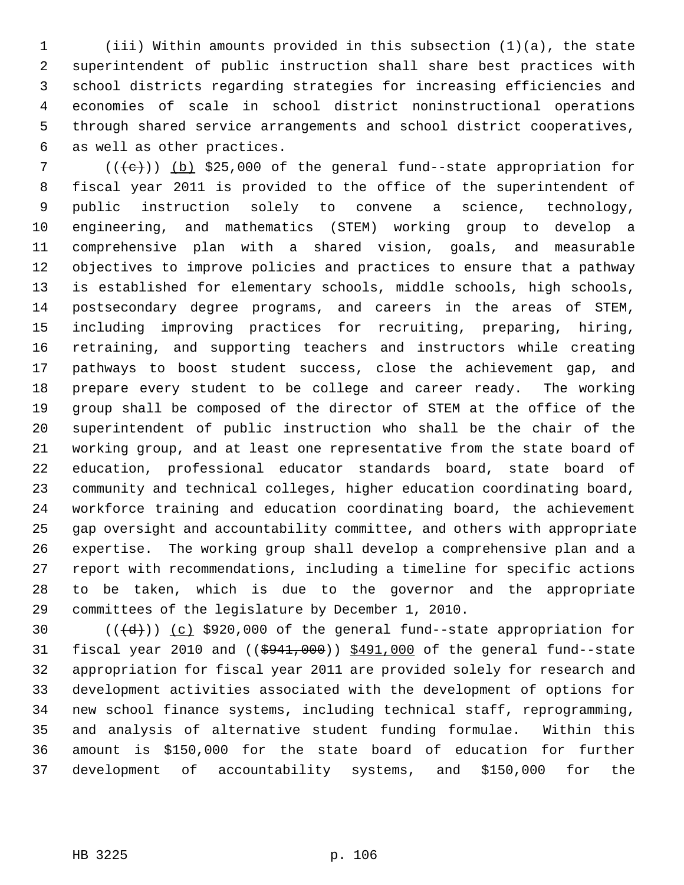(iii) Within amounts provided in this subsection (1)(a), the state superintendent of public instruction shall share best practices with school districts regarding strategies for increasing efficiencies and economies of scale in school district noninstructional operations through shared service arrangements and school district cooperatives, as well as other practices.

((~~(c)~~)) (b) $25,000 of the general fund--state appropriation for fiscal year 2011 is provided to the office of the superintendent of public instruction solely to convene a science, technology, engineering, and mathematics (STEM) working group to develop a comprehensive plan with a shared vision, goals, and measurable objectives to improve policies and practices to ensure that a pathway is established for elementary schools, middle schools, high schools, postsecondary degree programs, and careers in the areas of STEM, including improving practices for recruiting, preparing, hiring, retraining, and supporting teachers and instructors while creating pathways to boost student success, close the achievement gap, and prepare every student to be college and career ready. The working group shall be composed of the director of STEM at the office of the superintendent of public instruction who shall be the chair of the working group, and at least one representative from the state board of education, professional educator standards board, state board of community and technical colleges, higher education coordinating board, workforce training and education coordinating board, the achievement gap oversight and accountability committee, and others with appropriate expertise. The working group shall develop a comprehensive plan and a report with recommendations, including a timeline for specific actions to be taken, which is due to the governor and the appropriate committees of the legislature by December 1, 2010.

((~~(d)~~)) (c) $920,000 of the general fund--state appropriation for fiscal year 2010 and ((~~$941,000~~)) $491,000 of the general fund--state appropriation for fiscal year 2011 are provided solely for research and development activities associated with the development of options for new school finance systems, including technical staff, reprogramming, and analysis of alternative student funding formulae. Within this amount is $150,000 for the state board of education for further development of accountability systems, and $150,000 for the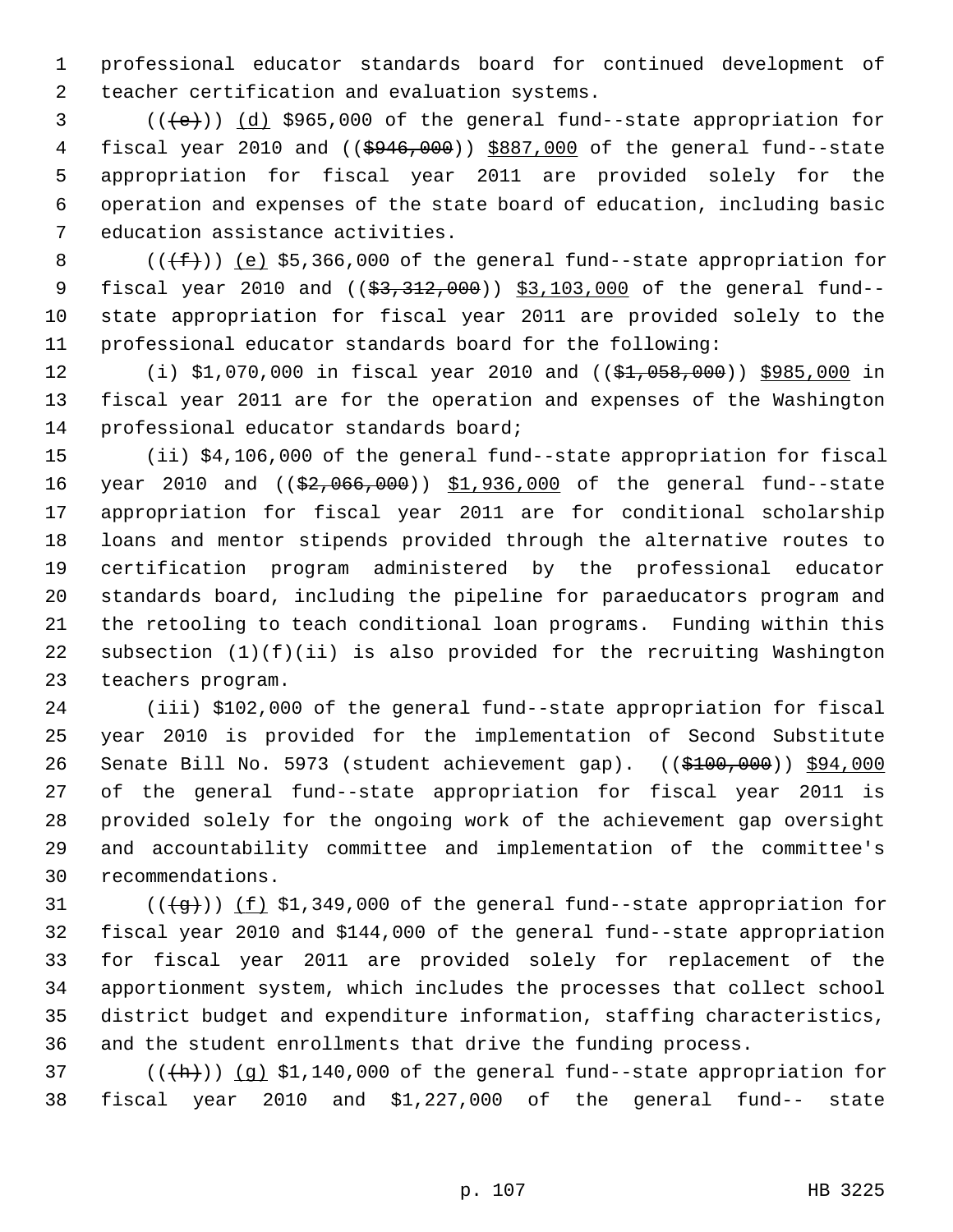professional educator standards board for continued development of teacher certification and evaluation systems.

((~~(e)~~)) (d) $965,000 of the general fund--state appropriation for fiscal year 2010 and ((~~$946,000~~)) $887,000 of the general fund--state appropriation for fiscal year 2011 are provided solely for the operation and expenses of the state board of education, including basic education assistance activities.

((~~(f)~~)) (e) $5,366,000 of the general fund--state appropriation for fiscal year 2010 and ((~~$3,312,000~~)) $3,103,000 of the general fund--state appropriation for fiscal year 2011 are provided solely to the professional educator standards board for the following:

(i) $1,070,000 in fiscal year 2010 and ((~~$1,058,000~~)) $985,000 in fiscal year 2011 are for the operation and expenses of the Washington professional educator standards board;

(ii) $4,106,000 of the general fund--state appropriation for fiscal year 2010 and ((~~$2,066,000~~)) $1,936,000 of the general fund--state appropriation for fiscal year 2011 are for conditional scholarship loans and mentor stipends provided through the alternative routes to certification program administered by the professional educator standards board, including the pipeline for paraeducators program and the retooling to teach conditional loan programs. Funding within this subsection (1)(f)(ii) is also provided for the recruiting Washington teachers program.

(iii) $102,000 of the general fund--state appropriation for fiscal year 2010 is provided for the implementation of Second Substitute Senate Bill No. 5973 (student achievement gap). ((~~$100,000~~)) $94,000 of the general fund--state appropriation for fiscal year 2011 is provided solely for the ongoing work of the achievement gap oversight and accountability committee and implementation of the committee's recommendations.

((~~(g)~~)) (f) $1,349,000 of the general fund--state appropriation for fiscal year 2010 and $144,000 of the general fund--state appropriation for fiscal year 2011 are provided solely for replacement of the apportionment system, which includes the processes that collect school district budget and expenditure information, staffing characteristics, and the student enrollments that drive the funding process.

((~~(h)~~)) (g) $1,140,000 of the general fund--state appropriation for fiscal year 2010 and $1,227,000 of the general fund-- state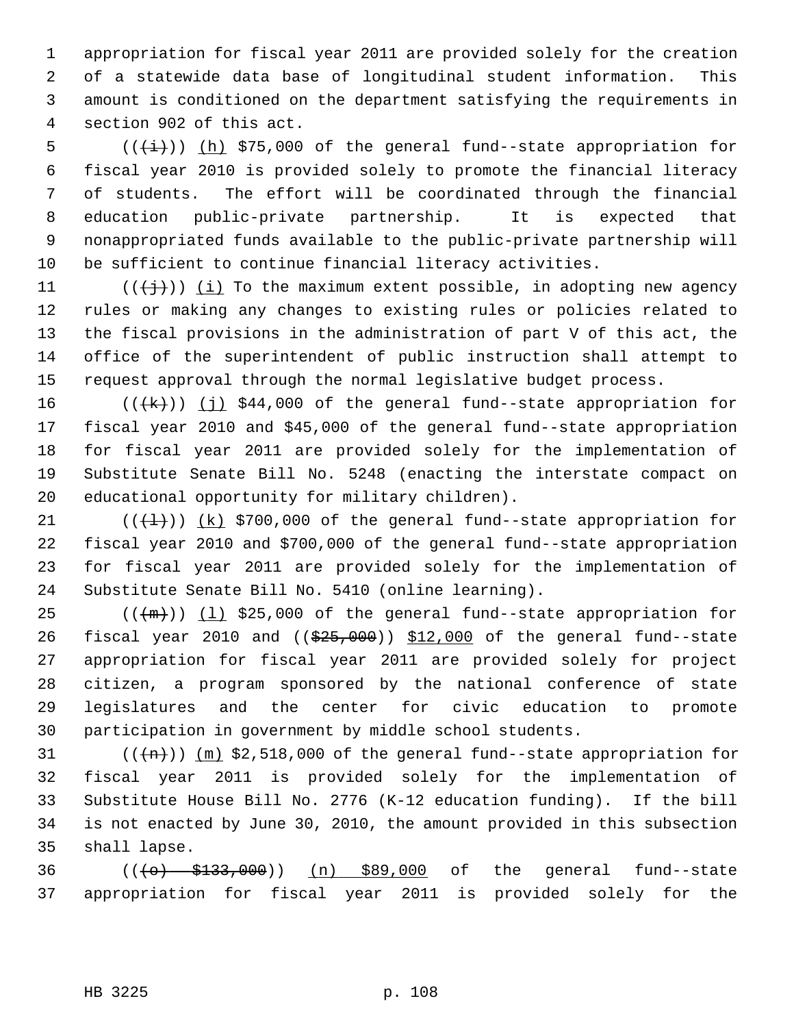appropriation for fiscal year 2011 are provided solely for the creation of a statewide data base of longitudinal student information. This amount is conditioned on the department satisfying the requirements in section 902 of this act.

(((i))) (h) $75,000 of the general fund--state appropriation for fiscal year 2010 is provided solely to promote the financial literacy of students. The effort will be coordinated through the financial education public-private partnership. It is expected that nonappropriated funds available to the public-private partnership will be sufficient to continue financial literacy activities.

(((j))) (i) To the maximum extent possible, in adopting new agency rules or making any changes to existing rules or policies related to the fiscal provisions in the administration of part V of this act, the office of the superintendent of public instruction shall attempt to request approval through the normal legislative budget process.

(((k))) (j) $44,000 of the general fund--state appropriation for fiscal year 2010 and $45,000 of the general fund--state appropriation for fiscal year 2011 are provided solely for the implementation of Substitute Senate Bill No. 5248 (enacting the interstate compact on educational opportunity for military children).

(((l))) (k) $700,000 of the general fund--state appropriation for fiscal year 2010 and $700,000 of the general fund--state appropriation for fiscal year 2011 are provided solely for the implementation of Substitute Senate Bill No. 5410 (online learning).

(((m))) (l) $25,000 of the general fund--state appropriation for fiscal year 2010 and (($25,000)) $12,000 of the general fund--state appropriation for fiscal year 2011 are provided solely for project citizen, a program sponsored by the national conference of state legislatures and the center for civic education to promote participation in government by middle school students.

(((n))) (m) $2,518,000 of the general fund--state appropriation for fiscal year 2011 is provided solely for the implementation of Substitute House Bill No. 2776 (K-12 education funding). If the bill is not enacted by June 30, 2010, the amount provided in this subsection shall lapse.

(((o) $133,000)) (n) $89,000 of the general fund--state appropriation for fiscal year 2011 is provided solely for the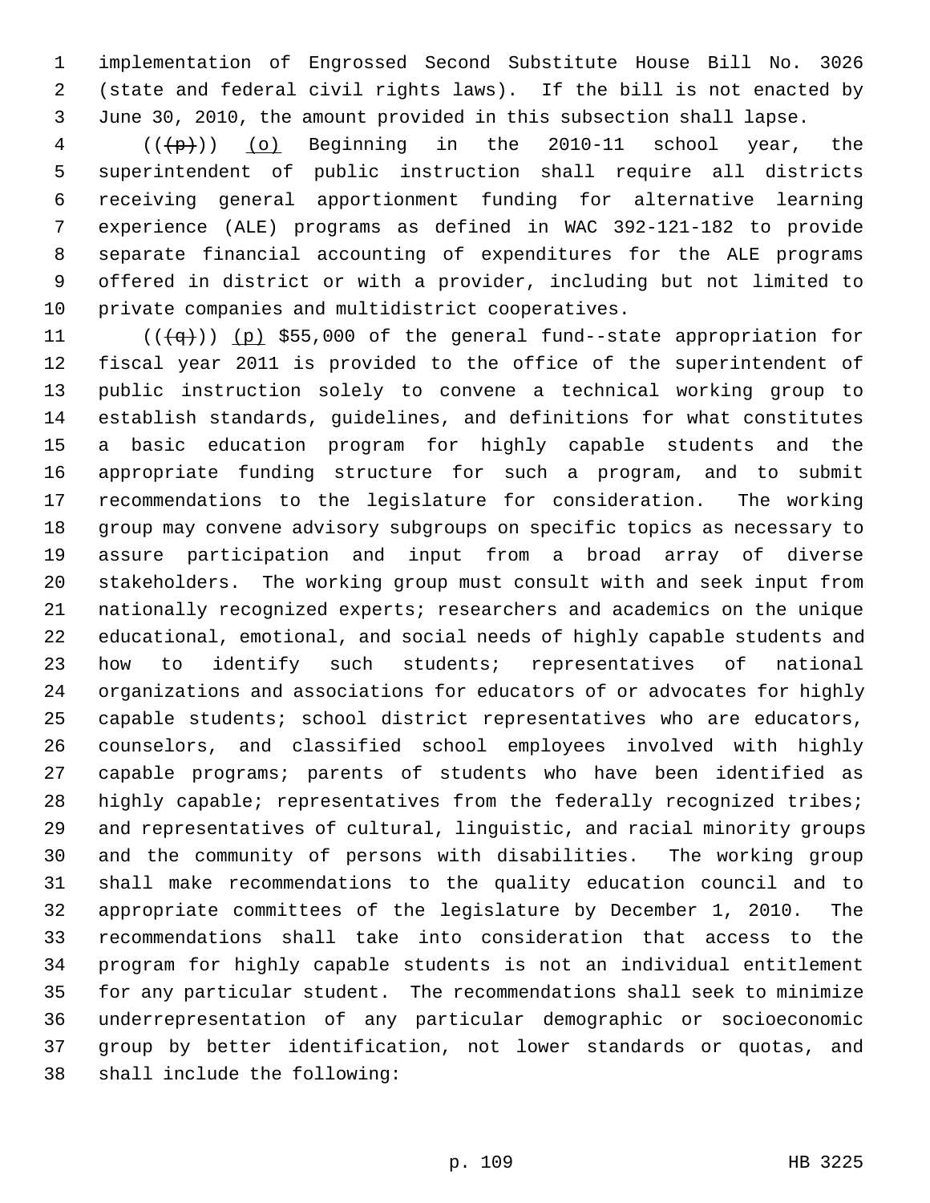implementation of Engrossed Second Substitute House Bill No. 3026 (state and federal civil rights laws). If the bill is not enacted by June 30, 2010, the amount provided in this subsection shall lapse.

(((p))) (o) Beginning in the 2010-11 school year, the superintendent of public instruction shall require all districts receiving general apportionment funding for alternative learning experience (ALE) programs as defined in WAC 392-121-182 to provide separate financial accounting of expenditures for the ALE programs offered in district or with a provider, including but not limited to private companies and multidistrict cooperatives.

(((q))) (p) $55,000 of the general fund--state appropriation for fiscal year 2011 is provided to the office of the superintendent of public instruction solely to convene a technical working group to establish standards, guidelines, and definitions for what constitutes a basic education program for highly capable students and the appropriate funding structure for such a program, and to submit recommendations to the legislature for consideration. The working group may convene advisory subgroups on specific topics as necessary to assure participation and input from a broad array of diverse stakeholders. The working group must consult with and seek input from nationally recognized experts; researchers and academics on the unique educational, emotional, and social needs of highly capable students and how to identify such students; representatives of national organizations and associations for educators of or advocates for highly capable students; school district representatives who are educators, counselors, and classified school employees involved with highly capable programs; parents of students who have been identified as highly capable; representatives from the federally recognized tribes; and representatives of cultural, linguistic, and racial minority groups and the community of persons with disabilities. The working group shall make recommendations to the quality education council and to appropriate committees of the legislature by December 1, 2010. The recommendations shall take into consideration that access to the program for highly capable students is not an individual entitlement for any particular student. The recommendations shall seek to minimize underrepresentation of any particular demographic or socioeconomic group by better identification, not lower standards or quotas, and shall include the following: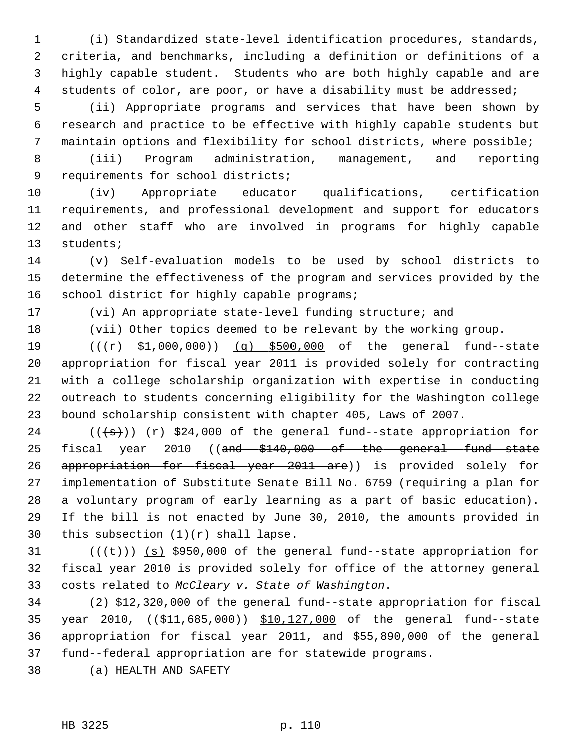(i) Standardized state-level identification procedures, standards, criteria, and benchmarks, including a definition or definitions of a highly capable student. Students who are both highly capable and are students of color, are poor, or have a disability must be addressed;

(ii) Appropriate programs and services that have been shown by research and practice to be effective with highly capable students but maintain options and flexibility for school districts, where possible;

(iii) Program administration, management, and reporting requirements for school districts;

(iv) Appropriate educator qualifications, certification requirements, and professional development and support for educators and other staff who are involved in programs for highly capable students;

(v) Self-evaluation models to be used by school districts to determine the effectiveness of the program and services provided by the school district for highly capable programs;

(vi) An appropriate state-level funding structure; and

(vii) Other topics deemed to be relevant by the working group.

((~~(r) $1,000,000~~)) (q) $500,000 of the general fund--state appropriation for fiscal year 2011 is provided solely for contracting with a college scholarship organization with expertise in conducting outreach to students concerning eligibility for the Washington college bound scholarship consistent with chapter 405, Laws of 2007.

((~~(s)~~)) (r) $24,000 of the general fund--state appropriation for fiscal year 2010 ((~~and $140,000 of the general fund--state appropriation for fiscal year 2011 are~~)) is provided solely for implementation of Substitute Senate Bill No. 6759 (requiring a plan for a voluntary program of early learning as a part of basic education). If the bill is not enacted by June 30, 2010, the amounts provided in this subsection (1)(r) shall lapse.

((~~(t)~~)) (s) $950,000 of the general fund--state appropriation for fiscal year 2010 is provided solely for office of the attorney general costs related to *McCleary v. State of Washington*.

(2) $12,320,000 of the general fund--state appropriation for fiscal year 2010, ((~~$11,685,000~~)) $10,127,000 of the general fund--state appropriation for fiscal year 2011, and $55,890,000 of the general fund--federal appropriation are for statewide programs.

(a) HEALTH AND SAFETY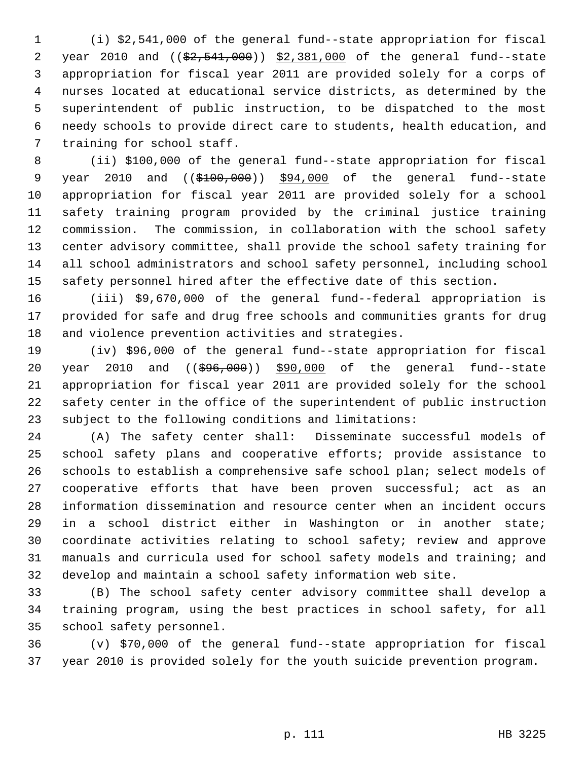(i) $2,541,000 of the general fund--state appropriation for fiscal year 2010 and (($2,541,000)) $2,381,000 of the general fund--state appropriation for fiscal year 2011 are provided solely for a corps of nurses located at educational service districts, as determined by the superintendent of public instruction, to be dispatched to the most needy schools to provide direct care to students, health education, and training for school staff.

(ii) $100,000 of the general fund--state appropriation for fiscal year 2010 and (($100,000)) $94,000 of the general fund--state appropriation for fiscal year 2011 are provided solely for a school safety training program provided by the criminal justice training commission. The commission, in collaboration with the school safety center advisory committee, shall provide the school safety training for all school administrators and school safety personnel, including school safety personnel hired after the effective date of this section.

(iii) $9,670,000 of the general fund--federal appropriation is provided for safe and drug free schools and communities grants for drug and violence prevention activities and strategies.

(iv) $96,000 of the general fund--state appropriation for fiscal year 2010 and (($96,000)) $90,000 of the general fund--state appropriation for fiscal year 2011 are provided solely for the school safety center in the office of the superintendent of public instruction subject to the following conditions and limitations:

(A) The safety center shall: Disseminate successful models of school safety plans and cooperative efforts; provide assistance to schools to establish a comprehensive safe school plan; select models of cooperative efforts that have been proven successful; act as an information dissemination and resource center when an incident occurs in a school district either in Washington or in another state; coordinate activities relating to school safety; review and approve manuals and curricula used for school safety models and training; and develop and maintain a school safety information web site.

(B) The school safety center advisory committee shall develop a training program, using the best practices in school safety, for all school safety personnel.

(v) $70,000 of the general fund--state appropriation for fiscal year 2010 is provided solely for the youth suicide prevention program.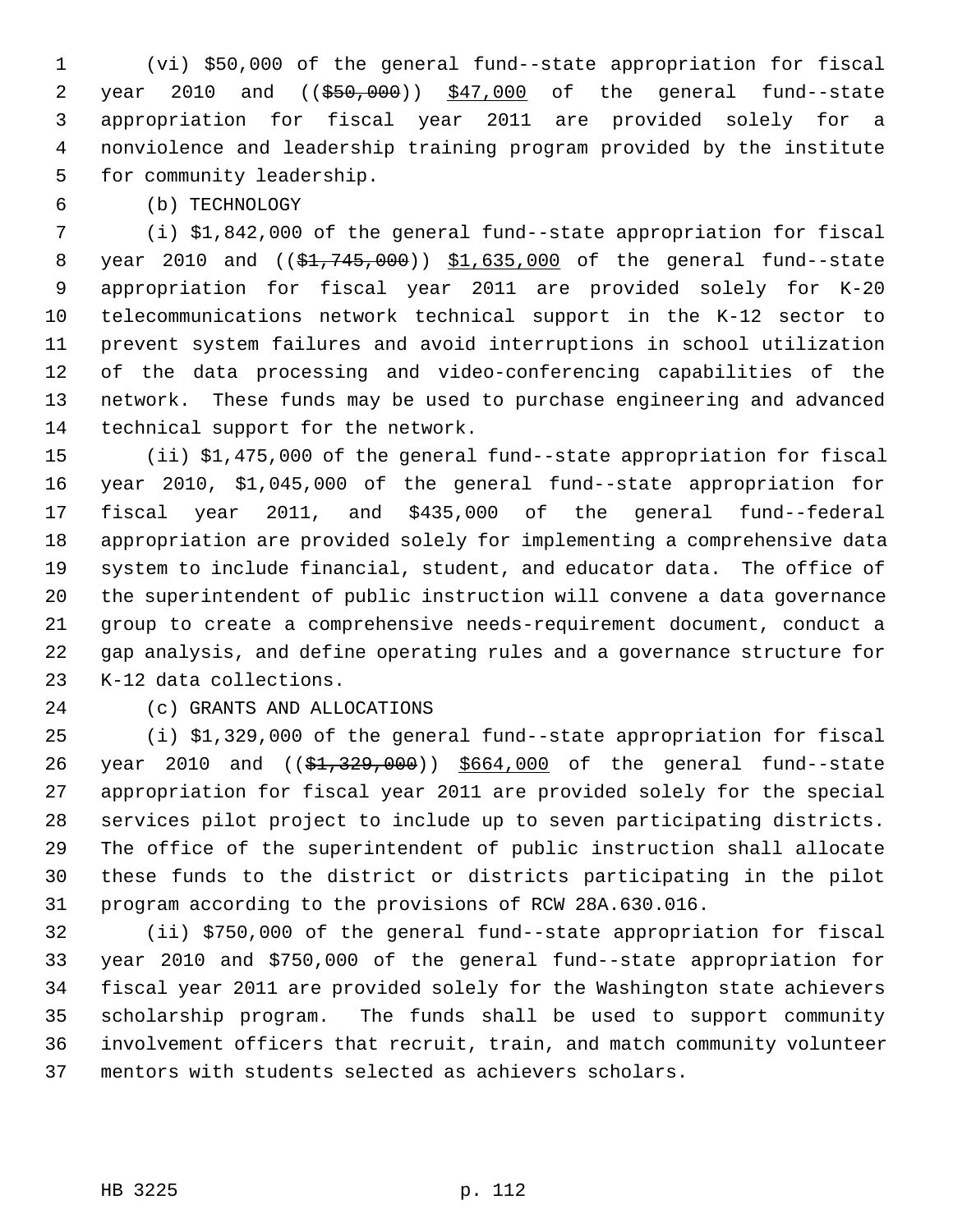(vi) $50,000 of the general fund--state appropriation for fiscal year 2010 and (($50,000)) $47,000 of the general fund--state appropriation for fiscal year 2011 are provided solely for a nonviolence and leadership training program provided by the institute for community leadership.

(b) TECHNOLOGY

(i) $1,842,000 of the general fund--state appropriation for fiscal year 2010 and (($1,745,000)) $1,635,000 of the general fund--state appropriation for fiscal year 2011 are provided solely for K-20 telecommunications network technical support in the K-12 sector to prevent system failures and avoid interruptions in school utilization of the data processing and video-conferencing capabilities of the network. These funds may be used to purchase engineering and advanced technical support for the network.

(ii) $1,475,000 of the general fund--state appropriation for fiscal year 2010, $1,045,000 of the general fund--state appropriation for fiscal year 2011, and $435,000 of the general fund--federal appropriation are provided solely for implementing a comprehensive data system to include financial, student, and educator data. The office of the superintendent of public instruction will convene a data governance group to create a comprehensive needs-requirement document, conduct a gap analysis, and define operating rules and a governance structure for K-12 data collections.

(c) GRANTS AND ALLOCATIONS

(i) $1,329,000 of the general fund--state appropriation for fiscal year 2010 and (($1,329,000)) $664,000 of the general fund--state appropriation for fiscal year 2011 are provided solely for the special services pilot project to include up to seven participating districts. The office of the superintendent of public instruction shall allocate these funds to the district or districts participating in the pilot program according to the provisions of RCW 28A.630.016.

(ii) $750,000 of the general fund--state appropriation for fiscal year 2010 and $750,000 of the general fund--state appropriation for fiscal year 2011 are provided solely for the Washington state achievers scholarship program. The funds shall be used to support community involvement officers that recruit, train, and match community volunteer mentors with students selected as achievers scholars.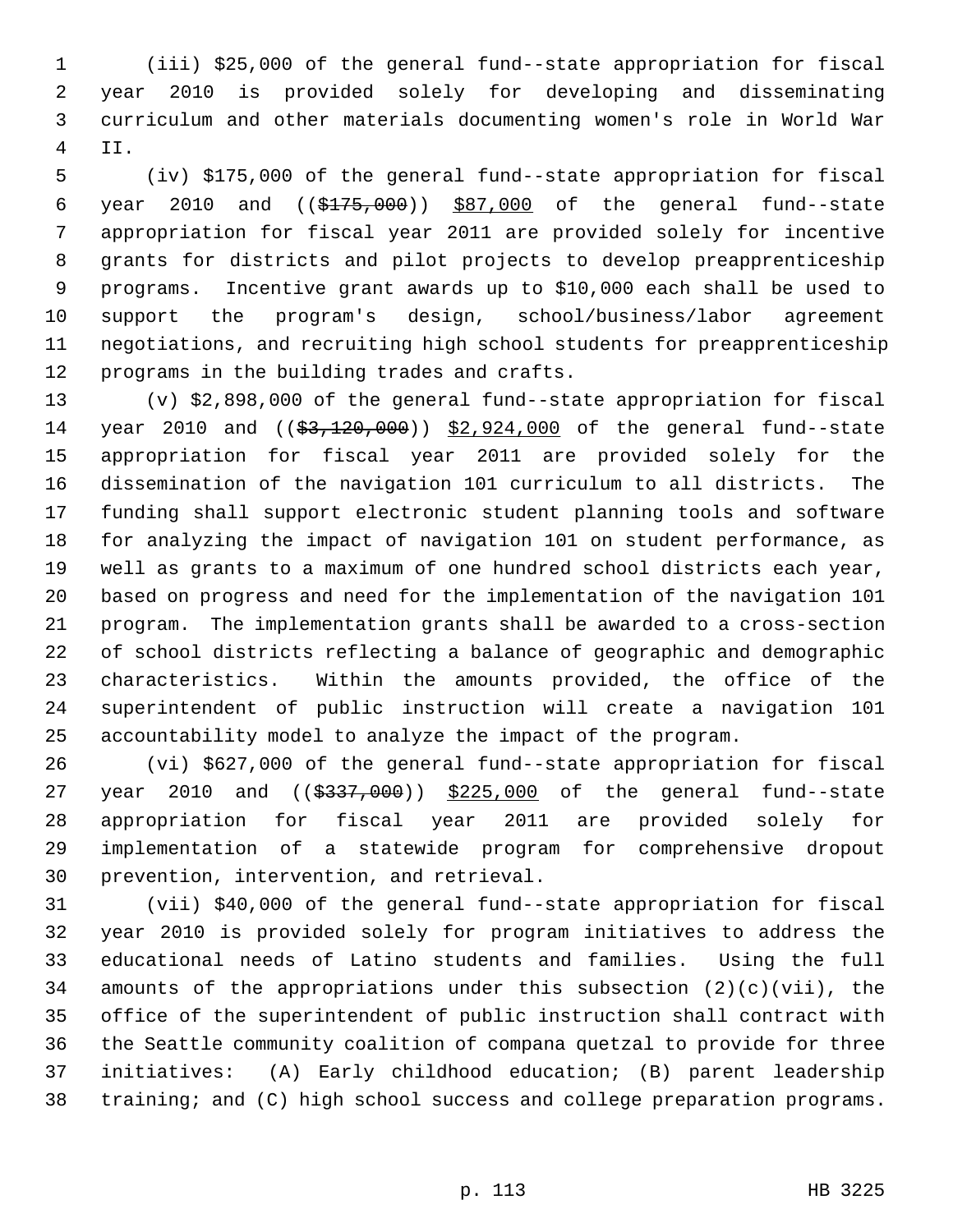(iii) $25,000 of the general fund--state appropriation for fiscal year 2010 is provided solely for developing and disseminating curriculum and other materials documenting women's role in World War II.

(iv) $175,000 of the general fund--state appropriation for fiscal year 2010 and ((~~$175,000~~)) <u>$87,000</u> of the general fund--state appropriation for fiscal year 2011 are provided solely for incentive grants for districts and pilot projects to develop preapprenticeship programs. Incentive grant awards up to $10,000 each shall be used to support the program's design, school/business/labor agreement negotiations, and recruiting high school students for preapprenticeship programs in the building trades and crafts.

(v) $2,898,000 of the general fund--state appropriation for fiscal year 2010 and ((~~$3,120,000~~)) <u>$2,924,000</u> of the general fund--state appropriation for fiscal year 2011 are provided solely for the dissemination of the navigation 101 curriculum to all districts. The funding shall support electronic student planning tools and software for analyzing the impact of navigation 101 on student performance, as well as grants to a maximum of one hundred school districts each year, based on progress and need for the implementation of the navigation 101 program. The implementation grants shall be awarded to a cross-section of school districts reflecting a balance of geographic and demographic characteristics. Within the amounts provided, the office of the superintendent of public instruction will create a navigation 101 accountability model to analyze the impact of the program.

(vi) $627,000 of the general fund--state appropriation for fiscal year 2010 and ((~~$337,000~~)) <u>$225,000</u> of the general fund--state appropriation for fiscal year 2011 are provided solely for implementation of a statewide program for comprehensive dropout prevention, intervention, and retrieval.

(vii) $40,000 of the general fund--state appropriation for fiscal year 2010 is provided solely for program initiatives to address the educational needs of Latino students and families. Using the full amounts of the appropriations under this subsection (2)(c)(vii), the office of the superintendent of public instruction shall contract with the Seattle community coalition of compana quetzal to provide for three initiatives: (A) Early childhood education; (B) parent leadership training; and (C) high school success and college preparation programs.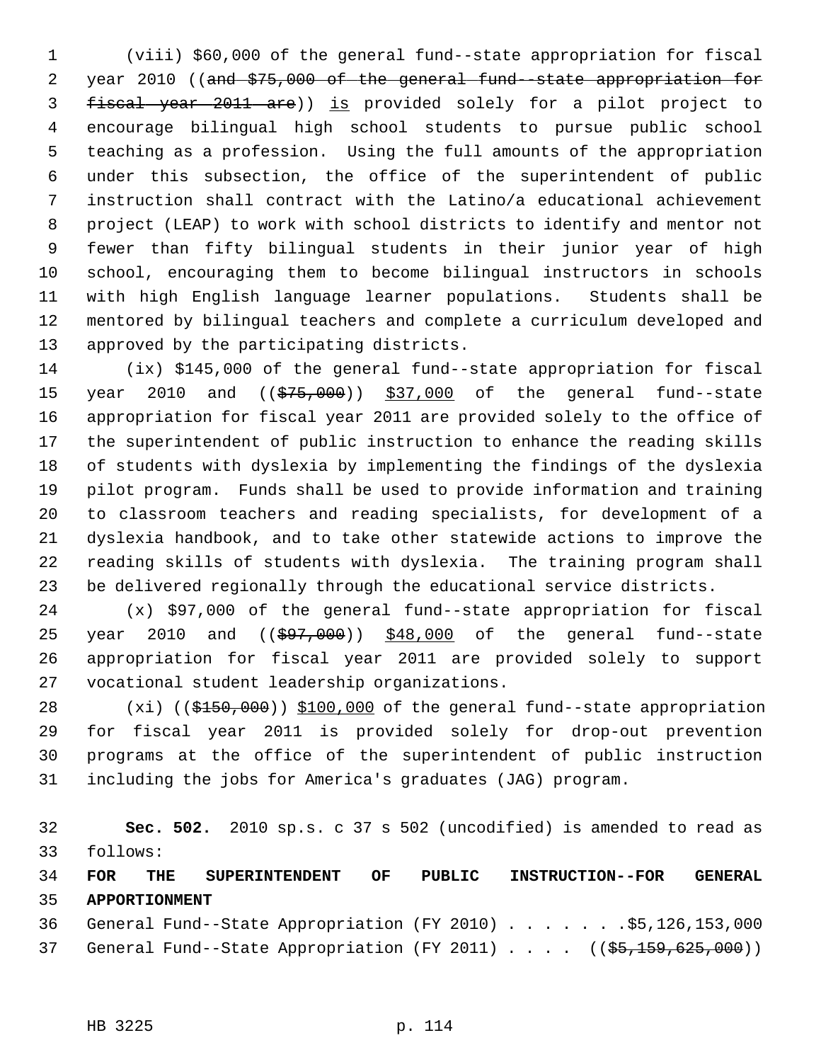(viii) $60,000 of the general fund--state appropriation for fiscal year 2010 ((~~and $75,000 of the general fund--state appropriation for fiscal year 2011 are~~)) is provided solely for a pilot project to encourage bilingual high school students to pursue public school teaching as a profession. Using the full amounts of the appropriation under this subsection, the office of the superintendent of public instruction shall contract with the Latino/a educational achievement project (LEAP) to work with school districts to identify and mentor not fewer than fifty bilingual students in their junior year of high school, encouraging them to become bilingual instructors in schools with high English language learner populations. Students shall be mentored by bilingual teachers and complete a curriculum developed and approved by the participating districts.

(ix) $145,000 of the general fund--state appropriation for fiscal year 2010 and ((~~$75,000~~)) $37,000 of the general fund--state appropriation for fiscal year 2011 are provided solely to the office of the superintendent of public instruction to enhance the reading skills of students with dyslexia by implementing the findings of the dyslexia pilot program. Funds shall be used to provide information and training to classroom teachers and reading specialists, for development of a dyslexia handbook, and to take other statewide actions to improve the reading skills of students with dyslexia. The training program shall be delivered regionally through the educational service districts.

(x) $97,000 of the general fund--state appropriation for fiscal year 2010 and ((~~$97,000~~)) $48,000 of the general fund--state appropriation for fiscal year 2011 are provided solely to support vocational student leadership organizations.

(xi) ((~~$150,000~~)) $100,000 of the general fund--state appropriation for fiscal year 2011 is provided solely for drop-out prevention programs at the office of the superintendent of public instruction including the jobs for America's graduates (JAG) program.

**Sec. 502.** 2010 sp.s. c 37 s 502 (uncodified) is amended to read as follows:

**FOR THE SUPERINTENDENT OF PUBLIC INSTRUCTION--FOR GENERAL APPORTIONMENT**

General Fund--State Appropriation (FY 2010) . . . . . . . .$5,126,153,000

General Fund--State Appropriation (FY 2011) . . . . ((~~$5,159,625,000~~))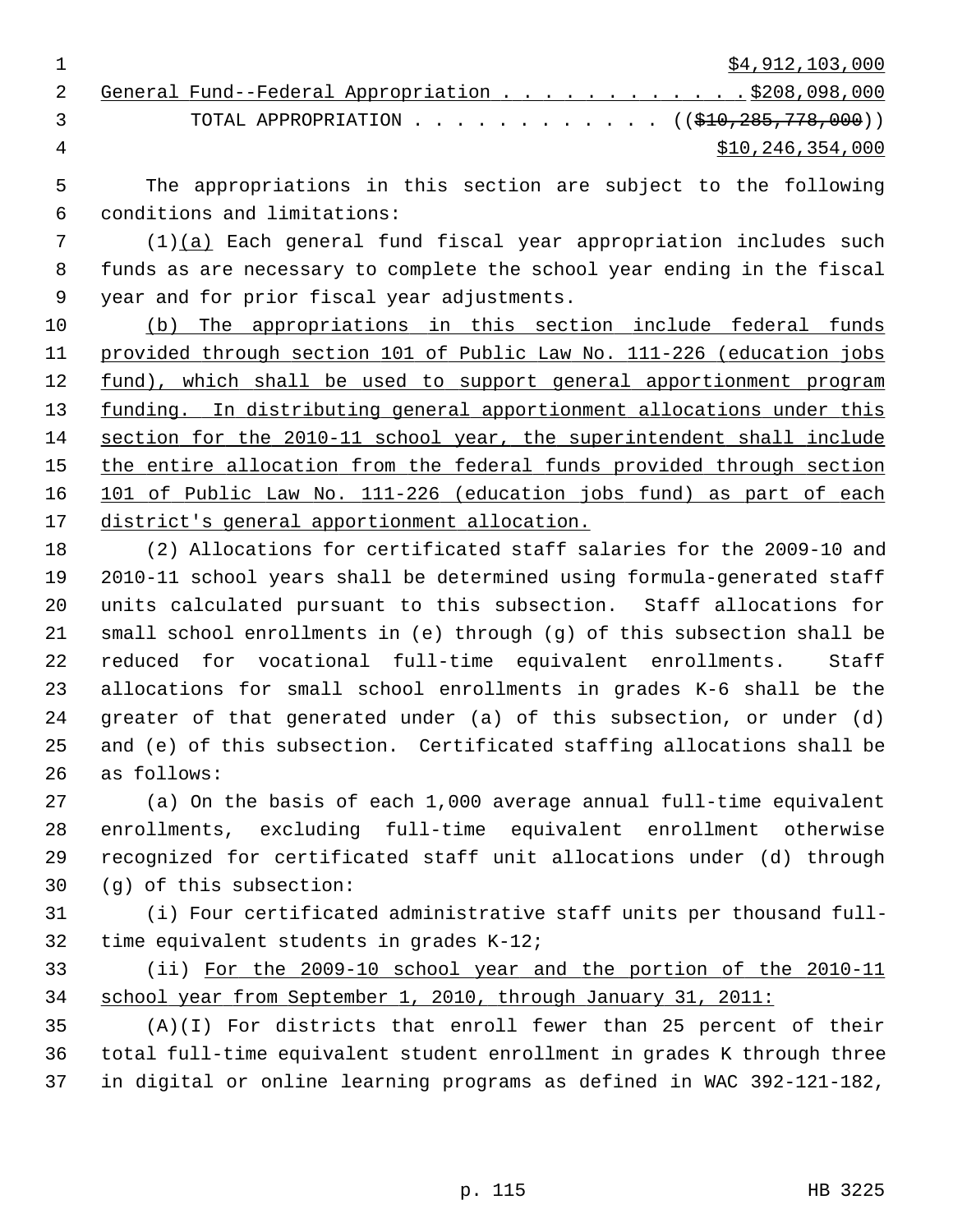$4,912,103,000

General Fund--Federal Appropriation . . . . . . . . . . . . $208,098,000

TOTAL APPROPRIATION . . . . . . . . . . . . ~~(($10,285,778,000))~~

$10,246,354,000

The appropriations in this section are subject to the following conditions and limitations:

(1)(a) Each general fund fiscal year appropriation includes such funds as are necessary to complete the school year ending in the fiscal year and for prior fiscal year adjustments.

(b) The appropriations in this section include federal funds provided through section 101 of Public Law No. 111-226 (education jobs fund), which shall be used to support general apportionment program funding. In distributing general apportionment allocations under this section for the 2010-11 school year, the superintendent shall include the entire allocation from the federal funds provided through section 101 of Public Law No. 111-226 (education jobs fund) as part of each district's general apportionment allocation.

(2) Allocations for certificated staff salaries for the 2009-10 and 2010-11 school years shall be determined using formula-generated staff units calculated pursuant to this subsection. Staff allocations for small school enrollments in (e) through (g) of this subsection shall be reduced for vocational full-time equivalent enrollments. Staff allocations for small school enrollments in grades K-6 shall be the greater of that generated under (a) of this subsection, or under (d) and (e) of this subsection. Certificated staffing allocations shall be as follows:

(a) On the basis of each 1,000 average annual full-time equivalent enrollments, excluding full-time equivalent enrollment otherwise recognized for certificated staff unit allocations under (d) through (g) of this subsection:

(i) Four certificated administrative staff units per thousand full-time equivalent students in grades K-12;

(ii) For the 2009-10 school year and the portion of the 2010-11 school year from September 1, 2010, through January 31, 2011:

(A)(I) For districts that enroll fewer than 25 percent of their total full-time equivalent student enrollment in grades K through three in digital or online learning programs as defined in WAC 392-121-182,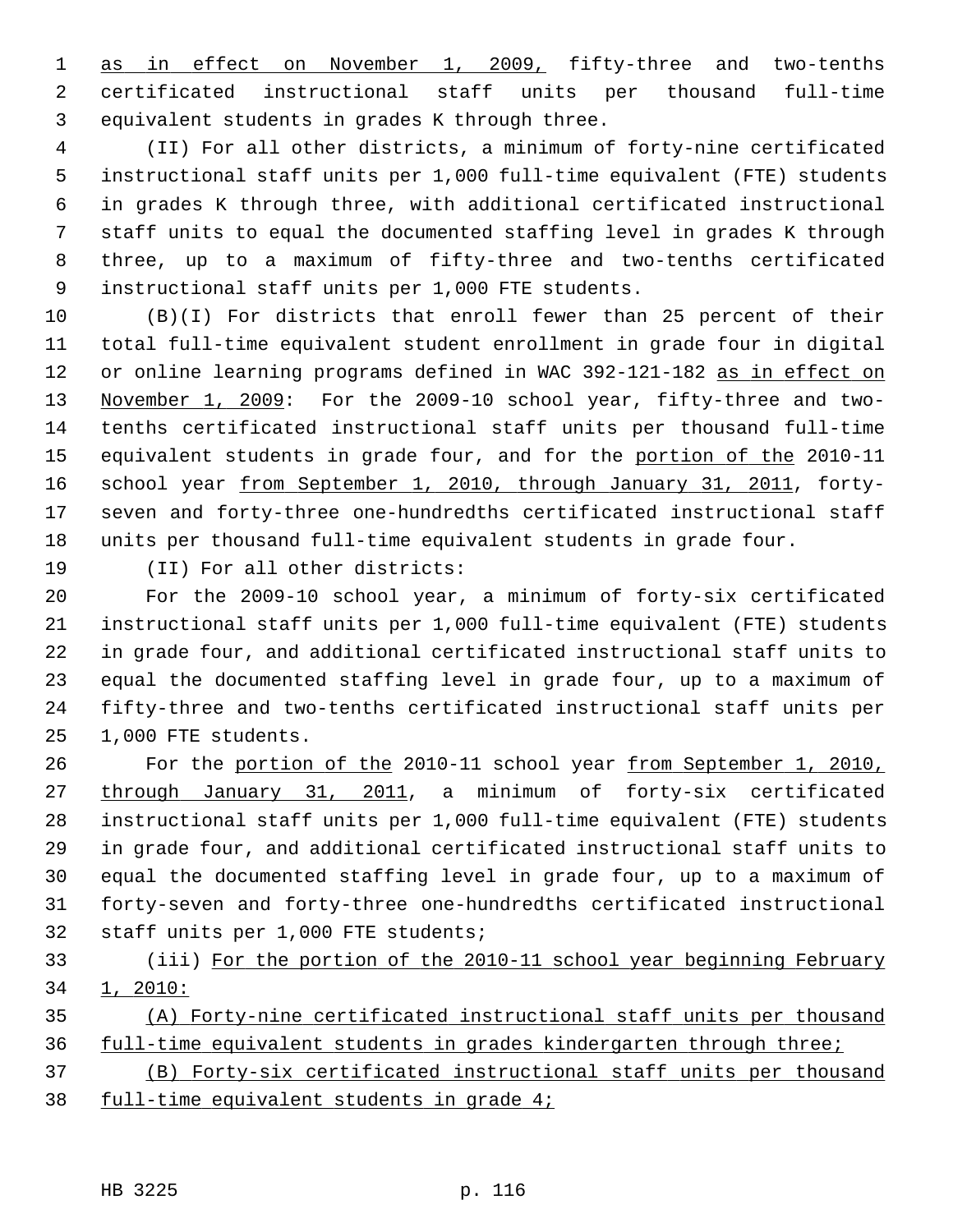as in effect on November 1, 2009, fifty-three and two-tenths certificated instructional staff units per thousand full-time equivalent students in grades K through three.

(II) For all other districts, a minimum of forty-nine certificated instructional staff units per 1,000 full-time equivalent (FTE) students in grades K through three, with additional certificated instructional staff units to equal the documented staffing level in grades K through three, up to a maximum of fifty-three and two-tenths certificated instructional staff units per 1,000 FTE students.

(B)(I) For districts that enroll fewer than 25 percent of their total full-time equivalent student enrollment in grade four in digital or online learning programs defined in WAC 392-121-182 as in effect on November 1, 2009: For the 2009-10 school year, fifty-three and two-tenths certificated instructional staff units per thousand full-time equivalent students in grade four, and for the portion of the 2010-11 school year from September 1, 2010, through January 31, 2011, forty-seven and forty-three one-hundredths certificated instructional staff units per thousand full-time equivalent students in grade four.

(II) For all other districts:

For the 2009-10 school year, a minimum of forty-six certificated instructional staff units per 1,000 full-time equivalent (FTE) students in grade four, and additional certificated instructional staff units to equal the documented staffing level in grade four, up to a maximum of fifty-three and two-tenths certificated instructional staff units per 1,000 FTE students.

For the portion of the 2010-11 school year from September 1, 2010, through January 31, 2011, a minimum of forty-six certificated instructional staff units per 1,000 full-time equivalent (FTE) students in grade four, and additional certificated instructional staff units to equal the documented staffing level in grade four, up to a maximum of forty-seven and forty-three one-hundredths certificated instructional staff units per 1,000 FTE students;

(iii) For the portion of the 2010-11 school year beginning February 1, 2010:

(A) Forty-nine certificated instructional staff units per thousand full-time equivalent students in grades kindergarten through three;

(B) Forty-six certificated instructional staff units per thousand full-time equivalent students in grade 4;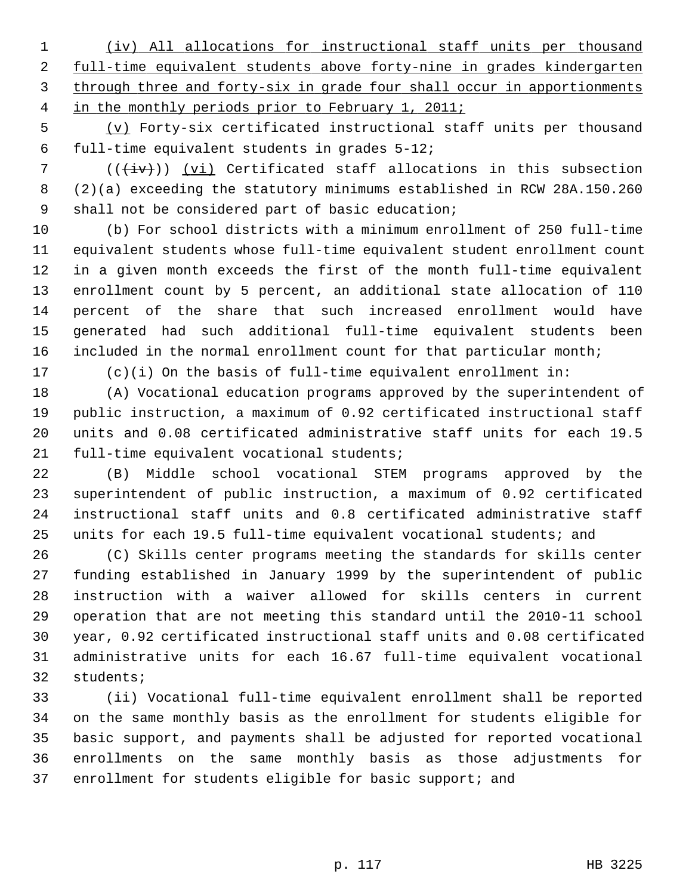(iv) All allocations for instructional staff units per thousand full-time equivalent students above forty-nine in grades kindergarten through three and forty-six in grade four shall occur in apportionments in the monthly periods prior to February 1, 2011;

(v) Forty-six certificated instructional staff units per thousand full-time equivalent students in grades 5-12;

((~~(iv)~~)) (vi) Certificated staff allocations in this subsection (2)(a) exceeding the statutory minimums established in RCW 28A.150.260 shall not be considered part of basic education;

(b) For school districts with a minimum enrollment of 250 full-time equivalent students whose full-time equivalent student enrollment count in a given month exceeds the first of the month full-time equivalent enrollment count by 5 percent, an additional state allocation of 110 percent of the share that such increased enrollment would have generated had such additional full-time equivalent students been included in the normal enrollment count for that particular month;

(c)(i) On the basis of full-time equivalent enrollment in:

(A) Vocational education programs approved by the superintendent of public instruction, a maximum of 0.92 certificated instructional staff units and 0.08 certificated administrative staff units for each 19.5 full-time equivalent vocational students;

(B) Middle school vocational STEM programs approved by the superintendent of public instruction, a maximum of 0.92 certificated instructional staff units and 0.8 certificated administrative staff units for each 19.5 full-time equivalent vocational students; and

(C) Skills center programs meeting the standards for skills center funding established in January 1999 by the superintendent of public instruction with a waiver allowed for skills centers in current operation that are not meeting this standard until the 2010-11 school year, 0.92 certificated instructional staff units and 0.08 certificated administrative units for each 16.67 full-time equivalent vocational students;

(ii) Vocational full-time equivalent enrollment shall be reported on the same monthly basis as the enrollment for students eligible for basic support, and payments shall be adjusted for reported vocational enrollments on the same monthly basis as those adjustments for enrollment for students eligible for basic support; and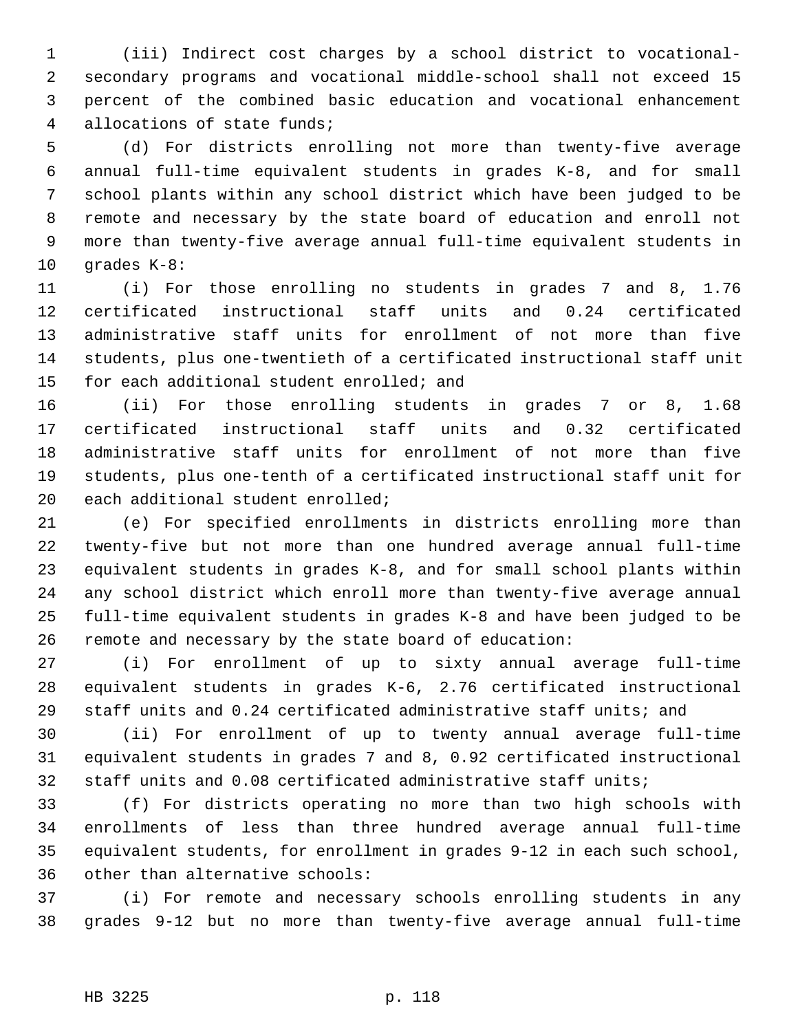(iii) Indirect cost charges by a school district to vocational-secondary programs and vocational middle-school shall not exceed 15 percent of the combined basic education and vocational enhancement allocations of state funds;

(d) For districts enrolling not more than twenty-five average annual full-time equivalent students in grades K-8, and for small school plants within any school district which have been judged to be remote and necessary by the state board of education and enroll not more than twenty-five average annual full-time equivalent students in grades K-8:

(i) For those enrolling no students in grades 7 and 8, 1.76 certificated instructional staff units and 0.24 certificated administrative staff units for enrollment of not more than five students, plus one-twentieth of a certificated instructional staff unit for each additional student enrolled; and

(ii) For those enrolling students in grades 7 or 8, 1.68 certificated instructional staff units and 0.32 certificated administrative staff units for enrollment of not more than five students, plus one-tenth of a certificated instructional staff unit for each additional student enrolled;

(e) For specified enrollments in districts enrolling more than twenty-five but not more than one hundred average annual full-time equivalent students in grades K-8, and for small school plants within any school district which enroll more than twenty-five average annual full-time equivalent students in grades K-8 and have been judged to be remote and necessary by the state board of education:

(i) For enrollment of up to sixty annual average full-time equivalent students in grades K-6, 2.76 certificated instructional staff units and 0.24 certificated administrative staff units; and

(ii) For enrollment of up to twenty annual average full-time equivalent students in grades 7 and 8, 0.92 certificated instructional staff units and 0.08 certificated administrative staff units;

(f) For districts operating no more than two high schools with enrollments of less than three hundred average annual full-time equivalent students, for enrollment in grades 9-12 in each such school, other than alternative schools:

(i) For remote and necessary schools enrolling students in any grades 9-12 but no more than twenty-five average annual full-time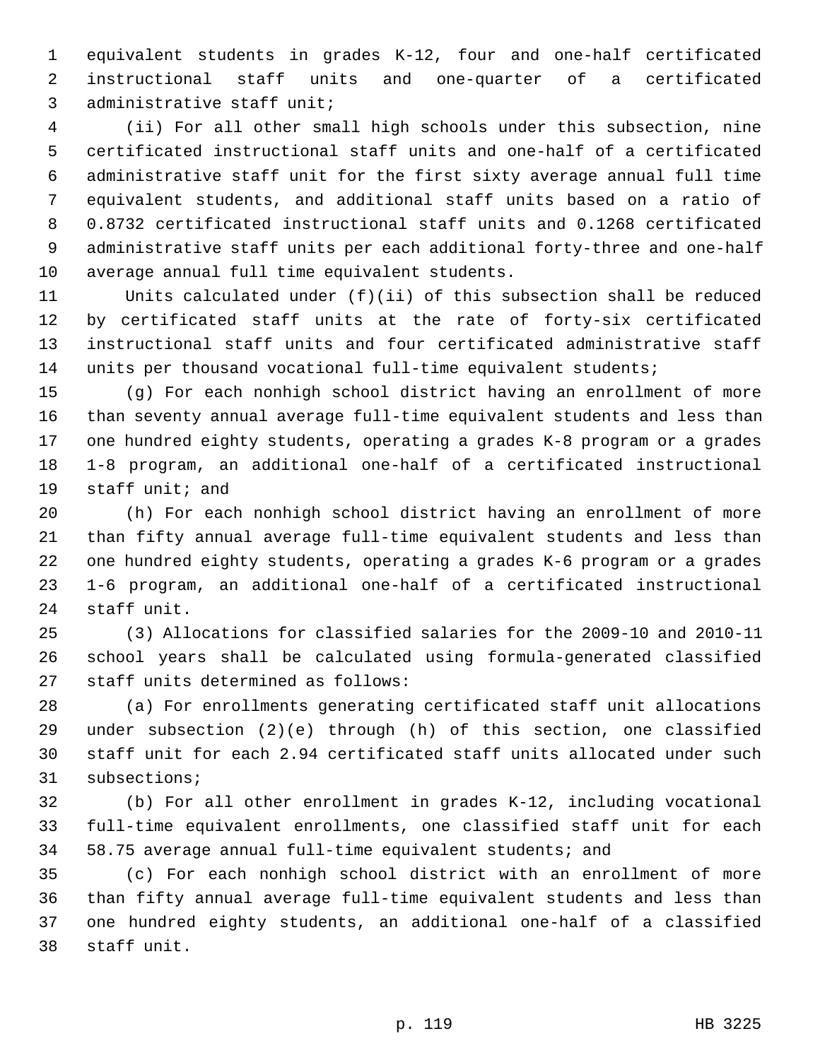equivalent students in grades K-12, four and one-half certificated instructional staff units and one-quarter of a certificated administrative staff unit;

(ii) For all other small high schools under this subsection, nine certificated instructional staff units and one-half of a certificated administrative staff unit for the first sixty average annual full time equivalent students, and additional staff units based on a ratio of 0.8732 certificated instructional staff units and 0.1268 certificated administrative staff units per each additional forty-three and one-half average annual full time equivalent students.

Units calculated under (f)(ii) of this subsection shall be reduced by certificated staff units at the rate of forty-six certificated instructional staff units and four certificated administrative staff units per thousand vocational full-time equivalent students;

(g) For each nonhigh school district having an enrollment of more than seventy annual average full-time equivalent students and less than one hundred eighty students, operating a grades K-8 program or a grades 1-8 program, an additional one-half of a certificated instructional staff unit; and

(h) For each nonhigh school district having an enrollment of more than fifty annual average full-time equivalent students and less than one hundred eighty students, operating a grades K-6 program or a grades 1-6 program, an additional one-half of a certificated instructional staff unit.

(3) Allocations for classified salaries for the 2009-10 and 2010-11 school years shall be calculated using formula-generated classified staff units determined as follows:

(a) For enrollments generating certificated staff unit allocations under subsection (2)(e) through (h) of this section, one classified staff unit for each 2.94 certificated staff units allocated under such subsections;

(b) For all other enrollment in grades K-12, including vocational full-time equivalent enrollments, one classified staff unit for each 58.75 average annual full-time equivalent students; and

(c) For each nonhigh school district with an enrollment of more than fifty annual average full-time equivalent students and less than one hundred eighty students, an additional one-half of a classified staff unit.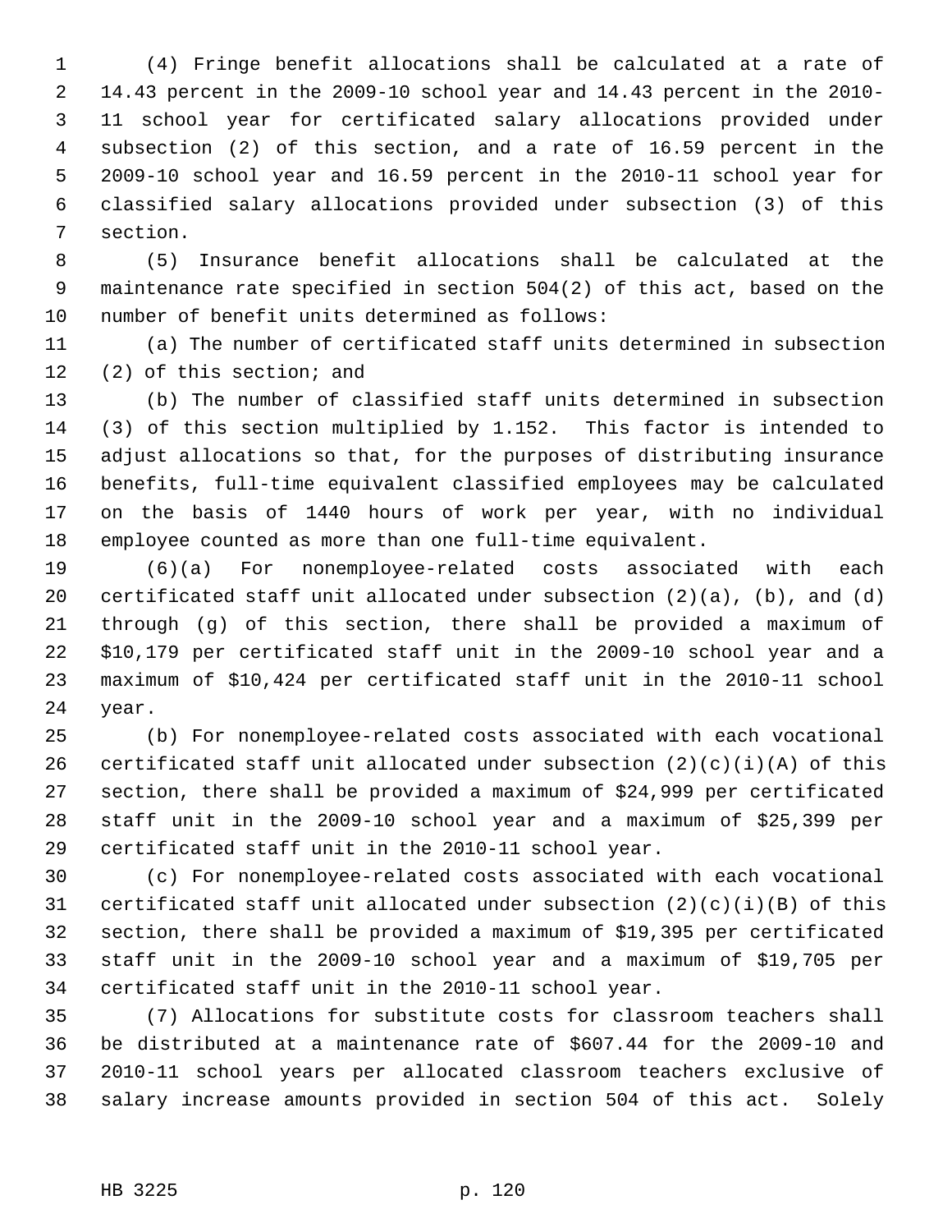(4) Fringe benefit allocations shall be calculated at a rate of 14.43 percent in the 2009-10 school year and 14.43 percent in the 2010-11 school year for certificated salary allocations provided under subsection (2) of this section, and a rate of 16.59 percent in the 2009-10 school year and 16.59 percent in the 2010-11 school year for classified salary allocations provided under subsection (3) of this section.

(5) Insurance benefit allocations shall be calculated at the maintenance rate specified in section 504(2) of this act, based on the number of benefit units determined as follows:

(a) The number of certificated staff units determined in subsection (2) of this section; and

(b) The number of classified staff units determined in subsection (3) of this section multiplied by 1.152. This factor is intended to adjust allocations so that, for the purposes of distributing insurance benefits, full-time equivalent classified employees may be calculated on the basis of 1440 hours of work per year, with no individual employee counted as more than one full-time equivalent.

(6)(a) For nonemployee-related costs associated with each certificated staff unit allocated under subsection (2)(a), (b), and (d) through (g) of this section, there shall be provided a maximum of $10,179 per certificated staff unit in the 2009-10 school year and a maximum of $10,424 per certificated staff unit in the 2010-11 school year.

(b) For nonemployee-related costs associated with each vocational certificated staff unit allocated under subsection (2)(c)(i)(A) of this section, there shall be provided a maximum of $24,999 per certificated staff unit in the 2009-10 school year and a maximum of $25,399 per certificated staff unit in the 2010-11 school year.

(c) For nonemployee-related costs associated with each vocational certificated staff unit allocated under subsection (2)(c)(i)(B) of this section, there shall be provided a maximum of $19,395 per certificated staff unit in the 2009-10 school year and a maximum of $19,705 per certificated staff unit in the 2010-11 school year.

(7) Allocations for substitute costs for classroom teachers shall be distributed at a maintenance rate of $607.44 for the 2009-10 and 2010-11 school years per allocated classroom teachers exclusive of salary increase amounts provided in section 504 of this act. Solely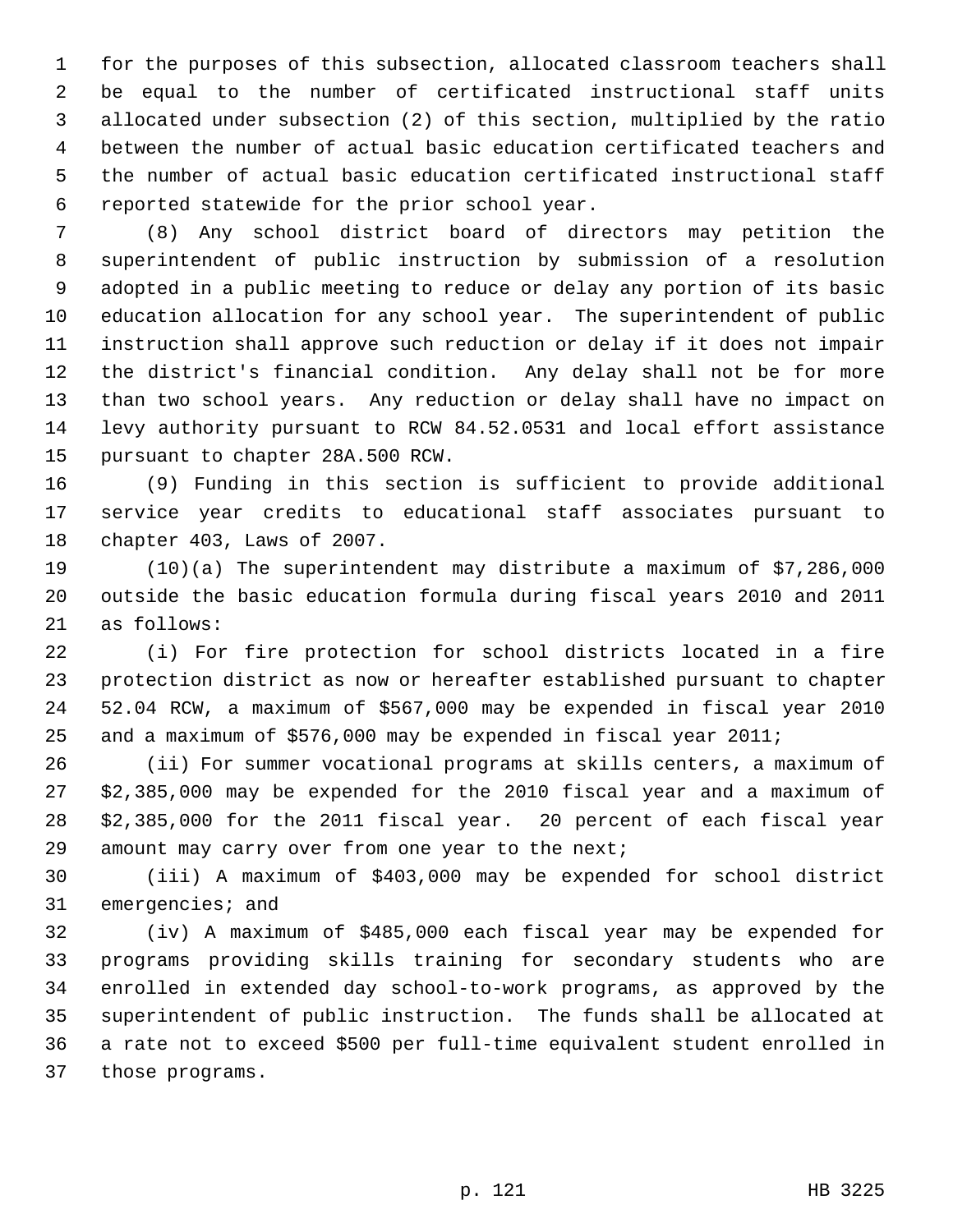for the purposes of this subsection, allocated classroom teachers shall be equal to the number of certificated instructional staff units allocated under subsection (2) of this section, multiplied by the ratio between the number of actual basic education certificated teachers and the number of actual basic education certificated instructional staff reported statewide for the prior school year.

(8) Any school district board of directors may petition the superintendent of public instruction by submission of a resolution adopted in a public meeting to reduce or delay any portion of its basic education allocation for any school year. The superintendent of public instruction shall approve such reduction or delay if it does not impair the district's financial condition. Any delay shall not be for more than two school years. Any reduction or delay shall have no impact on levy authority pursuant to RCW 84.52.0531 and local effort assistance pursuant to chapter 28A.500 RCW.

(9) Funding in this section is sufficient to provide additional service year credits to educational staff associates pursuant to chapter 403, Laws of 2007.

(10)(a) The superintendent may distribute a maximum of $7,286,000 outside the basic education formula during fiscal years 2010 and 2011 as follows:

(i) For fire protection for school districts located in a fire protection district as now or hereafter established pursuant to chapter 52.04 RCW, a maximum of $567,000 may be expended in fiscal year 2010 and a maximum of $576,000 may be expended in fiscal year 2011;

(ii) For summer vocational programs at skills centers, a maximum of $2,385,000 may be expended for the 2010 fiscal year and a maximum of $2,385,000 for the 2011 fiscal year. 20 percent of each fiscal year amount may carry over from one year to the next;

(iii) A maximum of $403,000 may be expended for school district emergencies; and

(iv) A maximum of $485,000 each fiscal year may be expended for programs providing skills training for secondary students who are enrolled in extended day school-to-work programs, as approved by the superintendent of public instruction. The funds shall be allocated at a rate not to exceed $500 per full-time equivalent student enrolled in those programs.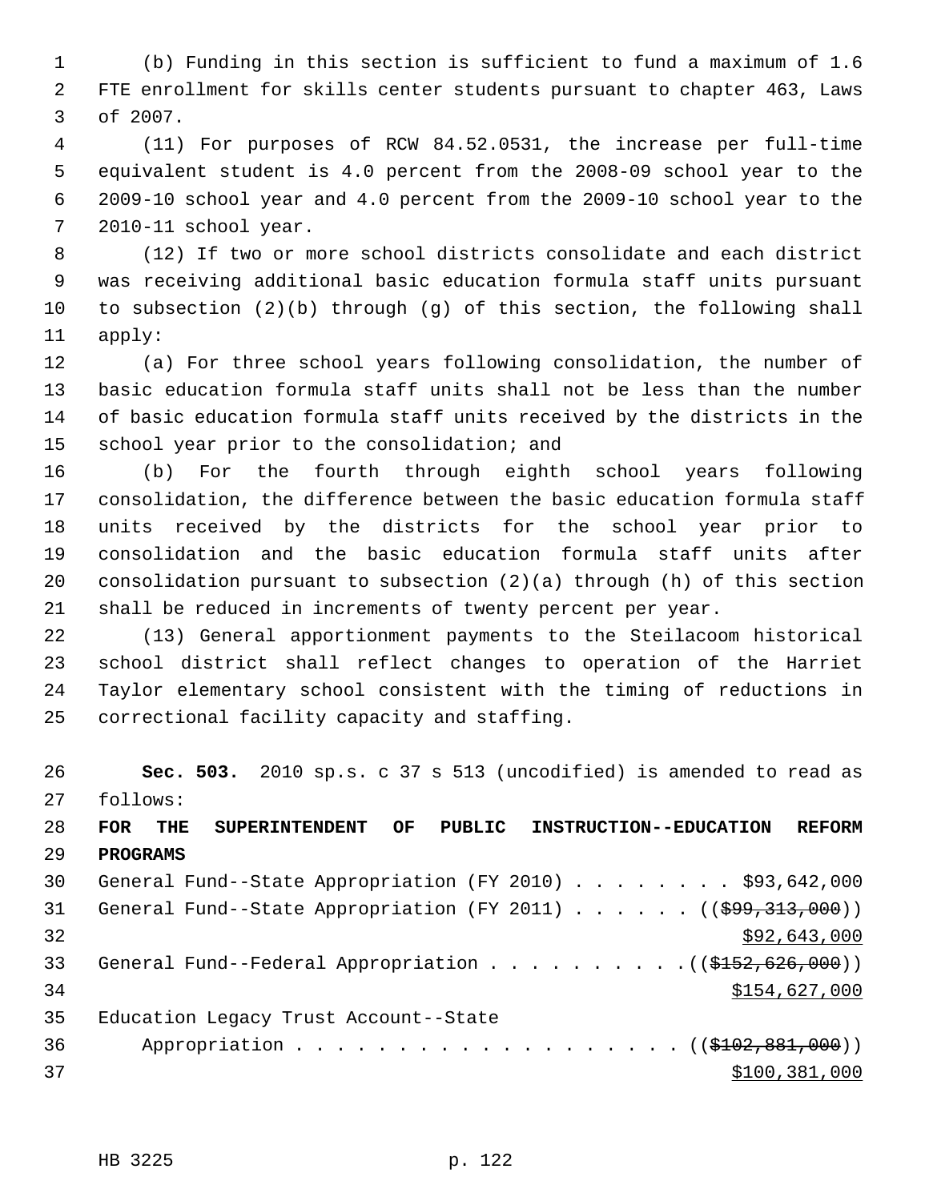(b) Funding in this section is sufficient to fund a maximum of 1.6 FTE enrollment for skills center students pursuant to chapter 463, Laws of 2007.

(11) For purposes of RCW 84.52.0531, the increase per full-time equivalent student is 4.0 percent from the 2008-09 school year to the 2009-10 school year and 4.0 percent from the 2009-10 school year to the 2010-11 school year.

(12) If two or more school districts consolidate and each district was receiving additional basic education formula staff units pursuant to subsection (2)(b) through (g) of this section, the following shall apply:

(a) For three school years following consolidation, the number of basic education formula staff units shall not be less than the number of basic education formula staff units received by the districts in the school year prior to the consolidation; and

(b) For the fourth through eighth school years following consolidation, the difference between the basic education formula staff units received by the districts for the school year prior to consolidation and the basic education formula staff units after consolidation pursuant to subsection (2)(a) through (h) of this section shall be reduced in increments of twenty percent per year.

(13) General apportionment payments to the Steilacoom historical school district shall reflect changes to operation of the Harriet Taylor elementary school consistent with the timing of reductions in correctional facility capacity and staffing.

**Sec. 503.** 2010 sp.s. c 37 s 513 (uncodified) is amended to read as follows:

**FOR THE SUPERINTENDENT OF PUBLIC INSTRUCTION--EDUCATION REFORM PROGRAMS**

General Fund--State Appropriation (FY 2010) . . . . . . . . $93,642,000

General Fund--State Appropriation (FY 2011) . . . . . . (($99,313,000))
$92,643,000

General Fund--Federal Appropriation . . . . . . . . . .(($152,626,000))
$154,627,000

Education Legacy Trust Account--State
Appropriation . . . . . . . . . . . . . . . . . . . (($102,881,000))
$100,381,000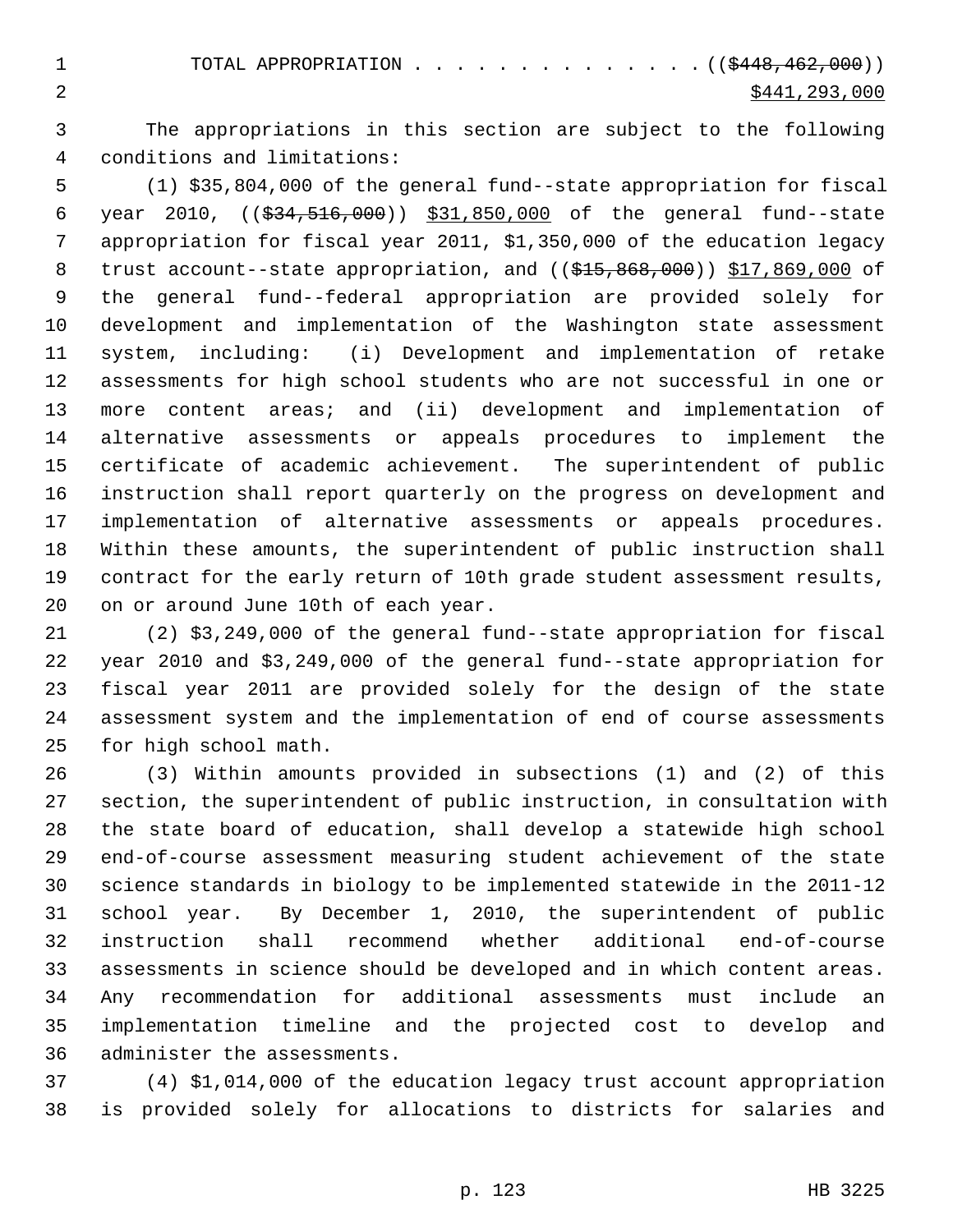TOTAL APPROPRIATION . . . . . . . . . . . . . . ((~~$448,462,000~~))
<u>$441,293,000</u>

The appropriations in this section are subject to the following conditions and limitations:

(1) $35,804,000 of the general fund--state appropriation for fiscal year 2010, ((~~$34,516,000~~)) <u>$31,850,000</u> of the general fund--state appropriation for fiscal year 2011, $1,350,000 of the education legacy trust account--state appropriation, and ((~~$15,868,000~~)) <u>$17,869,000</u> of the general fund--federal appropriation are provided solely for development and implementation of the Washington state assessment system, including: (i) Development and implementation of retake assessments for high school students who are not successful in one or more content areas; and (ii) development and implementation of alternative assessments or appeals procedures to implement the certificate of academic achievement. The superintendent of public instruction shall report quarterly on the progress on development and implementation of alternative assessments or appeals procedures. Within these amounts, the superintendent of public instruction shall contract for the early return of 10th grade student assessment results, on or around June 10th of each year.

(2) $3,249,000 of the general fund--state appropriation for fiscal year 2010 and $3,249,000 of the general fund--state appropriation for fiscal year 2011 are provided solely for the design of the state assessment system and the implementation of end of course assessments for high school math.

(3) Within amounts provided in subsections (1) and (2) of this section, the superintendent of public instruction, in consultation with the state board of education, shall develop a statewide high school end-of-course assessment measuring student achievement of the state science standards in biology to be implemented statewide in the 2011-12 school year. By December 1, 2010, the superintendent of public instruction shall recommend whether additional end-of-course assessments in science should be developed and in which content areas. Any recommendation for additional assessments must include an implementation timeline and the projected cost to develop and administer the assessments.

(4) $1,014,000 of the education legacy trust account appropriation is provided solely for allocations to districts for salaries and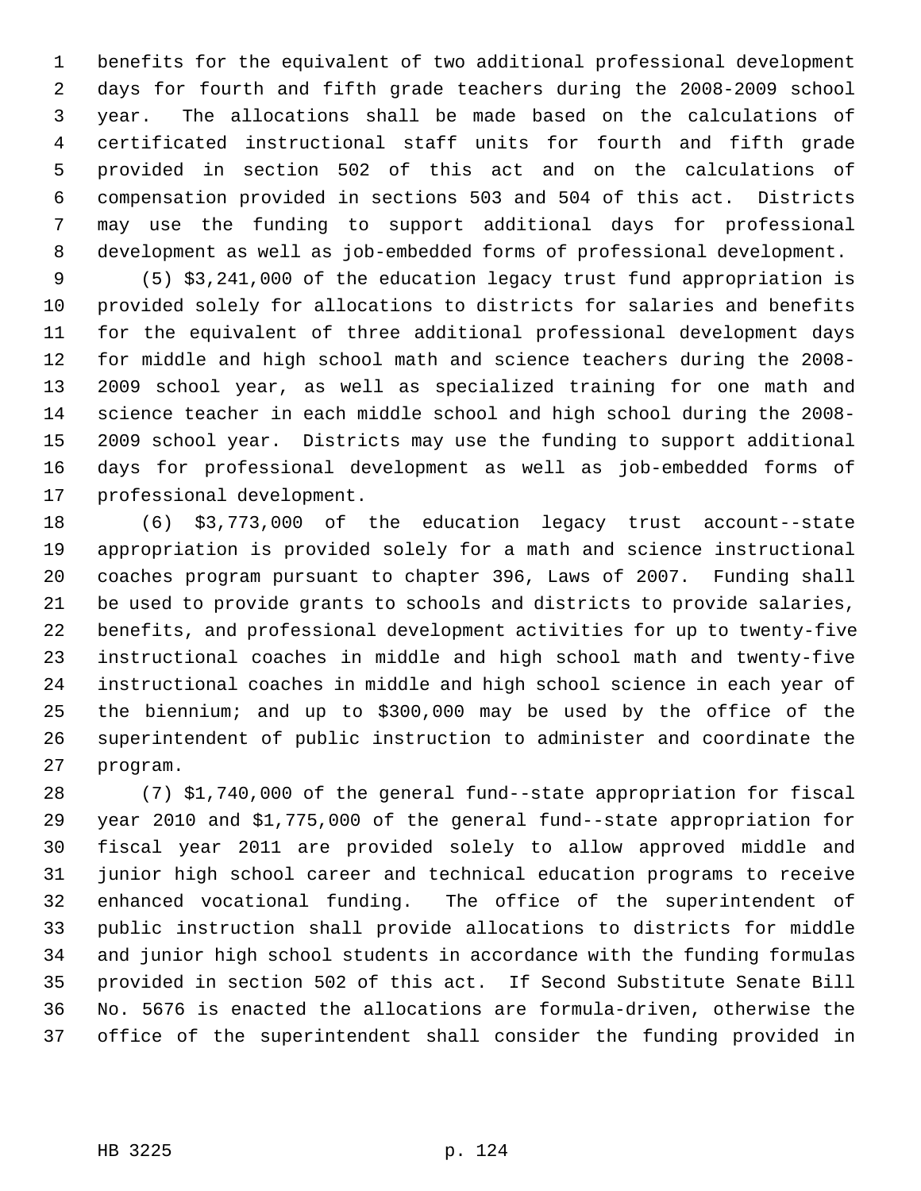benefits for the equivalent of two additional professional development days for fourth and fifth grade teachers during the 2008-2009 school year. The allocations shall be made based on the calculations of certificated instructional staff units for fourth and fifth grade provided in section 502 of this act and on the calculations of compensation provided in sections 503 and 504 of this act. Districts may use the funding to support additional days for professional development as well as job-embedded forms of professional development.

(5) $3,241,000 of the education legacy trust fund appropriation is provided solely for allocations to districts for salaries and benefits for the equivalent of three additional professional development days for middle and high school math and science teachers during the 2008-2009 school year, as well as specialized training for one math and science teacher in each middle school and high school during the 2008-2009 school year. Districts may use the funding to support additional days for professional development as well as job-embedded forms of professional development.

(6) $3,773,000 of the education legacy trust account--state appropriation is provided solely for a math and science instructional coaches program pursuant to chapter 396, Laws of 2007. Funding shall be used to provide grants to schools and districts to provide salaries, benefits, and professional development activities for up to twenty-five instructional coaches in middle and high school math and twenty-five instructional coaches in middle and high school science in each year of the biennium; and up to $300,000 may be used by the office of the superintendent of public instruction to administer and coordinate the program.

(7) $1,740,000 of the general fund--state appropriation for fiscal year 2010 and $1,775,000 of the general fund--state appropriation for fiscal year 2011 are provided solely to allow approved middle and junior high school career and technical education programs to receive enhanced vocational funding. The office of the superintendent of public instruction shall provide allocations to districts for middle and junior high school students in accordance with the funding formulas provided in section 502 of this act. If Second Substitute Senate Bill No. 5676 is enacted the allocations are formula-driven, otherwise the office of the superintendent shall consider the funding provided in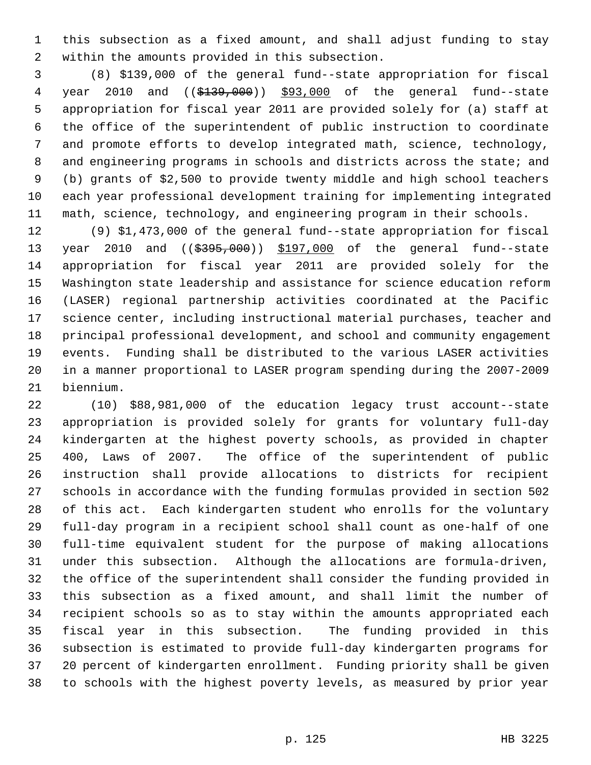this subsection as a fixed amount, and shall adjust funding to stay within the amounts provided in this subsection.

(8) $139,000 of the general fund--state appropriation for fiscal year 2010 and ((~~$139,000~~)) <u>$93,000</u> of the general fund--state appropriation for fiscal year 2011 are provided solely for (a) staff at the office of the superintendent of public instruction to coordinate and promote efforts to develop integrated math, science, technology, and engineering programs in schools and districts across the state; and (b) grants of $2,500 to provide twenty middle and high school teachers each year professional development training for implementing integrated math, science, technology, and engineering program in their schools.

(9) $1,473,000 of the general fund--state appropriation for fiscal year 2010 and ((~~$395,000~~)) <u>$197,000</u> of the general fund--state appropriation for fiscal year 2011 are provided solely for the Washington state leadership and assistance for science education reform (LASER) regional partnership activities coordinated at the Pacific science center, including instructional material purchases, teacher and principal professional development, and school and community engagement events. Funding shall be distributed to the various LASER activities in a manner proportional to LASER program spending during the 2007-2009 biennium.

(10) $88,981,000 of the education legacy trust account--state appropriation is provided solely for grants for voluntary full-day kindergarten at the highest poverty schools, as provided in chapter 400, Laws of 2007. The office of the superintendent of public instruction shall provide allocations to districts for recipient schools in accordance with the funding formulas provided in section 502 of this act. Each kindergarten student who enrolls for the voluntary full-day program in a recipient school shall count as one-half of one full-time equivalent student for the purpose of making allocations under this subsection. Although the allocations are formula-driven, the office of the superintendent shall consider the funding provided in this subsection as a fixed amount, and shall limit the number of recipient schools so as to stay within the amounts appropriated each fiscal year in this subsection. The funding provided in this subsection is estimated to provide full-day kindergarten programs for 20 percent of kindergarten enrollment. Funding priority shall be given to schools with the highest poverty levels, as measured by prior year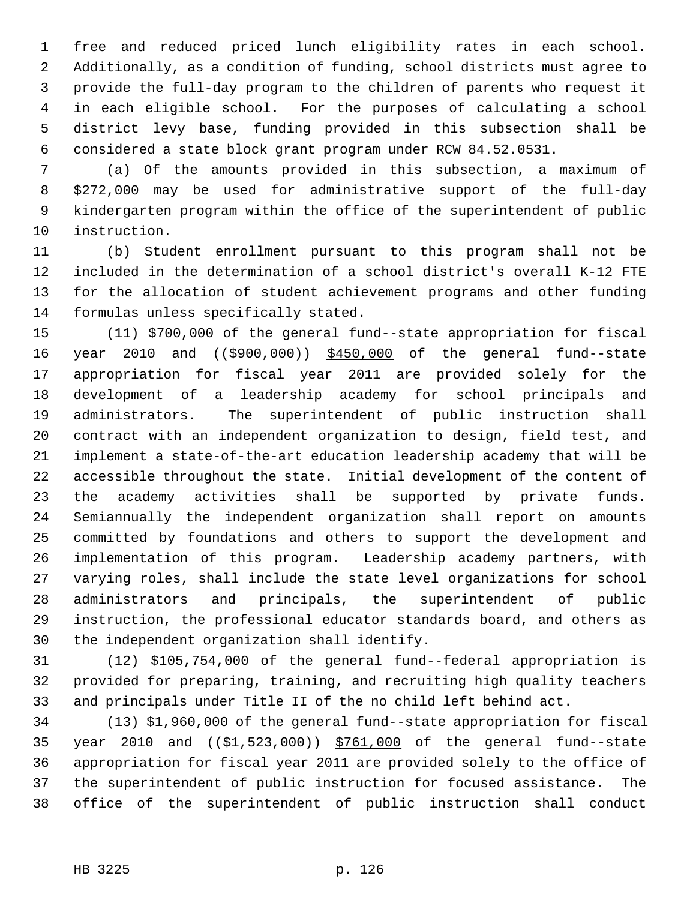free and reduced priced lunch eligibility rates in each school. Additionally, as a condition of funding, school districts must agree to provide the full-day program to the children of parents who request it in each eligible school. For the purposes of calculating a school district levy base, funding provided in this subsection shall be considered a state block grant program under RCW 84.52.0531.

(a) Of the amounts provided in this subsection, a maximum of $272,000 may be used for administrative support of the full-day kindergarten program within the office of the superintendent of public instruction.

(b) Student enrollment pursuant to this program shall not be included in the determination of a school district's overall K-12 FTE for the allocation of student achievement programs and other funding formulas unless specifically stated.

(11) $700,000 of the general fund--state appropriation for fiscal year 2010 and ((~~$900,000~~)) <u>$450,000</u> of the general fund--state appropriation for fiscal year 2011 are provided solely for the development of a leadership academy for school principals and administrators. The superintendent of public instruction shall contract with an independent organization to design, field test, and implement a state-of-the-art education leadership academy that will be accessible throughout the state. Initial development of the content of the academy activities shall be supported by private funds. Semiannually the independent organization shall report on amounts committed by foundations and others to support the development and implementation of this program. Leadership academy partners, with varying roles, shall include the state level organizations for school administrators and principals, the superintendent of public instruction, the professional educator standards board, and others as the independent organization shall identify.

(12) $105,754,000 of the general fund--federal appropriation is provided for preparing, training, and recruiting high quality teachers and principals under Title II of the no child left behind act.

(13) $1,960,000 of the general fund--state appropriation for fiscal year 2010 and ((~~$1,523,000~~)) <u>$761,000</u> of the general fund--state appropriation for fiscal year 2011 are provided solely to the office of the superintendent of public instruction for focused assistance. The office of the superintendent of public instruction shall conduct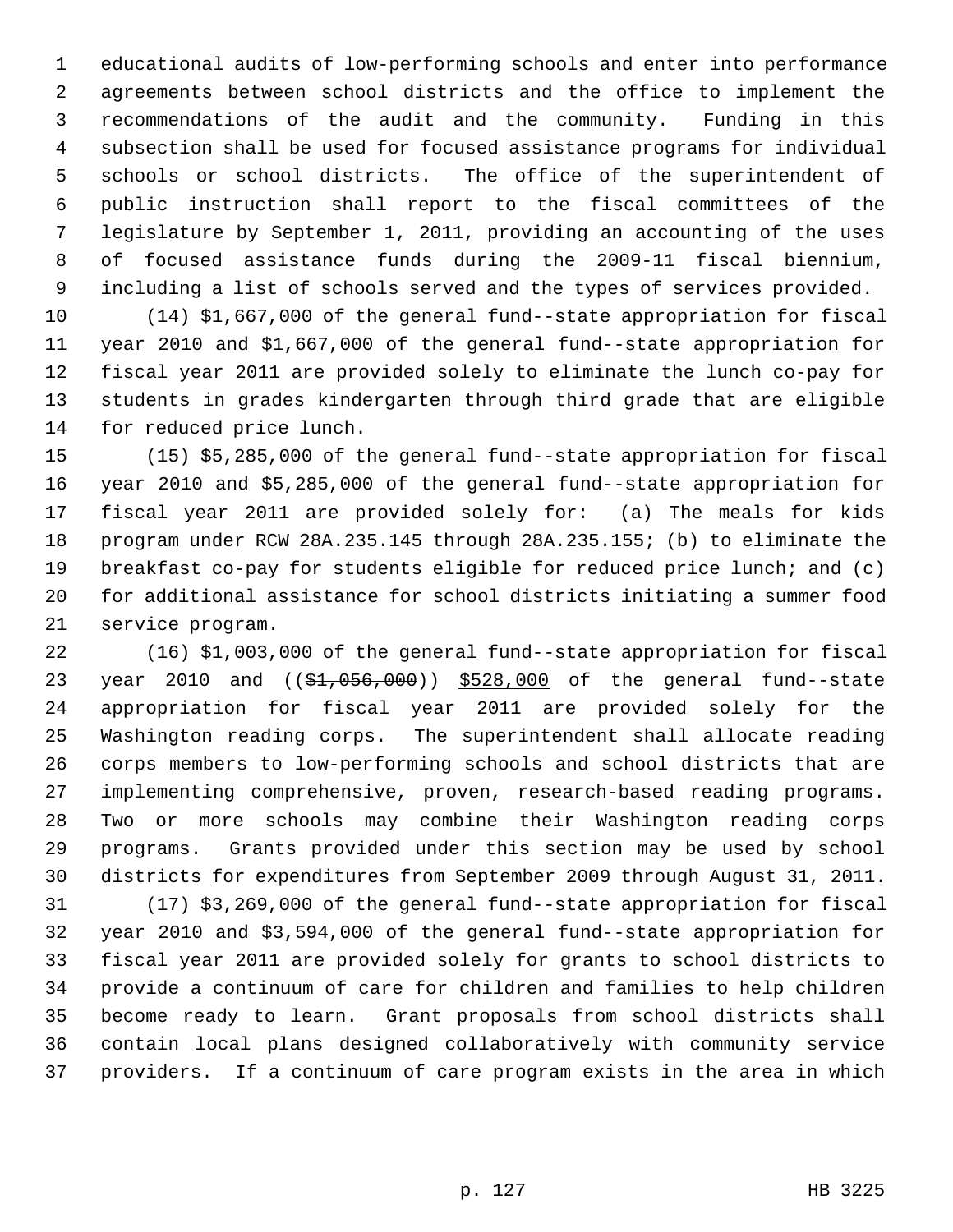educational audits of low-performing schools and enter into performance agreements between school districts and the office to implement the recommendations of the audit and the community. Funding in this subsection shall be used for focused assistance programs for individual schools or school districts. The office of the superintendent of public instruction shall report to the fiscal committees of the legislature by September 1, 2011, providing an accounting of the uses of focused assistance funds during the 2009-11 fiscal biennium, including a list of schools served and the types of services provided.

(14) $1,667,000 of the general fund--state appropriation for fiscal year 2010 and $1,667,000 of the general fund--state appropriation for fiscal year 2011 are provided solely to eliminate the lunch co-pay for students in grades kindergarten through third grade that are eligible for reduced price lunch.

(15) $5,285,000 of the general fund--state appropriation for fiscal year 2010 and $5,285,000 of the general fund--state appropriation for fiscal year 2011 are provided solely for: (a) The meals for kids program under RCW 28A.235.145 through 28A.235.155; (b) to eliminate the breakfast co-pay for students eligible for reduced price lunch; and (c) for additional assistance for school districts initiating a summer food service program.

(16) $1,003,000 of the general fund--state appropriation for fiscal year 2010 and ((~~$1,056,000~~)) <u>$528,000</u> of the general fund--state appropriation for fiscal year 2011 are provided solely for the Washington reading corps. The superintendent shall allocate reading corps members to low-performing schools and school districts that are implementing comprehensive, proven, research-based reading programs. Two or more schools may combine their Washington reading corps programs. Grants provided under this section may be used by school districts for expenditures from September 2009 through August 31, 2011.

(17) $3,269,000 of the general fund--state appropriation for fiscal year 2010 and $3,594,000 of the general fund--state appropriation for fiscal year 2011 are provided solely for grants to school districts to provide a continuum of care for children and families to help children become ready to learn. Grant proposals from school districts shall contain local plans designed collaboratively with community service providers. If a continuum of care program exists in the area in which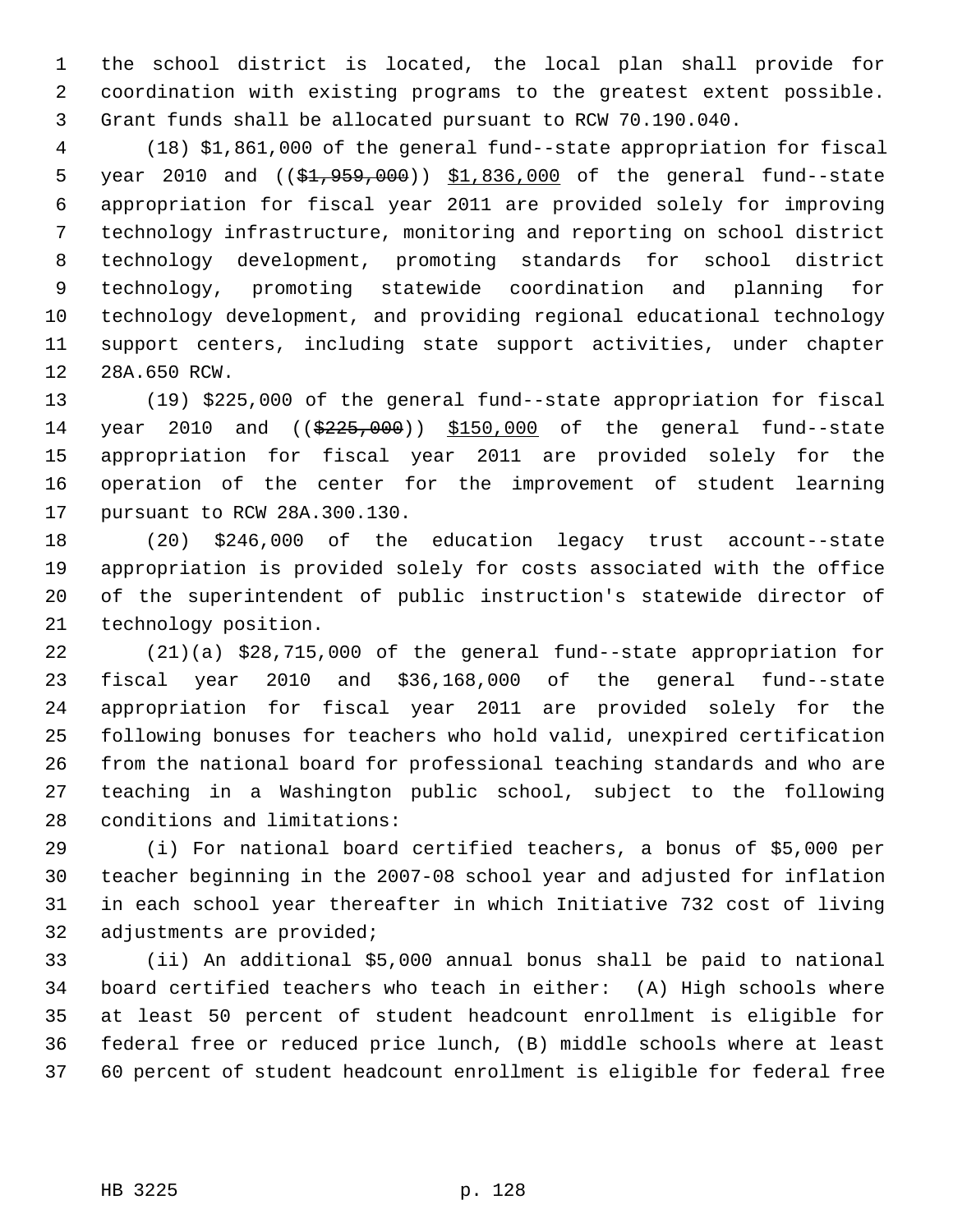the school district is located, the local plan shall provide for coordination with existing programs to the greatest extent possible. Grant funds shall be allocated pursuant to RCW 70.190.040.

(18) $1,861,000 of the general fund--state appropriation for fiscal year 2010 and (($1,959,000)) $1,836,000 of the general fund--state appropriation for fiscal year 2011 are provided solely for improving technology infrastructure, monitoring and reporting on school district technology development, promoting standards for school district technology, promoting statewide coordination and planning for technology development, and providing regional educational technology support centers, including state support activities, under chapter 28A.650 RCW.

(19) $225,000 of the general fund--state appropriation for fiscal year 2010 and (($225,000)) $150,000 of the general fund--state appropriation for fiscal year 2011 are provided solely for the operation of the center for the improvement of student learning pursuant to RCW 28A.300.130.

(20) $246,000 of the education legacy trust account--state appropriation is provided solely for costs associated with the office of the superintendent of public instruction's statewide director of technology position.

(21)(a) $28,715,000 of the general fund--state appropriation for fiscal year 2010 and $36,168,000 of the general fund--state appropriation for fiscal year 2011 are provided solely for the following bonuses for teachers who hold valid, unexpired certification from the national board for professional teaching standards and who are teaching in a Washington public school, subject to the following conditions and limitations:

(i) For national board certified teachers, a bonus of $5,000 per teacher beginning in the 2007-08 school year and adjusted for inflation in each school year thereafter in which Initiative 732 cost of living adjustments are provided;

(ii) An additional $5,000 annual bonus shall be paid to national board certified teachers who teach in either: (A) High schools where at least 50 percent of student headcount enrollment is eligible for federal free or reduced price lunch, (B) middle schools where at least 60 percent of student headcount enrollment is eligible for federal free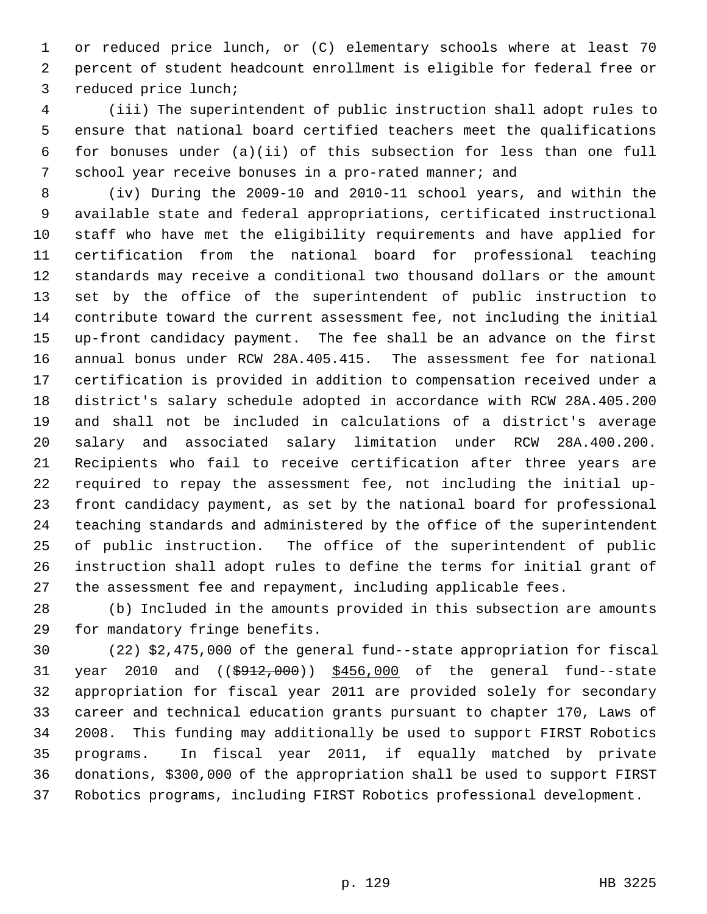or reduced price lunch, or (C) elementary schools where at least 70 percent of student headcount enrollment is eligible for federal free or reduced price lunch;

(iii) The superintendent of public instruction shall adopt rules to ensure that national board certified teachers meet the qualifications for bonuses under (a)(ii) of this subsection for less than one full school year receive bonuses in a pro-rated manner; and

(iv) During the 2009-10 and 2010-11 school years, and within the available state and federal appropriations, certificated instructional staff who have met the eligibility requirements and have applied for certification from the national board for professional teaching standards may receive a conditional two thousand dollars or the amount set by the office of the superintendent of public instruction to contribute toward the current assessment fee, not including the initial up-front candidacy payment. The fee shall be an advance on the first annual bonus under RCW 28A.405.415. The assessment fee for national certification is provided in addition to compensation received under a district's salary schedule adopted in accordance with RCW 28A.405.200 and shall not be included in calculations of a district's average salary and associated salary limitation under RCW 28A.400.200. Recipients who fail to receive certification after three years are required to repay the assessment fee, not including the initial up-front candidacy payment, as set by the national board for professional teaching standards and administered by the office of the superintendent of public instruction. The office of the superintendent of public instruction shall adopt rules to define the terms for initial grant of the assessment fee and repayment, including applicable fees.

(b) Included in the amounts provided in this subsection are amounts for mandatory fringe benefits.

(22) $2,475,000 of the general fund--state appropriation for fiscal year 2010 and (($912,000)) $456,000 of the general fund--state appropriation for fiscal year 2011 are provided solely for secondary career and technical education grants pursuant to chapter 170, Laws of 2008. This funding may additionally be used to support FIRST Robotics programs. In fiscal year 2011, if equally matched by private donations, $300,000 of the appropriation shall be used to support FIRST Robotics programs, including FIRST Robotics professional development.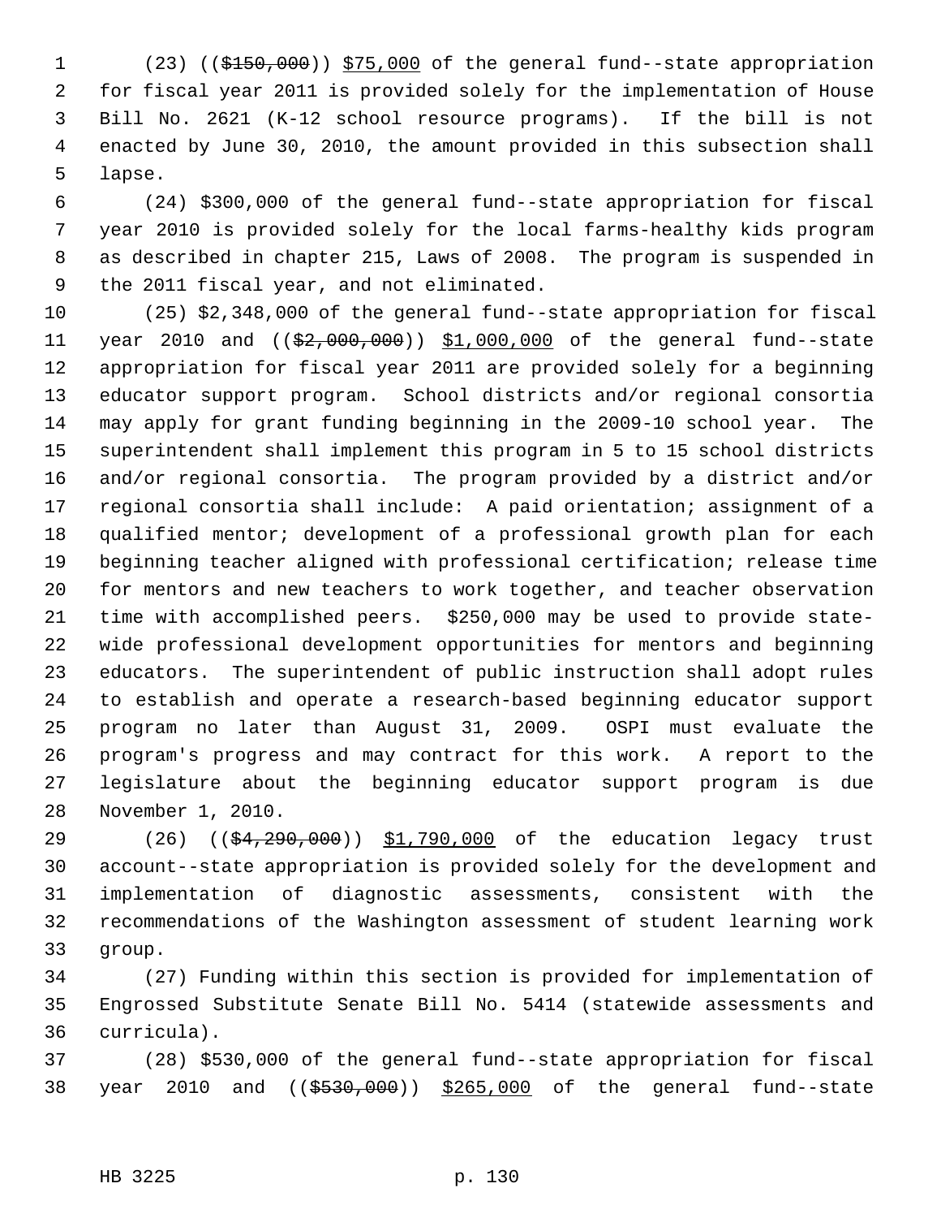(23) ((~~$150,000~~)) <u>$75,000</u> of the general fund--state appropriation for fiscal year 2011 is provided solely for the implementation of House Bill No. 2621 (K-12 school resource programs). If the bill is not enacted by June 30, 2010, the amount provided in this subsection shall lapse.

(24) $300,000 of the general fund--state appropriation for fiscal year 2010 is provided solely for the local farms-healthy kids program as described in chapter 215, Laws of 2008. The program is suspended in the 2011 fiscal year, and not eliminated.

(25) $2,348,000 of the general fund--state appropriation for fiscal year 2010 and ((~~$2,000,000~~)) <u>$1,000,000</u> of the general fund--state appropriation for fiscal year 2011 are provided solely for a beginning educator support program. School districts and/or regional consortia may apply for grant funding beginning in the 2009-10 school year. The superintendent shall implement this program in 5 to 15 school districts and/or regional consortia. The program provided by a district and/or regional consortia shall include: A paid orientation; assignment of a qualified mentor; development of a professional growth plan for each beginning teacher aligned with professional certification; release time for mentors and new teachers to work together, and teacher observation time with accomplished peers. $250,000 may be used to provide state-wide professional development opportunities for mentors and beginning educators. The superintendent of public instruction shall adopt rules to establish and operate a research-based beginning educator support program no later than August 31, 2009. OSPI must evaluate the program's progress and may contract for this work. A report to the legislature about the beginning educator support program is due November 1, 2010.

(26) ((~~$4,290,000~~)) <u>$1,790,000</u> of the education legacy trust account--state appropriation is provided solely for the development and implementation of diagnostic assessments, consistent with the recommendations of the Washington assessment of student learning work group.

(27) Funding within this section is provided for implementation of Engrossed Substitute Senate Bill No. 5414 (statewide assessments and curricula).

(28) $530,000 of the general fund--state appropriation for fiscal year 2010 and ((~~$530,000~~)) <u>$265,000</u> of the general fund--state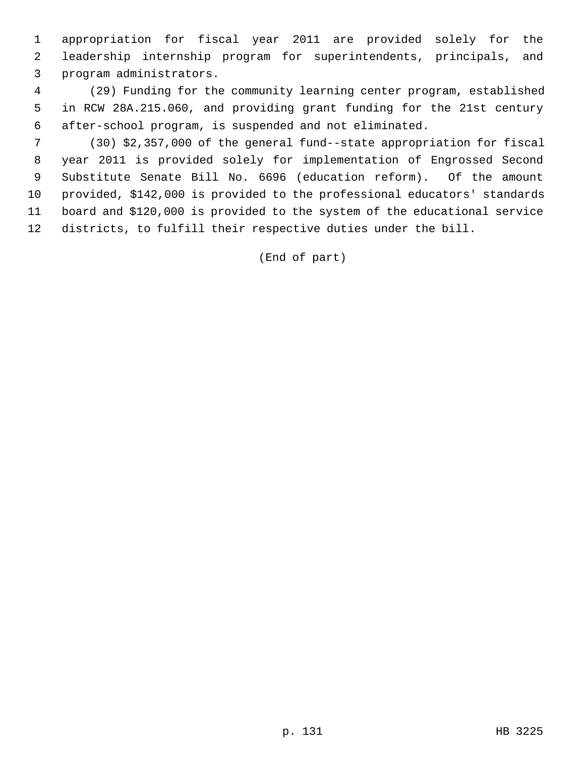appropriation for fiscal year 2011 are provided solely for the leadership internship program for superintendents, principals, and program administrators.

(29) Funding for the community learning center program, established in RCW 28A.215.060, and providing grant funding for the 21st century after-school program, is suspended and not eliminated.

(30) $2,357,000 of the general fund--state appropriation for fiscal year 2011 is provided solely for implementation of Engrossed Second Substitute Senate Bill No. 6696 (education reform). Of the amount provided, $142,000 is provided to the professional educators' standards board and $120,000 is provided to the system of the educational service districts, to fulfill their respective duties under the bill.

(End of part)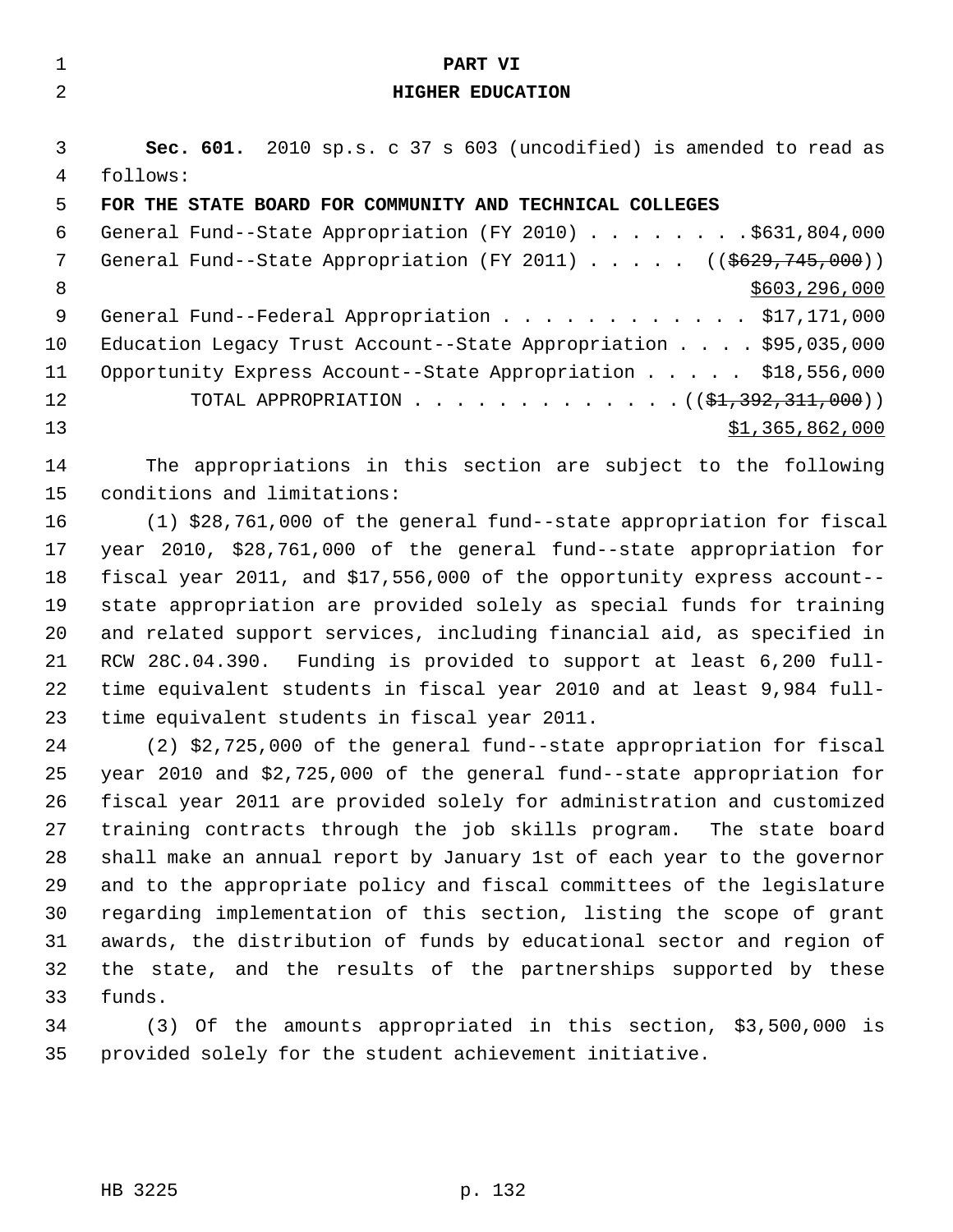# PART VI

## HIGHER EDUCATION

**Sec. 601.** 2010 sp.s. c 37 s 603 (uncodified) is amended to read as follows:

**FOR THE STATE BOARD FOR COMMUNITY AND TECHNICAL COLLEGES**

General Fund--State Appropriation (FY 2010) . . . . . . . . $631,804,000

General Fund--State Appropriation (FY 2011) . . . . . ((~~$629,745,000~~))
<u>$603,296,000</u>

General Fund--Federal Appropriation . . . . . . . . . . . . $17,171,000

Education Legacy Trust Account--State Appropriation . . . . $95,035,000

Opportunity Express Account--State Appropriation . . . . . $18,556,000

TOTAL APPROPRIATION . . . . . . . . . . . . . ((~~$1,392,311,000~~))
<u>$1,365,862,000</u>

The appropriations in this section are subject to the following conditions and limitations:

(1) $28,761,000 of the general fund--state appropriation for fiscal year 2010, $28,761,000 of the general fund--state appropriation for fiscal year 2011, and $17,556,000 of the opportunity express account--state appropriation are provided solely as special funds for training and related support services, including financial aid, as specified in RCW 28C.04.390. Funding is provided to support at least 6,200 full-time equivalent students in fiscal year 2010 and at least 9,984 full-time equivalent students in fiscal year 2011.

(2) $2,725,000 of the general fund--state appropriation for fiscal year 2010 and $2,725,000 of the general fund--state appropriation for fiscal year 2011 are provided solely for administration and customized training contracts through the job skills program. The state board shall make an annual report by January 1st of each year to the governor and to the appropriate policy and fiscal committees of the legislature regarding implementation of this section, listing the scope of grant awards, the distribution of funds by educational sector and region of the state, and the results of the partnerships supported by these funds.

(3) Of the amounts appropriated in this section, $3,500,000 is provided solely for the student achievement initiative.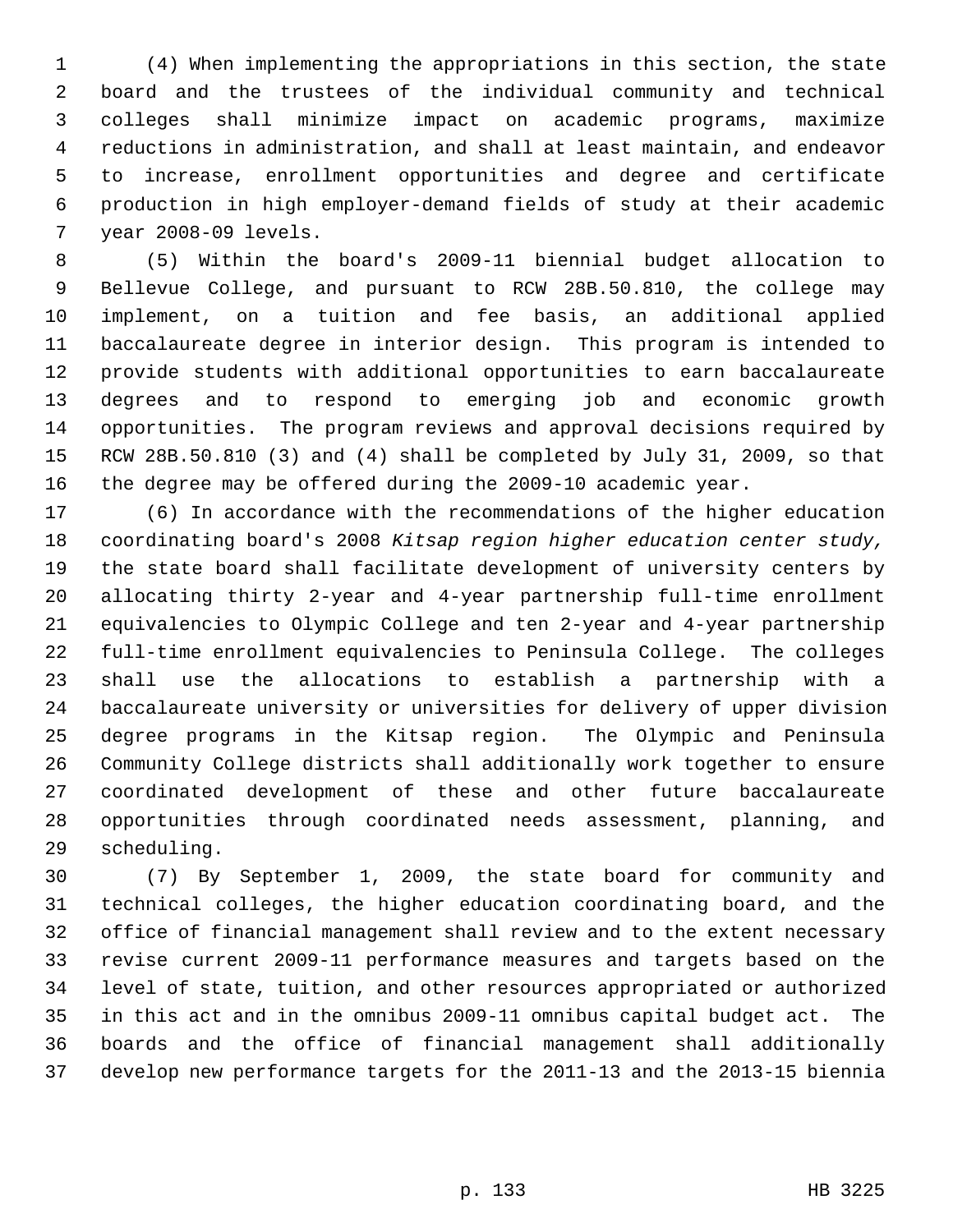(4) When implementing the appropriations in this section, the state board and the trustees of the individual community and technical colleges shall minimize impact on academic programs, maximize reductions in administration, and shall at least maintain, and endeavor to increase, enrollment opportunities and degree and certificate production in high employer-demand fields of study at their academic year 2008-09 levels.

(5) Within the board's 2009-11 biennial budget allocation to Bellevue College, and pursuant to RCW 28B.50.810, the college may implement, on a tuition and fee basis, an additional applied baccalaureate degree in interior design. This program is intended to provide students with additional opportunities to earn baccalaureate degrees and to respond to emerging job and economic growth opportunities. The program reviews and approval decisions required by RCW 28B.50.810 (3) and (4) shall be completed by July 31, 2009, so that the degree may be offered during the 2009-10 academic year.

(6) In accordance with the recommendations of the higher education coordinating board's 2008 *Kitsap region higher education center study,* the state board shall facilitate development of university centers by allocating thirty 2-year and 4-year partnership full-time enrollment equivalencies to Olympic College and ten 2-year and 4-year partnership full-time enrollment equivalencies to Peninsula College. The colleges shall use the allocations to establish a partnership with a baccalaureate university or universities for delivery of upper division degree programs in the Kitsap region. The Olympic and Peninsula Community College districts shall additionally work together to ensure coordinated development of these and other future baccalaureate opportunities through coordinated needs assessment, planning, and scheduling.

(7) By September 1, 2009, the state board for community and technical colleges, the higher education coordinating board, and the office of financial management shall review and to the extent necessary revise current 2009-11 performance measures and targets based on the level of state, tuition, and other resources appropriated or authorized in this act and in the omnibus 2009-11 omnibus capital budget act. The boards and the office of financial management shall additionally develop new performance targets for the 2011-13 and the 2013-15 biennia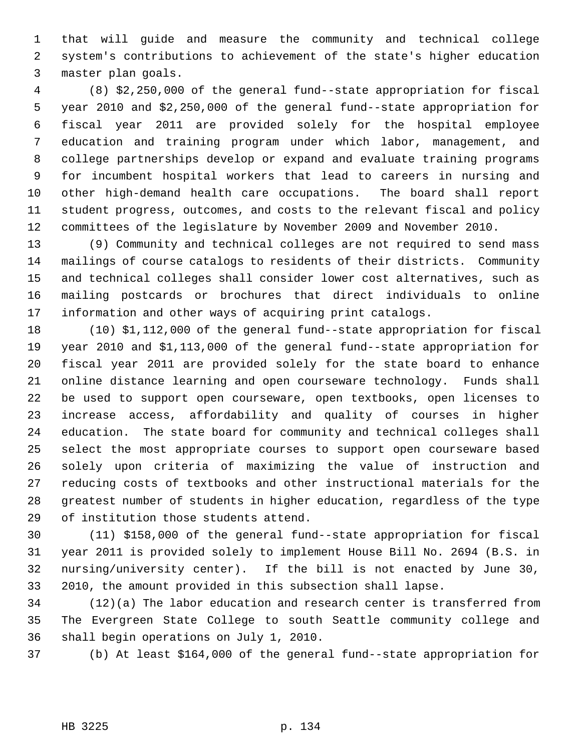that will guide and measure the community and technical college system's contributions to achievement of the state's higher education master plan goals.

(8) $2,250,000 of the general fund--state appropriation for fiscal year 2010 and $2,250,000 of the general fund--state appropriation for fiscal year 2011 are provided solely for the hospital employee education and training program under which labor, management, and college partnerships develop or expand and evaluate training programs for incumbent hospital workers that lead to careers in nursing and other high-demand health care occupations. The board shall report student progress, outcomes, and costs to the relevant fiscal and policy committees of the legislature by November 2009 and November 2010.

(9) Community and technical colleges are not required to send mass mailings of course catalogs to residents of their districts. Community and technical colleges shall consider lower cost alternatives, such as mailing postcards or brochures that direct individuals to online information and other ways of acquiring print catalogs.

(10) $1,112,000 of the general fund--state appropriation for fiscal year 2010 and $1,113,000 of the general fund--state appropriation for fiscal year 2011 are provided solely for the state board to enhance online distance learning and open courseware technology. Funds shall be used to support open courseware, open textbooks, open licenses to increase access, affordability and quality of courses in higher education. The state board for community and technical colleges shall select the most appropriate courses to support open courseware based solely upon criteria of maximizing the value of instruction and reducing costs of textbooks and other instructional materials for the greatest number of students in higher education, regardless of the type of institution those students attend.

(11) $158,000 of the general fund--state appropriation for fiscal year 2011 is provided solely to implement House Bill No. 2694 (B.S. in nursing/university center). If the bill is not enacted by June 30, 2010, the amount provided in this subsection shall lapse.

(12)(a) The labor education and research center is transferred from The Evergreen State College to south Seattle community college and shall begin operations on July 1, 2010.

(b) At least $164,000 of the general fund--state appropriation for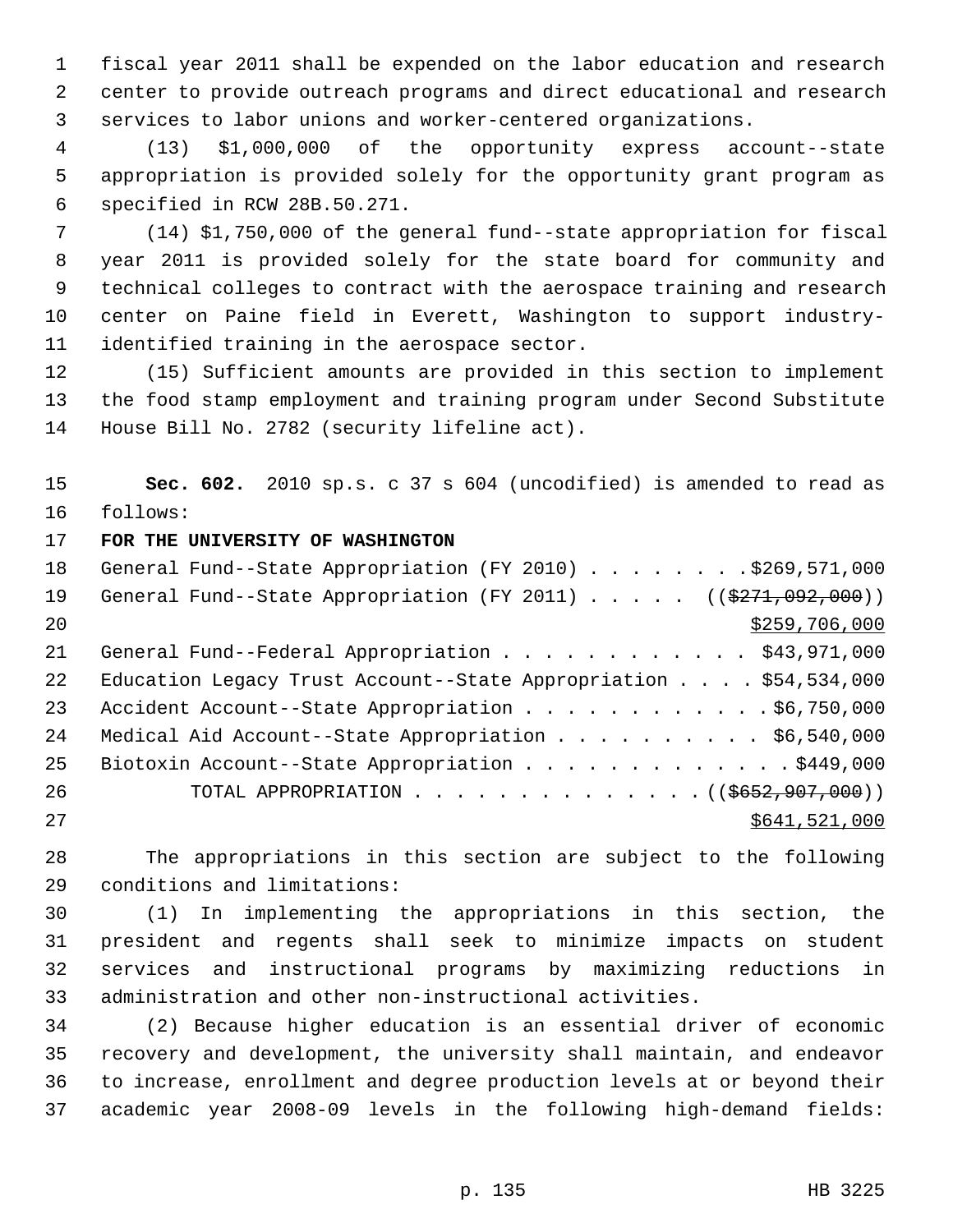fiscal year 2011 shall be expended on the labor education and research center to provide outreach programs and direct educational and research services to labor unions and worker-centered organizations.

(13) $1,000,000 of the opportunity express account--state appropriation is provided solely for the opportunity grant program as specified in RCW 28B.50.271.

(14) $1,750,000 of the general fund--state appropriation for fiscal year 2011 is provided solely for the state board for community and technical colleges to contract with the aerospace training and research center on Paine field in Everett, Washington to support industry-identified training in the aerospace sector.

(15) Sufficient amounts are provided in this section to implement the food stamp employment and training program under Second Substitute House Bill No. 2782 (security lifeline act).

**Sec. 602.** 2010 sp.s. c 37 s 604 (uncodified) is amended to read as follows:

**FOR THE UNIVERSITY OF WASHINGTON**

General Fund--State Appropriation (FY 2010) . . . . . . . . $269,571,000
General Fund--State Appropriation (FY 2011) . . . . . (( ~~$271,092,000~~ ))
<u>$259,706,000</u>
General Fund--Federal Appropriation . . . . . . . . . . . . $43,971,000
Education Legacy Trust Account--State Appropriation . . . . $54,534,000
Accident Account--State Appropriation . . . . . . . . . . . . $6,750,000
Medical Aid Account--State Appropriation . . . . . . . . . . $6,540,000
Biotoxin Account--State Appropriation . . . . . . . . . . . . . $449,000
TOTAL APPROPRIATION . . . . . . . . . . . . . . (( ~~$652,907,000~~ ))
<u>$641,521,000</u>

The appropriations in this section are subject to the following conditions and limitations:

(1) In implementing the appropriations in this section, the president and regents shall seek to minimize impacts on student services and instructional programs by maximizing reductions in administration and other non-instructional activities.

(2) Because higher education is an essential driver of economic recovery and development, the university shall maintain, and endeavor to increase, enrollment and degree production levels at or beyond their academic year 2008-09 levels in the following high-demand fields: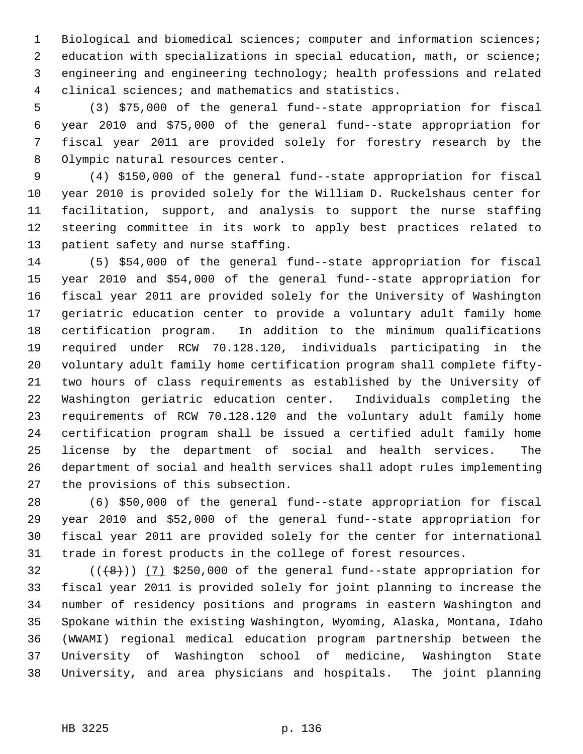Biological and biomedical sciences; computer and information sciences; education with specializations in special education, math, or science; engineering and engineering technology; health professions and related clinical sciences; and mathematics and statistics.

(3) $75,000 of the general fund--state appropriation for fiscal year 2010 and $75,000 of the general fund--state appropriation for fiscal year 2011 are provided solely for forestry research by the Olympic natural resources center.

(4) $150,000 of the general fund--state appropriation for fiscal year 2010 is provided solely for the William D. Ruckelshaus center for facilitation, support, and analysis to support the nurse staffing steering committee in its work to apply best practices related to patient safety and nurse staffing.

(5) $54,000 of the general fund--state appropriation for fiscal year 2010 and $54,000 of the general fund--state appropriation for fiscal year 2011 are provided solely for the University of Washington geriatric education center to provide a voluntary adult family home certification program. In addition to the minimum qualifications required under RCW 70.128.120, individuals participating in the voluntary adult family home certification program shall complete fifty-two hours of class requirements as established by the University of Washington geriatric education center. Individuals completing the requirements of RCW 70.128.120 and the voluntary adult family home certification program shall be issued a certified adult family home license by the department of social and health services. The department of social and health services shall adopt rules implementing the provisions of this subsection.

(6) $50,000 of the general fund--state appropriation for fiscal year 2010 and $52,000 of the general fund--state appropriation for fiscal year 2011 are provided solely for the center for international trade in forest products in the college of forest resources.

((~~(8)~~)) (7) $250,000 of the general fund--state appropriation for fiscal year 2011 is provided solely for joint planning to increase the number of residency positions and programs in eastern Washington and Spokane within the existing Washington, Wyoming, Alaska, Montana, Idaho (WWAMI) regional medical education program partnership between the University of Washington school of medicine, Washington State University, and area physicians and hospitals. The joint planning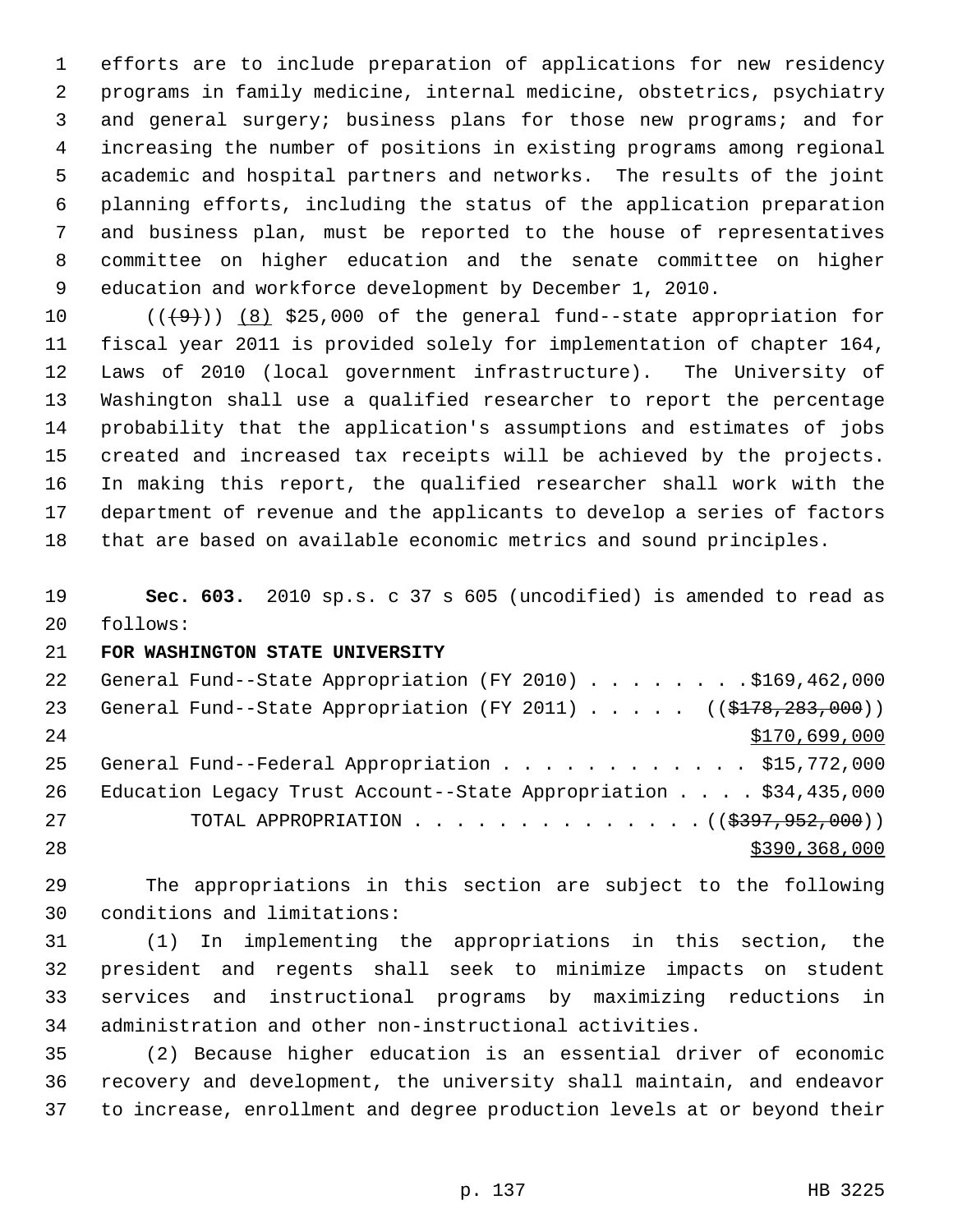efforts are to include preparation of applications for new residency programs in family medicine, internal medicine, obstetrics, psychiatry and general surgery; business plans for those new programs; and for increasing the number of positions in existing programs among regional academic and hospital partners and networks. The results of the joint planning efforts, including the status of the application preparation and business plan, must be reported to the house of representatives committee on higher education and the senate committee on higher education and workforce development by December 1, 2010.

(( ~~(9)~~ )) (8) $25,000 of the general fund--state appropriation for fiscal year 2011 is provided solely for implementation of chapter 164, Laws of 2010 (local government infrastructure). The University of Washington shall use a qualified researcher to report the percentage probability that the application's assumptions and estimates of jobs created and increased tax receipts will be achieved by the projects. In making this report, the qualified researcher shall work with the department of revenue and the applicants to develop a series of factors that are based on available economic metrics and sound principles.

**Sec. 603.** 2010 sp.s. c 37 s 605 (uncodified) is amended to read as follows:

**FOR WASHINGTON STATE UNIVERSITY**

General Fund--State Appropriation (FY 2010) . . . . . . . . $169,462,000
General Fund--State Appropriation (FY 2011) . . . . . (( ~~$178,283,000~~ )) $170,699,000
General Fund--Federal Appropriation . . . . . . . . . . . . $15,772,000
Education Legacy Trust Account--State Appropriation . . . . $34,435,000
TOTAL APPROPRIATION . . . . . . . . . . . . . . (( ~~$397,952,000~~ )) $390,368,000

The appropriations in this section are subject to the following conditions and limitations:

(1) In implementing the appropriations in this section, the president and regents shall seek to minimize impacts on student services and instructional programs by maximizing reductions in administration and other non-instructional activities.

(2) Because higher education is an essential driver of economic recovery and development, the university shall maintain, and endeavor to increase, enrollment and degree production levels at or beyond their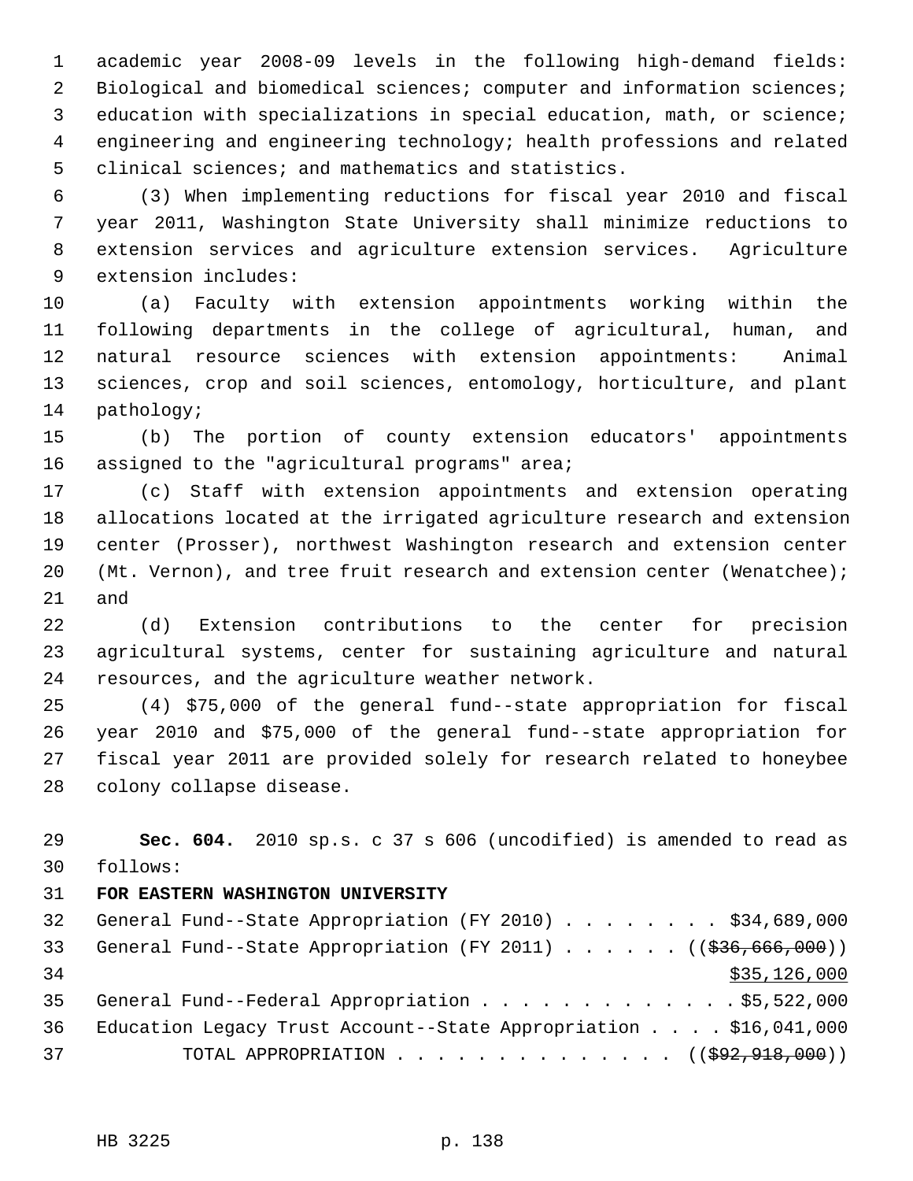academic year 2008-09 levels in the following high-demand fields: Biological and biomedical sciences; computer and information sciences; education with specializations in special education, math, or science; engineering and engineering technology; health professions and related clinical sciences; and mathematics and statistics.

(3) When implementing reductions for fiscal year 2010 and fiscal year 2011, Washington State University shall minimize reductions to extension services and agriculture extension services. Agriculture extension includes:

(a) Faculty with extension appointments working within the following departments in the college of agricultural, human, and natural resource sciences with extension appointments: Animal sciences, crop and soil sciences, entomology, horticulture, and plant pathology;

(b) The portion of county extension educators' appointments assigned to the "agricultural programs" area;

(c) Staff with extension appointments and extension operating allocations located at the irrigated agriculture research and extension center (Prosser), northwest Washington research and extension center (Mt. Vernon), and tree fruit research and extension center (Wenatchee); and

(d) Extension contributions to the center for precision agricultural systems, center for sustaining agriculture and natural resources, and the agriculture weather network.

(4) $75,000 of the general fund--state appropriation for fiscal year 2010 and $75,000 of the general fund--state appropriation for fiscal year 2011 are provided solely for research related to honeybee colony collapse disease.

**Sec. 604.** 2010 sp.s. c 37 s 606 (uncodified) is amended to read as follows:

**FOR EASTERN WASHINGTON UNIVERSITY**

General Fund--State Appropriation (FY 2010) . . . . . . . . . $34,689,000

General Fund--State Appropriation (FY 2011) . . . . . . (($36,666,000)) $35,126,000

General Fund--Federal Appropriation . . . . . . . . . . . . . $5,522,000

Education Legacy Trust Account--State Appropriation . . . . $16,041,000

TOTAL APPROPRIATION . . . . . . . . . . . . . . (($92,918,000))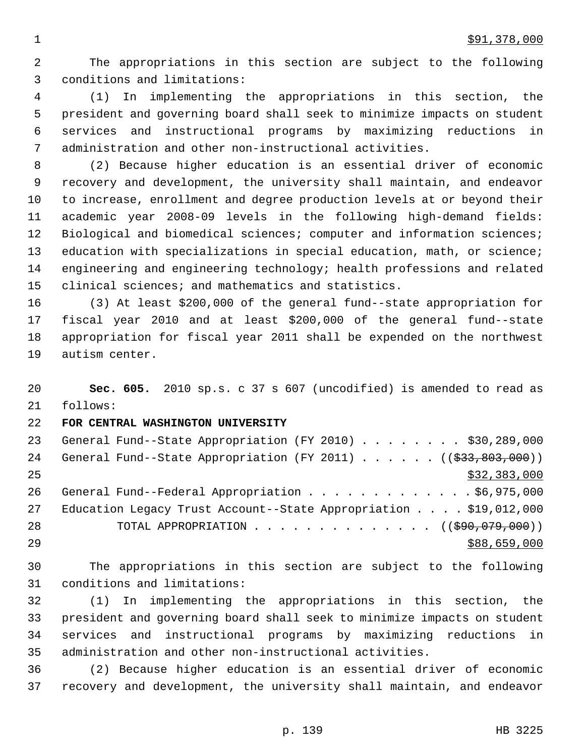$91,378,000

The appropriations in this section are subject to the following conditions and limitations:

(1) In implementing the appropriations in this section, the president and governing board shall seek to minimize impacts on student services and instructional programs by maximizing reductions in administration and other non-instructional activities.

(2) Because higher education is an essential driver of economic recovery and development, the university shall maintain, and endeavor to increase, enrollment and degree production levels at or beyond their academic year 2008-09 levels in the following high-demand fields: Biological and biomedical sciences; computer and information sciences; education with specializations in special education, math, or science; engineering and engineering technology; health professions and related clinical sciences; and mathematics and statistics.

(3) At least $200,000 of the general fund--state appropriation for fiscal year 2010 and at least $200,000 of the general fund--state appropriation for fiscal year 2011 shall be expended on the northwest autism center.

**Sec. 605.** 2010 sp.s. c 37 s 607 (uncodified) is amended to read as follows:

**FOR CENTRAL WASHINGTON UNIVERSITY**

General Fund--State Appropriation (FY 2010) . . . . . . . . $30,289,000
General Fund--State Appropriation (FY 2011) . . . . . . (( ~~$33,803,000~~ ))
$32,383,000
General Fund--Federal Appropriation . . . . . . . . . . . . . $6,975,000
Education Legacy Trust Account--State Appropriation . . . . $19,012,000
TOTAL APPROPRIATION . . . . . . . . . . . . . . (( ~~$90,079,000~~ ))
$88,659,000

The appropriations in this section are subject to the following conditions and limitations:

(1) In implementing the appropriations in this section, the president and governing board shall seek to minimize impacts on student services and instructional programs by maximizing reductions in administration and other non-instructional activities.

(2) Because higher education is an essential driver of economic recovery and development, the university shall maintain, and endeavor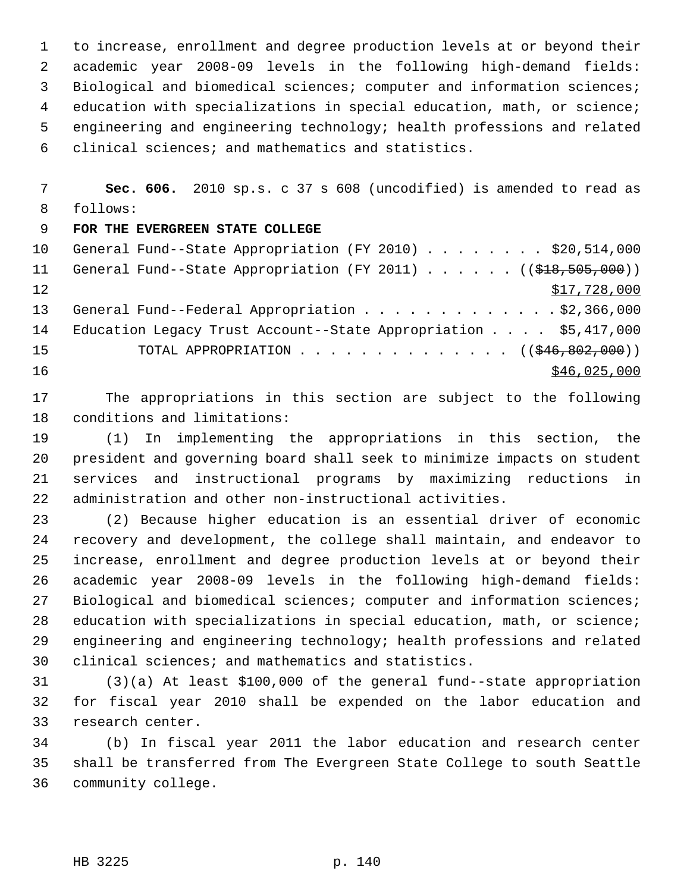to increase, enrollment and degree production levels at or beyond their academic year 2008-09 levels in the following high-demand fields: Biological and biomedical sciences; computer and information sciences; education with specializations in special education, math, or science; engineering and engineering technology; health professions and related clinical sciences; and mathematics and statistics.

**Sec. 606.** 2010 sp.s. c 37 s 608 (uncodified) is amended to read as follows:

**FOR THE EVERGREEN STATE COLLEGE**

General Fund--State Appropriation (FY 2010) . . . . . . . . $20,514,000
General Fund--State Appropriation (FY 2011) . . . . . . (($18,505,000))
$17,728,000
General Fund--Federal Appropriation . . . . . . . . . . . . . $2,366,000
Education Legacy Trust Account--State Appropriation . . . . $5,417,000
TOTAL APPROPRIATION . . . . . . . . . . . . . . (($46,802,000))
$46,025,000

The appropriations in this section are subject to the following conditions and limitations:

(1) In implementing the appropriations in this section, the president and governing board shall seek to minimize impacts on student services and instructional programs by maximizing reductions in administration and other non-instructional activities.

(2) Because higher education is an essential driver of economic recovery and development, the college shall maintain, and endeavor to increase, enrollment and degree production levels at or beyond their academic year 2008-09 levels in the following high-demand fields: Biological and biomedical sciences; computer and information sciences; education with specializations in special education, math, or science; engineering and engineering technology; health professions and related clinical sciences; and mathematics and statistics.

(3)(a) At least $100,000 of the general fund--state appropriation for fiscal year 2010 shall be expended on the labor education and research center.

(b) In fiscal year 2011 the labor education and research center shall be transferred from The Evergreen State College to south Seattle community college.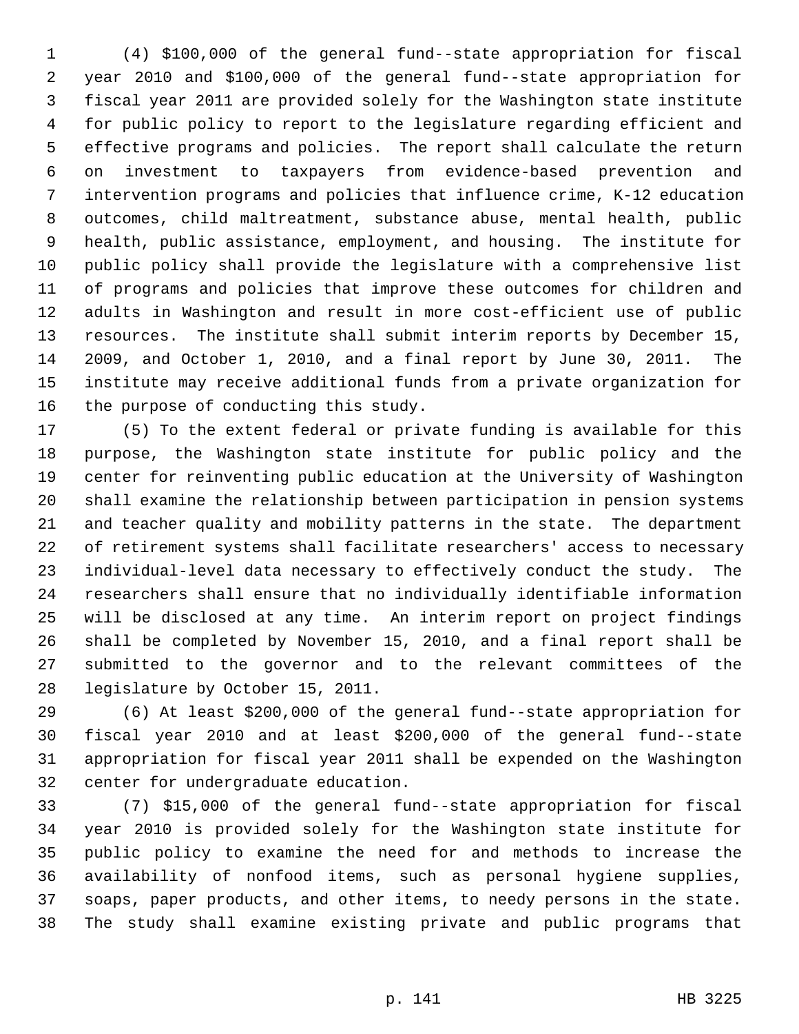(4) $100,000 of the general fund--state appropriation for fiscal year 2010 and $100,000 of the general fund--state appropriation for fiscal year 2011 are provided solely for the Washington state institute for public policy to report to the legislature regarding efficient and effective programs and policies. The report shall calculate the return on investment to taxpayers from evidence-based prevention and intervention programs and policies that influence crime, K-12 education outcomes, child maltreatment, substance abuse, mental health, public health, public assistance, employment, and housing. The institute for public policy shall provide the legislature with a comprehensive list of programs and policies that improve these outcomes for children and adults in Washington and result in more cost-efficient use of public resources. The institute shall submit interim reports by December 15, 2009, and October 1, 2010, and a final report by June 30, 2011. The institute may receive additional funds from a private organization for the purpose of conducting this study.

(5) To the extent federal or private funding is available for this purpose, the Washington state institute for public policy and the center for reinventing public education at the University of Washington shall examine the relationship between participation in pension systems and teacher quality and mobility patterns in the state. The department of retirement systems shall facilitate researchers' access to necessary individual-level data necessary to effectively conduct the study. The researchers shall ensure that no individually identifiable information will be disclosed at any time. An interim report on project findings shall be completed by November 15, 2010, and a final report shall be submitted to the governor and to the relevant committees of the legislature by October 15, 2011.

(6) At least $200,000 of the general fund--state appropriation for fiscal year 2010 and at least $200,000 of the general fund--state appropriation for fiscal year 2011 shall be expended on the Washington center for undergraduate education.

(7) $15,000 of the general fund--state appropriation for fiscal year 2010 is provided solely for the Washington state institute for public policy to examine the need for and methods to increase the availability of nonfood items, such as personal hygiene supplies, soaps, paper products, and other items, to needy persons in the state. The study shall examine existing private and public programs that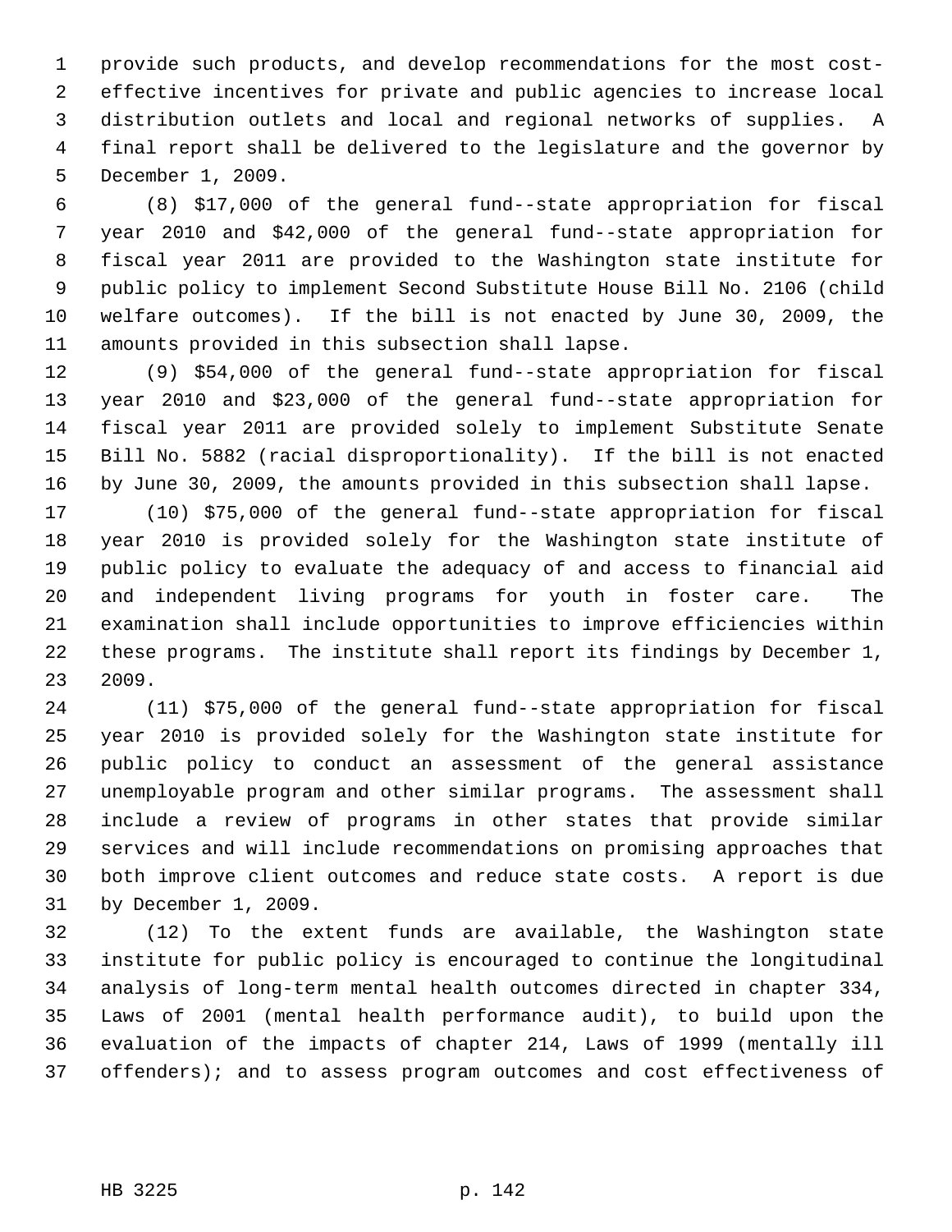provide such products, and develop recommendations for the most cost-effective incentives for private and public agencies to increase local distribution outlets and local and regional networks of supplies. A final report shall be delivered to the legislature and the governor by December 1, 2009.

(8) $17,000 of the general fund--state appropriation for fiscal year 2010 and $42,000 of the general fund--state appropriation for fiscal year 2011 are provided to the Washington state institute for public policy to implement Second Substitute House Bill No. 2106 (child welfare outcomes). If the bill is not enacted by June 30, 2009, the amounts provided in this subsection shall lapse.

(9) $54,000 of the general fund--state appropriation for fiscal year 2010 and $23,000 of the general fund--state appropriation for fiscal year 2011 are provided solely to implement Substitute Senate Bill No. 5882 (racial disproportionality). If the bill is not enacted by June 30, 2009, the amounts provided in this subsection shall lapse.

(10) $75,000 of the general fund--state appropriation for fiscal year 2010 is provided solely for the Washington state institute of public policy to evaluate the adequacy of and access to financial aid and independent living programs for youth in foster care. The examination shall include opportunities to improve efficiencies within these programs. The institute shall report its findings by December 1, 2009.

(11) $75,000 of the general fund--state appropriation for fiscal year 2010 is provided solely for the Washington state institute for public policy to conduct an assessment of the general assistance unemployable program and other similar programs. The assessment shall include a review of programs in other states that provide similar services and will include recommendations on promising approaches that both improve client outcomes and reduce state costs. A report is due by December 1, 2009.

(12) To the extent funds are available, the Washington state institute for public policy is encouraged to continue the longitudinal analysis of long-term mental health outcomes directed in chapter 334, Laws of 2001 (mental health performance audit), to build upon the evaluation of the impacts of chapter 214, Laws of 1999 (mentally ill offenders); and to assess program outcomes and cost effectiveness of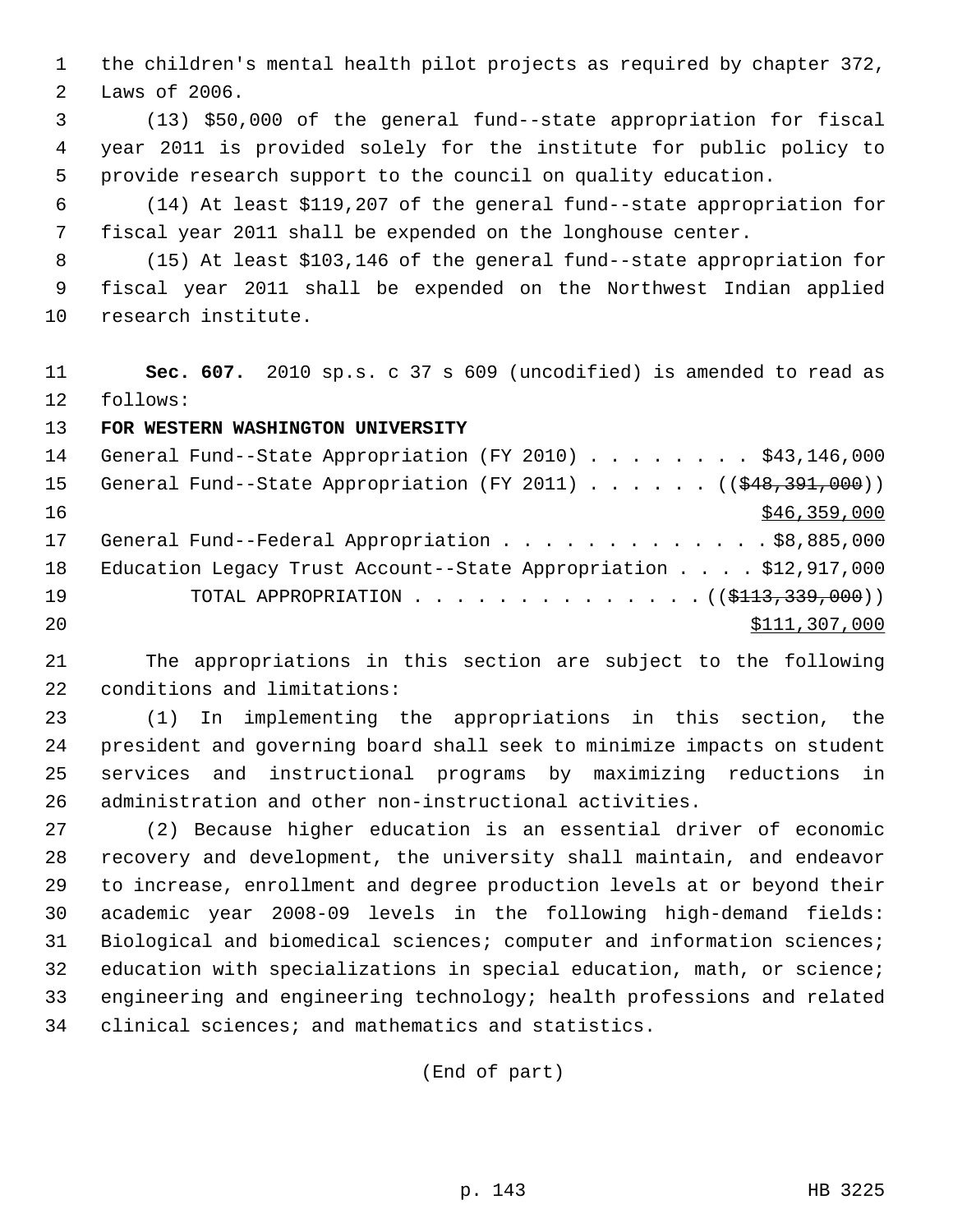the children's mental health pilot projects as required by chapter 372, Laws of 2006.

(13) $50,000 of the general fund--state appropriation for fiscal year 2011 is provided solely for the institute for public policy to provide research support to the council on quality education.

(14) At least $119,207 of the general fund--state appropriation for fiscal year 2011 shall be expended on the longhouse center.

(15) At least $103,146 of the general fund--state appropriation for fiscal year 2011 shall be expended on the Northwest Indian applied research institute.

**Sec. 607.** 2010 sp.s. c 37 s 609 (uncodified) is amended to read as follows:

**FOR WESTERN WASHINGTON UNIVERSITY**

General Fund--State Appropriation (FY 2010) . . . . . . . . $43,146,000

General Fund--State Appropriation (FY 2011) . . . . . . ((~~$48,391,000~~))
$46,359,000

General Fund--Federal Appropriation . . . . . . . . . . . . . $8,885,000

Education Legacy Trust Account--State Appropriation . . . . $12,917,000

TOTAL APPROPRIATION . . . . . . . . . . . . . . (( ~~$113,339,000~~))
$111,307,000

The appropriations in this section are subject to the following conditions and limitations:

(1) In implementing the appropriations in this section, the president and governing board shall seek to minimize impacts on student services and instructional programs by maximizing reductions in administration and other non-instructional activities.

(2) Because higher education is an essential driver of economic recovery and development, the university shall maintain, and endeavor to increase, enrollment and degree production levels at or beyond their academic year 2008-09 levels in the following high-demand fields: Biological and biomedical sciences; computer and information sciences; education with specializations in special education, math, or science; engineering and engineering technology; health professions and related clinical sciences; and mathematics and statistics.

(End of part)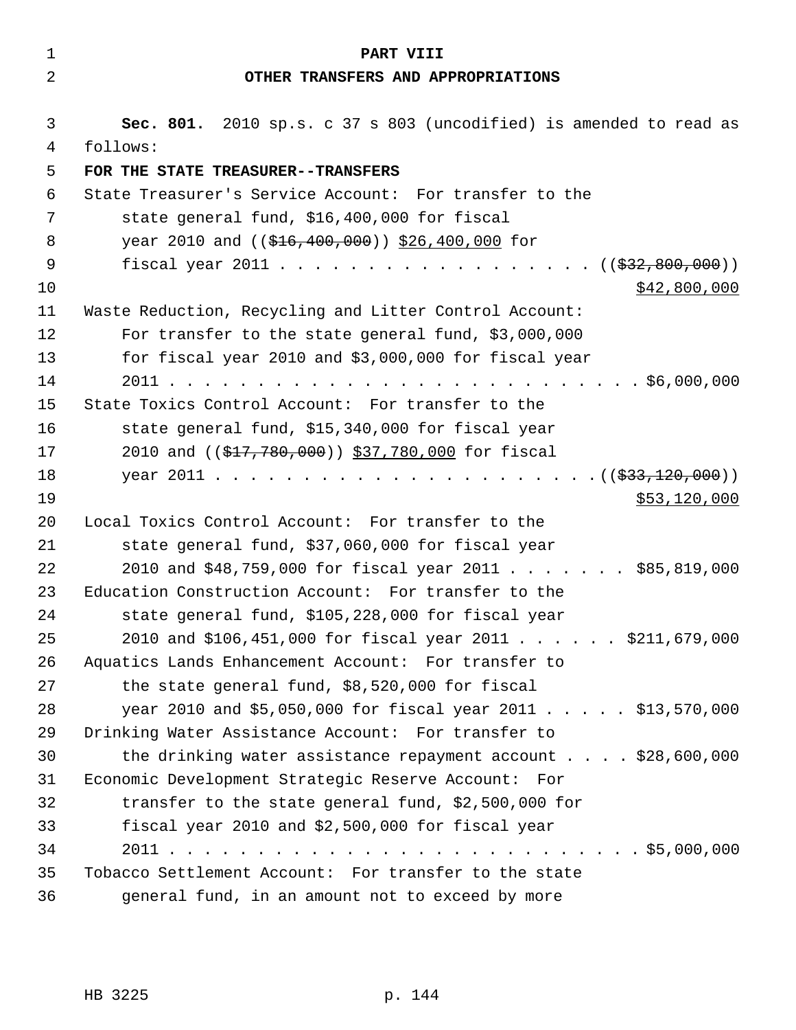# PART VIII

## OTHER TRANSFERS AND APPROPRIATIONS

**Sec. 801.** 2010 sp.s. c 37 s 803 (uncodified) is amended to read as follows:

**FOR THE STATE TREASURER--TRANSFERS**

State Treasurer's Service Account: For transfer to the state general fund, $16,400,000 for fiscal year 2010 and ((~~$16,400,000~~)) <u>$26,400,000</u> for fiscal year 2011 . . . . . . . . . . . . . . . . . . ((~~$32,800,000~~)) <u>$42,800,000</u>

Waste Reduction, Recycling and Litter Control Account: For transfer to the state general fund, $3,000,000 for fiscal year 2010 and $3,000,000 for fiscal year 2011 . . . . . . . . . . . . . . . . . . . . . . . . . . $6,000,000

State Toxics Control Account: For transfer to the state general fund, $15,340,000 for fiscal year 2010 and ((~~$17,780,000~~)) <u>$37,780,000</u> for fiscal year 2011 . . . . . . . . . . . . . . . . . . . . . .((~~$33,120,000~~)) <u>$53,120,000</u>

Local Toxics Control Account: For transfer to the state general fund, $37,060,000 for fiscal year 2010 and $48,759,000 for fiscal year 2011 . . . . . . . $85,819,000

Education Construction Account: For transfer to the state general fund, $105,228,000 for fiscal year 2010 and $106,451,000 for fiscal year 2011 . . . . . . $211,679,000

Aquatics Lands Enhancement Account: For transfer to the state general fund, $8,520,000 for fiscal year 2010 and $5,050,000 for fiscal year 2011 . . . . . $13,570,000

Drinking Water Assistance Account: For transfer to the drinking water assistance repayment account . . . . $28,600,000

Economic Development Strategic Reserve Account: For transfer to the state general fund, $2,500,000 for fiscal year 2010 and $2,500,000 for fiscal year 2011 . . . . . . . . . . . . . . . . . . . . . . . . . . $5,000,000

Tobacco Settlement Account: For transfer to the state general fund, in an amount not to exceed by more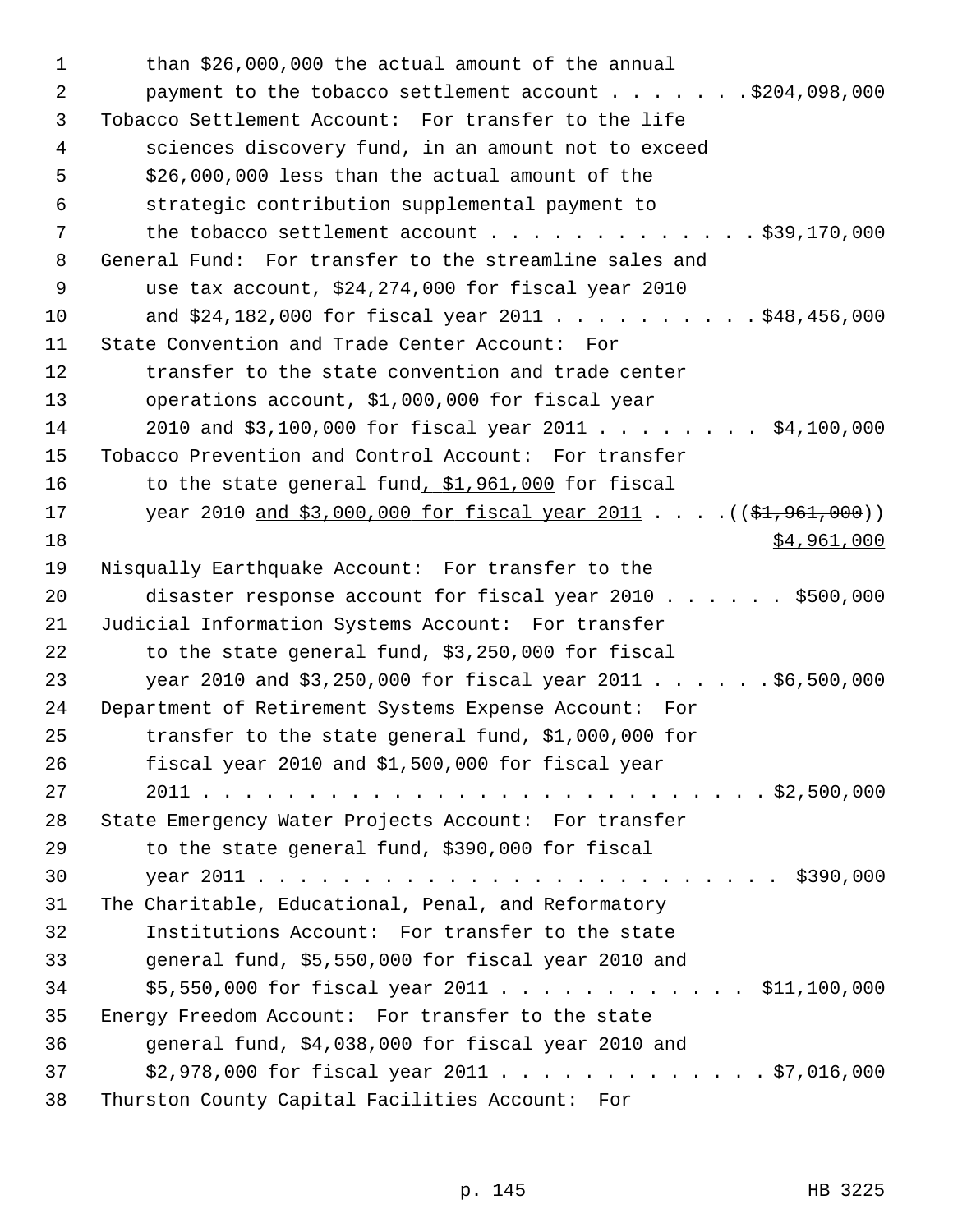than $26,000,000 the actual amount of the annual payment to the tobacco settlement account . . . . . . . $204,098,000

Tobacco Settlement Account: For transfer to the life sciences discovery fund, in an amount not to exceed $26,000,000 less than the actual amount of the strategic contribution supplemental payment to the tobacco settlement account . . . . . . . . . . . . . $39,170,000

General Fund: For transfer to the streamline sales and use tax account, $24,274,000 for fiscal year 2010 and $24,182,000 for fiscal year 2011 . . . . . . . . . . $48,456,000

State Convention and Trade Center Account: For transfer to the state convention and trade center operations account, $1,000,000 for fiscal year 2010 and $3,100,000 for fiscal year 2011 . . . . . . . . $4,100,000

Tobacco Prevention and Control Account: For transfer to the state general fund, $1,961,000 for fiscal year 2010 and $3,000,000 for fiscal year 2011 . . . . ((~~$1,961,000~~)) $4,961,000

Nisqually Earthquake Account: For transfer to the disaster response account for fiscal year 2010 . . . . . . $500,000

Judicial Information Systems Account: For transfer to the state general fund, $3,250,000 for fiscal year 2010 and $3,250,000 for fiscal year 2011 . . . . . . $6,500,000

Department of Retirement Systems Expense Account: For transfer to the state general fund, $1,000,000 for fiscal year 2010 and $1,500,000 for fiscal year 2011 . . . . . . . . . . . . . . . . . . . . . . . . . . $2,500,000

State Emergency Water Projects Account: For transfer to the state general fund, $390,000 for fiscal year 2011 . . . . . . . . . . . . . . . . . . . . . . . . . $390,000

The Charitable, Educational, Penal, and Reformatory Institutions Account: For transfer to the state general fund, $5,550,000 for fiscal year 2010 and $5,550,000 for fiscal year 2011 . . . . . . . . . . . . $11,100,000

Energy Freedom Account: For transfer to the state general fund, $4,038,000 for fiscal year 2010 and $2,978,000 for fiscal year 2011 . . . . . . . . . . . . . $7,016,000

Thurston County Capital Facilities Account: For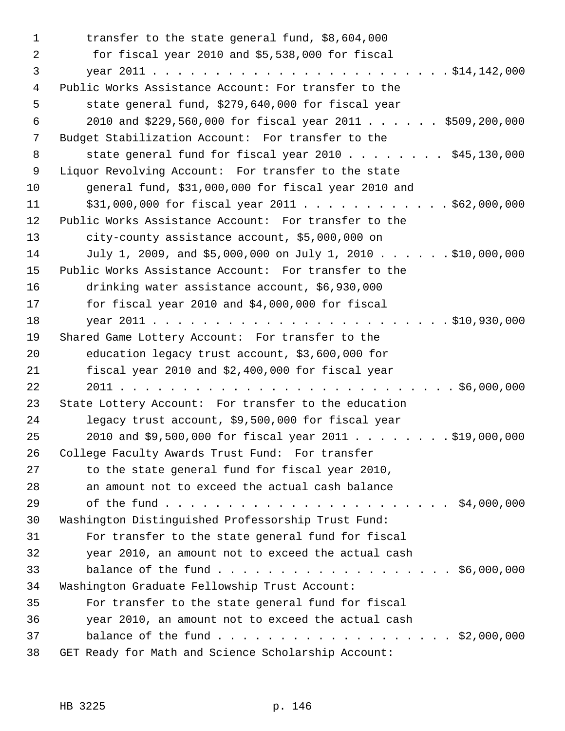transfer to the state general fund, $8,604,000 for fiscal year 2010 and $5,538,000 for fiscal year 2011 . . . . . . . . . . . . . . . . . . . . . . . . $14,142,000

Public Works Assistance Account: For transfer to the state general fund, $279,640,000 for fiscal year 2010 and $229,560,000 for fiscal year 2011 . . . . . . $509,200,000

Budget Stabilization Account: For transfer to the state general fund for fiscal year 2010 . . . . . . . . $45,130,000

Liquor Revolving Account: For transfer to the state general fund, $31,000,000 for fiscal year 2010 and $31,000,000 for fiscal year 2011 . . . . . . . . . . . . $62,000,000

Public Works Assistance Account: For transfer to the city-county assistance account, $5,000,000 on July 1, 2009, and $5,000,000 on July 1, 2010 . . . . . . $10,000,000

Public Works Assistance Account: For transfer to the drinking water assistance account, $6,930,000 for fiscal year 2010 and $4,000,000 for fiscal year 2011 . . . . . . . . . . . . . . . . . . . . . . . . $10,930,000

Shared Game Lottery Account: For transfer to the education legacy trust account, $3,600,000 for fiscal year 2010 and $2,400,000 for fiscal year 2011 . . . . . . . . . . . . . . . . . . . . . . . . . . $6,000,000

State Lottery Account: For transfer to the education legacy trust account, $9,500,000 for fiscal year 2010 and $9,500,000 for fiscal year 2011 . . . . . . . . $19,000,000

College Faculty Awards Trust Fund: For transfer to the state general fund for fiscal year 2010, an amount not to exceed the actual cash balance of the fund . . . . . . . . . . . . . . . . . . . . . . . $4,000,000

Washington Distinguished Professorship Trust Fund: For transfer to the state general fund for fiscal year 2010, an amount not to exceed the actual cash balance of the fund . . . . . . . . . . . . . . . . . . . . $6,000,000

Washington Graduate Fellowship Trust Account: For transfer to the state general fund for fiscal year 2010, an amount not to exceed the actual cash balance of the fund . . . . . . . . . . . . . . . . . . . . $2,000,000

GET Ready for Math and Science Scholarship Account: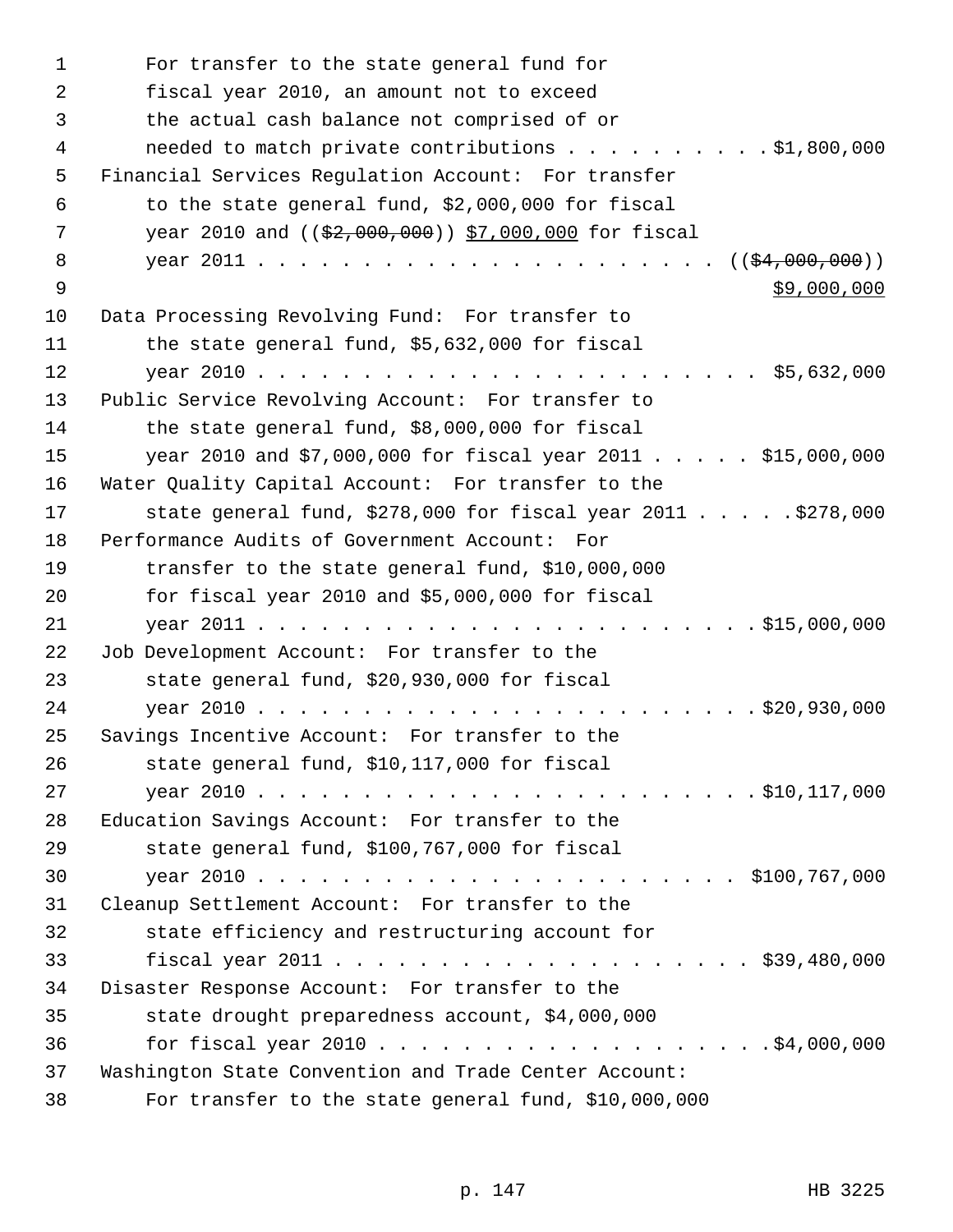For transfer to the state general fund for fiscal year 2010, an amount not to exceed the actual cash balance not comprised of or needed to match private contributions . . . . . . . . . . $1,800,000

Financial Services Regulation Account: For transfer to the state general fund, $2,000,000 for fiscal year 2010 and (($2,000,000)) $7,000,000 for fiscal year 2011 . . . . . . . . . . . . . . . . . . . . . . (($4,000,000)) $9,000,000

Data Processing Revolving Fund: For transfer to the state general fund, $5,632,000 for fiscal year 2010 . . . . . . . . . . . . . . . . . . . . . . . $5,632,000

Public Service Revolving Account: For transfer to the state general fund, $8,000,000 for fiscal year 2010 and $7,000,000 for fiscal year 2011 . . . . . $15,000,000

Water Quality Capital Account: For transfer to the state general fund, $278,000 for fiscal year 2011 . . . . . $278,000

Performance Audits of Government Account: For transfer to the state general fund, $10,000,000 for fiscal year 2010 and $5,000,000 for fiscal year 2011 . . . . . . . . . . . . . . . . . . . . . . . $15,000,000

Job Development Account: For transfer to the state general fund, $20,930,000 for fiscal year 2010 . . . . . . . . . . . . . . . . . . . . . . . $20,930,000

Savings Incentive Account: For transfer to the state general fund, $10,117,000 for fiscal year 2010 . . . . . . . . . . . . . . . . . . . . . . . $10,117,000

Education Savings Account: For transfer to the state general fund, $100,767,000 for fiscal year 2010 . . . . . . . . . . . . . . . . . . . . . . $100,767,000

Cleanup Settlement Account: For transfer to the state efficiency and restructuring account for fiscal year 2011 . . . . . . . . . . . . . . . . . . . . $39,480,000

Disaster Response Account: For transfer to the state drought preparedness account, $4,000,000 for fiscal year 2010 . . . . . . . . . . . . . . . . . . . $4,000,000

Washington State Convention and Trade Center Account: For transfer to the state general fund, $10,000,000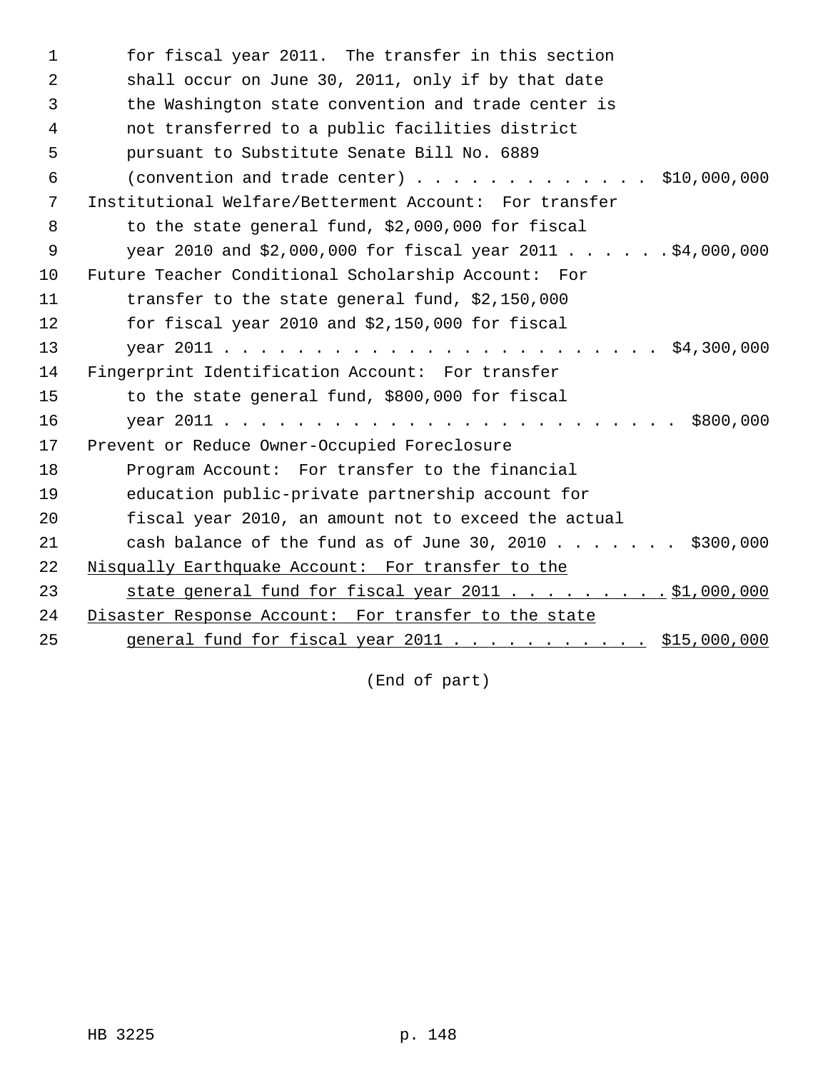for fiscal year 2011. The transfer in this section shall occur on June 30, 2011, only if by that date the Washington state convention and trade center is not transferred to a public facilities district pursuant to Substitute Senate Bill No. 6889 (convention and trade center) . . . . . . . . . . . . . $10,000,000

Institutional Welfare/Betterment Account: For transfer to the state general fund, $2,000,000 for fiscal year 2010 and $2,000,000 for fiscal year 2011 . . . . . . $4,000,000

Future Teacher Conditional Scholarship Account: For transfer to the state general fund, $2,150,000 for fiscal year 2010 and $2,150,000 for fiscal year 2011 . . . . . . . . . . . . . . . . . . . . . . . $4,300,000

Fingerprint Identification Account: For transfer to the state general fund, $800,000 for fiscal year 2011 . . . . . . . . . . . . . . . . . . . . . . . . $800,000

Prevent or Reduce Owner-Occupied Foreclosure Program Account: For transfer to the financial education public-private partnership account for fiscal year 2010, an amount not to exceed the actual cash balance of the fund as of June 30, 2010 . . . . . . . $300,000

<u>Nisqually Earthquake Account: For transfer to the state general fund for fiscal year 2011 . . . . . . . . . $1,000,000</u>

<u>Disaster Response Account: For transfer to the state general fund for fiscal year 2011 . . . . . . . . . . . $15,000,000</u>

(End of part)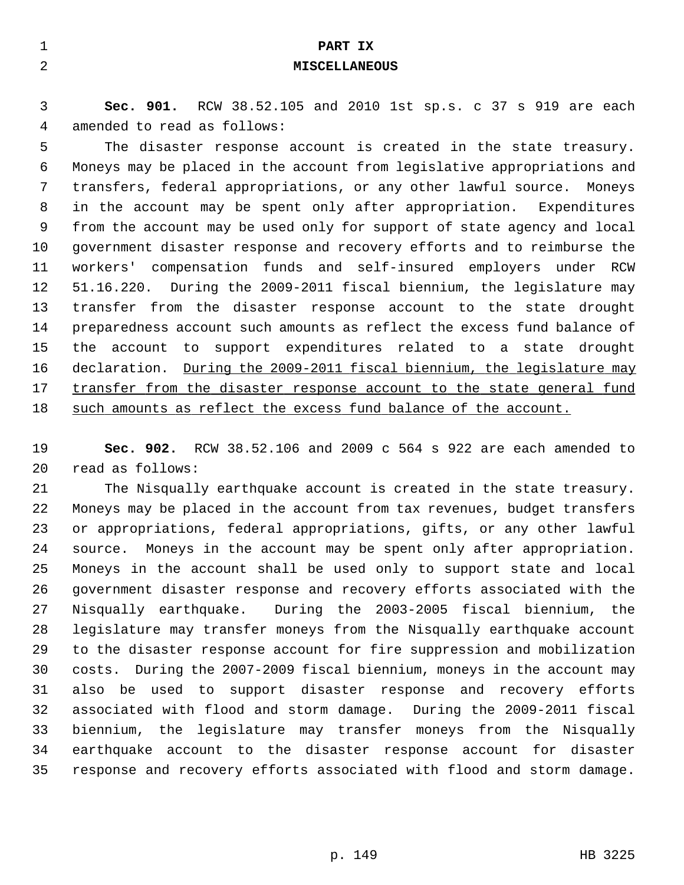# PART IX
# MISCELLANEOUS

**Sec. 901.** RCW 38.52.105 and 2010 1st sp.s. c 37 s 919 are each amended to read as follows:

The disaster response account is created in the state treasury. Moneys may be placed in the account from legislative appropriations and transfers, federal appropriations, or any other lawful source. Moneys in the account may be spent only after appropriation. Expenditures from the account may be used only for support of state agency and local government disaster response and recovery efforts and to reimburse the workers' compensation funds and self-insured employers under RCW 51.16.220. During the 2009-2011 fiscal biennium, the legislature may transfer from the disaster response account to the state drought preparedness account such amounts as reflect the excess fund balance of the account to support expenditures related to a state drought declaration. <u>During the 2009-2011 fiscal biennium, the legislature may transfer from the disaster response account to the state general fund such amounts as reflect the excess fund balance of the account.</u>

**Sec. 902.** RCW 38.52.106 and 2009 c 564 s 922 are each amended to read as follows:

The Nisqually earthquake account is created in the state treasury. Moneys may be placed in the account from tax revenues, budget transfers or appropriations, federal appropriations, gifts, or any other lawful source. Moneys in the account may be spent only after appropriation. Moneys in the account shall be used only to support state and local government disaster response and recovery efforts associated with the Nisqually earthquake. During the 2003-2005 fiscal biennium, the legislature may transfer moneys from the Nisqually earthquake account to the disaster response account for fire suppression and mobilization costs. During the 2007-2009 fiscal biennium, moneys in the account may also be used to support disaster response and recovery efforts associated with flood and storm damage. During the 2009-2011 fiscal biennium, the legislature may transfer moneys from the Nisqually earthquake account to the disaster response account for disaster response and recovery efforts associated with flood and storm damage.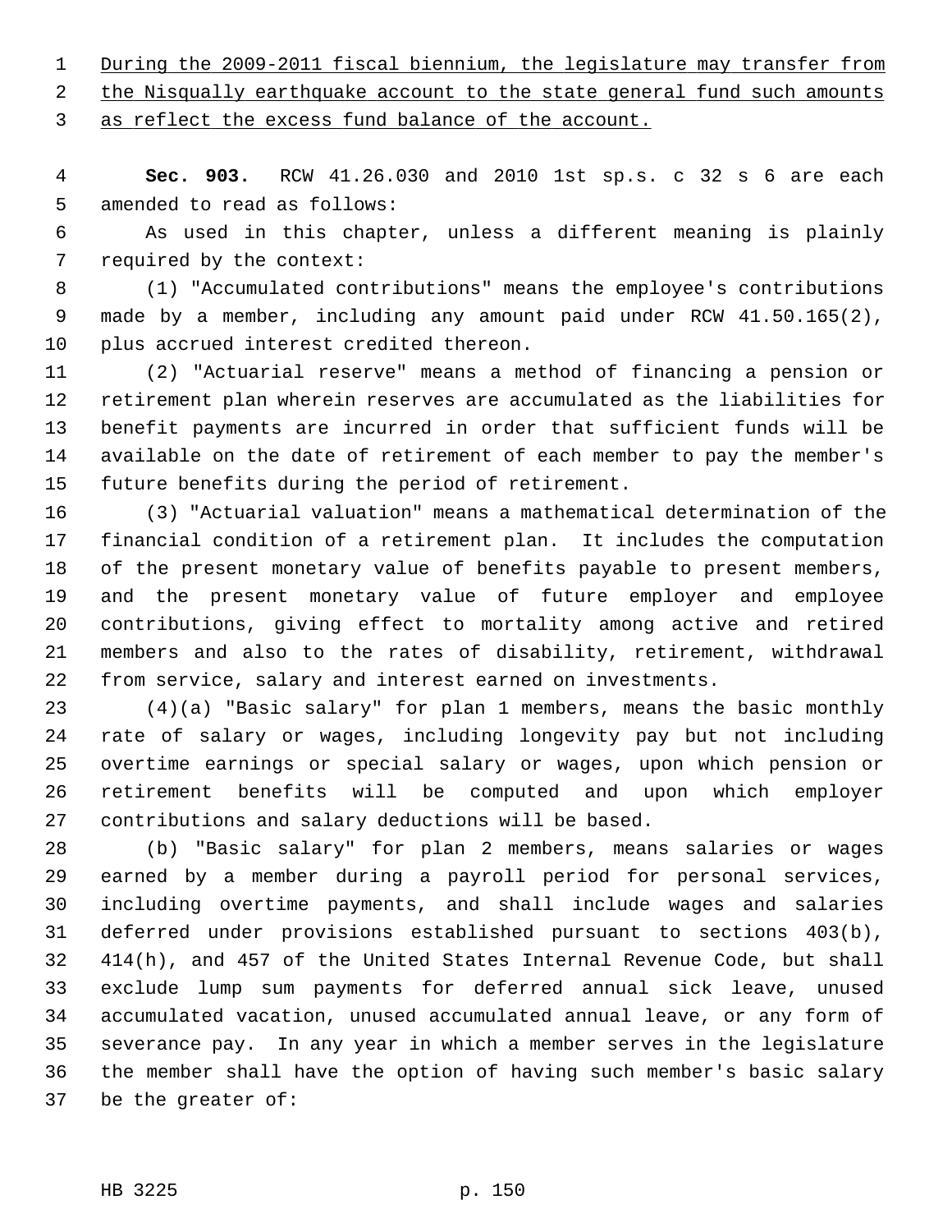During the 2009-2011 fiscal biennium, the legislature may transfer from the Nisqually earthquake account to the state general fund such amounts as reflect the excess fund balance of the account.

**Sec. 903.** RCW 41.26.030 and 2010 1st sp.s. c 32 s 6 are each amended to read as follows:

As used in this chapter, unless a different meaning is plainly required by the context:

(1) "Accumulated contributions" means the employee's contributions made by a member, including any amount paid under RCW 41.50.165(2), plus accrued interest credited thereon.

(2) "Actuarial reserve" means a method of financing a pension or retirement plan wherein reserves are accumulated as the liabilities for benefit payments are incurred in order that sufficient funds will be available on the date of retirement of each member to pay the member's future benefits during the period of retirement.

(3) "Actuarial valuation" means a mathematical determination of the financial condition of a retirement plan. It includes the computation of the present monetary value of benefits payable to present members, and the present monetary value of future employer and employee contributions, giving effect to mortality among active and retired members and also to the rates of disability, retirement, withdrawal from service, salary and interest earned on investments.

(4)(a) "Basic salary" for plan 1 members, means the basic monthly rate of salary or wages, including longevity pay but not including overtime earnings or special salary or wages, upon which pension or retirement benefits will be computed and upon which employer contributions and salary deductions will be based.

(b) "Basic salary" for plan 2 members, means salaries or wages earned by a member during a payroll period for personal services, including overtime payments, and shall include wages and salaries deferred under provisions established pursuant to sections 403(b), 414(h), and 457 of the United States Internal Revenue Code, but shall exclude lump sum payments for deferred annual sick leave, unused accumulated vacation, unused accumulated annual leave, or any form of severance pay. In any year in which a member serves in the legislature the member shall have the option of having such member's basic salary be the greater of: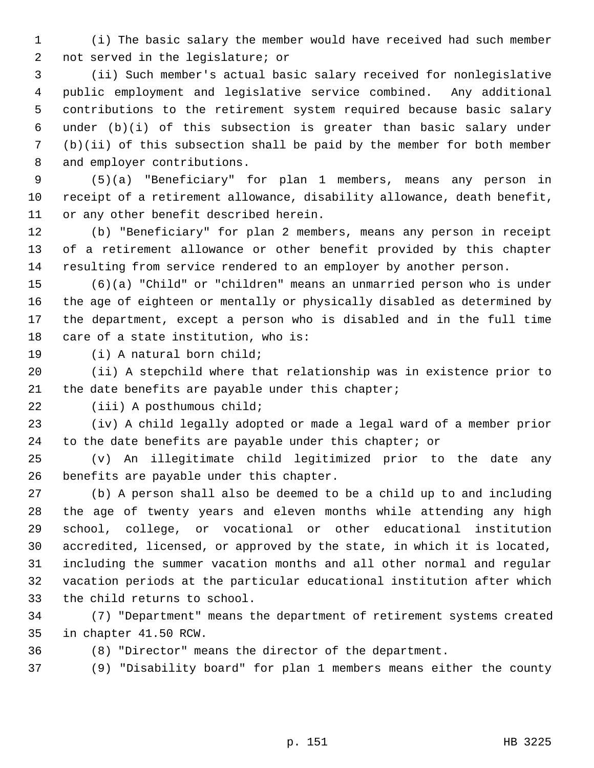(i) The basic salary the member would have received had such member not served in the legislature; or

(ii) Such member's actual basic salary received for nonlegislative public employment and legislative service combined. Any additional contributions to the retirement system required because basic salary under (b)(i) of this subsection is greater than basic salary under (b)(ii) of this subsection shall be paid by the member for both member and employer contributions.

(5)(a) "Beneficiary" for plan 1 members, means any person in receipt of a retirement allowance, disability allowance, death benefit, or any other benefit described herein.

(b) "Beneficiary" for plan 2 members, means any person in receipt of a retirement allowance or other benefit provided by this chapter resulting from service rendered to an employer by another person.

(6)(a) "Child" or "children" means an unmarried person who is under the age of eighteen or mentally or physically disabled as determined by the department, except a person who is disabled and in the full time care of a state institution, who is:

(i) A natural born child;

(ii) A stepchild where that relationship was in existence prior to the date benefits are payable under this chapter;

(iii) A posthumous child;

(iv) A child legally adopted or made a legal ward of a member prior to the date benefits are payable under this chapter; or

(v) An illegitimate child legitimized prior to the date any benefits are payable under this chapter.

(b) A person shall also be deemed to be a child up to and including the age of twenty years and eleven months while attending any high school, college, or vocational or other educational institution accredited, licensed, or approved by the state, in which it is located, including the summer vacation months and all other normal and regular vacation periods at the particular educational institution after which the child returns to school.

(7) "Department" means the department of retirement systems created in chapter 41.50 RCW.

(8) "Director" means the director of the department.

(9) "Disability board" for plan 1 members means either the county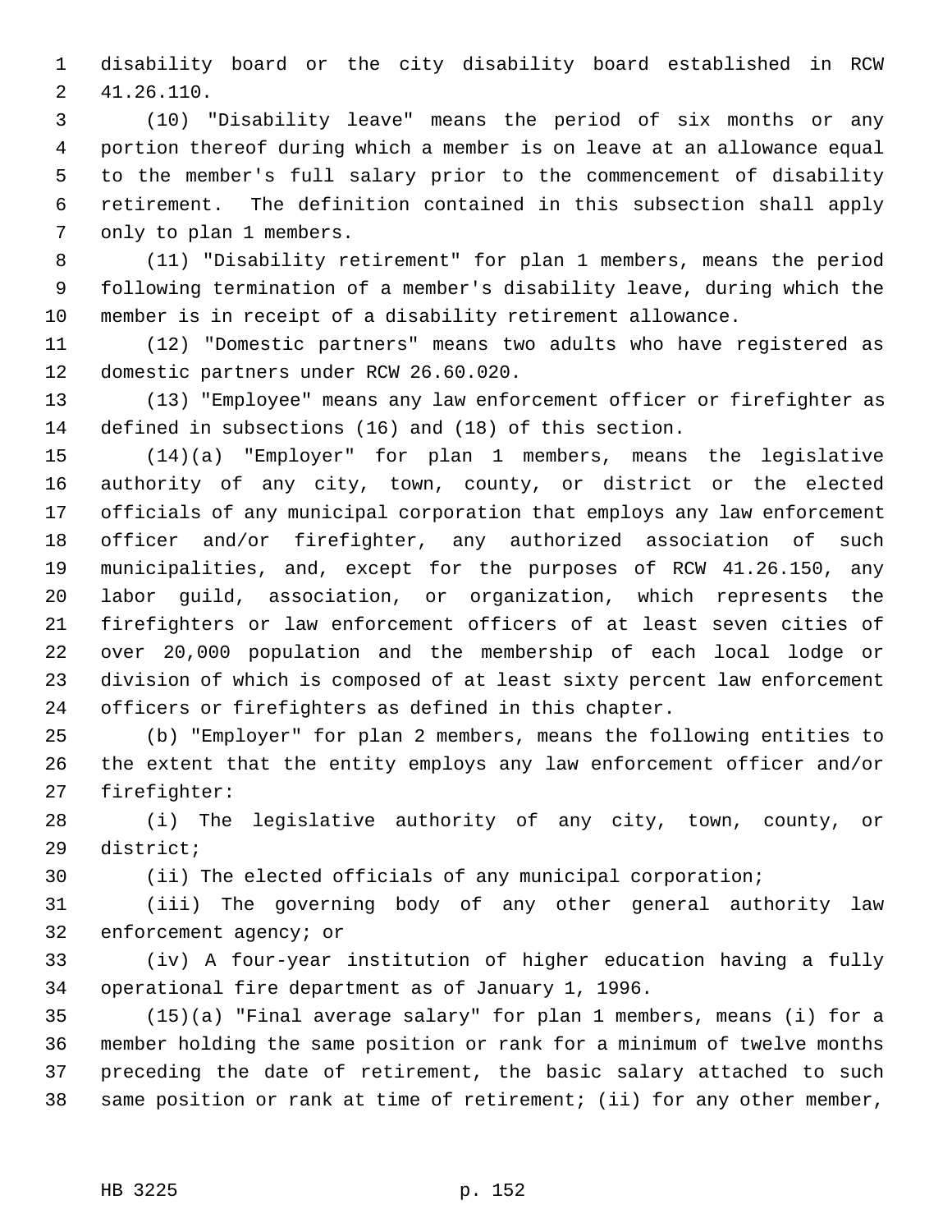disability board or the city disability board established in RCW 41.26.110.

(10) "Disability leave" means the period of six months or any portion thereof during which a member is on leave at an allowance equal to the member's full salary prior to the commencement of disability retirement. The definition contained in this subsection shall apply only to plan 1 members.

(11) "Disability retirement" for plan 1 members, means the period following termination of a member's disability leave, during which the member is in receipt of a disability retirement allowance.

(12) "Domestic partners" means two adults who have registered as domestic partners under RCW 26.60.020.

(13) "Employee" means any law enforcement officer or firefighter as defined in subsections (16) and (18) of this section.

(14)(a) "Employer" for plan 1 members, means the legislative authority of any city, town, county, or district or the elected officials of any municipal corporation that employs any law enforcement officer and/or firefighter, any authorized association of such municipalities, and, except for the purposes of RCW 41.26.150, any labor guild, association, or organization, which represents the firefighters or law enforcement officers of at least seven cities of over 20,000 population and the membership of each local lodge or division of which is composed of at least sixty percent law enforcement officers or firefighters as defined in this chapter.

(b) "Employer" for plan 2 members, means the following entities to the extent that the entity employs any law enforcement officer and/or firefighter:

(i) The legislative authority of any city, town, county, or district;

(ii) The elected officials of any municipal corporation;

(iii) The governing body of any other general authority law enforcement agency; or

(iv) A four-year institution of higher education having a fully operational fire department as of January 1, 1996.

(15)(a) "Final average salary" for plan 1 members, means (i) for a member holding the same position or rank for a minimum of twelve months preceding the date of retirement, the basic salary attached to such same position or rank at time of retirement; (ii) for any other member,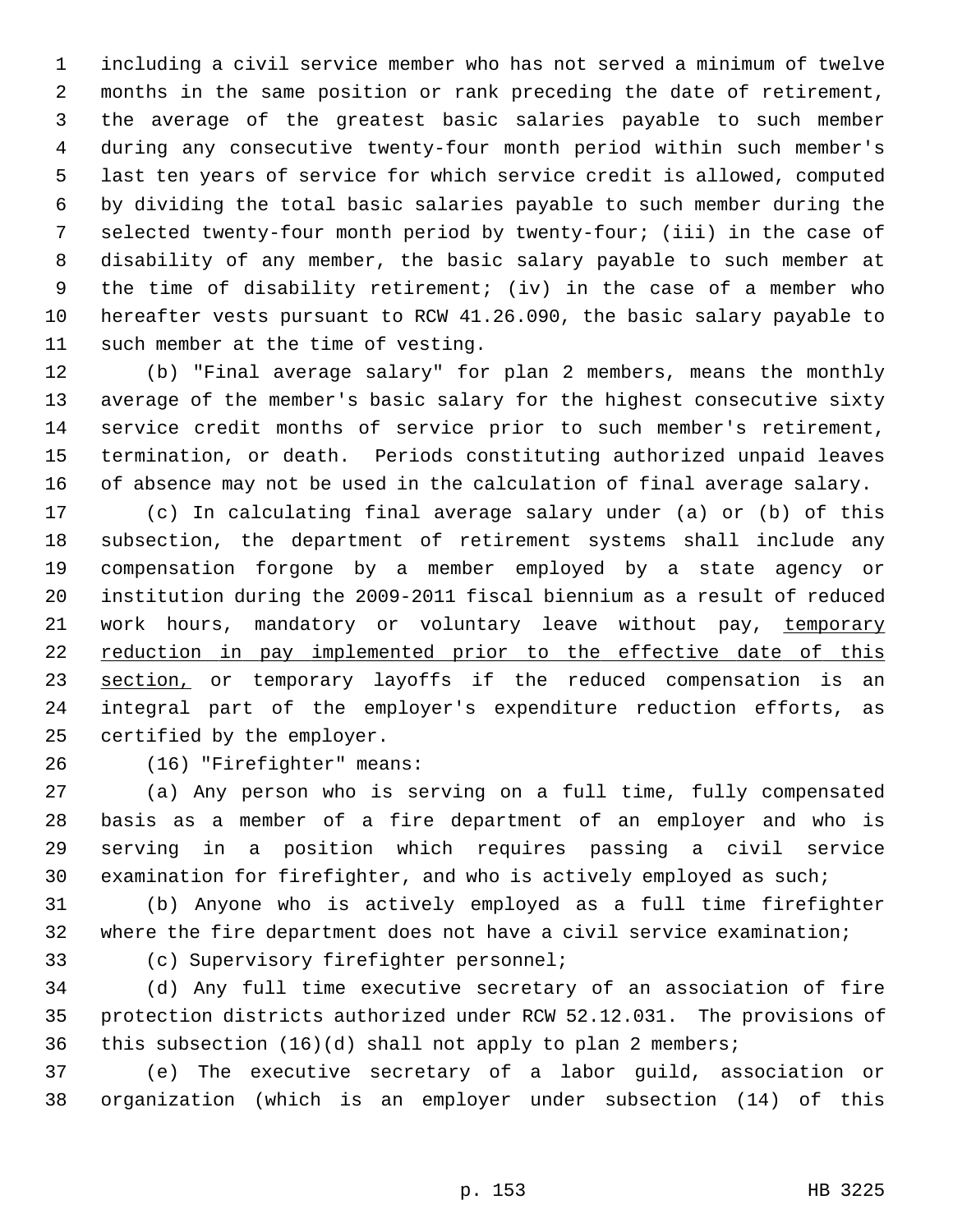including a civil service member who has not served a minimum of twelve months in the same position or rank preceding the date of retirement, the average of the greatest basic salaries payable to such member during any consecutive twenty-four month period within such member's last ten years of service for which service credit is allowed, computed by dividing the total basic salaries payable to such member during the selected twenty-four month period by twenty-four; (iii) in the case of disability of any member, the basic salary payable to such member at the time of disability retirement; (iv) in the case of a member who hereafter vests pursuant to RCW 41.26.090, the basic salary payable to such member at the time of vesting.

(b) "Final average salary" for plan 2 members, means the monthly average of the member's basic salary for the highest consecutive sixty service credit months of service prior to such member's retirement, termination, or death. Periods constituting authorized unpaid leaves of absence may not be used in the calculation of final average salary.

(c) In calculating final average salary under (a) or (b) of this subsection, the department of retirement systems shall include any compensation forgone by a member employed by a state agency or institution during the 2009-2011 fiscal biennium as a result of reduced work hours, mandatory or voluntary leave without pay, temporary reduction in pay implemented prior to the effective date of this section, or temporary layoffs if the reduced compensation is an integral part of the employer's expenditure reduction efforts, as certified by the employer.

(16) "Firefighter" means:

(a) Any person who is serving on a full time, fully compensated basis as a member of a fire department of an employer and who is serving in a position which requires passing a civil service examination for firefighter, and who is actively employed as such;

(b) Anyone who is actively employed as a full time firefighter where the fire department does not have a civil service examination;

(c) Supervisory firefighter personnel;

(d) Any full time executive secretary of an association of fire protection districts authorized under RCW 52.12.031. The provisions of this subsection (16)(d) shall not apply to plan 2 members;

(e) The executive secretary of a labor guild, association or organization (which is an employer under subsection (14) of this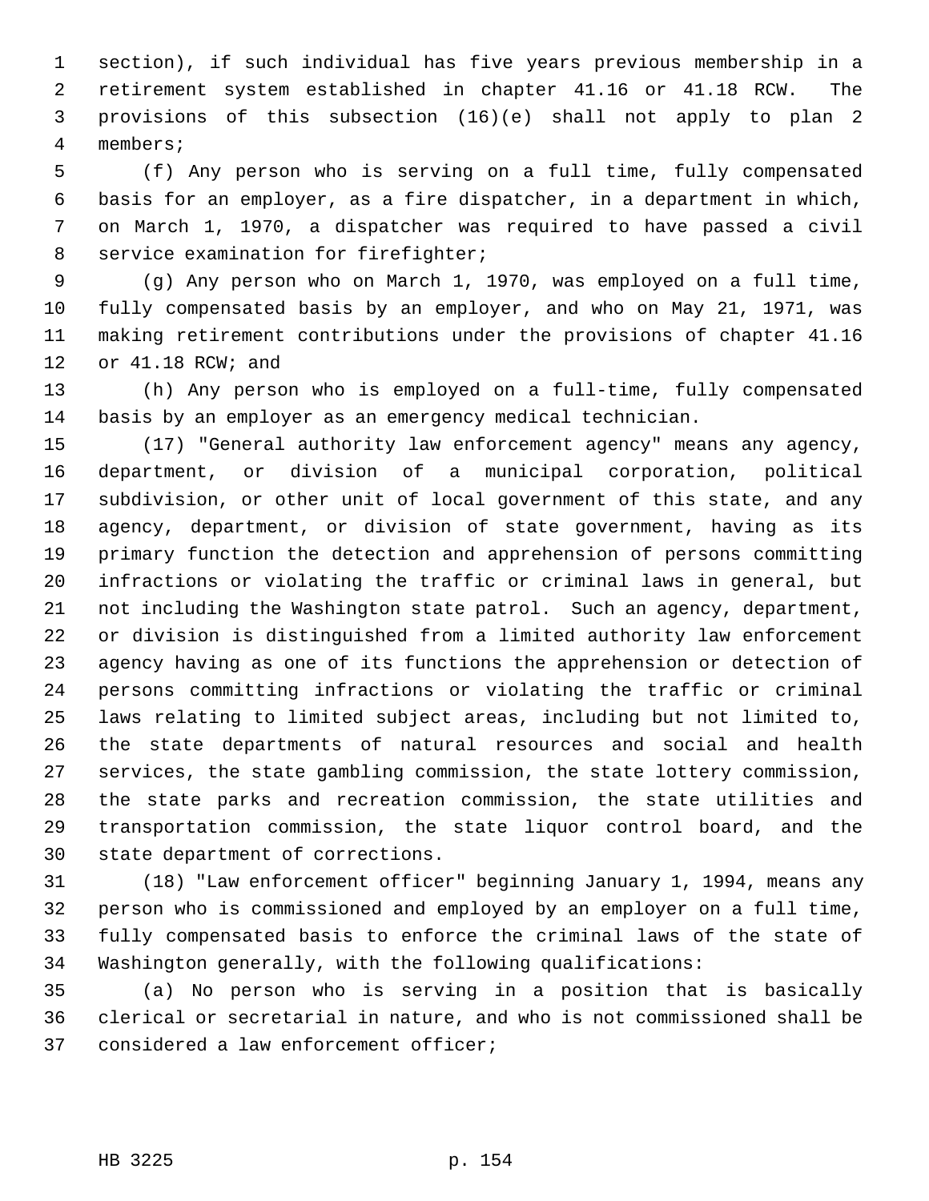section), if such individual has five years previous membership in a retirement system established in chapter 41.16 or 41.18 RCW. The provisions of this subsection (16)(e) shall not apply to plan 2 members;

(f) Any person who is serving on a full time, fully compensated basis for an employer, as a fire dispatcher, in a department in which, on March 1, 1970, a dispatcher was required to have passed a civil service examination for firefighter;

(g) Any person who on March 1, 1970, was employed on a full time, fully compensated basis by an employer, and who on May 21, 1971, was making retirement contributions under the provisions of chapter 41.16 or 41.18 RCW; and

(h) Any person who is employed on a full-time, fully compensated basis by an employer as an emergency medical technician.

(17) "General authority law enforcement agency" means any agency, department, or division of a municipal corporation, political subdivision, or other unit of local government of this state, and any agency, department, or division of state government, having as its primary function the detection and apprehension of persons committing infractions or violating the traffic or criminal laws in general, but not including the Washington state patrol. Such an agency, department, or division is distinguished from a limited authority law enforcement agency having as one of its functions the apprehension or detection of persons committing infractions or violating the traffic or criminal laws relating to limited subject areas, including but not limited to, the state departments of natural resources and social and health services, the state gambling commission, the state lottery commission, the state parks and recreation commission, the state utilities and transportation commission, the state liquor control board, and the state department of corrections.

(18) "Law enforcement officer" beginning January 1, 1994, means any person who is commissioned and employed by an employer on a full time, fully compensated basis to enforce the criminal laws of the state of Washington generally, with the following qualifications:

(a) No person who is serving in a position that is basically clerical or secretarial in nature, and who is not commissioned shall be considered a law enforcement officer;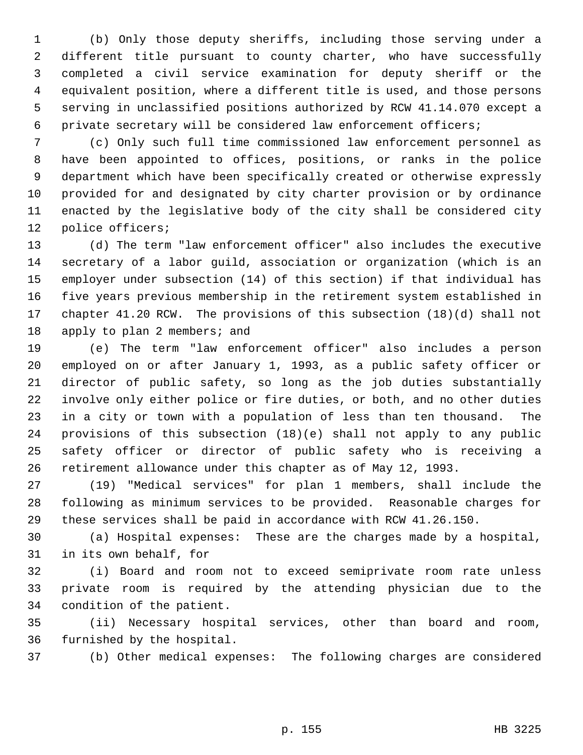(b) Only those deputy sheriffs, including those serving under a different title pursuant to county charter, who have successfully completed a civil service examination for deputy sheriff or the equivalent position, where a different title is used, and those persons serving in unclassified positions authorized by RCW 41.14.070 except a private secretary will be considered law enforcement officers;

(c) Only such full time commissioned law enforcement personnel as have been appointed to offices, positions, or ranks in the police department which have been specifically created or otherwise expressly provided for and designated by city charter provision or by ordinance enacted by the legislative body of the city shall be considered city police officers;

(d) The term "law enforcement officer" also includes the executive secretary of a labor guild, association or organization (which is an employer under subsection (14) of this section) if that individual has five years previous membership in the retirement system established in chapter 41.20 RCW. The provisions of this subsection (18)(d) shall not apply to plan 2 members; and

(e) The term "law enforcement officer" also includes a person employed on or after January 1, 1993, as a public safety officer or director of public safety, so long as the job duties substantially involve only either police or fire duties, or both, and no other duties in a city or town with a population of less than ten thousand. The provisions of this subsection (18)(e) shall not apply to any public safety officer or director of public safety who is receiving a retirement allowance under this chapter as of May 12, 1993.

(19) "Medical services" for plan 1 members, shall include the following as minimum services to be provided. Reasonable charges for these services shall be paid in accordance with RCW 41.26.150.

(a) Hospital expenses: These are the charges made by a hospital, in its own behalf, for

(i) Board and room not to exceed semiprivate room rate unless private room is required by the attending physician due to the condition of the patient.

(ii) Necessary hospital services, other than board and room, furnished by the hospital.

(b) Other medical expenses: The following charges are considered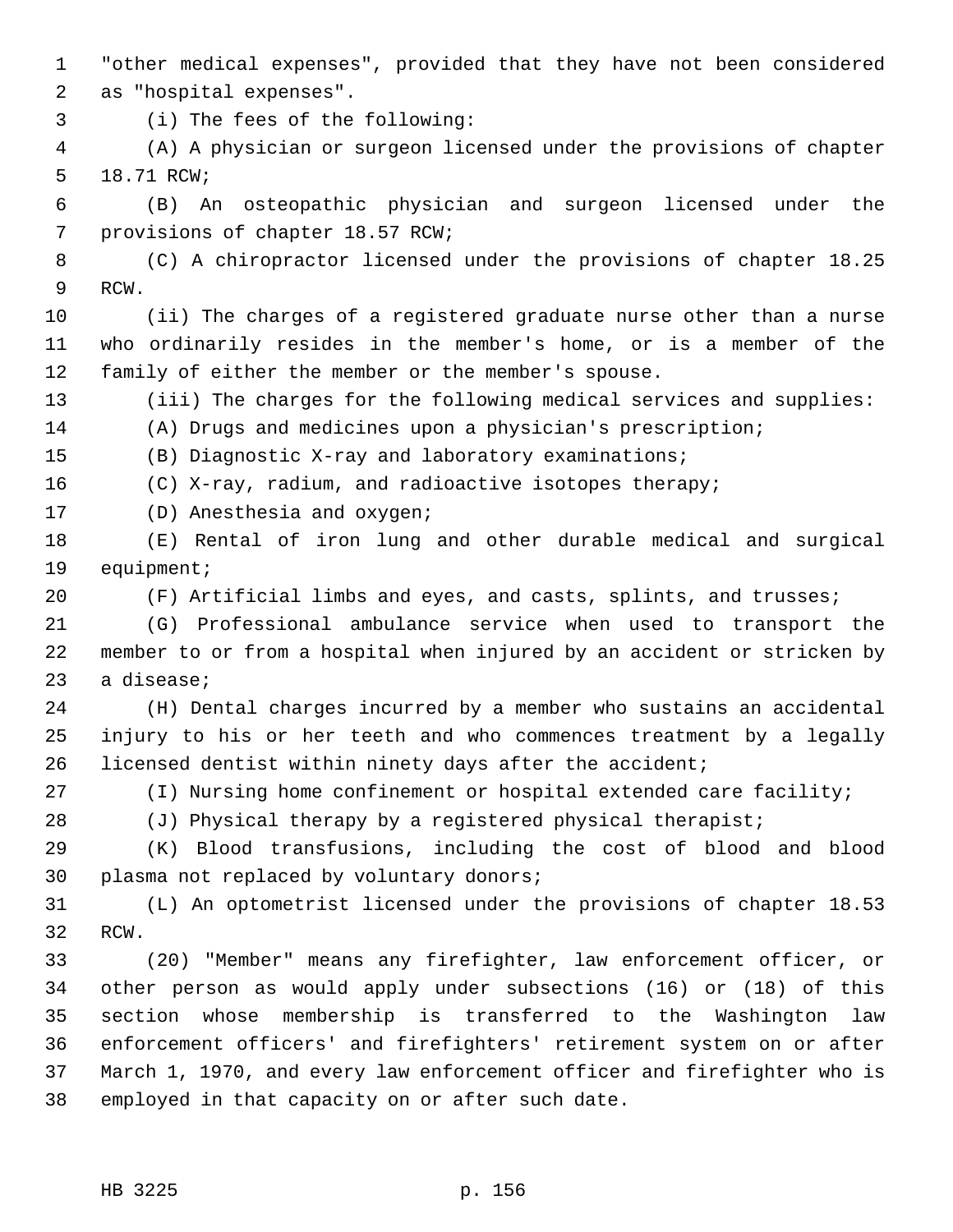"other medical expenses", provided that they have not been considered as "hospital expenses".

(i) The fees of the following:

(A) A physician or surgeon licensed under the provisions of chapter 18.71 RCW;

(B) An osteopathic physician and surgeon licensed under the provisions of chapter 18.57 RCW;

(C) A chiropractor licensed under the provisions of chapter 18.25 RCW.

(ii) The charges of a registered graduate nurse other than a nurse who ordinarily resides in the member's home, or is a member of the family of either the member or the member's spouse.

(iii) The charges for the following medical services and supplies:

(A) Drugs and medicines upon a physician's prescription;

(B) Diagnostic X-ray and laboratory examinations;

(C) X-ray, radium, and radioactive isotopes therapy;

(D) Anesthesia and oxygen;

(E) Rental of iron lung and other durable medical and surgical equipment;

(F) Artificial limbs and eyes, and casts, splints, and trusses;

(G) Professional ambulance service when used to transport the member to or from a hospital when injured by an accident or stricken by a disease;

(H) Dental charges incurred by a member who sustains an accidental injury to his or her teeth and who commences treatment by a legally licensed dentist within ninety days after the accident;

(I) Nursing home confinement or hospital extended care facility;

(J) Physical therapy by a registered physical therapist;

(K) Blood transfusions, including the cost of blood and blood plasma not replaced by voluntary donors;

(L) An optometrist licensed under the provisions of chapter 18.53 RCW.

(20) "Member" means any firefighter, law enforcement officer, or other person as would apply under subsections (16) or (18) of this section whose membership is transferred to the Washington law enforcement officers' and firefighters' retirement system on or after March 1, 1970, and every law enforcement officer and firefighter who is employed in that capacity on or after such date.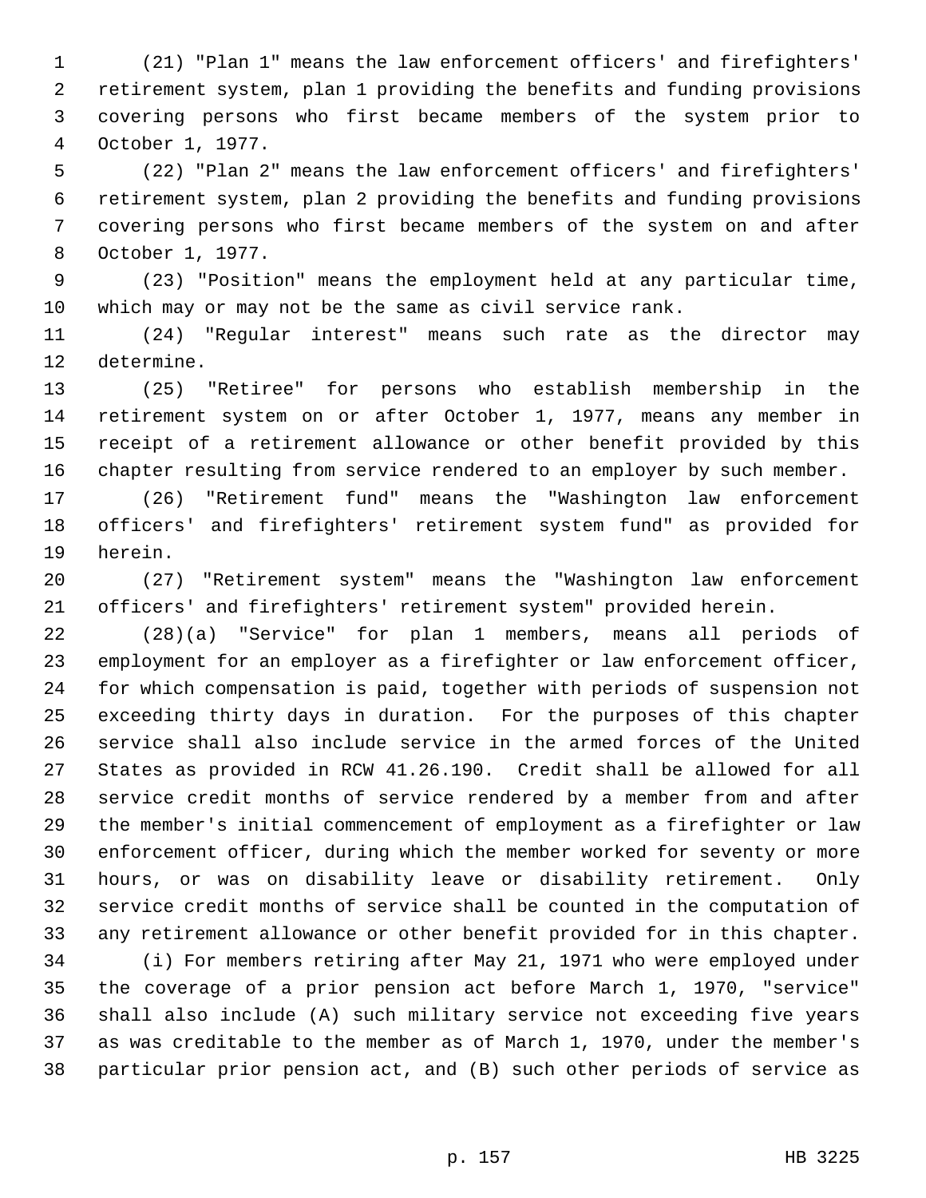(21) "Plan 1" means the law enforcement officers' and firefighters' retirement system, plan 1 providing the benefits and funding provisions covering persons who first became members of the system prior to October 1, 1977.

(22) "Plan 2" means the law enforcement officers' and firefighters' retirement system, plan 2 providing the benefits and funding provisions covering persons who first became members of the system on and after October 1, 1977.

(23) "Position" means the employment held at any particular time, which may or may not be the same as civil service rank.

(24) "Regular interest" means such rate as the director may determine.

(25) "Retiree" for persons who establish membership in the retirement system on or after October 1, 1977, means any member in receipt of a retirement allowance or other benefit provided by this chapter resulting from service rendered to an employer by such member.

(26) "Retirement fund" means the "Washington law enforcement officers' and firefighters' retirement system fund" as provided for herein.

(27) "Retirement system" means the "Washington law enforcement officers' and firefighters' retirement system" provided herein.

(28)(a) "Service" for plan 1 members, means all periods of employment for an employer as a firefighter or law enforcement officer, for which compensation is paid, together with periods of suspension not exceeding thirty days in duration. For the purposes of this chapter service shall also include service in the armed forces of the United States as provided in RCW 41.26.190. Credit shall be allowed for all service credit months of service rendered by a member from and after the member's initial commencement of employment as a firefighter or law enforcement officer, during which the member worked for seventy or more hours, or was on disability leave or disability retirement. Only service credit months of service shall be counted in the computation of any retirement allowance or other benefit provided for in this chapter.

(i) For members retiring after May 21, 1971 who were employed under the coverage of a prior pension act before March 1, 1970, "service" shall also include (A) such military service not exceeding five years as was creditable to the member as of March 1, 1970, under the member's particular prior pension act, and (B) such other periods of service as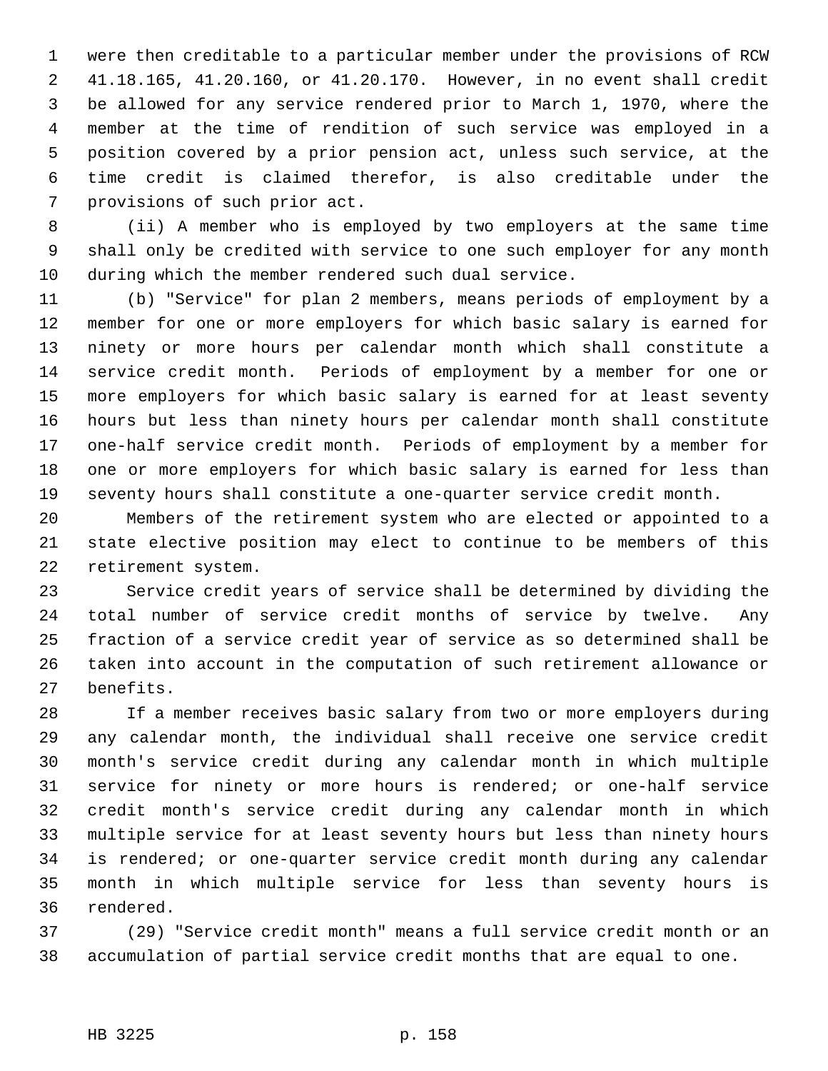were then creditable to a particular member under the provisions of RCW 41.18.165, 41.20.160, or 41.20.170. However, in no event shall credit be allowed for any service rendered prior to March 1, 1970, where the member at the time of rendition of such service was employed in a position covered by a prior pension act, unless such service, at the time credit is claimed therefor, is also creditable under the provisions of such prior act.

(ii) A member who is employed by two employers at the same time shall only be credited with service to one such employer for any month during which the member rendered such dual service.

(b) "Service" for plan 2 members, means periods of employment by a member for one or more employers for which basic salary is earned for ninety or more hours per calendar month which shall constitute a service credit month. Periods of employment by a member for one or more employers for which basic salary is earned for at least seventy hours but less than ninety hours per calendar month shall constitute one-half service credit month. Periods of employment by a member for one or more employers for which basic salary is earned for less than seventy hours shall constitute a one-quarter service credit month.

Members of the retirement system who are elected or appointed to a state elective position may elect to continue to be members of this retirement system.

Service credit years of service shall be determined by dividing the total number of service credit months of service by twelve. Any fraction of a service credit year of service as so determined shall be taken into account in the computation of such retirement allowance or benefits.

If a member receives basic salary from two or more employers during any calendar month, the individual shall receive one service credit month's service credit during any calendar month in which multiple service for ninety or more hours is rendered; or one-half service credit month's service credit during any calendar month in which multiple service for at least seventy hours but less than ninety hours is rendered; or one-quarter service credit month during any calendar month in which multiple service for less than seventy hours is rendered.

(29) "Service credit month" means a full service credit month or an accumulation of partial service credit months that are equal to one.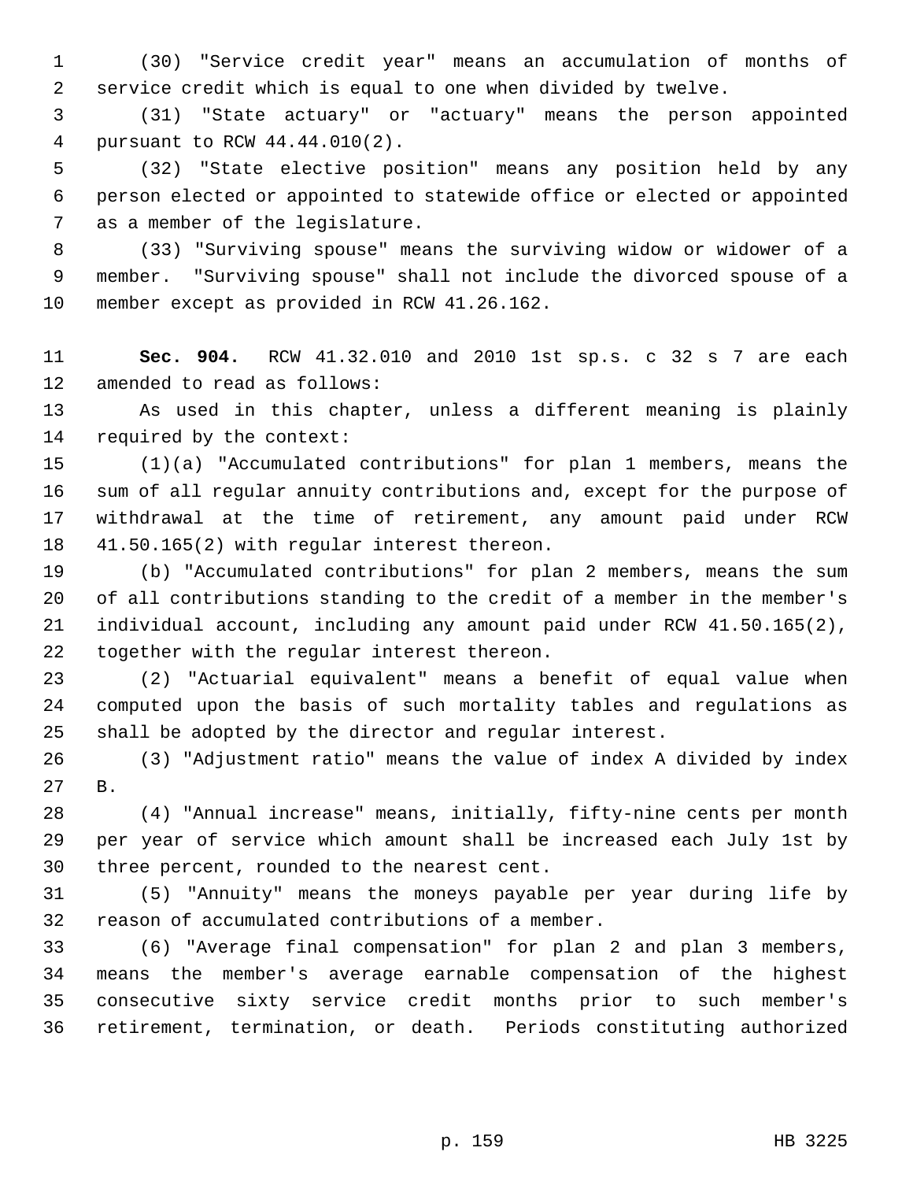(30) "Service credit year" means an accumulation of months of service credit which is equal to one when divided by twelve.

(31) "State actuary" or "actuary" means the person appointed pursuant to RCW 44.44.010(2).

(32) "State elective position" means any position held by any person elected or appointed to statewide office or elected or appointed as a member of the legislature.

(33) "Surviving spouse" means the surviving widow or widower of a member. "Surviving spouse" shall not include the divorced spouse of a member except as provided in RCW 41.26.162.

**Sec. 904.** RCW 41.32.010 and 2010 1st sp.s. c 32 s 7 are each amended to read as follows:

As used in this chapter, unless a different meaning is plainly required by the context:

(1)(a) "Accumulated contributions" for plan 1 members, means the sum of all regular annuity contributions and, except for the purpose of withdrawal at the time of retirement, any amount paid under RCW 41.50.165(2) with regular interest thereon.

(b) "Accumulated contributions" for plan 2 members, means the sum of all contributions standing to the credit of a member in the member's individual account, including any amount paid under RCW 41.50.165(2), together with the regular interest thereon.

(2) "Actuarial equivalent" means a benefit of equal value when computed upon the basis of such mortality tables and regulations as shall be adopted by the director and regular interest.

(3) "Adjustment ratio" means the value of index A divided by index B.

(4) "Annual increase" means, initially, fifty-nine cents per month per year of service which amount shall be increased each July 1st by three percent, rounded to the nearest cent.

(5) "Annuity" means the moneys payable per year during life by reason of accumulated contributions of a member.

(6) "Average final compensation" for plan 2 and plan 3 members, means the member's average earnable compensation of the highest consecutive sixty service credit months prior to such member's retirement, termination, or death. Periods constituting authorized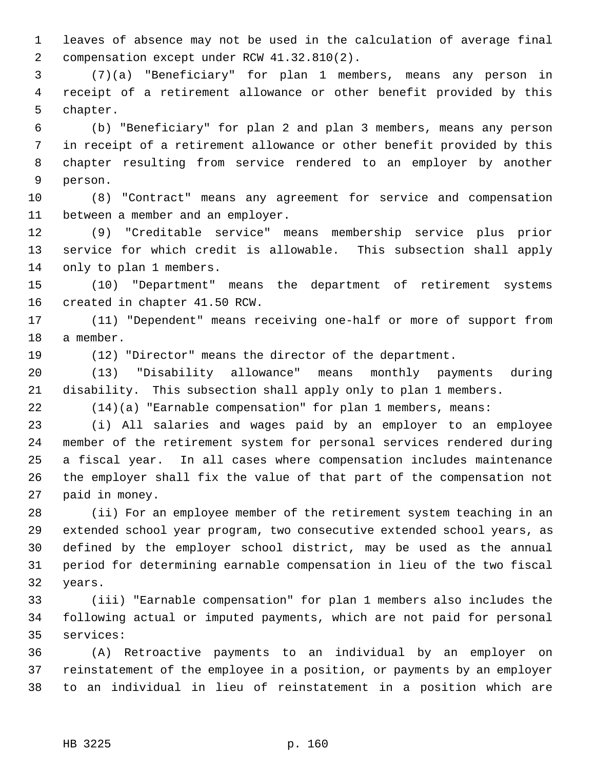leaves of absence may not be used in the calculation of average final compensation except under RCW 41.32.810(2).

(7)(a) "Beneficiary" for plan 1 members, means any person in receipt of a retirement allowance or other benefit provided by this chapter.

(b) "Beneficiary" for plan 2 and plan 3 members, means any person in receipt of a retirement allowance or other benefit provided by this chapter resulting from service rendered to an employer by another person.

(8) "Contract" means any agreement for service and compensation between a member and an employer.

(9) "Creditable service" means membership service plus prior service for which credit is allowable. This subsection shall apply only to plan 1 members.

(10) "Department" means the department of retirement systems created in chapter 41.50 RCW.

(11) "Dependent" means receiving one-half or more of support from a member.

(12) "Director" means the director of the department.

(13) "Disability allowance" means monthly payments during disability. This subsection shall apply only to plan 1 members.

(14)(a) "Earnable compensation" for plan 1 members, means:

(i) All salaries and wages paid by an employer to an employee member of the retirement system for personal services rendered during a fiscal year. In all cases where compensation includes maintenance the employer shall fix the value of that part of the compensation not paid in money.

(ii) For an employee member of the retirement system teaching in an extended school year program, two consecutive extended school years, as defined by the employer school district, may be used as the annual period for determining earnable compensation in lieu of the two fiscal years.

(iii) "Earnable compensation" for plan 1 members also includes the following actual or imputed payments, which are not paid for personal services:

(A) Retroactive payments to an individual by an employer on reinstatement of the employee in a position, or payments by an employer to an individual in lieu of reinstatement in a position which are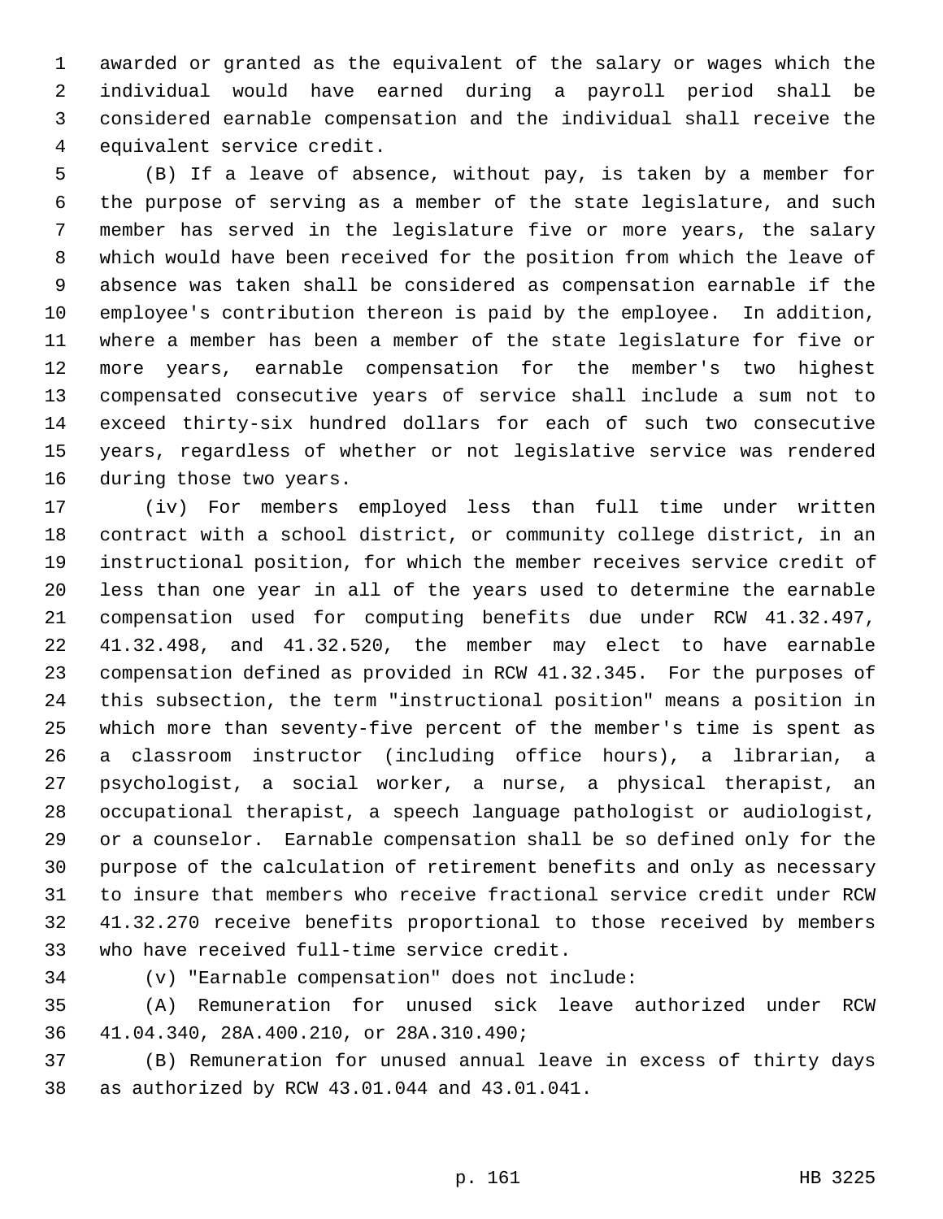awarded or granted as the equivalent of the salary or wages which the individual would have earned during a payroll period shall be considered earnable compensation and the individual shall receive the equivalent service credit.

(B) If a leave of absence, without pay, is taken by a member for the purpose of serving as a member of the state legislature, and such member has served in the legislature five or more years, the salary which would have been received for the position from which the leave of absence was taken shall be considered as compensation earnable if the employee's contribution thereon is paid by the employee. In addition, where a member has been a member of the state legislature for five or more years, earnable compensation for the member's two highest compensated consecutive years of service shall include a sum not to exceed thirty-six hundred dollars for each of such two consecutive years, regardless of whether or not legislative service was rendered during those two years.

(iv) For members employed less than full time under written contract with a school district, or community college district, in an instructional position, for which the member receives service credit of less than one year in all of the years used to determine the earnable compensation used for computing benefits due under RCW 41.32.497, 41.32.498, and 41.32.520, the member may elect to have earnable compensation defined as provided in RCW 41.32.345. For the purposes of this subsection, the term "instructional position" means a position in which more than seventy-five percent of the member's time is spent as a classroom instructor (including office hours), a librarian, a psychologist, a social worker, a nurse, a physical therapist, an occupational therapist, a speech language pathologist or audiologist, or a counselor. Earnable compensation shall be so defined only for the purpose of the calculation of retirement benefits and only as necessary to insure that members who receive fractional service credit under RCW 41.32.270 receive benefits proportional to those received by members who have received full-time service credit.

(v) "Earnable compensation" does not include:

(A) Remuneration for unused sick leave authorized under RCW 41.04.340, 28A.400.210, or 28A.310.490;

(B) Remuneration for unused annual leave in excess of thirty days as authorized by RCW 43.01.044 and 43.01.041.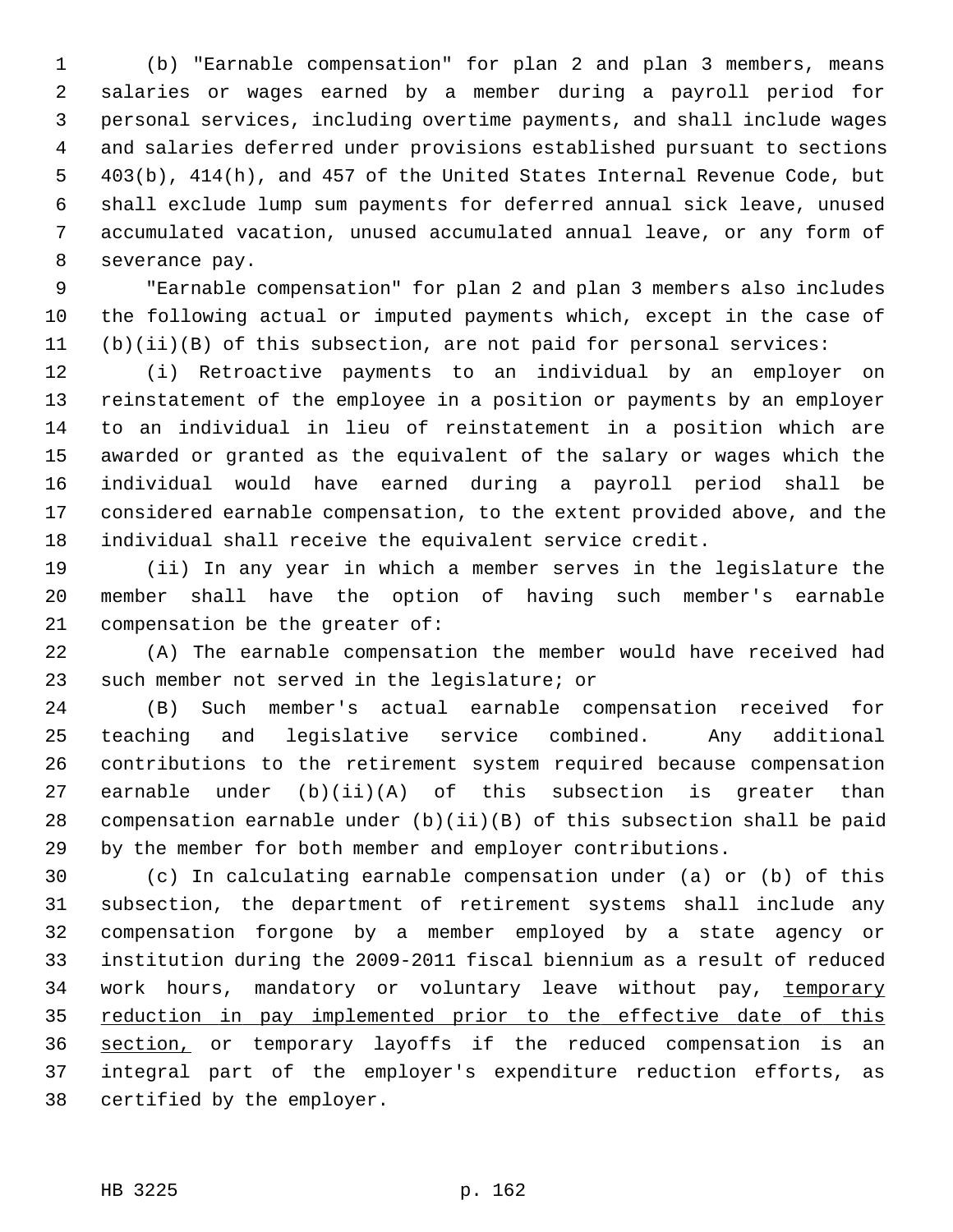(b) "Earnable compensation" for plan 2 and plan 3 members, means salaries or wages earned by a member during a payroll period for personal services, including overtime payments, and shall include wages and salaries deferred under provisions established pursuant to sections 403(b), 414(h), and 457 of the United States Internal Revenue Code, but shall exclude lump sum payments for deferred annual sick leave, unused accumulated vacation, unused accumulated annual leave, or any form of severance pay.

"Earnable compensation" for plan 2 and plan 3 members also includes the following actual or imputed payments which, except in the case of (b)(ii)(B) of this subsection, are not paid for personal services:

(i) Retroactive payments to an individual by an employer on reinstatement of the employee in a position or payments by an employer to an individual in lieu of reinstatement in a position which are awarded or granted as the equivalent of the salary or wages which the individual would have earned during a payroll period shall be considered earnable compensation, to the extent provided above, and the individual shall receive the equivalent service credit.

(ii) In any year in which a member serves in the legislature the member shall have the option of having such member's earnable compensation be the greater of:

(A) The earnable compensation the member would have received had such member not served in the legislature; or

(B) Such member's actual earnable compensation received for teaching and legislative service combined. Any additional contributions to the retirement system required because compensation earnable under (b)(ii)(A) of this subsection is greater than compensation earnable under (b)(ii)(B) of this subsection shall be paid by the member for both member and employer contributions.

(c) In calculating earnable compensation under (a) or (b) of this subsection, the department of retirement systems shall include any compensation forgone by a member employed by a state agency or institution during the 2009-2011 fiscal biennium as a result of reduced work hours, mandatory or voluntary leave without pay, <u>temporary reduction in pay implemented prior to the effective date of this section,</u> or temporary layoffs if the reduced compensation is an integral part of the employer's expenditure reduction efforts, as certified by the employer.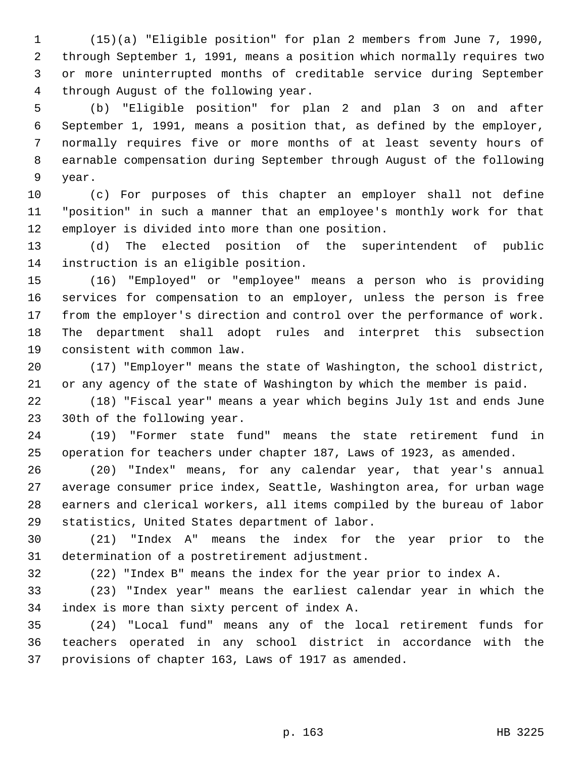(15)(a) "Eligible position" for plan 2 members from June 7, 1990, through September 1, 1991, means a position which normally requires two or more uninterrupted months of creditable service during September through August of the following year.

(b) "Eligible position" for plan 2 and plan 3 on and after September 1, 1991, means a position that, as defined by the employer, normally requires five or more months of at least seventy hours of earnable compensation during September through August of the following year.

(c) For purposes of this chapter an employer shall not define "position" in such a manner that an employee's monthly work for that employer is divided into more than one position.

(d) The elected position of the superintendent of public instruction is an eligible position.

(16) "Employed" or "employee" means a person who is providing services for compensation to an employer, unless the person is free from the employer's direction and control over the performance of work. The department shall adopt rules and interpret this subsection consistent with common law.

(17) "Employer" means the state of Washington, the school district, or any agency of the state of Washington by which the member is paid.

(18) "Fiscal year" means a year which begins July 1st and ends June 30th of the following year.

(19) "Former state fund" means the state retirement fund in operation for teachers under chapter 187, Laws of 1923, as amended.

(20) "Index" means, for any calendar year, that year's annual average consumer price index, Seattle, Washington area, for urban wage earners and clerical workers, all items compiled by the bureau of labor statistics, United States department of labor.

(21) "Index A" means the index for the year prior to the determination of a postretirement adjustment.

(22) "Index B" means the index for the year prior to index A.

(23) "Index year" means the earliest calendar year in which the index is more than sixty percent of index A.

(24) "Local fund" means any of the local retirement funds for teachers operated in any school district in accordance with the provisions of chapter 163, Laws of 1917 as amended.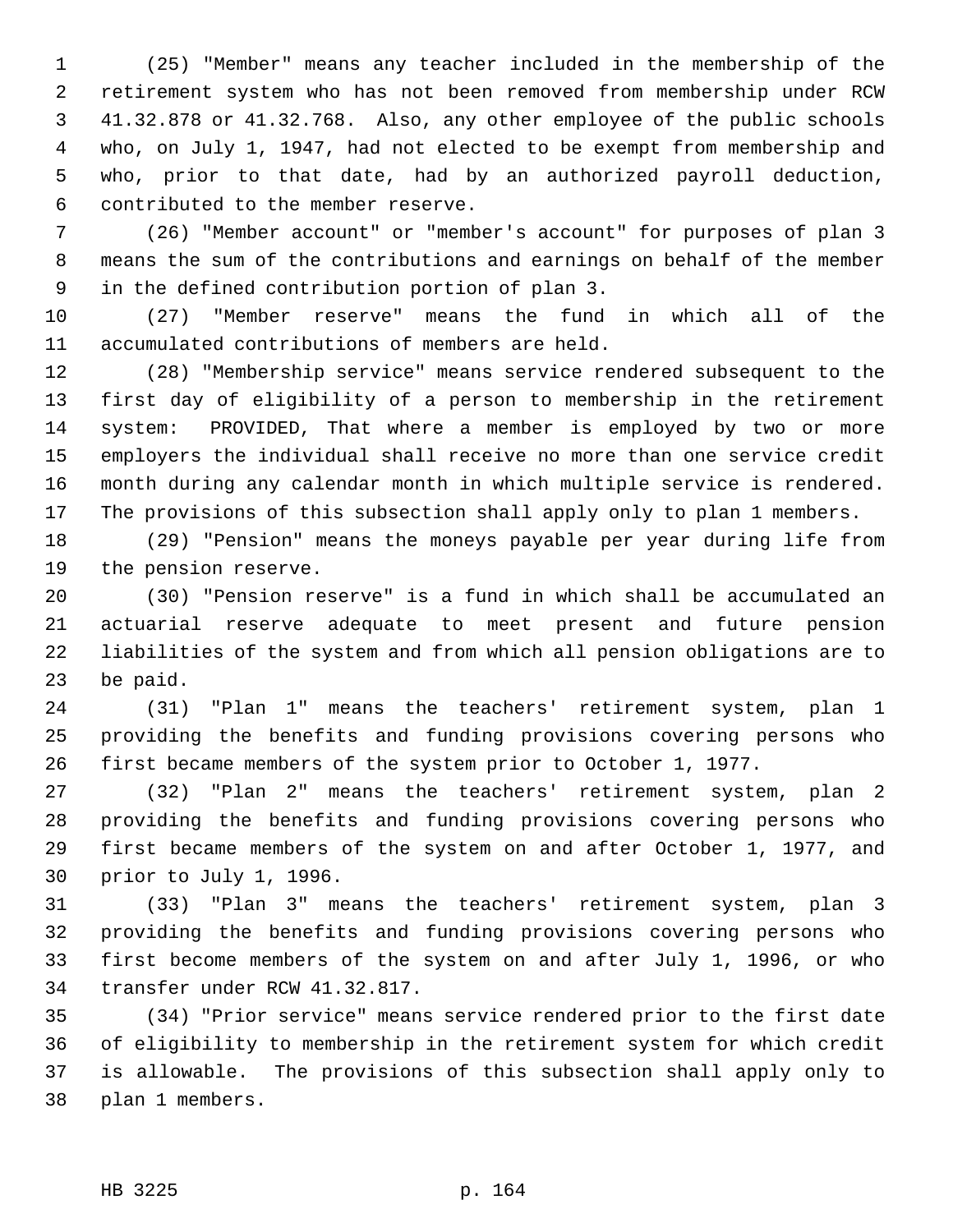(25) "Member" means any teacher included in the membership of the retirement system who has not been removed from membership under RCW 41.32.878 or 41.32.768. Also, any other employee of the public schools who, on July 1, 1947, had not elected to be exempt from membership and who, prior to that date, had by an authorized payroll deduction, contributed to the member reserve.

(26) "Member account" or "member's account" for purposes of plan 3 means the sum of the contributions and earnings on behalf of the member in the defined contribution portion of plan 3.

(27) "Member reserve" means the fund in which all of the accumulated contributions of members are held.

(28) "Membership service" means service rendered subsequent to the first day of eligibility of a person to membership in the retirement system: PROVIDED, That where a member is employed by two or more employers the individual shall receive no more than one service credit month during any calendar month in which multiple service is rendered. The provisions of this subsection shall apply only to plan 1 members.

(29) "Pension" means the moneys payable per year during life from the pension reserve.

(30) "Pension reserve" is a fund in which shall be accumulated an actuarial reserve adequate to meet present and future pension liabilities of the system and from which all pension obligations are to be paid.

(31) "Plan 1" means the teachers' retirement system, plan 1 providing the benefits and funding provisions covering persons who first became members of the system prior to October 1, 1977.

(32) "Plan 2" means the teachers' retirement system, plan 2 providing the benefits and funding provisions covering persons who first became members of the system on and after October 1, 1977, and prior to July 1, 1996.

(33) "Plan 3" means the teachers' retirement system, plan 3 providing the benefits and funding provisions covering persons who first become members of the system on and after July 1, 1996, or who transfer under RCW 41.32.817.

(34) "Prior service" means service rendered prior to the first date of eligibility to membership in the retirement system for which credit is allowable. The provisions of this subsection shall apply only to plan 1 members.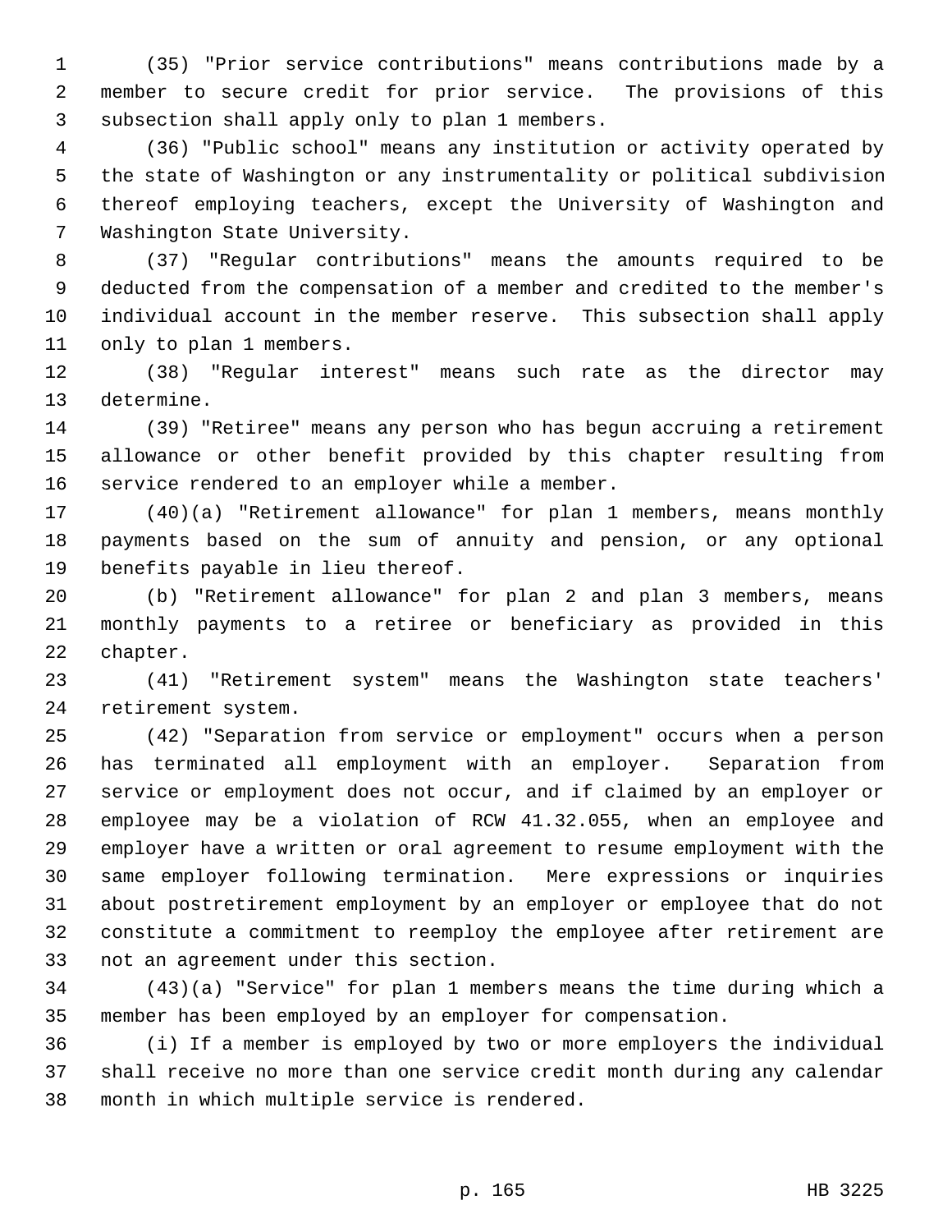(35) "Prior service contributions" means contributions made by a member to secure credit for prior service. The provisions of this subsection shall apply only to plan 1 members.

(36) "Public school" means any institution or activity operated by the state of Washington or any instrumentality or political subdivision thereof employing teachers, except the University of Washington and Washington State University.

(37) "Regular contributions" means the amounts required to be deducted from the compensation of a member and credited to the member's individual account in the member reserve. This subsection shall apply only to plan 1 members.

(38) "Regular interest" means such rate as the director may determine.

(39) "Retiree" means any person who has begun accruing a retirement allowance or other benefit provided by this chapter resulting from service rendered to an employer while a member.

(40)(a) "Retirement allowance" for plan 1 members, means monthly payments based on the sum of annuity and pension, or any optional benefits payable in lieu thereof.

(b) "Retirement allowance" for plan 2 and plan 3 members, means monthly payments to a retiree or beneficiary as provided in this chapter.

(41) "Retirement system" means the Washington state teachers' retirement system.

(42) "Separation from service or employment" occurs when a person has terminated all employment with an employer. Separation from service or employment does not occur, and if claimed by an employer or employee may be a violation of RCW 41.32.055, when an employee and employer have a written or oral agreement to resume employment with the same employer following termination. Mere expressions or inquiries about postretirement employment by an employer or employee that do not constitute a commitment to reemploy the employee after retirement are not an agreement under this section.

(43)(a) "Service" for plan 1 members means the time during which a member has been employed by an employer for compensation.

(i) If a member is employed by two or more employers the individual shall receive no more than one service credit month during any calendar month in which multiple service is rendered.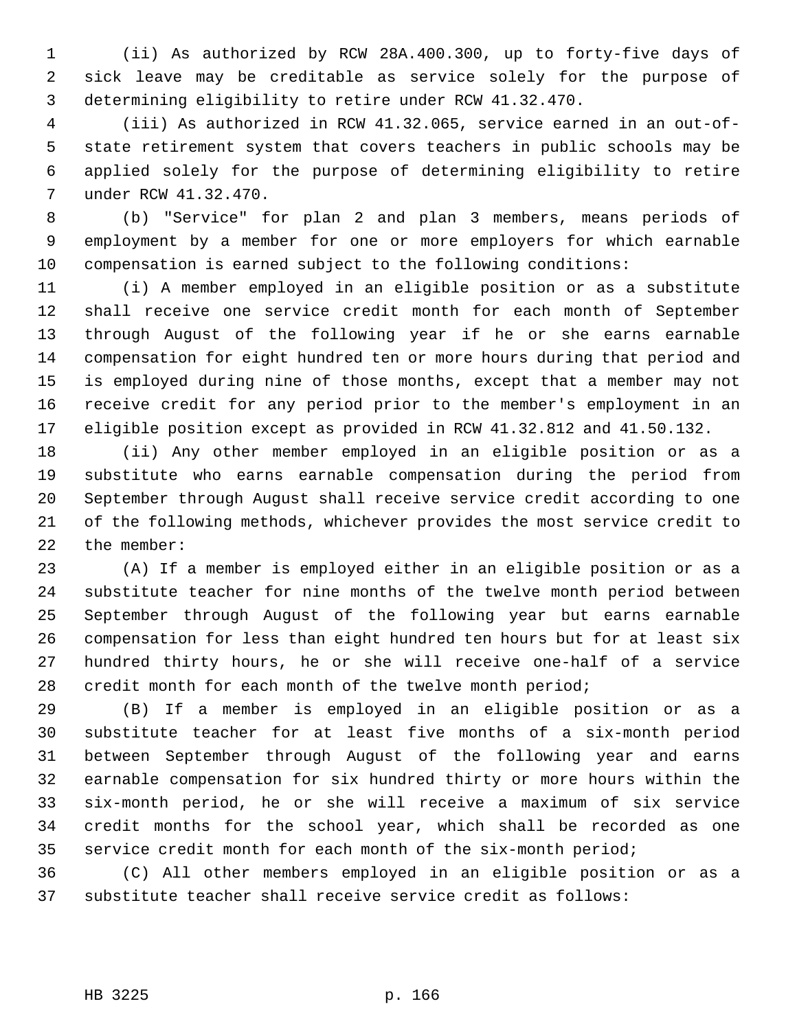(ii) As authorized by RCW 28A.400.300, up to forty-five days of sick leave may be creditable as service solely for the purpose of determining eligibility to retire under RCW 41.32.470.

(iii) As authorized in RCW 41.32.065, service earned in an out-of-state retirement system that covers teachers in public schools may be applied solely for the purpose of determining eligibility to retire under RCW 41.32.470.

(b) "Service" for plan 2 and plan 3 members, means periods of employment by a member for one or more employers for which earnable compensation is earned subject to the following conditions:

(i) A member employed in an eligible position or as a substitute shall receive one service credit month for each month of September through August of the following year if he or she earns earnable compensation for eight hundred ten or more hours during that period and is employed during nine of those months, except that a member may not receive credit for any period prior to the member's employment in an eligible position except as provided in RCW 41.32.812 and 41.50.132.

(ii) Any other member employed in an eligible position or as a substitute who earns earnable compensation during the period from September through August shall receive service credit according to one of the following methods, whichever provides the most service credit to the member:

(A) If a member is employed either in an eligible position or as a substitute teacher for nine months of the twelve month period between September through August of the following year but earns earnable compensation for less than eight hundred ten hours but for at least six hundred thirty hours, he or she will receive one-half of a service credit month for each month of the twelve month period;

(B) If a member is employed in an eligible position or as a substitute teacher for at least five months of a six-month period between September through August of the following year and earns earnable compensation for six hundred thirty or more hours within the six-month period, he or she will receive a maximum of six service credit months for the school year, which shall be recorded as one service credit month for each month of the six-month period;

(C) All other members employed in an eligible position or as a substitute teacher shall receive service credit as follows: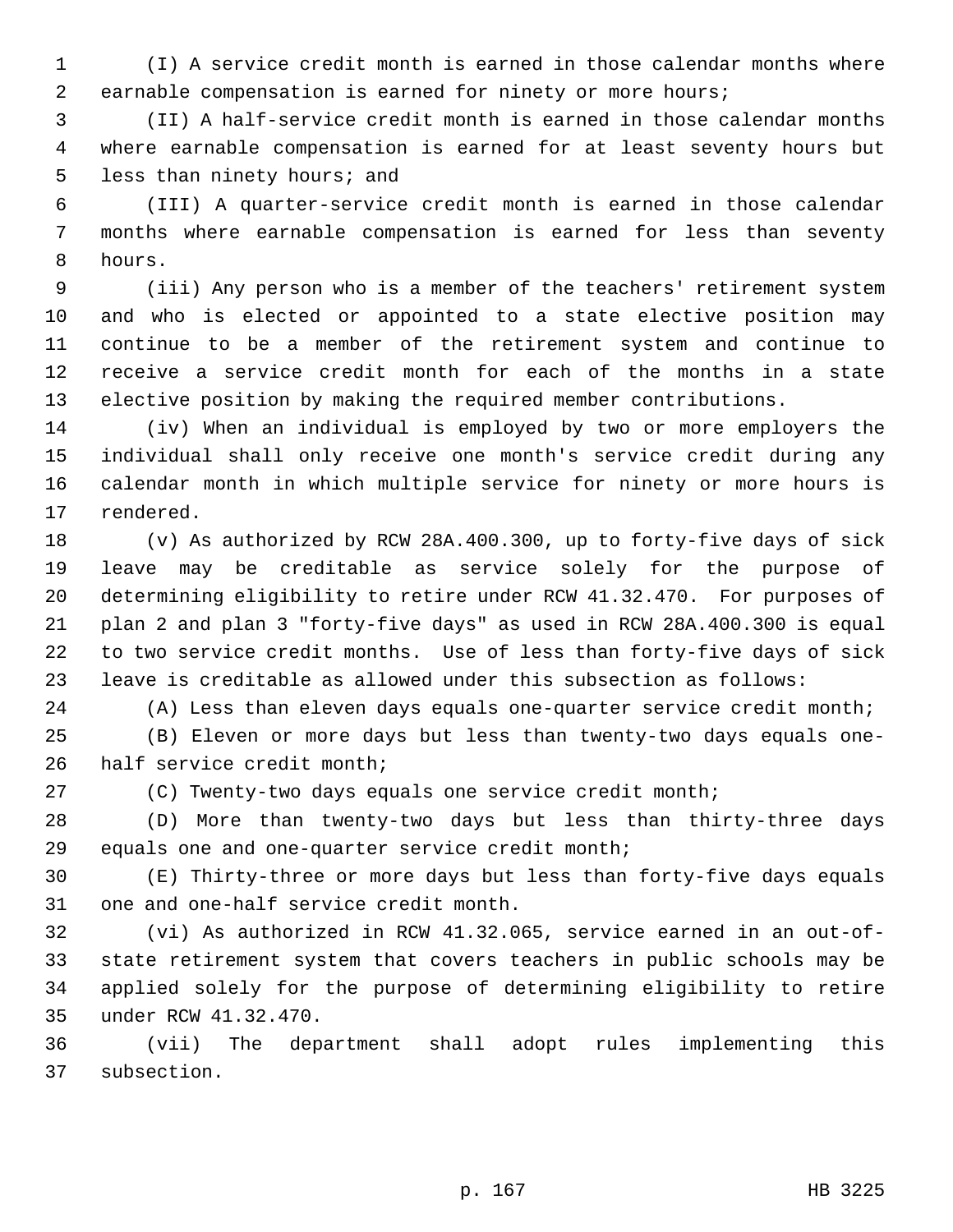(I) A service credit month is earned in those calendar months where earnable compensation is earned for ninety or more hours;

(II) A half-service credit month is earned in those calendar months where earnable compensation is earned for at least seventy hours but less than ninety hours; and

(III) A quarter-service credit month is earned in those calendar months where earnable compensation is earned for less than seventy hours.

(iii) Any person who is a member of the teachers' retirement system and who is elected or appointed to a state elective position may continue to be a member of the retirement system and continue to receive a service credit month for each of the months in a state elective position by making the required member contributions.

(iv) When an individual is employed by two or more employers the individual shall only receive one month's service credit during any calendar month in which multiple service for ninety or more hours is rendered.

(v) As authorized by RCW 28A.400.300, up to forty-five days of sick leave may be creditable as service solely for the purpose of determining eligibility to retire under RCW 41.32.470. For purposes of plan 2 and plan 3 "forty-five days" as used in RCW 28A.400.300 is equal to two service credit months. Use of less than forty-five days of sick leave is creditable as allowed under this subsection as follows:

(A) Less than eleven days equals one-quarter service credit month;

(B) Eleven or more days but less than twenty-two days equals one-half service credit month;

(C) Twenty-two days equals one service credit month;

(D) More than twenty-two days but less than thirty-three days equals one and one-quarter service credit month;

(E) Thirty-three or more days but less than forty-five days equals one and one-half service credit month.

(vi) As authorized in RCW 41.32.065, service earned in an out-of-state retirement system that covers teachers in public schools may be applied solely for the purpose of determining eligibility to retire under RCW 41.32.470.

(vii) The department shall adopt rules implementing this subsection.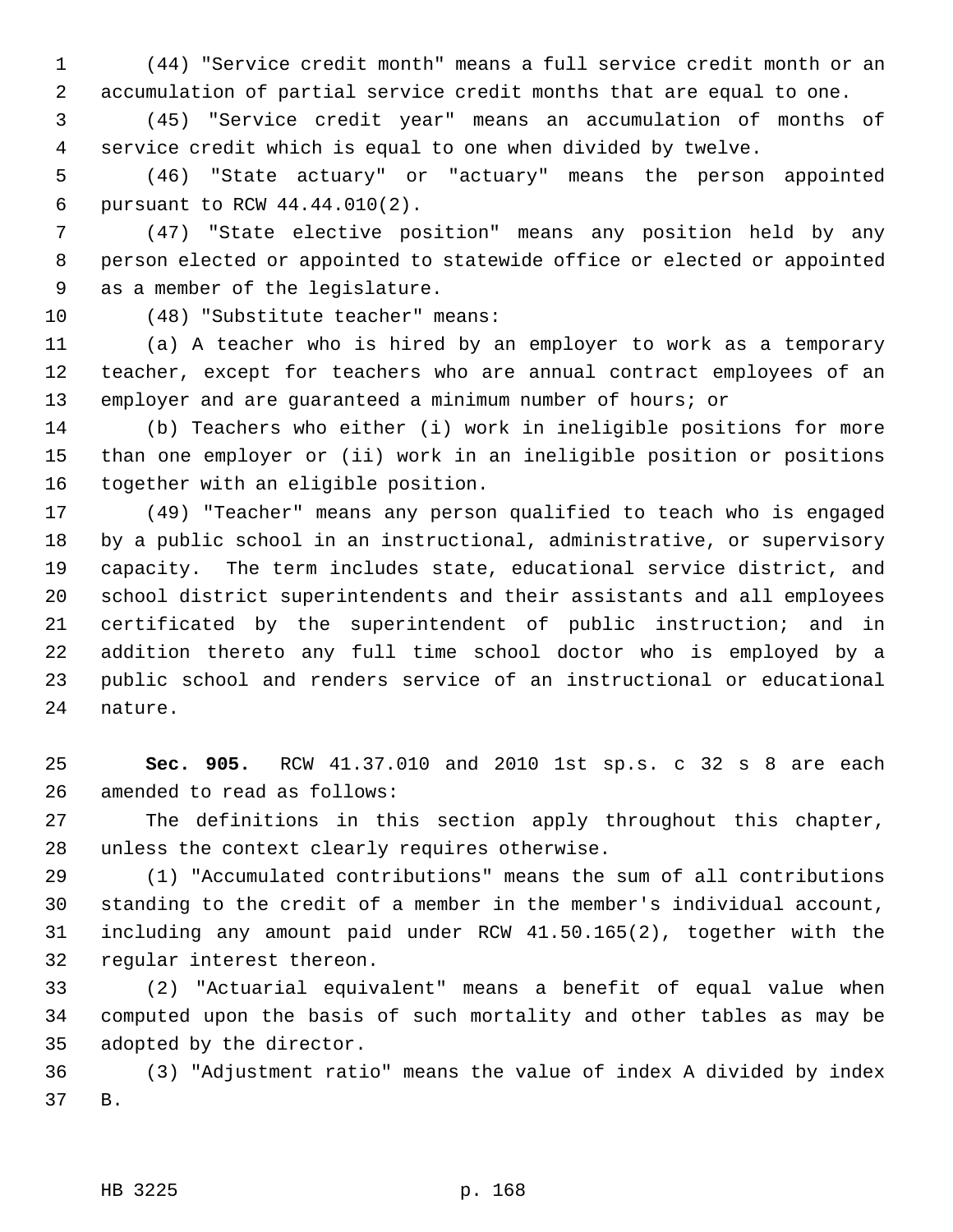(44) "Service credit month" means a full service credit month or an accumulation of partial service credit months that are equal to one.

(45) "Service credit year" means an accumulation of months of service credit which is equal to one when divided by twelve.

(46) "State actuary" or "actuary" means the person appointed pursuant to RCW 44.44.010(2).

(47) "State elective position" means any position held by any person elected or appointed to statewide office or elected or appointed as a member of the legislature.

(48) "Substitute teacher" means:

(a) A teacher who is hired by an employer to work as a temporary teacher, except for teachers who are annual contract employees of an employer and are guaranteed a minimum number of hours; or

(b) Teachers who either (i) work in ineligible positions for more than one employer or (ii) work in an ineligible position or positions together with an eligible position.

(49) "Teacher" means any person qualified to teach who is engaged by a public school in an instructional, administrative, or supervisory capacity. The term includes state, educational service district, and school district superintendents and their assistants and all employees certificated by the superintendent of public instruction; and in addition thereto any full time school doctor who is employed by a public school and renders service of an instructional or educational nature.

**Sec. 905.** RCW 41.37.010 and 2010 1st sp.s. c 32 s 8 are each amended to read as follows:

The definitions in this section apply throughout this chapter, unless the context clearly requires otherwise.

(1) "Accumulated contributions" means the sum of all contributions standing to the credit of a member in the member's individual account, including any amount paid under RCW 41.50.165(2), together with the regular interest thereon.

(2) "Actuarial equivalent" means a benefit of equal value when computed upon the basis of such mortality and other tables as may be adopted by the director.

(3) "Adjustment ratio" means the value of index A divided by index B.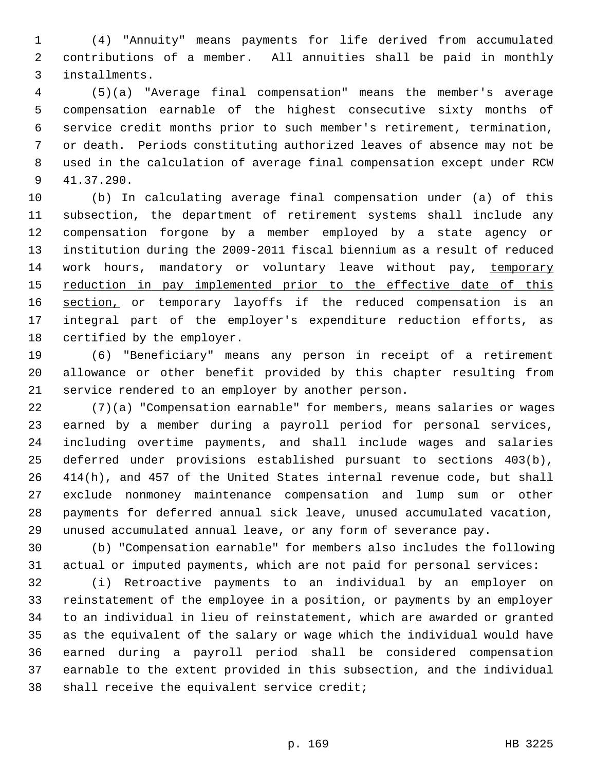(4) "Annuity" means payments for life derived from accumulated contributions of a member. All annuities shall be paid in monthly installments.

(5)(a) "Average final compensation" means the member's average compensation earnable of the highest consecutive sixty months of service credit months prior to such member's retirement, termination, or death. Periods constituting authorized leaves of absence may not be used in the calculation of average final compensation except under RCW 41.37.290.

(b) In calculating average final compensation under (a) of this subsection, the department of retirement systems shall include any compensation forgone by a member employed by a state agency or institution during the 2009-2011 fiscal biennium as a result of reduced work hours, mandatory or voluntary leave without pay, <u>temporary reduction in pay implemented prior to the effective date of this section,</u> or temporary layoffs if the reduced compensation is an integral part of the employer's expenditure reduction efforts, as certified by the employer.

(6) "Beneficiary" means any person in receipt of a retirement allowance or other benefit provided by this chapter resulting from service rendered to an employer by another person.

(7)(a) "Compensation earnable" for members, means salaries or wages earned by a member during a payroll period for personal services, including overtime payments, and shall include wages and salaries deferred under provisions established pursuant to sections 403(b), 414(h), and 457 of the United States internal revenue code, but shall exclude nonmoney maintenance compensation and lump sum or other payments for deferred annual sick leave, unused accumulated vacation, unused accumulated annual leave, or any form of severance pay.

(b) "Compensation earnable" for members also includes the following actual or imputed payments, which are not paid for personal services:

(i) Retroactive payments to an individual by an employer on reinstatement of the employee in a position, or payments by an employer to an individual in lieu of reinstatement, which are awarded or granted as the equivalent of the salary or wage which the individual would have earned during a payroll period shall be considered compensation earnable to the extent provided in this subsection, and the individual shall receive the equivalent service credit;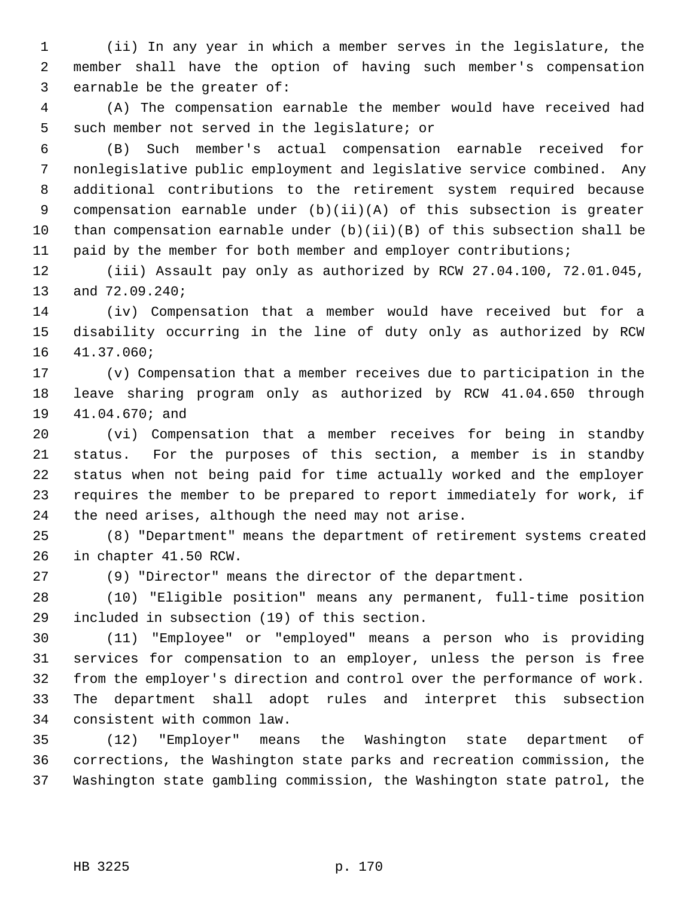(ii) In any year in which a member serves in the legislature, the member shall have the option of having such member's compensation earnable be the greater of:

(A) The compensation earnable the member would have received had such member not served in the legislature; or

(B) Such member's actual compensation earnable received for nonlegislative public employment and legislative service combined. Any additional contributions to the retirement system required because compensation earnable under (b)(ii)(A) of this subsection is greater than compensation earnable under (b)(ii)(B) of this subsection shall be paid by the member for both member and employer contributions;

(iii) Assault pay only as authorized by RCW 27.04.100, 72.01.045, and 72.09.240;

(iv) Compensation that a member would have received but for a disability occurring in the line of duty only as authorized by RCW 41.37.060;

(v) Compensation that a member receives due to participation in the leave sharing program only as authorized by RCW 41.04.650 through 41.04.670; and

(vi) Compensation that a member receives for being in standby status. For the purposes of this section, a member is in standby status when not being paid for time actually worked and the employer requires the member to be prepared to report immediately for work, if the need arises, although the need may not arise.

(8) "Department" means the department of retirement systems created in chapter 41.50 RCW.

(9) "Director" means the director of the department.

(10) "Eligible position" means any permanent, full-time position included in subsection (19) of this section.

(11) "Employee" or "employed" means a person who is providing services for compensation to an employer, unless the person is free from the employer's direction and control over the performance of work. The department shall adopt rules and interpret this subsection consistent with common law.

(12) "Employer" means the Washington state department of corrections, the Washington state parks and recreation commission, the Washington state gambling commission, the Washington state patrol, the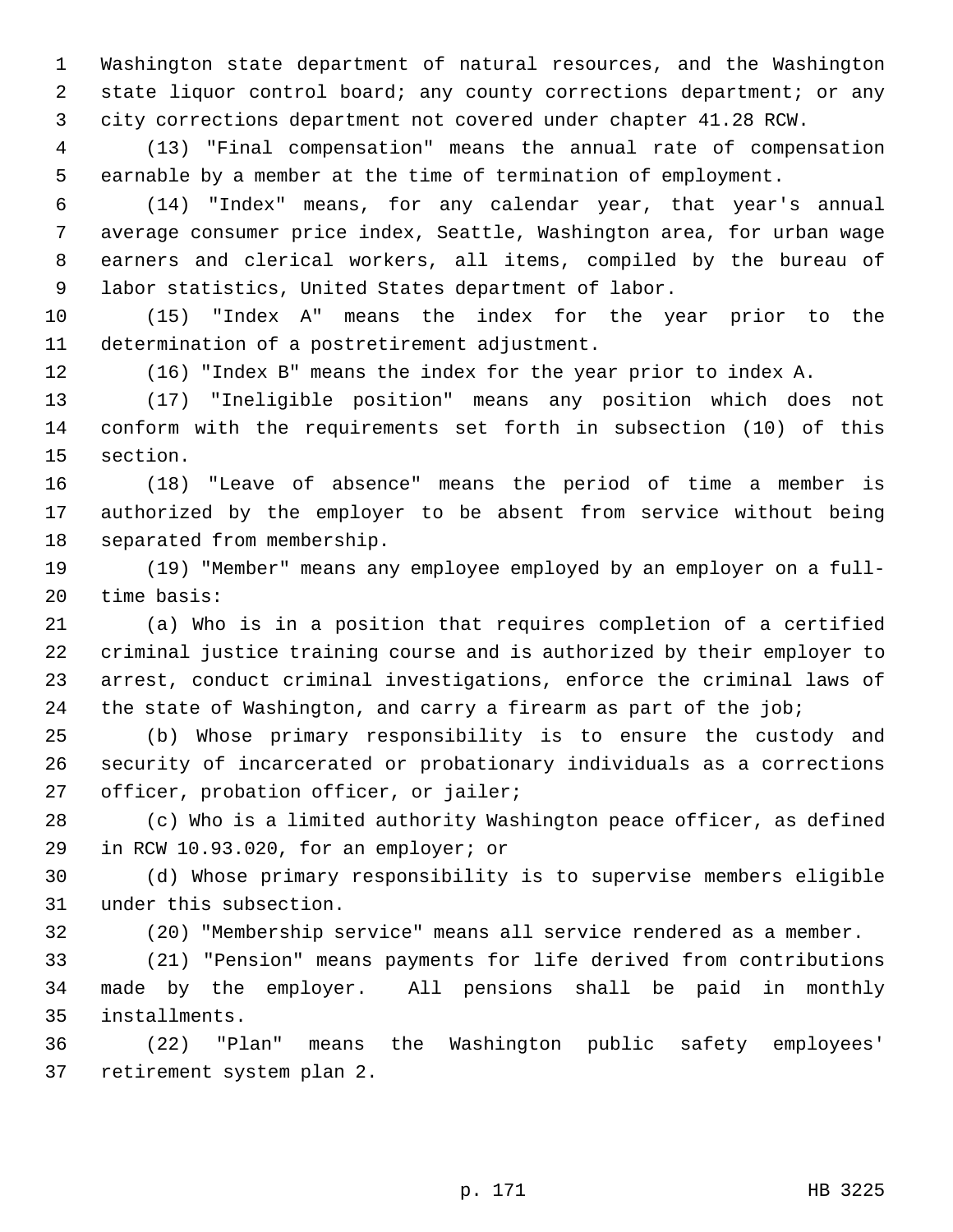Washington state department of natural resources, and the Washington state liquor control board; any county corrections department; or any city corrections department not covered under chapter 41.28 RCW.

(13) "Final compensation" means the annual rate of compensation earnable by a member at the time of termination of employment.

(14) "Index" means, for any calendar year, that year's annual average consumer price index, Seattle, Washington area, for urban wage earners and clerical workers, all items, compiled by the bureau of labor statistics, United States department of labor.

(15) "Index A" means the index for the year prior to the determination of a postretirement adjustment.

(16) "Index B" means the index for the year prior to index A.

(17) "Ineligible position" means any position which does not conform with the requirements set forth in subsection (10) of this section.

(18) "Leave of absence" means the period of time a member is authorized by the employer to be absent from service without being separated from membership.

(19) "Member" means any employee employed by an employer on a full-time basis:

(a) Who is in a position that requires completion of a certified criminal justice training course and is authorized by their employer to arrest, conduct criminal investigations, enforce the criminal laws of the state of Washington, and carry a firearm as part of the job;

(b) Whose primary responsibility is to ensure the custody and security of incarcerated or probationary individuals as a corrections officer, probation officer, or jailer;

(c) Who is a limited authority Washington peace officer, as defined in RCW 10.93.020, for an employer; or

(d) Whose primary responsibility is to supervise members eligible under this subsection.

(20) "Membership service" means all service rendered as a member.

(21) "Pension" means payments for life derived from contributions made by the employer. All pensions shall be paid in monthly installments.

(22) "Plan" means the Washington public safety employees' retirement system plan 2.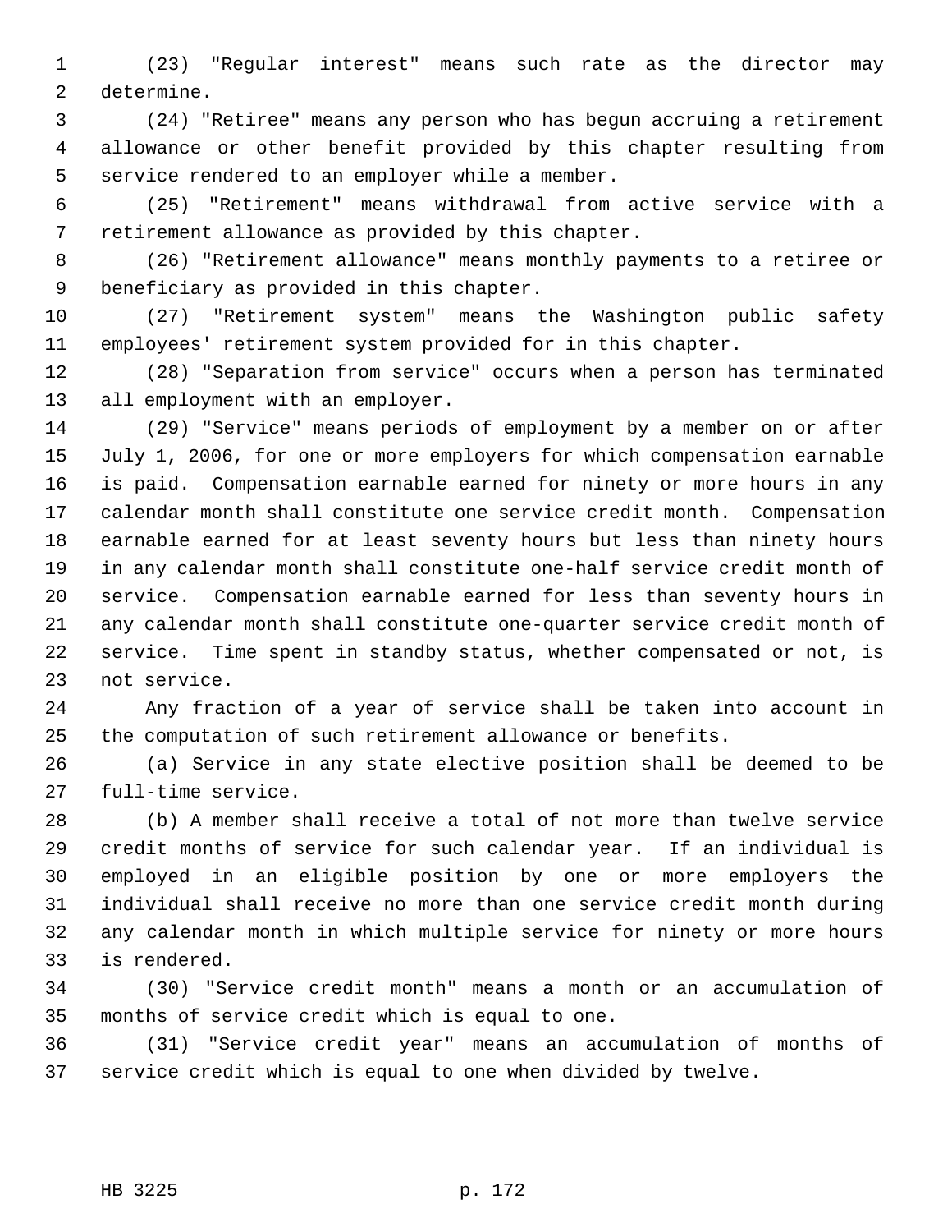(23) "Regular interest" means such rate as the director may determine.

(24) "Retiree" means any person who has begun accruing a retirement allowance or other benefit provided by this chapter resulting from service rendered to an employer while a member.

(25) "Retirement" means withdrawal from active service with a retirement allowance as provided by this chapter.

(26) "Retirement allowance" means monthly payments to a retiree or beneficiary as provided in this chapter.

(27) "Retirement system" means the Washington public safety employees' retirement system provided for in this chapter.

(28) "Separation from service" occurs when a person has terminated all employment with an employer.

(29) "Service" means periods of employment by a member on or after July 1, 2006, for one or more employers for which compensation earnable is paid. Compensation earnable earned for ninety or more hours in any calendar month shall constitute one service credit month. Compensation earnable earned for at least seventy hours but less than ninety hours in any calendar month shall constitute one-half service credit month of service. Compensation earnable earned for less than seventy hours in any calendar month shall constitute one-quarter service credit month of service. Time spent in standby status, whether compensated or not, is not service.

Any fraction of a year of service shall be taken into account in the computation of such retirement allowance or benefits.

(a) Service in any state elective position shall be deemed to be full-time service.

(b) A member shall receive a total of not more than twelve service credit months of service for such calendar year. If an individual is employed in an eligible position by one or more employers the individual shall receive no more than one service credit month during any calendar month in which multiple service for ninety or more hours is rendered.

(30) "Service credit month" means a month or an accumulation of months of service credit which is equal to one.

(31) "Service credit year" means an accumulation of months of service credit which is equal to one when divided by twelve.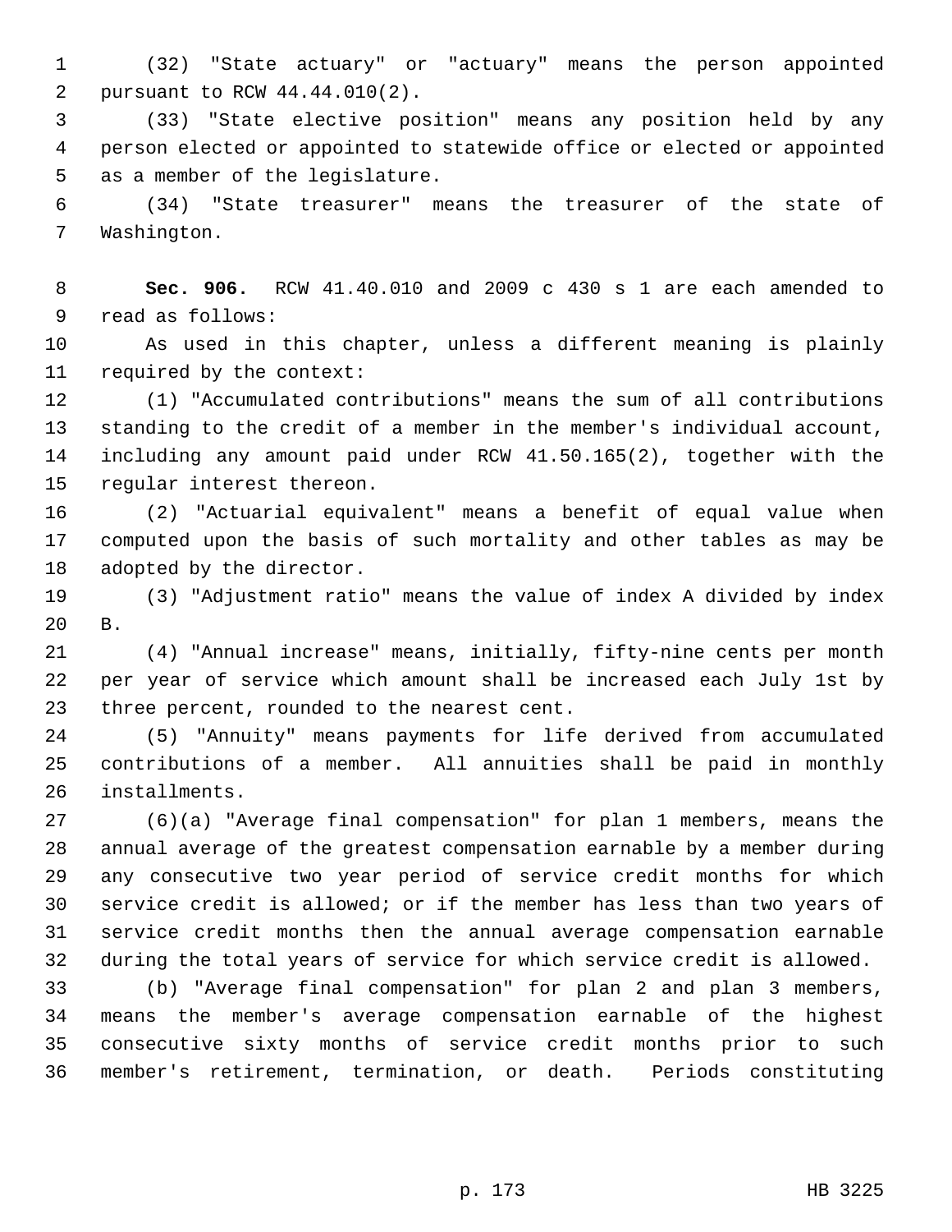(32) "State actuary" or "actuary" means the person appointed pursuant to RCW 44.44.010(2).

(33) "State elective position" means any position held by any person elected or appointed to statewide office or elected or appointed as a member of the legislature.

(34) "State treasurer" means the treasurer of the state of Washington.

**Sec. 906.** RCW 41.40.010 and 2009 c 430 s 1 are each amended to read as follows:

As used in this chapter, unless a different meaning is plainly required by the context:

(1) "Accumulated contributions" means the sum of all contributions standing to the credit of a member in the member's individual account, including any amount paid under RCW 41.50.165(2), together with the regular interest thereon.

(2) "Actuarial equivalent" means a benefit of equal value when computed upon the basis of such mortality and other tables as may be adopted by the director.

(3) "Adjustment ratio" means the value of index A divided by index B.

(4) "Annual increase" means, initially, fifty-nine cents per month per year of service which amount shall be increased each July 1st by three percent, rounded to the nearest cent.

(5) "Annuity" means payments for life derived from accumulated contributions of a member. All annuities shall be paid in monthly installments.

(6)(a) "Average final compensation" for plan 1 members, means the annual average of the greatest compensation earnable by a member during any consecutive two year period of service credit months for which service credit is allowed; or if the member has less than two years of service credit months then the annual average compensation earnable during the total years of service for which service credit is allowed.

(b) "Average final compensation" for plan 2 and plan 3 members, means the member's average compensation earnable of the highest consecutive sixty months of service credit months prior to such member's retirement, termination, or death. Periods constituting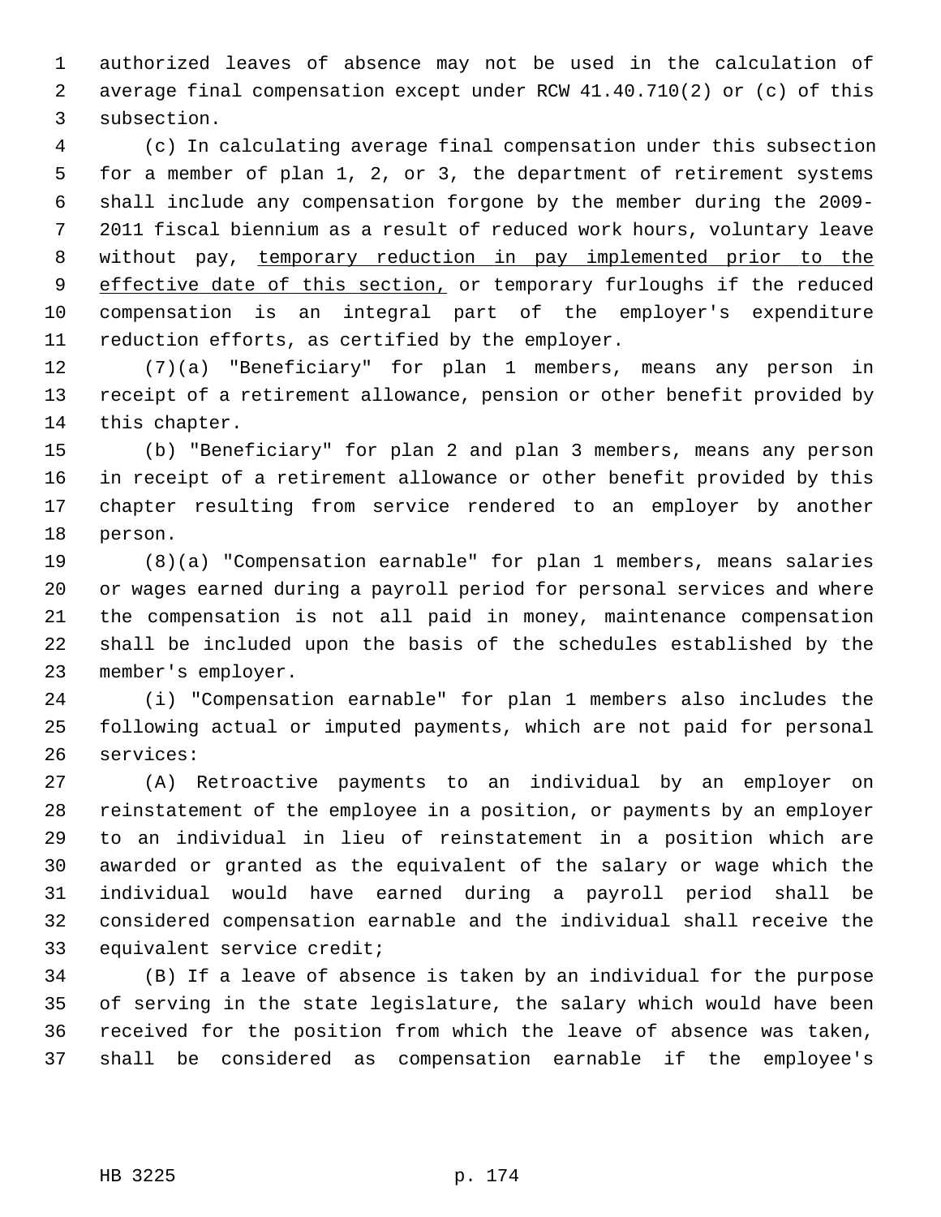authorized leaves of absence may not be used in the calculation of average final compensation except under RCW 41.40.710(2) or (c) of this subsection.

(c) In calculating average final compensation under this subsection for a member of plan 1, 2, or 3, the department of retirement systems shall include any compensation forgone by the member during the 2009-2011 fiscal biennium as a result of reduced work hours, voluntary leave without pay, <u>temporary reduction in pay implemented prior to the effective date of this section,</u> or temporary furloughs if the reduced compensation is an integral part of the employer's expenditure reduction efforts, as certified by the employer.

(7)(a) "Beneficiary" for plan 1 members, means any person in receipt of a retirement allowance, pension or other benefit provided by this chapter.

(b) "Beneficiary" for plan 2 and plan 3 members, means any person in receipt of a retirement allowance or other benefit provided by this chapter resulting from service rendered to an employer by another person.

(8)(a) "Compensation earnable" for plan 1 members, means salaries or wages earned during a payroll period for personal services and where the compensation is not all paid in money, maintenance compensation shall be included upon the basis of the schedules established by the member's employer.

(i) "Compensation earnable" for plan 1 members also includes the following actual or imputed payments, which are not paid for personal services:

(A) Retroactive payments to an individual by an employer on reinstatement of the employee in a position, or payments by an employer to an individual in lieu of reinstatement in a position which are awarded or granted as the equivalent of the salary or wage which the individual would have earned during a payroll period shall be considered compensation earnable and the individual shall receive the equivalent service credit;

(B) If a leave of absence is taken by an individual for the purpose of serving in the state legislature, the salary which would have been received for the position from which the leave of absence was taken, shall be considered as compensation earnable if the employee's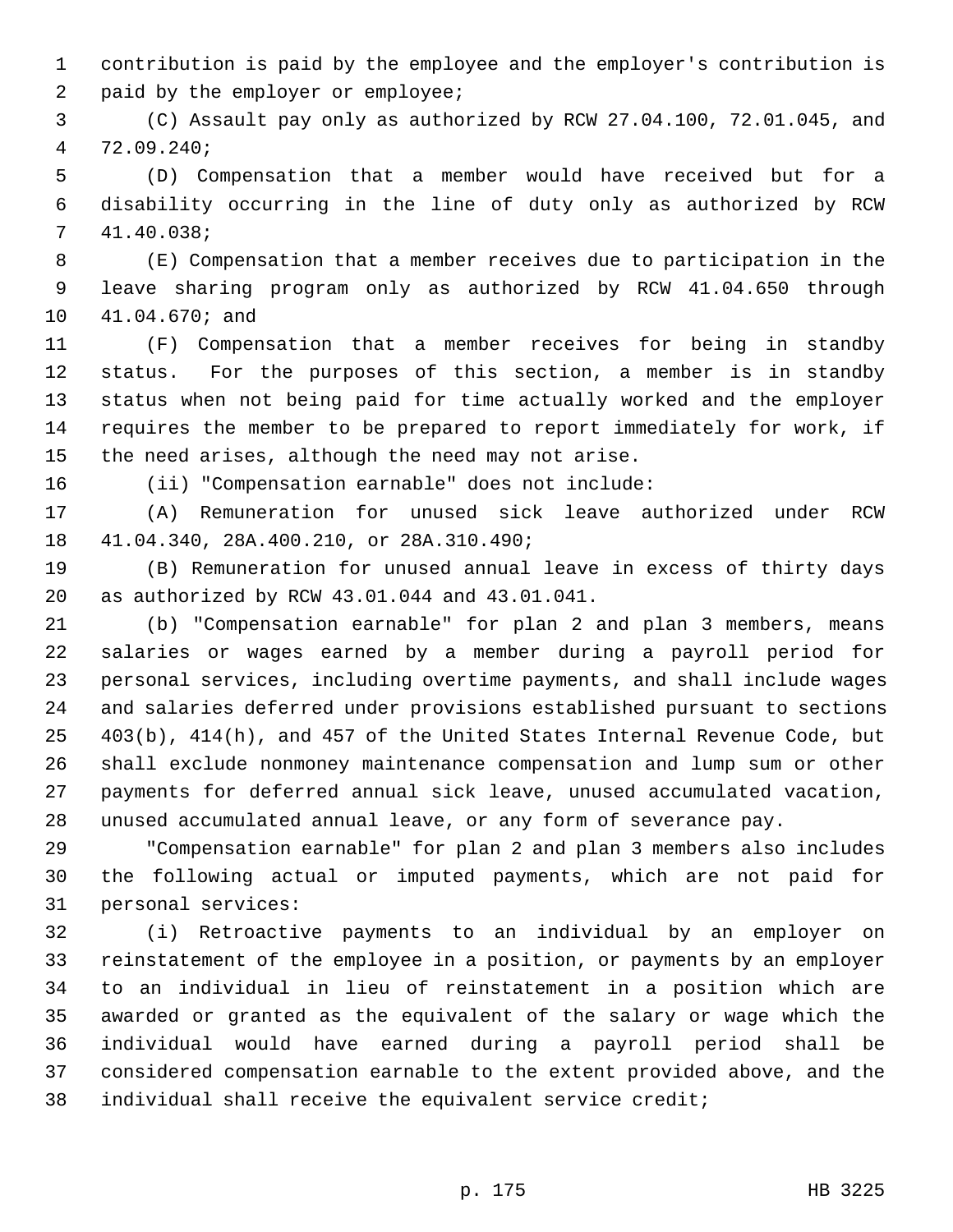contribution is paid by the employee and the employer's contribution is paid by the employer or employee;

(C) Assault pay only as authorized by RCW 27.04.100, 72.01.045, and 72.09.240;

(D) Compensation that a member would have received but for a disability occurring in the line of duty only as authorized by RCW 41.40.038;

(E) Compensation that a member receives due to participation in the leave sharing program only as authorized by RCW 41.04.650 through 41.04.670; and

(F) Compensation that a member receives for being in standby status. For the purposes of this section, a member is in standby status when not being paid for time actually worked and the employer requires the member to be prepared to report immediately for work, if the need arises, although the need may not arise.

(ii) "Compensation earnable" does not include:

(A) Remuneration for unused sick leave authorized under RCW 41.04.340, 28A.400.210, or 28A.310.490;

(B) Remuneration for unused annual leave in excess of thirty days as authorized by RCW 43.01.044 and 43.01.041.

(b) "Compensation earnable" for plan 2 and plan 3 members, means salaries or wages earned by a member during a payroll period for personal services, including overtime payments, and shall include wages and salaries deferred under provisions established pursuant to sections 403(b), 414(h), and 457 of the United States Internal Revenue Code, but shall exclude nonmoney maintenance compensation and lump sum or other payments for deferred annual sick leave, unused accumulated vacation, unused accumulated annual leave, or any form of severance pay.

"Compensation earnable" for plan 2 and plan 3 members also includes the following actual or imputed payments, which are not paid for personal services:

(i) Retroactive payments to an individual by an employer on reinstatement of the employee in a position, or payments by an employer to an individual in lieu of reinstatement in a position which are awarded or granted as the equivalent of the salary or wage which the individual would have earned during a payroll period shall be considered compensation earnable to the extent provided above, and the individual shall receive the equivalent service credit;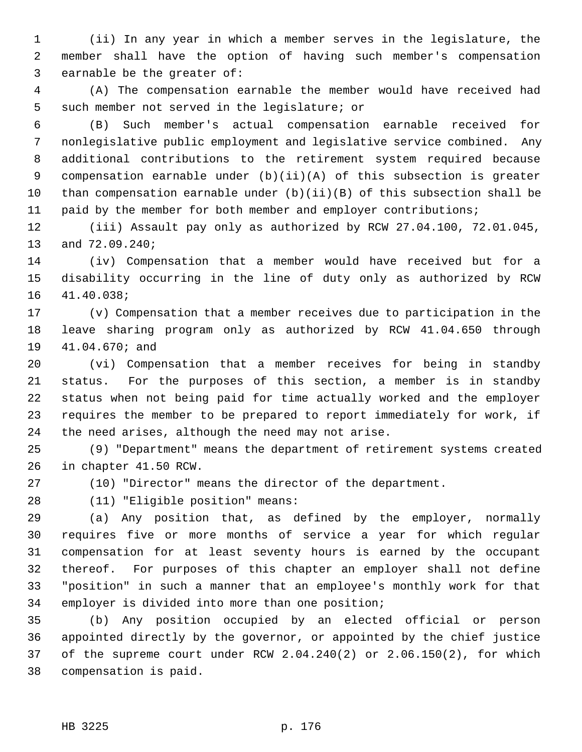(ii) In any year in which a member serves in the legislature, the member shall have the option of having such member's compensation earnable be the greater of:

(A) The compensation earnable the member would have received had such member not served in the legislature; or

(B) Such member's actual compensation earnable received for nonlegislative public employment and legislative service combined. Any additional contributions to the retirement system required because compensation earnable under (b)(ii)(A) of this subsection is greater than compensation earnable under (b)(ii)(B) of this subsection shall be paid by the member for both member and employer contributions;

(iii) Assault pay only as authorized by RCW 27.04.100, 72.01.045, and 72.09.240;

(iv) Compensation that a member would have received but for a disability occurring in the line of duty only as authorized by RCW 41.40.038;

(v) Compensation that a member receives due to participation in the leave sharing program only as authorized by RCW 41.04.650 through 41.04.670; and

(vi) Compensation that a member receives for being in standby status. For the purposes of this section, a member is in standby status when not being paid for time actually worked and the employer requires the member to be prepared to report immediately for work, if the need arises, although the need may not arise.

(9) "Department" means the department of retirement systems created in chapter 41.50 RCW.

(10) "Director" means the director of the department.

(11) "Eligible position" means:

(a) Any position that, as defined by the employer, normally requires five or more months of service a year for which regular compensation for at least seventy hours is earned by the occupant thereof. For purposes of this chapter an employer shall not define "position" in such a manner that an employee's monthly work for that employer is divided into more than one position;

(b) Any position occupied by an elected official or person appointed directly by the governor, or appointed by the chief justice of the supreme court under RCW 2.04.240(2) or 2.06.150(2), for which compensation is paid.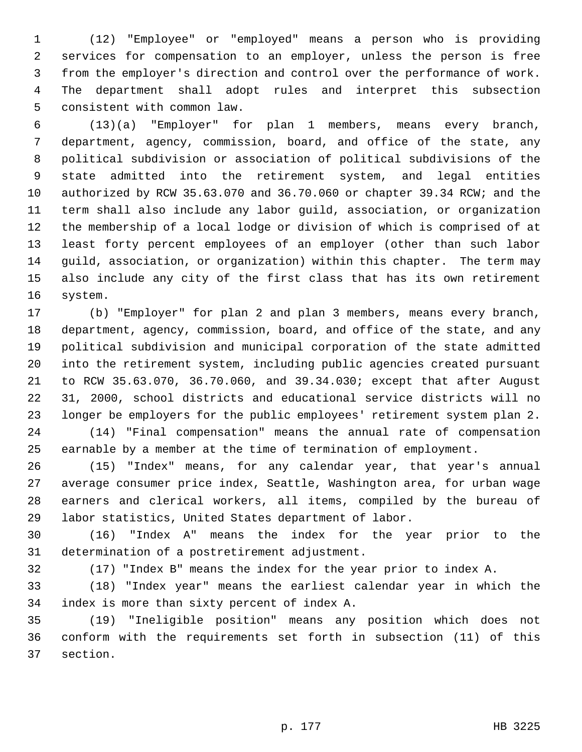(12) "Employee" or "employed" means a person who is providing services for compensation to an employer, unless the person is free from the employer's direction and control over the performance of work. The department shall adopt rules and interpret this subsection consistent with common law.

(13)(a) "Employer" for plan 1 members, means every branch, department, agency, commission, board, and office of the state, any political subdivision or association of political subdivisions of the state admitted into the retirement system, and legal entities authorized by RCW 35.63.070 and 36.70.060 or chapter 39.34 RCW; and the term shall also include any labor guild, association, or organization the membership of a local lodge or division of which is comprised of at least forty percent employees of an employer (other than such labor guild, association, or organization) within this chapter. The term may also include any city of the first class that has its own retirement system.

(b) "Employer" for plan 2 and plan 3 members, means every branch, department, agency, commission, board, and office of the state, and any political subdivision and municipal corporation of the state admitted into the retirement system, including public agencies created pursuant to RCW 35.63.070, 36.70.060, and 39.34.030; except that after August 31, 2000, school districts and educational service districts will no longer be employers for the public employees' retirement system plan 2.

(14) "Final compensation" means the annual rate of compensation earnable by a member at the time of termination of employment.

(15) "Index" means, for any calendar year, that year's annual average consumer price index, Seattle, Washington area, for urban wage earners and clerical workers, all items, compiled by the bureau of labor statistics, United States department of labor.

(16) "Index A" means the index for the year prior to the determination of a postretirement adjustment.

(17) "Index B" means the index for the year prior to index A.

(18) "Index year" means the earliest calendar year in which the index is more than sixty percent of index A.

(19) "Ineligible position" means any position which does not conform with the requirements set forth in subsection (11) of this section.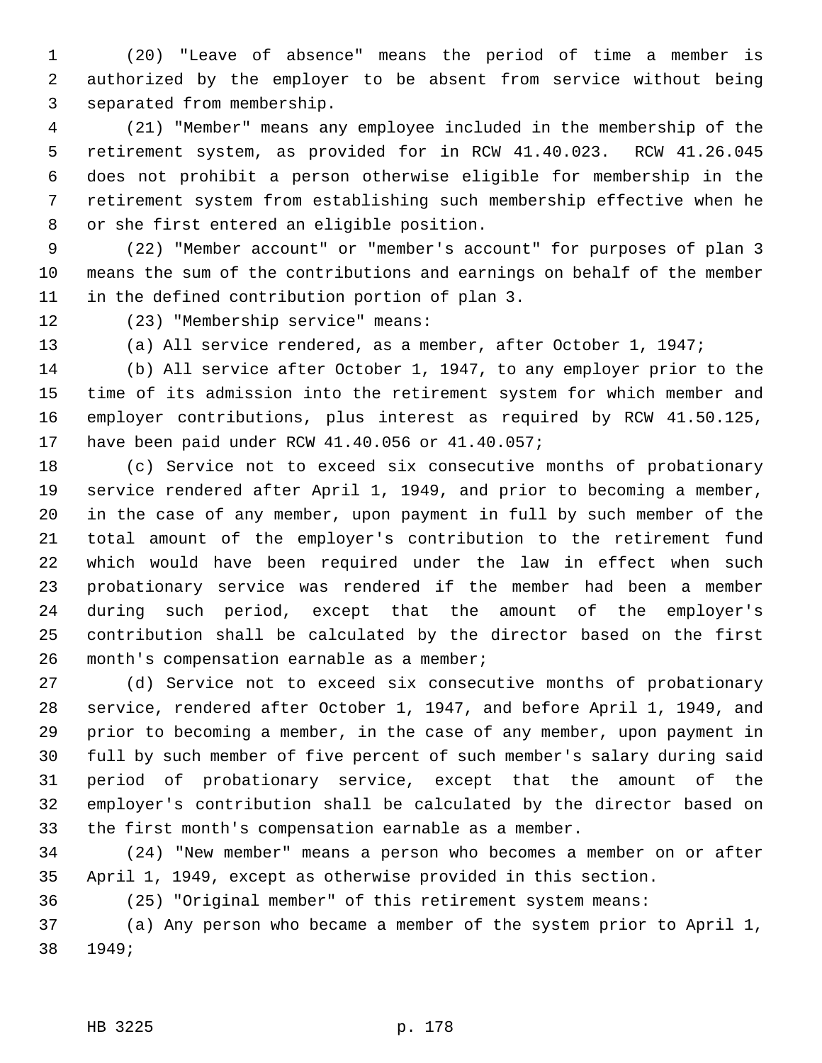(20) "Leave of absence" means the period of time a member is authorized by the employer to be absent from service without being separated from membership.

(21) "Member" means any employee included in the membership of the retirement system, as provided for in RCW 41.40.023. RCW 41.26.045 does not prohibit a person otherwise eligible for membership in the retirement system from establishing such membership effective when he or she first entered an eligible position.

(22) "Member account" or "member's account" for purposes of plan 3 means the sum of the contributions and earnings on behalf of the member in the defined contribution portion of plan 3.

(23) "Membership service" means:

(a) All service rendered, as a member, after October 1, 1947;

(b) All service after October 1, 1947, to any employer prior to the time of its admission into the retirement system for which member and employer contributions, plus interest as required by RCW 41.50.125, have been paid under RCW 41.40.056 or 41.40.057;

(c) Service not to exceed six consecutive months of probationary service rendered after April 1, 1949, and prior to becoming a member, in the case of any member, upon payment in full by such member of the total amount of the employer's contribution to the retirement fund which would have been required under the law in effect when such probationary service was rendered if the member had been a member during such period, except that the amount of the employer's contribution shall be calculated by the director based on the first month's compensation earnable as a member;

(d) Service not to exceed six consecutive months of probationary service, rendered after October 1, 1947, and before April 1, 1949, and prior to becoming a member, in the case of any member, upon payment in full by such member of five percent of such member's salary during said period of probationary service, except that the amount of the employer's contribution shall be calculated by the director based on the first month's compensation earnable as a member.

(24) "New member" means a person who becomes a member on or after April 1, 1949, except as otherwise provided in this section.

(25) "Original member" of this retirement system means:

(a) Any person who became a member of the system prior to April 1, 1949;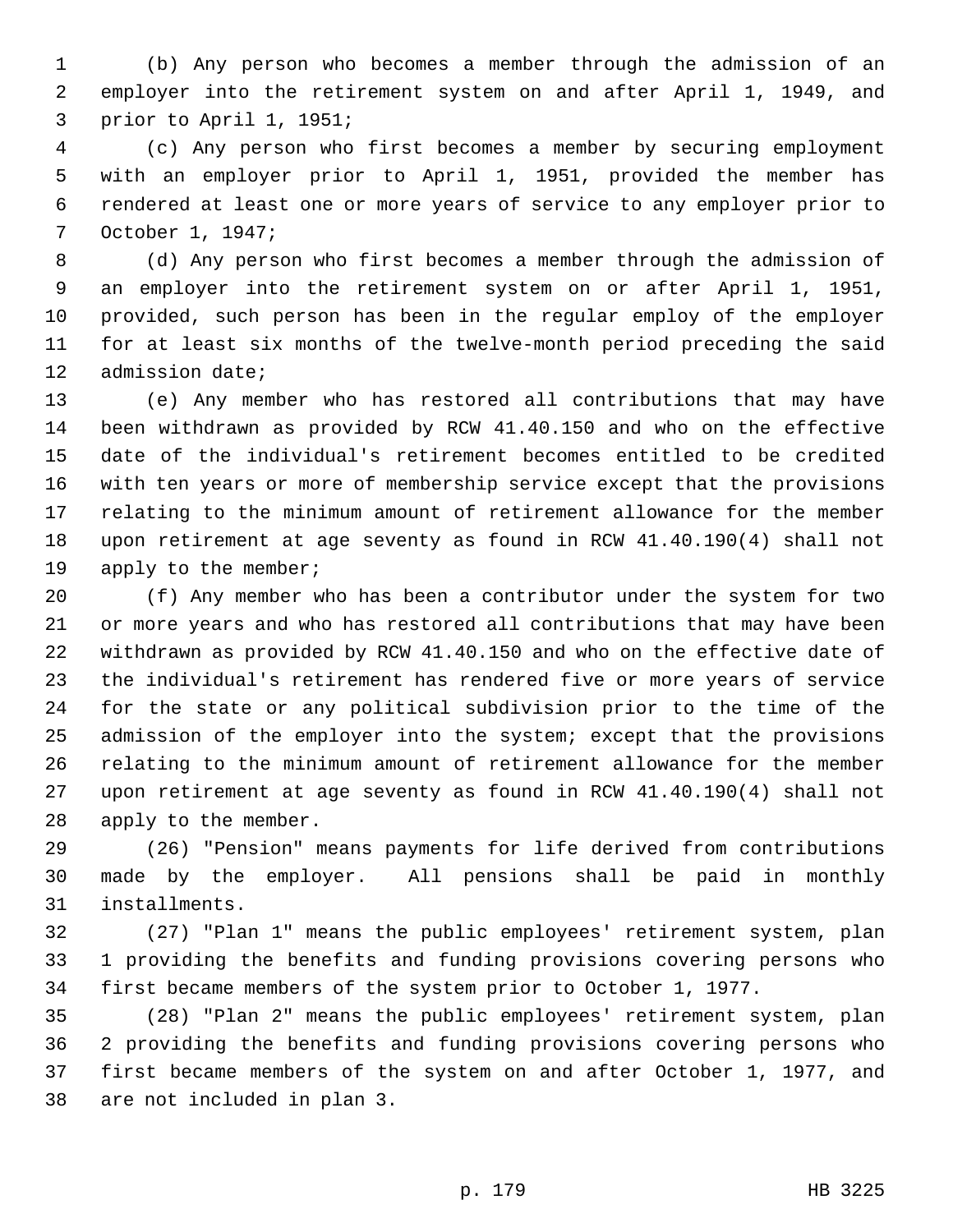(b) Any person who becomes a member through the admission of an employer into the retirement system on and after April 1, 1949, and prior to April 1, 1951;

(c) Any person who first becomes a member by securing employment with an employer prior to April 1, 1951, provided the member has rendered at least one or more years of service to any employer prior to October 1, 1947;

(d) Any person who first becomes a member through the admission of an employer into the retirement system on or after April 1, 1951, provided, such person has been in the regular employ of the employer for at least six months of the twelve-month period preceding the said admission date;

(e) Any member who has restored all contributions that may have been withdrawn as provided by RCW 41.40.150 and who on the effective date of the individual's retirement becomes entitled to be credited with ten years or more of membership service except that the provisions relating to the minimum amount of retirement allowance for the member upon retirement at age seventy as found in RCW 41.40.190(4) shall not apply to the member;

(f) Any member who has been a contributor under the system for two or more years and who has restored all contributions that may have been withdrawn as provided by RCW 41.40.150 and who on the effective date of the individual's retirement has rendered five or more years of service for the state or any political subdivision prior to the time of the admission of the employer into the system; except that the provisions relating to the minimum amount of retirement allowance for the member upon retirement at age seventy as found in RCW 41.40.190(4) shall not apply to the member.

(26) "Pension" means payments for life derived from contributions made by the employer. All pensions shall be paid in monthly installments.

(27) "Plan 1" means the public employees' retirement system, plan 1 providing the benefits and funding provisions covering persons who first became members of the system prior to October 1, 1977.

(28) "Plan 2" means the public employees' retirement system, plan 2 providing the benefits and funding provisions covering persons who first became members of the system on and after October 1, 1977, and are not included in plan 3.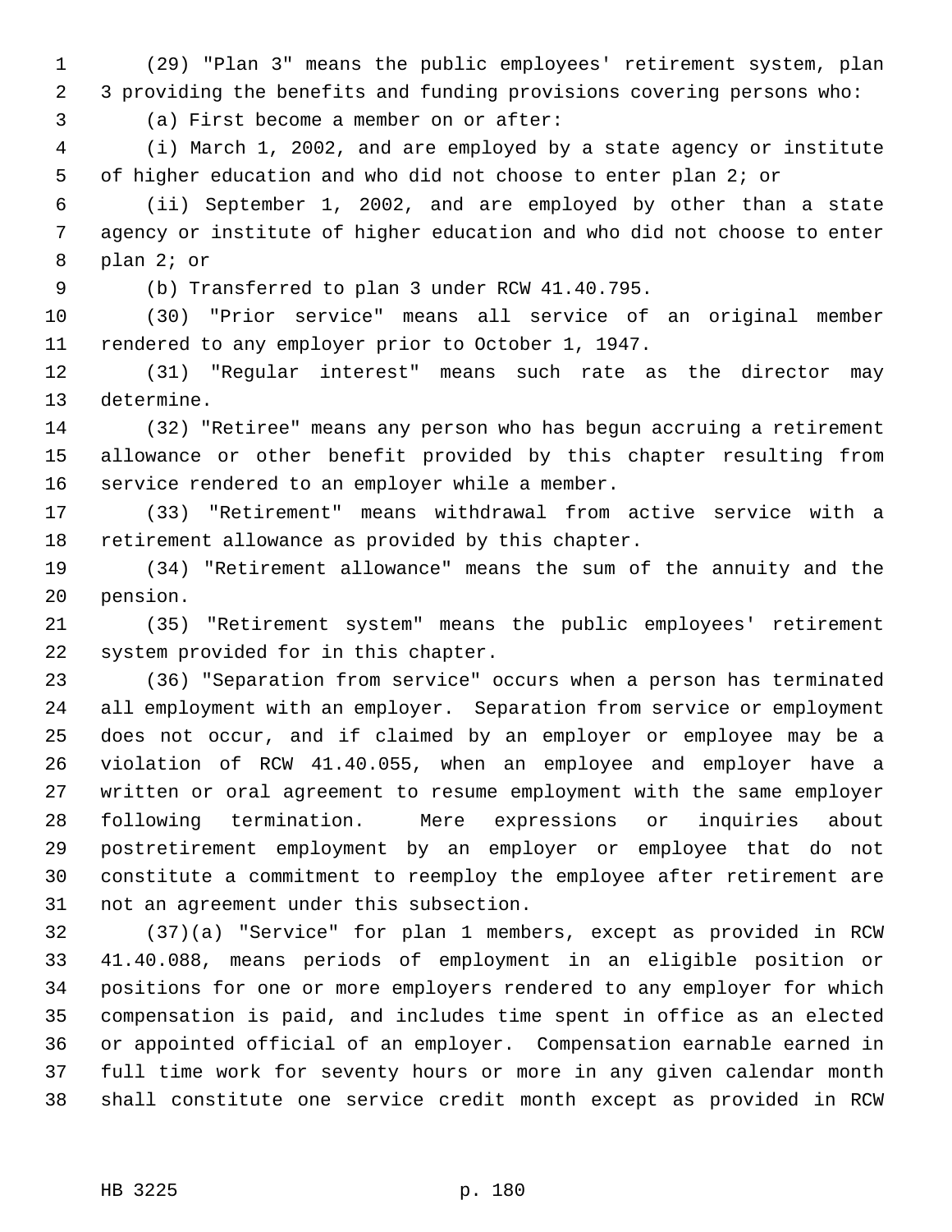(29) "Plan 3" means the public employees' retirement system, plan 3 providing the benefits and funding provisions covering persons who:

(a) First become a member on or after:

(i) March 1, 2002, and are employed by a state agency or institute of higher education and who did not choose to enter plan 2; or

(ii) September 1, 2002, and are employed by other than a state agency or institute of higher education and who did not choose to enter plan 2; or

(b) Transferred to plan 3 under RCW 41.40.795.

(30) "Prior service" means all service of an original member rendered to any employer prior to October 1, 1947.

(31) "Regular interest" means such rate as the director may determine.

(32) "Retiree" means any person who has begun accruing a retirement allowance or other benefit provided by this chapter resulting from service rendered to an employer while a member.

(33) "Retirement" means withdrawal from active service with a retirement allowance as provided by this chapter.

(34) "Retirement allowance" means the sum of the annuity and the pension.

(35) "Retirement system" means the public employees' retirement system provided for in this chapter.

(36) "Separation from service" occurs when a person has terminated all employment with an employer. Separation from service or employment does not occur, and if claimed by an employer or employee may be a violation of RCW 41.40.055, when an employee and employer have a written or oral agreement to resume employment with the same employer following termination. Mere expressions or inquiries about postretirement employment by an employer or employee that do not constitute a commitment to reemploy the employee after retirement are not an agreement under this subsection.

(37)(a) "Service" for plan 1 members, except as provided in RCW 41.40.088, means periods of employment in an eligible position or positions for one or more employers rendered to any employer for which compensation is paid, and includes time spent in office as an elected or appointed official of an employer. Compensation earnable earned in full time work for seventy hours or more in any given calendar month shall constitute one service credit month except as provided in RCW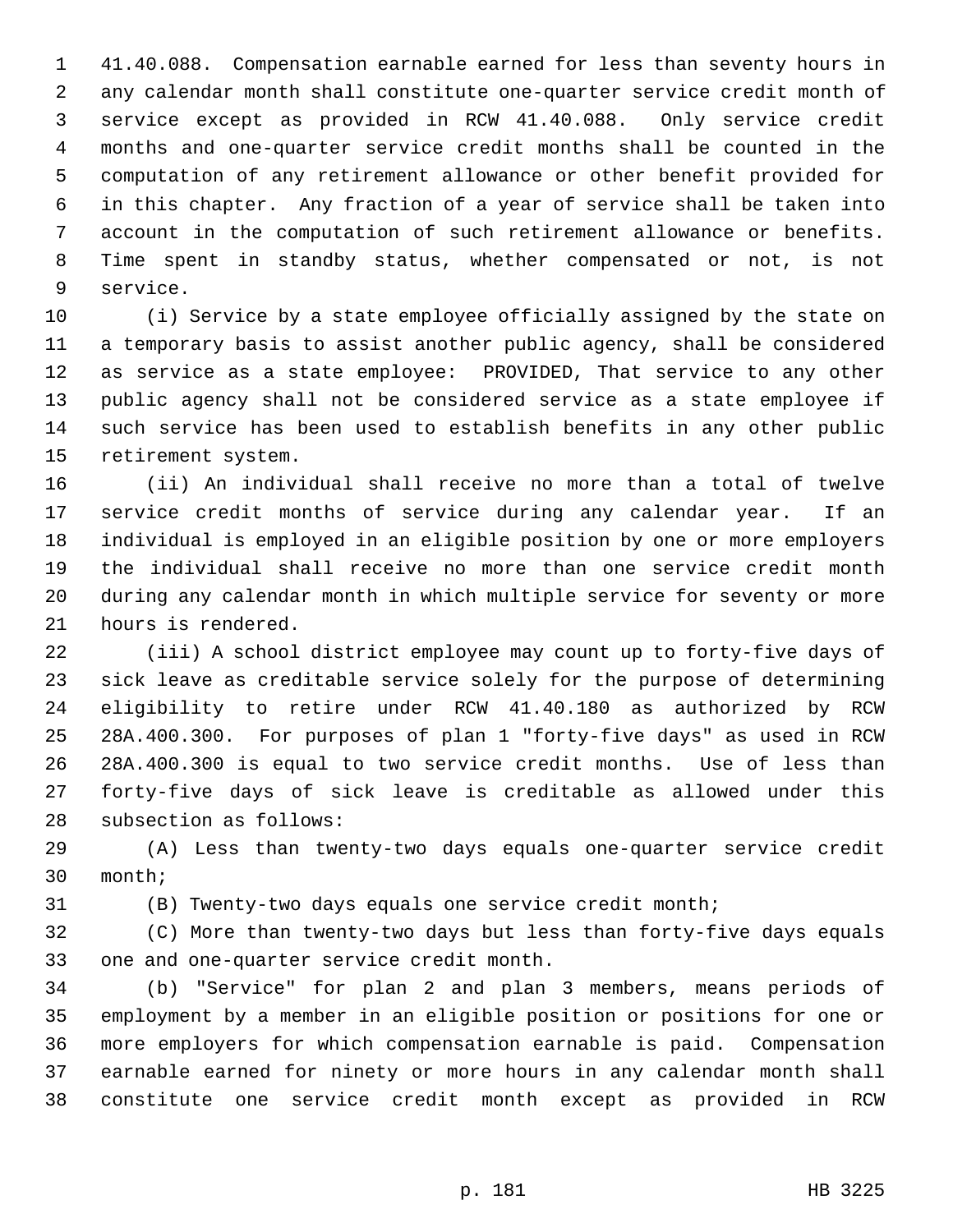41.40.088. Compensation earnable earned for less than seventy hours in any calendar month shall constitute one-quarter service credit month of service except as provided in RCW 41.40.088. Only service credit months and one-quarter service credit months shall be counted in the computation of any retirement allowance or other benefit provided for in this chapter. Any fraction of a year of service shall be taken into account in the computation of such retirement allowance or benefits. Time spent in standby status, whether compensated or not, is not service.

(i) Service by a state employee officially assigned by the state on a temporary basis to assist another public agency, shall be considered as service as a state employee: PROVIDED, That service to any other public agency shall not be considered service as a state employee if such service has been used to establish benefits in any other public retirement system.

(ii) An individual shall receive no more than a total of twelve service credit months of service during any calendar year. If an individual is employed in an eligible position by one or more employers the individual shall receive no more than one service credit month during any calendar month in which multiple service for seventy or more hours is rendered.

(iii) A school district employee may count up to forty-five days of sick leave as creditable service solely for the purpose of determining eligibility to retire under RCW 41.40.180 as authorized by RCW 28A.400.300. For purposes of plan 1 "forty-five days" as used in RCW 28A.400.300 is equal to two service credit months. Use of less than forty-five days of sick leave is creditable as allowed under this subsection as follows:

(A) Less than twenty-two days equals one-quarter service credit month;

(B) Twenty-two days equals one service credit month;

(C) More than twenty-two days but less than forty-five days equals one and one-quarter service credit month.

(b) "Service" for plan 2 and plan 3 members, means periods of employment by a member in an eligible position or positions for one or more employers for which compensation earnable is paid. Compensation earnable earned for ninety or more hours in any calendar month shall constitute one service credit month except as provided in RCW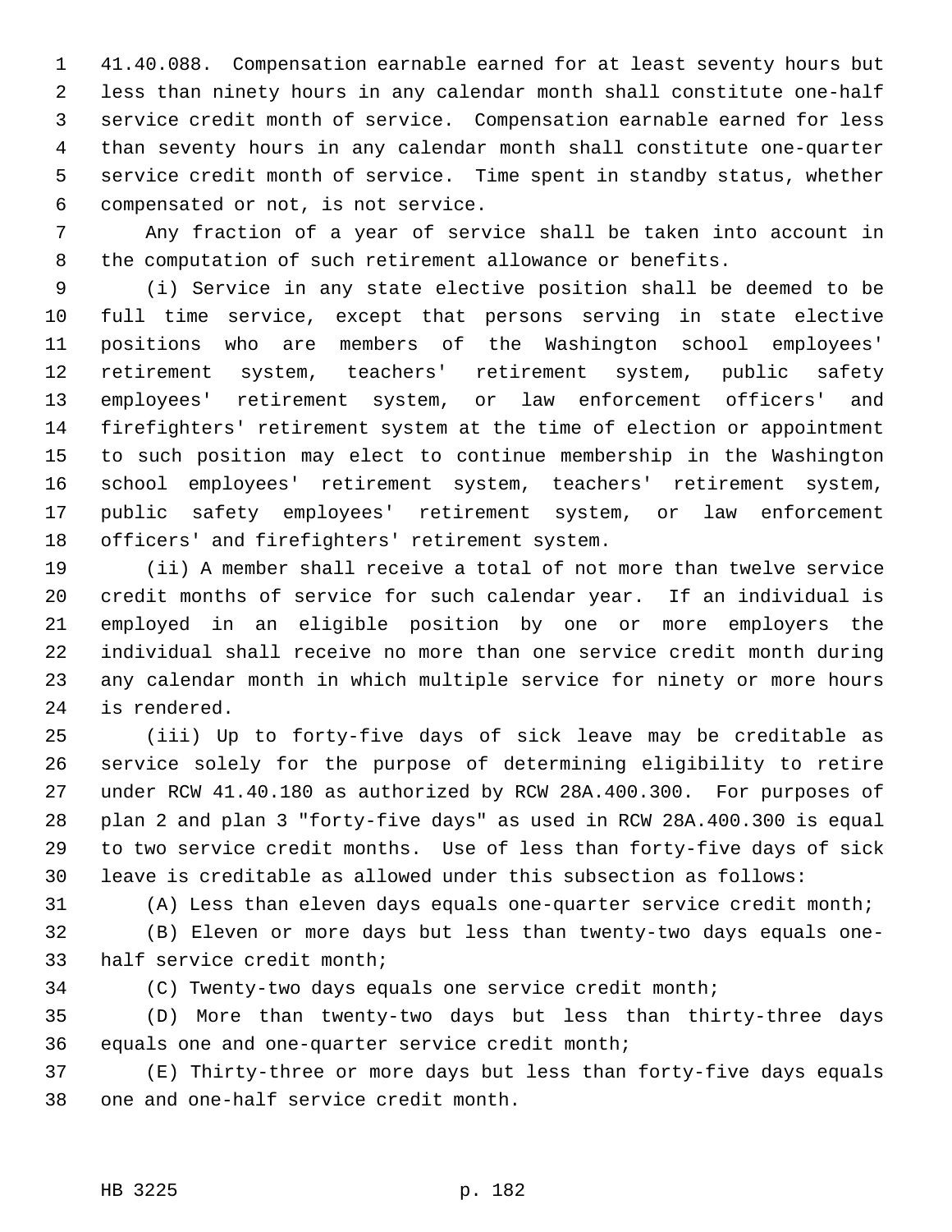41.40.088. Compensation earnable earned for at least seventy hours but less than ninety hours in any calendar month shall constitute one-half service credit month of service. Compensation earnable earned for less than seventy hours in any calendar month shall constitute one-quarter service credit month of service. Time spent in standby status, whether compensated or not, is not service.

Any fraction of a year of service shall be taken into account in the computation of such retirement allowance or benefits.

(i) Service in any state elective position shall be deemed to be full time service, except that persons serving in state elective positions who are members of the Washington school employees' retirement system, teachers' retirement system, public safety employees' retirement system, or law enforcement officers' and firefighters' retirement system at the time of election or appointment to such position may elect to continue membership in the Washington school employees' retirement system, teachers' retirement system, public safety employees' retirement system, or law enforcement officers' and firefighters' retirement system.

(ii) A member shall receive a total of not more than twelve service credit months of service for such calendar year. If an individual is employed in an eligible position by one or more employers the individual shall receive no more than one service credit month during any calendar month in which multiple service for ninety or more hours is rendered.

(iii) Up to forty-five days of sick leave may be creditable as service solely for the purpose of determining eligibility to retire under RCW 41.40.180 as authorized by RCW 28A.400.300. For purposes of plan 2 and plan 3 "forty-five days" as used in RCW 28A.400.300 is equal to two service credit months. Use of less than forty-five days of sick leave is creditable as allowed under this subsection as follows:

(A) Less than eleven days equals one-quarter service credit month;

(B) Eleven or more days but less than twenty-two days equals one-half service credit month;

(C) Twenty-two days equals one service credit month;

(D) More than twenty-two days but less than thirty-three days equals one and one-quarter service credit month;

(E) Thirty-three or more days but less than forty-five days equals one and one-half service credit month.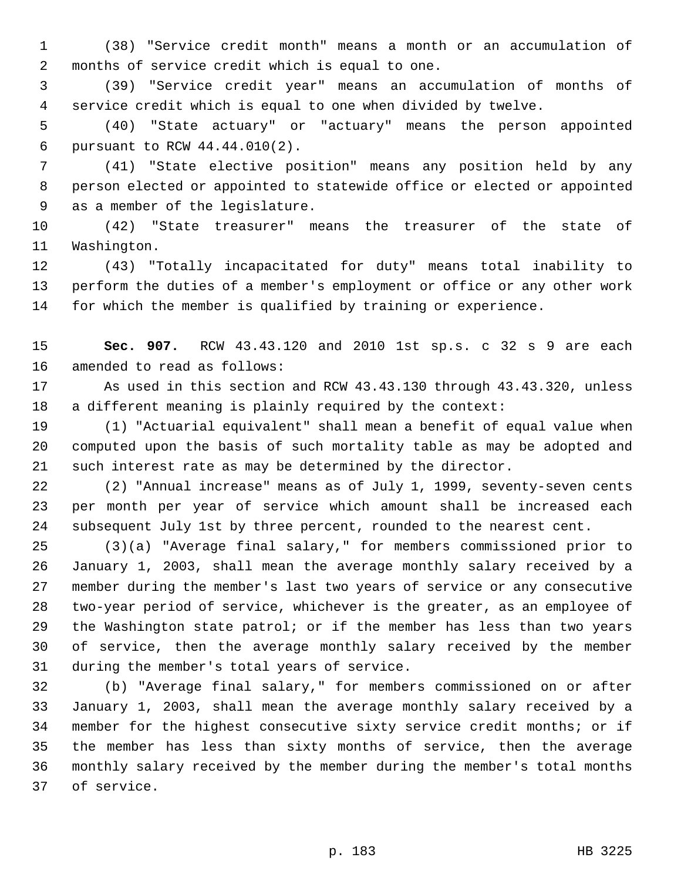(38) "Service credit month" means a month or an accumulation of months of service credit which is equal to one.

(39) "Service credit year" means an accumulation of months of service credit which is equal to one when divided by twelve.

(40) "State actuary" or "actuary" means the person appointed pursuant to RCW 44.44.010(2).

(41) "State elective position" means any position held by any person elected or appointed to statewide office or elected or appointed as a member of the legislature.

(42) "State treasurer" means the treasurer of the state of Washington.

(43) "Totally incapacitated for duty" means total inability to perform the duties of a member's employment or office or any other work for which the member is qualified by training or experience.

**Sec. 907.** RCW 43.43.120 and 2010 1st sp.s. c 32 s 9 are each amended to read as follows:

As used in this section and RCW 43.43.130 through 43.43.320, unless a different meaning is plainly required by the context:

(1) "Actuarial equivalent" shall mean a benefit of equal value when computed upon the basis of such mortality table as may be adopted and such interest rate as may be determined by the director.

(2) "Annual increase" means as of July 1, 1999, seventy-seven cents per month per year of service which amount shall be increased each subsequent July 1st by three percent, rounded to the nearest cent.

(3)(a) "Average final salary," for members commissioned prior to January 1, 2003, shall mean the average monthly salary received by a member during the member's last two years of service or any consecutive two-year period of service, whichever is the greater, as an employee of the Washington state patrol; or if the member has less than two years of service, then the average monthly salary received by the member during the member's total years of service.

(b) "Average final salary," for members commissioned on or after January 1, 2003, shall mean the average monthly salary received by a member for the highest consecutive sixty service credit months; or if the member has less than sixty months of service, then the average monthly salary received by the member during the member's total months of service.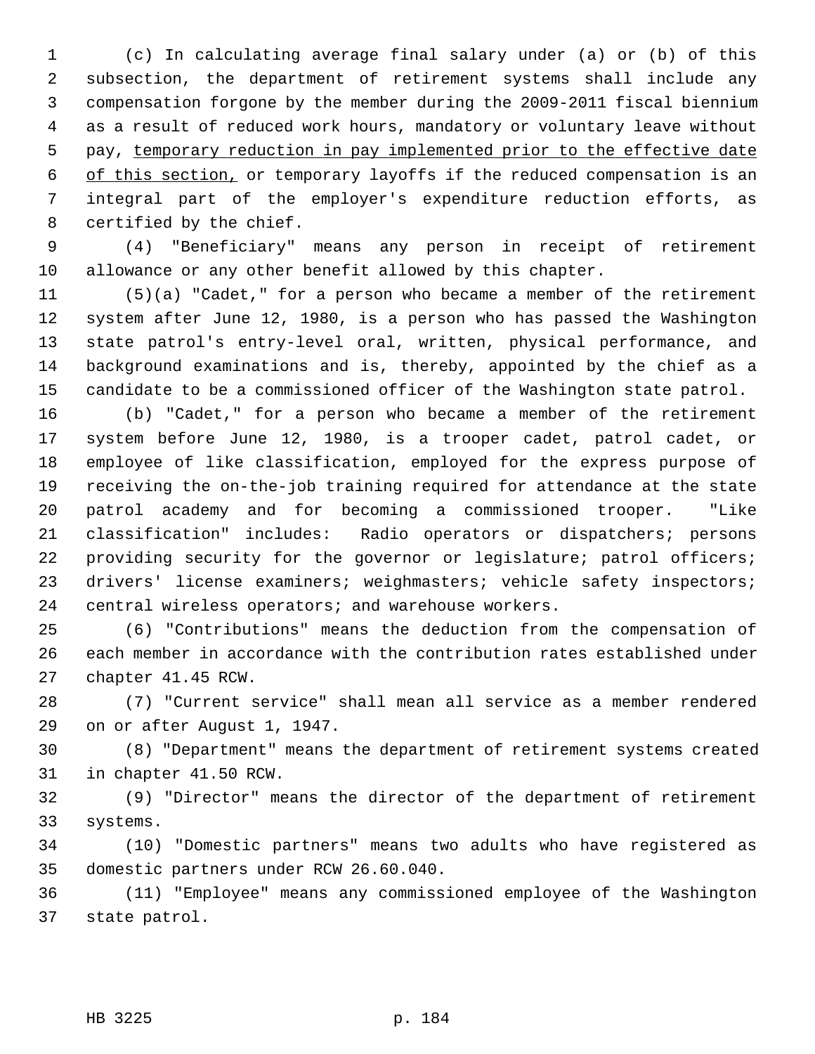(c) In calculating average final salary under (a) or (b) of this subsection, the department of retirement systems shall include any compensation forgone by the member during the 2009-2011 fiscal biennium as a result of reduced work hours, mandatory or voluntary leave without pay, <u>temporary reduction in pay implemented prior to the effective date of this section,</u> or temporary layoffs if the reduced compensation is an integral part of the employer's expenditure reduction efforts, as certified by the chief.

(4) "Beneficiary" means any person in receipt of retirement allowance or any other benefit allowed by this chapter.

(5)(a) "Cadet," for a person who became a member of the retirement system after June 12, 1980, is a person who has passed the Washington state patrol's entry-level oral, written, physical performance, and background examinations and is, thereby, appointed by the chief as a candidate to be a commissioned officer of the Washington state patrol.

(b) "Cadet," for a person who became a member of the retirement system before June 12, 1980, is a trooper cadet, patrol cadet, or employee of like classification, employed for the express purpose of receiving the on-the-job training required for attendance at the state patrol academy and for becoming a commissioned trooper. "Like classification" includes: Radio operators or dispatchers; persons providing security for the governor or legislature; patrol officers; drivers' license examiners; weighmasters; vehicle safety inspectors; central wireless operators; and warehouse workers.

(6) "Contributions" means the deduction from the compensation of each member in accordance with the contribution rates established under chapter 41.45 RCW.

(7) "Current service" shall mean all service as a member rendered on or after August 1, 1947.

(8) "Department" means the department of retirement systems created in chapter 41.50 RCW.

(9) "Director" means the director of the department of retirement systems.

(10) "Domestic partners" means two adults who have registered as domestic partners under RCW 26.60.040.

(11) "Employee" means any commissioned employee of the Washington state patrol.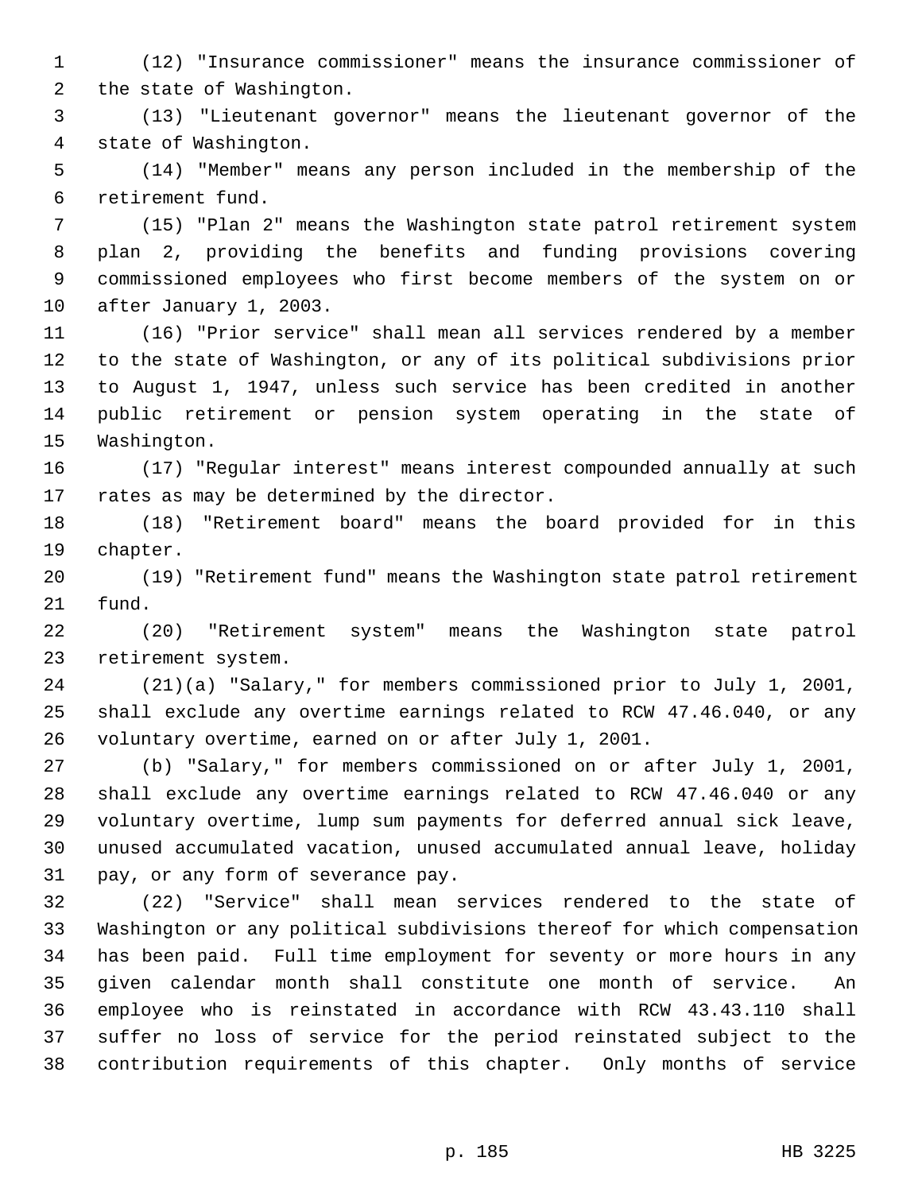(12) "Insurance commissioner" means the insurance commissioner of the state of Washington.

(13) "Lieutenant governor" means the lieutenant governor of the state of Washington.

(14) "Member" means any person included in the membership of the retirement fund.

(15) "Plan 2" means the Washington state patrol retirement system plan 2, providing the benefits and funding provisions covering commissioned employees who first become members of the system on or after January 1, 2003.

(16) "Prior service" shall mean all services rendered by a member to the state of Washington, or any of its political subdivisions prior to August 1, 1947, unless such service has been credited in another public retirement or pension system operating in the state of Washington.

(17) "Regular interest" means interest compounded annually at such rates as may be determined by the director.

(18) "Retirement board" means the board provided for in this chapter.

(19) "Retirement fund" means the Washington state patrol retirement fund.

(20) "Retirement system" means the Washington state patrol retirement system.

(21)(a) "Salary," for members commissioned prior to July 1, 2001, shall exclude any overtime earnings related to RCW 47.46.040, or any voluntary overtime, earned on or after July 1, 2001.

(b) "Salary," for members commissioned on or after July 1, 2001, shall exclude any overtime earnings related to RCW 47.46.040 or any voluntary overtime, lump sum payments for deferred annual sick leave, unused accumulated vacation, unused accumulated annual leave, holiday pay, or any form of severance pay.

(22) "Service" shall mean services rendered to the state of Washington or any political subdivisions thereof for which compensation has been paid. Full time employment for seventy or more hours in any given calendar month shall constitute one month of service. An employee who is reinstated in accordance with RCW 43.43.110 shall suffer no loss of service for the period reinstated subject to the contribution requirements of this chapter. Only months of service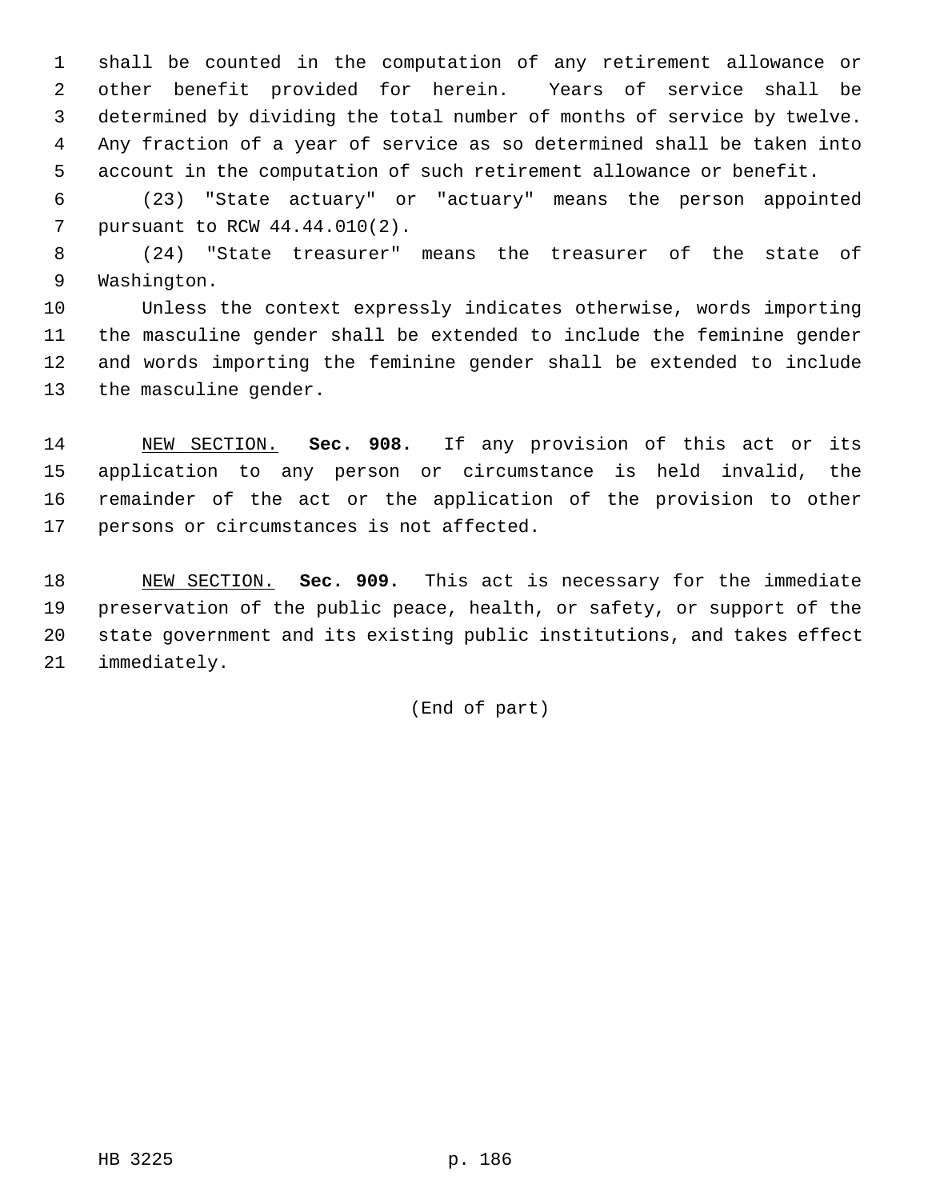shall be counted in the computation of any retirement allowance or other benefit provided for herein. Years of service shall be determined by dividing the total number of months of service by twelve. Any fraction of a year of service as so determined shall be taken into account in the computation of such retirement allowance or benefit.

(23) "State actuary" or "actuary" means the person appointed pursuant to RCW 44.44.010(2).

(24) "State treasurer" means the treasurer of the state of Washington.

Unless the context expressly indicates otherwise, words importing the masculine gender shall be extended to include the feminine gender and words importing the feminine gender shall be extended to include the masculine gender.

NEW SECTION. **Sec. 908.** If any provision of this act or its application to any person or circumstance is held invalid, the remainder of the act or the application of the provision to other persons or circumstances is not affected.

NEW SECTION. **Sec. 909.** This act is necessary for the immediate preservation of the public peace, health, or safety, or support of the state government and its existing public institutions, and takes effect immediately.

(End of part)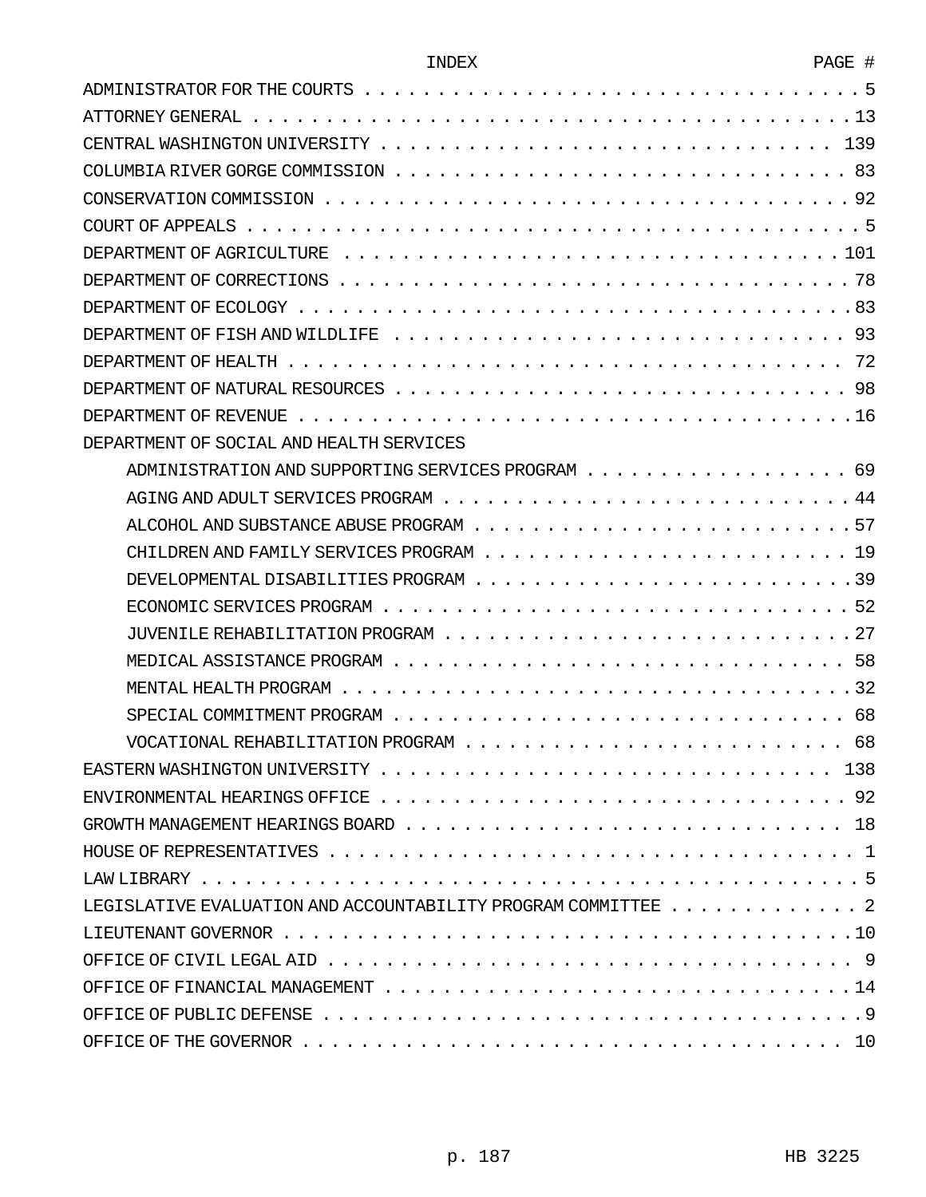| INDEX | PAGE # |
|---|---|
| ADMINISTRATOR FOR THE COURTS | 5 |
| ATTORNEY GENERAL | 13 |
| CENTRAL WASHINGTON UNIVERSITY | 139 |
| COLUMBIA RIVER GORGE COMMISSION | 83 |
| CONSERVATION COMMISSION | 92 |
| COURT OF APPEALS | 5 |
| DEPARTMENT OF AGRICULTURE | 101 |
| DEPARTMENT OF CORRECTIONS | 78 |
| DEPARTMENT OF ECOLOGY | 83 |
| DEPARTMENT OF FISH AND WILDLIFE | 93 |
| DEPARTMENT OF HEALTH | 72 |
| DEPARTMENT OF NATURAL RESOURCES | 98 |
| DEPARTMENT OF REVENUE | 16 |
| DEPARTMENT OF SOCIAL AND HEALTH SERVICES | |
| ADMINISTRATION AND SUPPORTING SERVICES PROGRAM | 69 |
| AGING AND ADULT SERVICES PROGRAM | 44 |
| ALCOHOL AND SUBSTANCE ABUSE PROGRAM | 57 |
| CHILDREN AND FAMILY SERVICES PROGRAM | 19 |
| DEVELOPMENTAL DISABILITIES PROGRAM | 39 |
| ECONOMIC SERVICES PROGRAM | 52 |
| JUVENILE REHABILITATION PROGRAM | 27 |
| MEDICAL ASSISTANCE PROGRAM | 58 |
| MENTAL HEALTH PROGRAM | 32 |
| SPECIAL COMMITMENT PROGRAM | 68 |
| VOCATIONAL REHABILITATION PROGRAM | 68 |
| EASTERN WASHINGTON UNIVERSITY | 138 |
| ENVIRONMENTAL HEARINGS OFFICE | 92 |
| GROWTH MANAGEMENT HEARINGS BOARD | 18 |
| HOUSE OF REPRESENTATIVES | 1 |
| LAW LIBRARY | 5 |
| LEGISLATIVE EVALUATION AND ACCOUNTABILITY PROGRAM COMMITTEE | 2 |
| LIEUTENANT GOVERNOR | 10 |
| OFFICE OF CIVIL LEGAL AID | 9 |
| OFFICE OF FINANCIAL MANAGEMENT | 14 |
| OFFICE OF PUBLIC DEFENSE | 9 |
| OFFICE OF THE GOVERNOR | 10 |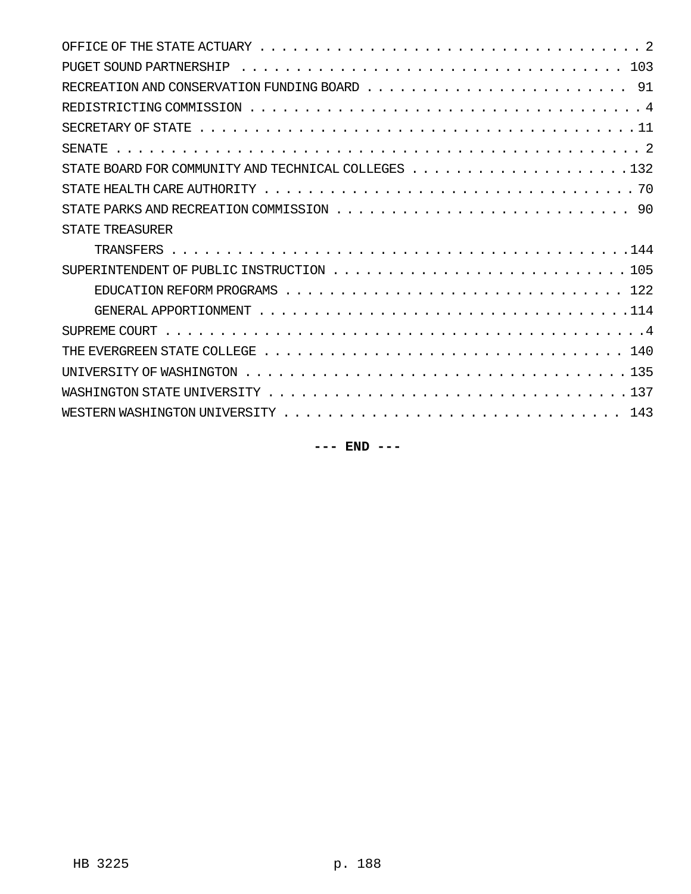OFFICE OF THE STATE ACTUARY . . . . . . . . . . . . . . . . . . . . . . . . . . . . . . . . . . . . . 2
PUGET SOUND PARTNERSHIP . . . . . . . . . . . . . . . . . . . . . . . . . . . . . . . . . . . . . . 103
RECREATION AND CONSERVATION FUNDING BOARD . . . . . . . . . . . . . . . . . . . . . . . . 91
REDISTRICTING COMMISSION . . . . . . . . . . . . . . . . . . . . . . . . . . . . . . . . . . . . . . 4
SECRETARY OF STATE . . . . . . . . . . . . . . . . . . . . . . . . . . . . . . . . . . . . . . . . . 11
SENATE . . . . . . . . . . . . . . . . . . . . . . . . . . . . . . . . . . . . . . . . . . . . . . . . . 2
STATE BOARD FOR COMMUNITY AND TECHNICAL COLLEGES . . . . . . . . . . . . . . . . . . . . 132
STATE HEALTH CARE AUTHORITY . . . . . . . . . . . . . . . . . . . . . . . . . . . . . . . . . . . 70
STATE PARKS AND RECREATION COMMISSION . . . . . . . . . . . . . . . . . . . . . . . . . . . 90
STATE TREASURER
    TRANSFERS . . . . . . . . . . . . . . . . . . . . . . . . . . . . . . . . . . . . . . . . . . . . 144
SUPERINTENDENT OF PUBLIC INSTRUCTION . . . . . . . . . . . . . . . . . . . . . . . . . . . . . 105
    EDUCATION REFORM PROGRAMS . . . . . . . . . . . . . . . . . . . . . . . . . . . . . . . . 122
    GENERAL APPORTIONMENT . . . . . . . . . . . . . . . . . . . . . . . . . . . . . . . . . . . 114
SUPREME COURT . . . . . . . . . . . . . . . . . . . . . . . . . . . . . . . . . . . . . . . . . . . 4
THE EVERGREEN STATE COLLEGE . . . . . . . . . . . . . . . . . . . . . . . . . . . . . . . . . . 140
UNIVERSITY OF WASHINGTON . . . . . . . . . . . . . . . . . . . . . . . . . . . . . . . . . . . . 135
WASHINGTON STATE UNIVERSITY . . . . . . . . . . . . . . . . . . . . . . . . . . . . . . . . . . 137
WESTERN WASHINGTON UNIVERSITY . . . . . . . . . . . . . . . . . . . . . . . . . . . . . . . . 143

**--- END ---**